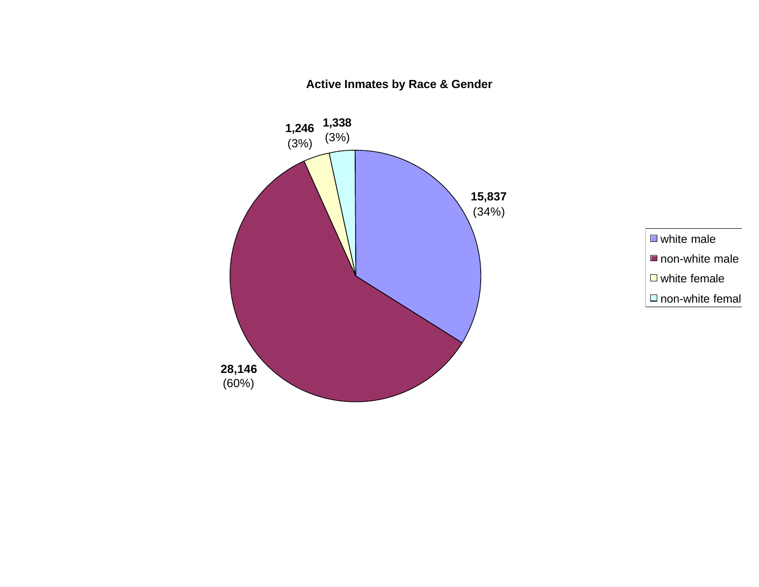**Active Inmates by Race & Gender**

| Category | Count | Percent |
|---|---|---|
| white male | 15,837 | (34%) |
| non-white male | 28,146 | (60%) |
| white female | 1,246 | (3%) |
| non-white femal | 1,338 | (3%) |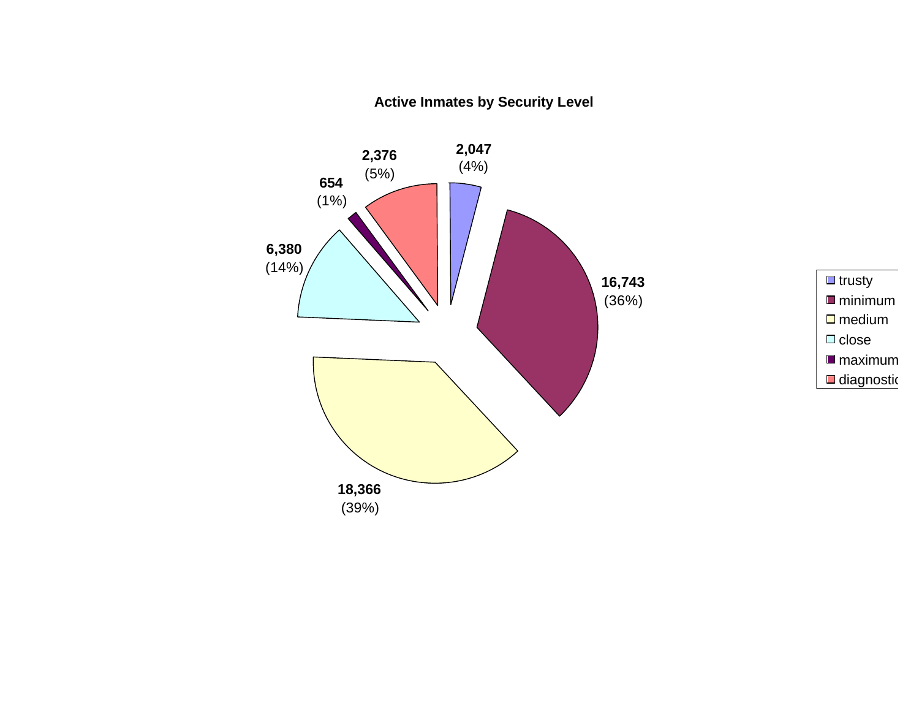**Active Inmates by Security Level**

| Security Level | Count | Percent |
|---|---|---|
| trusty | 2,047 | (4%) |
| minimum | 16,743 | (36%) |
| medium | 18,366 | (39%) |
| close | 6,380 | (14%) |
| maximum | 654 | (1%) |
| diagnostic | 2,376 | (5%) |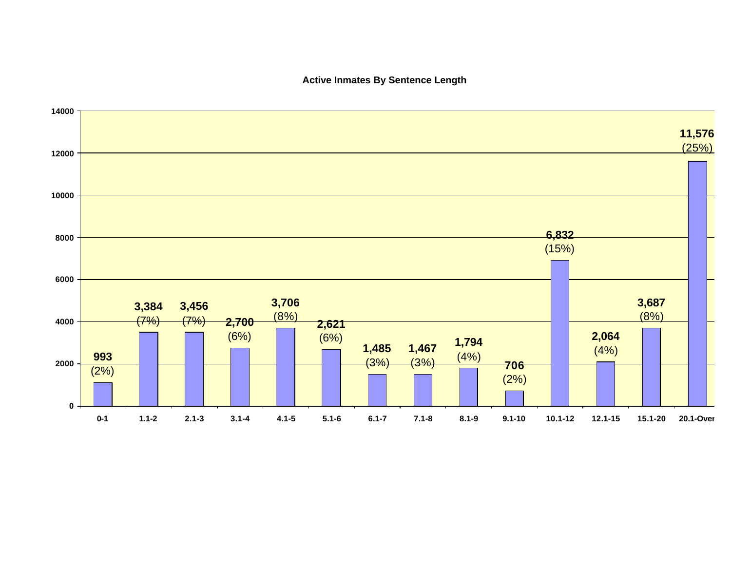## Active Inmates By Sentence Length

| Sentence Length | Inmates | Percent |
|---|---|---|
| 0-1 | 993 | (2%) |
| 1.1-2 | 3,384 | (7%) |
| 2.1-3 | 3,456 | (7%) |
| 3.1-4 | 2,700 | (6%) |
| 4.1-5 | 3,706 | (8%) |
| 5.1-6 | 2,621 | (6%) |
| 6.1-7 | 1,485 | (3%) |
| 7.1-8 | 1,467 | (3%) |
| 8.1-9 | 1,794 | (4%) |
| 9.1-10 | 706 | (2%) |
| 10.1-12 | 6,832 | (15%) |
| 12.1-15 | 2,064 | (4%) |
| 15.1-20 | 3,687 | (8%) |
| 20.1-Over | 11,576 | (25%) |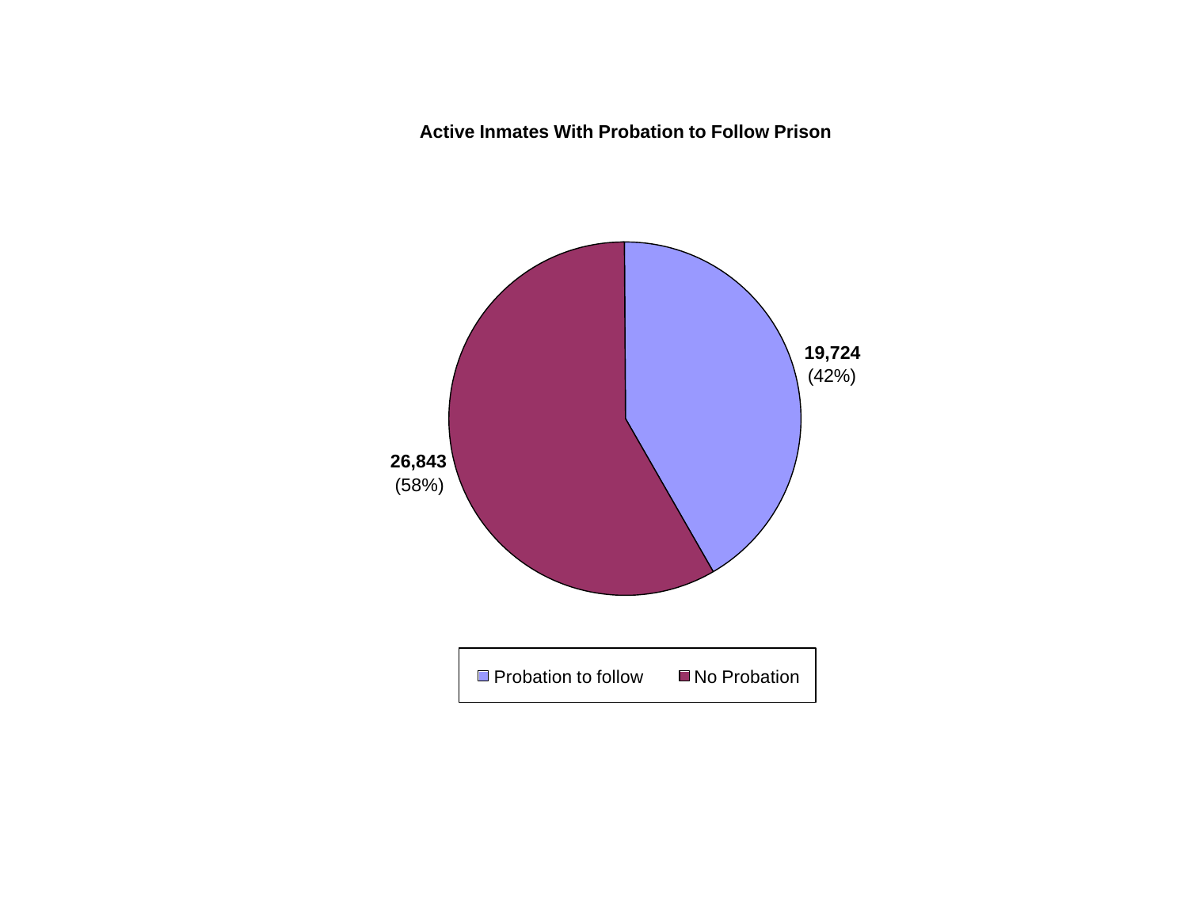**Active Inmates With Probation to Follow Prison**

| Category | Count | Percent |
|---|---|---|
| Probation to follow | 19,724 | (42%) |
| No Probation | 26,843 | (58%) |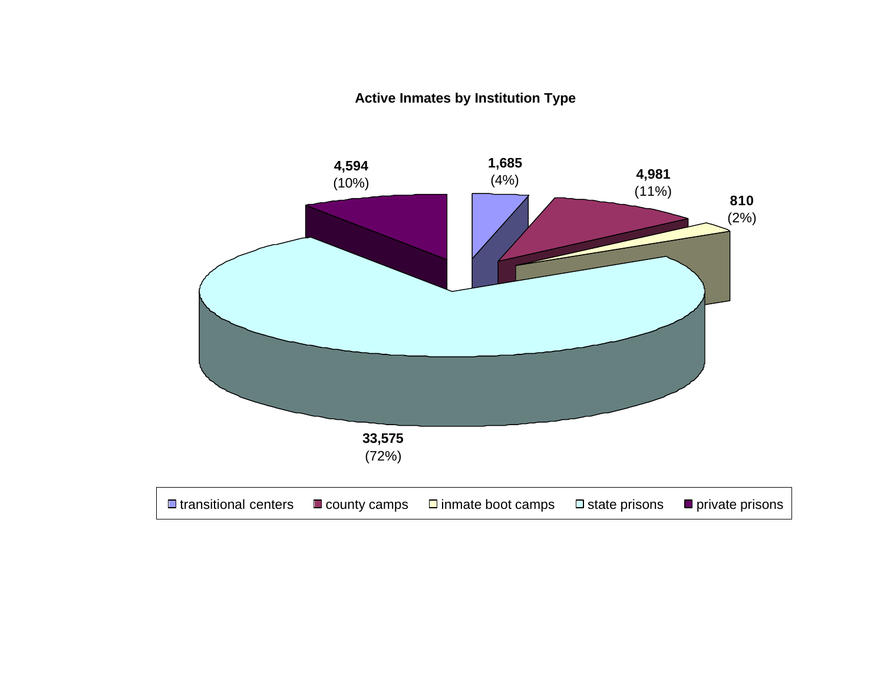**Active Inmates by Institution Type**

| Institution Type | Active Inmates | Percent |
|---|---|---|
| transitional centers | 1,685 | (4%) |
| county camps | 4,981 | (11%) |
| inmate boot camps | 810 | (2%) |
| state prisons | 33,575 | (72%) |
| private prisons | 4,594 | (10%) |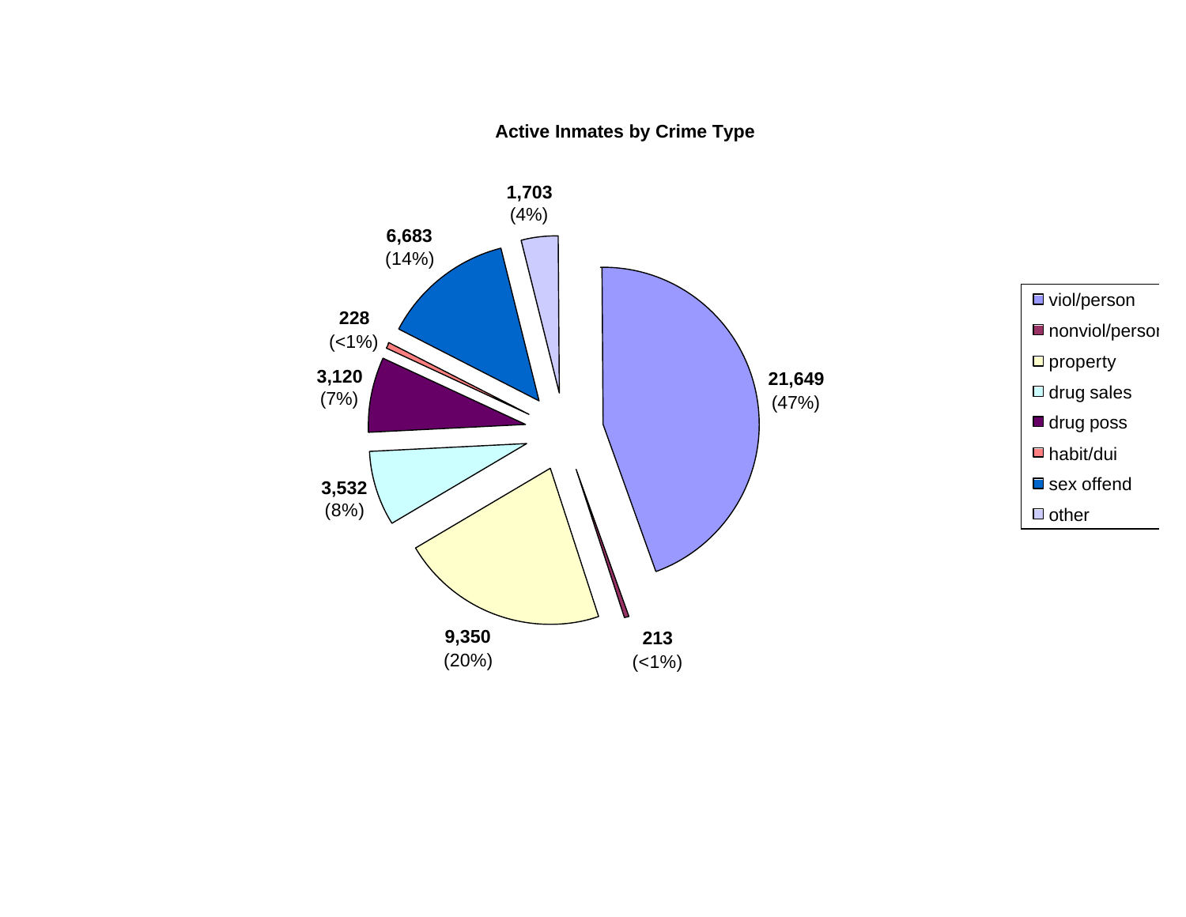**Active Inmates by Crime Type**

| Crime Type | Count | Percent |
|---|---|---|
| viol/person | 21,649 | (47%) |
| nonviol/person | 213 | (<1%) |
| property | 9,350 | (20%) |
| drug sales | 3,532 | (8%) |
| drug poss | 3,120 | (7%) |
| habit/dui | 228 | (<1%) |
| sex offend | 6,683 | (14%) |
| other | 1,703 | (4%) |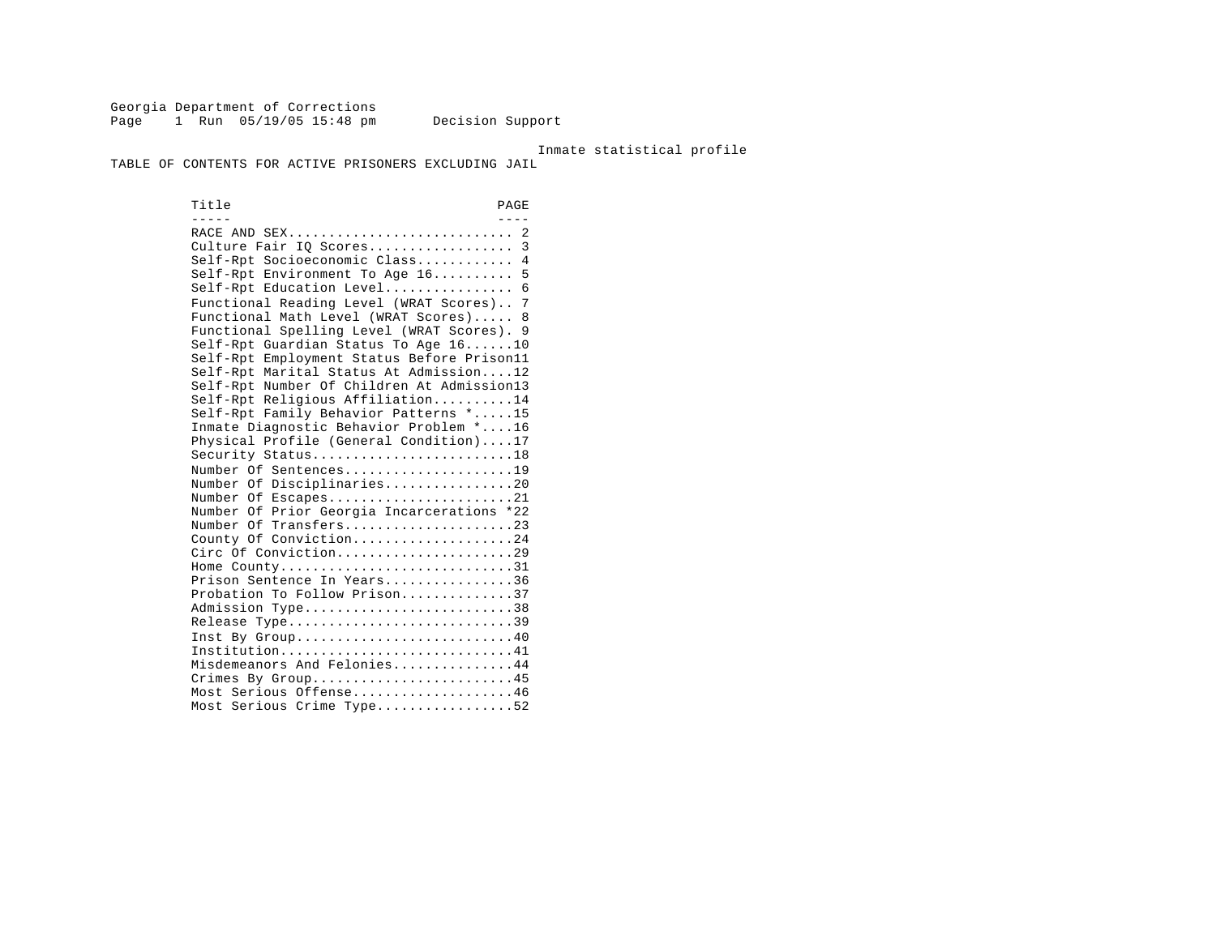Georgia Department of Corrections
Page 1 Run 05/19/05 15:48 pm Decision Support

Inmate statistical profile

TABLE OF CONTENTS FOR ACTIVE PRISONERS EXCLUDING JAIL

| Title | PAGE |
|---|---|
| RACE AND SEX | 2 |
| Culture Fair IQ Scores | 3 |
| Self-Rpt Socioeconomic Class | 4 |
| Self-Rpt Environment To Age 16 | 5 |
| Self-Rpt Education Level | 6 |
| Functional Reading Level (WRAT Scores) | 7 |
| Functional Math Level (WRAT Scores) | 8 |
| Functional Spelling Level (WRAT Scores) | 9 |
| Self-Rpt Guardian Status To Age 16 | 10 |
| Self-Rpt Employment Status Before Prison | 11 |
| Self-Rpt Marital Status At Admission | 12 |
| Self-Rpt Number Of Children At Admission | 13 |
| Self-Rpt Religious Affiliation | 14 |
| Self-Rpt Family Behavior Patterns * | 15 |
| Inmate Diagnostic Behavior Problem * | 16 |
| Physical Profile (General Condition) | 17 |
| Security Status | 18 |
| Number Of Sentences | 19 |
| Number Of Disciplinaries | 20 |
| Number Of Escapes | 21 |
| Number Of Prior Georgia Incarcerations * | 22 |
| Number Of Transfers | 23 |
| County Of Conviction | 24 |
| Circ Of Conviction | 29 |
| Home County | 31 |
| Prison Sentence In Years | 36 |
| Probation To Follow Prison | 37 |
| Admission Type | 38 |
| Release Type | 39 |
| Inst By Group | 40 |
| Institution | 41 |
| Misdemeanors And Felonies | 44 |
| Crimes By Group | 45 |
| Most Serious Offense | 46 |
| Most Serious Crime Type | 52 |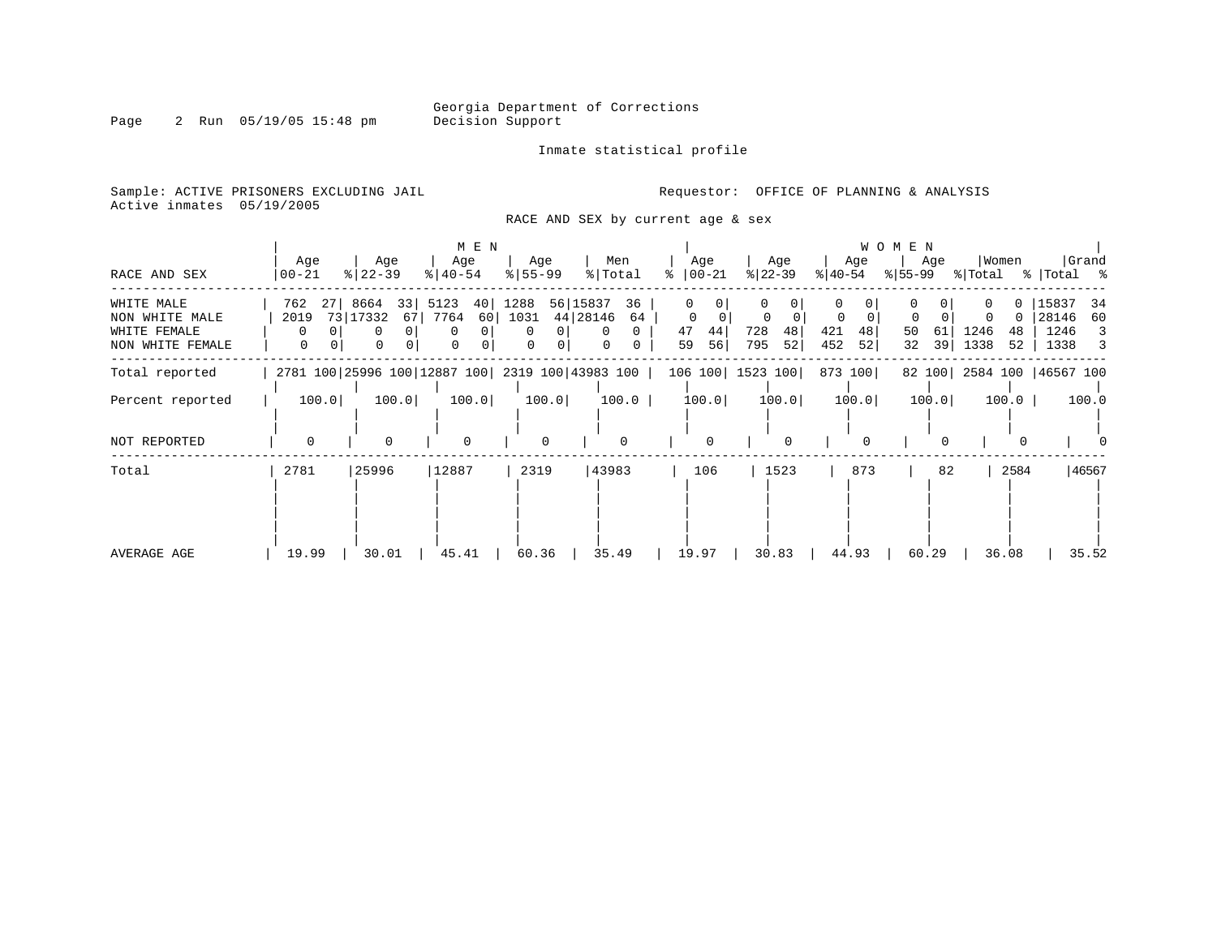Georgia Department of Corrections
Decision Support

Inmate statistical profile

Sample: ACTIVE PRISONERS EXCLUDING JAIL
Active inmates 05/19/2005

Requestor: OFFICE OF PLANNING & ANALYSIS

RACE AND SEX by current age & sex

| RACE AND SEX | MEN Age 00-21 | % | MEN Age 22-39 | % | MEN Age 40-54 | % | MEN Age 55-99 | % | Men Total | % | WOMEN Age 00-21 | % | WOMEN Age 22-39 | % | WOMEN Age 40-54 | % | WOMEN Age 55-99 | % | Women Total | % | Grand Total | % |
|---|---|---|---|---|---|---|---|---|---|---|---|---|---|---|---|---|---|---|---|---|---|---|
| WHITE MALE | 762 | 27 | 8664 | 33 | 5123 | 40 | 1288 | 56 | 15837 | 36 | 0 | 0 | 0 | 0 | 0 | 0 | 0 | 0 | 0 | 0 | 15837 | 34 |
| NON WHITE MALE | 2019 | 73 | 17332 | 67 | 7764 | 60 | 1031 | 44 | 28146 | 64 | 0 | 0 | 0 | 0 | 0 | 0 | 0 | 0 | 0 | 0 | 28146 | 60 |
| WHITE FEMALE | 0 | 0 | 0 | 0 | 0 | 0 | 0 | 0 | 0 | 0 | 47 | 44 | 728 | 48 | 421 | 48 | 50 | 61 | 1246 | 48 | 1246 | 3 |
| NON WHITE FEMALE | 0 | 0 | 0 | 0 | 0 | 0 | 0 | 0 | 0 | 0 | 59 | 56 | 795 | 52 | 452 | 52 | 32 | 39 | 1338 | 52 | 1338 | 3 |
| Total reported | 2781 | 100 | 25996 | 100 | 12887 | 100 | 2319 | 100 | 43983 | 100 | 106 | 100 | 1523 | 100 | 873 | 100 | 82 | 100 | 2584 | 100 | 46567 | 100 |
| Percent reported | 100.0 | | 100.0 | | 100.0 | | 100.0 | | 100.0 | | 100.0 | | 100.0 | | 100.0 | | 100.0 | | 100.0 | | 100.0 | |
| NOT REPORTED | 0 | | 0 | | 0 | | 0 | | 0 | | 0 | | 0 | | 0 | | 0 | | 0 | | 0 | |
| Total | 2781 | | 25996 | | 12887 | | 2319 | | 43983 | | 106 | | 1523 | | 873 | | 82 | | 2584 | | 46567 | |
| AVERAGE AGE | 19.99 | | 30.01 | | 45.41 | | 60.36 | | 35.49 | | 19.97 | | 30.83 | | 44.93 | | 60.29 | | 36.08 | | 35.52 | |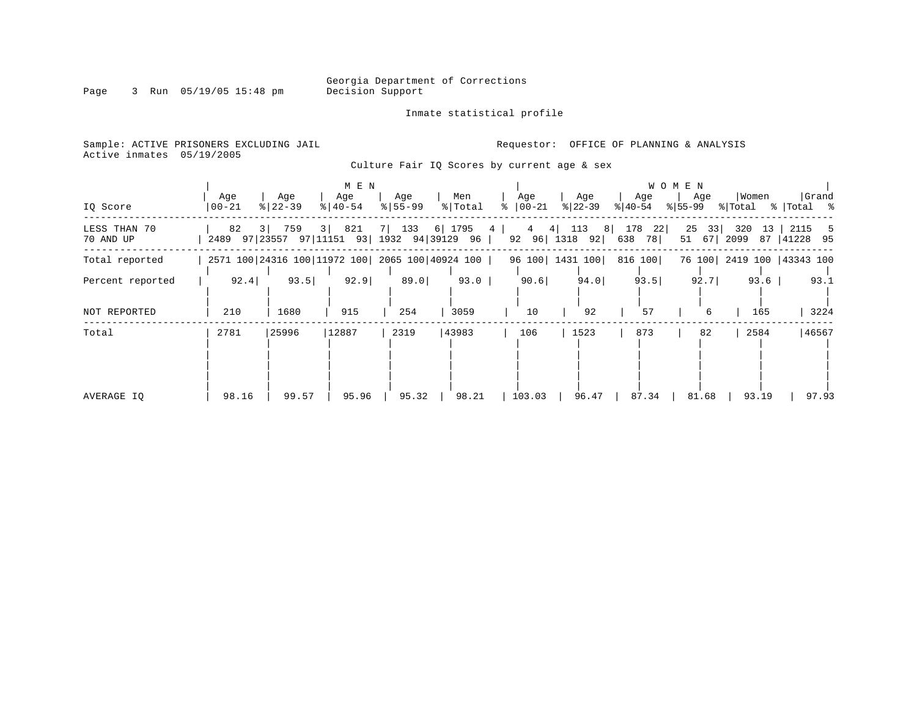Georgia Department of Corrections
Decision Support

Inmate statistical profile

Sample: ACTIVE PRISONERS EXCLUDING JAIL
Active inmates 05/19/2005

Requestor: OFFICE OF PLANNING & ANALYSIS

Culture Fair IQ Scores by current age & sex

| IQ Score | MEN Age 00-21 | % | Age 22-39 | % | Age 40-54 | % | Age 55-99 | % | Men Total | % | WOMEN Age 00-21 | % | Age 22-39 | % | Age 40-54 | % | Age 55-99 | % | Women Total | % | Grand Total | % |
|---|---|---|---|---|---|---|---|---|---|---|---|---|---|---|---|---|---|---|---|---|---|---|
| LESS THAN 70 | 82 | 3 | 759 | 3 | 821 | 7 | 133 | 6 | 1795 | 4 | 4 | 4 | 113 | 8 | 178 | 22 | 25 | 33 | 320 | 13 | 2115 | 5 |
| 70 AND UP | 2489 | 97 | 23557 | 97 | 11151 | 93 | 1932 | 94 | 39129 | 96 | 92 | 96 | 1318 | 92 | 638 | 78 | 51 | 67 | 2099 | 87 | 41228 | 95 |
| Total reported | 2571 | 100 | 24316 | 100 | 11972 | 100 | 2065 | 100 | 40924 | 100 | 96 | 100 | 1431 | 100 | 816 | 100 | 76 | 100 | 2419 | 100 | 43343 | 100 |
| Percent reported | 92.4 | | 93.5 | | 92.9 | | 89.0 | | 93.0 | | 90.6 | | 94.0 | | 93.5 | | 92.7 | | 93.6 | | 93.1 | |
| NOT REPORTED | 210 | | 1680 | | 915 | | 254 | | 3059 | | 10 | | 92 | | 57 | | 6 | | 165 | | 3224 | |
| Total | 2781 | | 25996 | | 12887 | | 2319 | | 43983 | | 106 | | 1523 | | 873 | | 82 | | 2584 | | 46567 | |
| AVERAGE IQ | 98.16 | | 99.57 | | 95.96 | | 95.32 | | 98.21 | | 103.03 | | 96.47 | | 87.34 | | 81.68 | | 93.19 | | 97.93 | |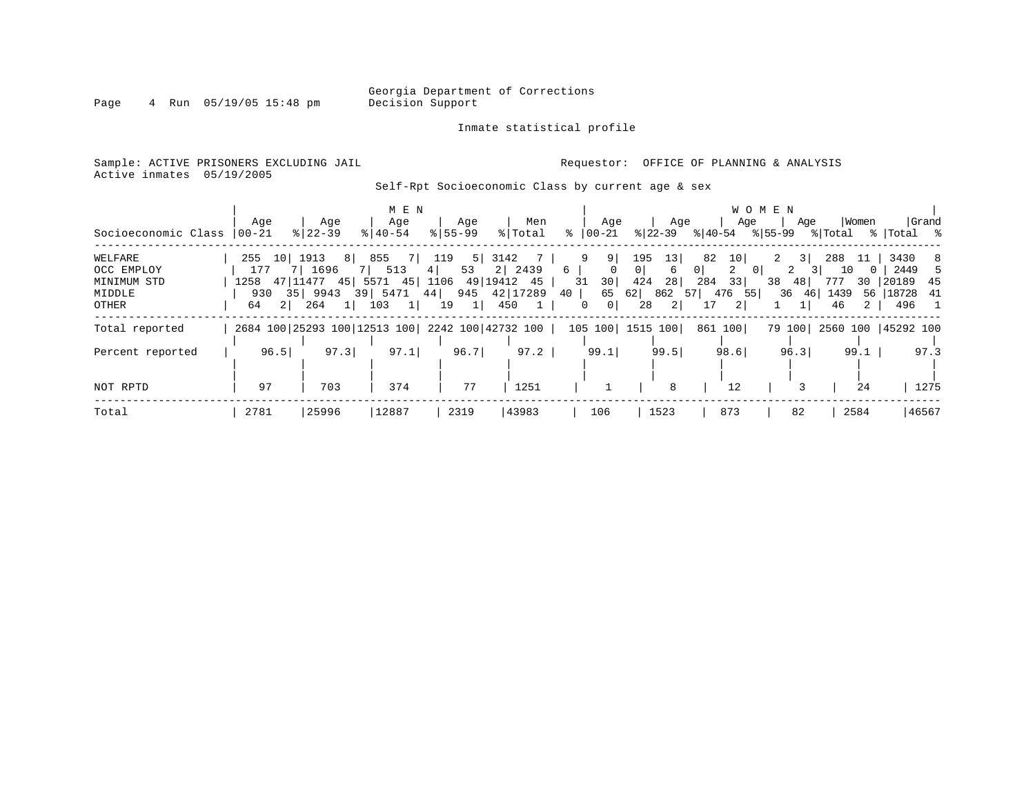Georgia Department of Corrections
Decision Support

Inmate statistical profile

Sample: ACTIVE PRISONERS EXCLUDING JAIL
Active inmates 05/19/2005

Requestor: OFFICE OF PLANNING & ANALYSIS

Self-Rpt Socioeconomic Class by current age & sex

| | MEN | | | | | | | | | | WOMEN | | | | | | | | | | | |
|---|---|---|---|---|---|---|---|---|---|---|---|---|---|---|---|---|---|---|---|---|---|---|
| Socioeconomic Class | Age 00-21 | % | Age 22-39 | % | Age 40-54 | % | Age 55-99 | % | Men Total | % | Age 00-21 | % | Age 22-39 | % | Age 40-54 | % | Age 55-99 | % | Women Total | % | Grand Total | % |
| WELFARE | 255 | 10 | 1913 | 8 | 855 | 7 | 119 | 5 | 3142 | 7 | 9 | 9 | 195 | 13 | 82 | 10 | 2 | 3 | 288 | 11 | 3430 | 8 |
| OCC EMPLOY | 177 | 7 | 1696 | 7 | 513 | 4 | 53 | 2 | 2439 | 6 | 0 | 0 | 6 | 0 | 2 | 0 | 2 | 3 | 10 | 0 | 2449 | 5 |
| MINIMUM STD | 1258 | 47 | 11477 | 45 | 5571 | 45 | 1106 | 49 | 19412 | 45 | 31 | 30 | 424 | 28 | 284 | 33 | 38 | 48 | 777 | 30 | 20189 | 45 |
| MIDDLE | 930 | 35 | 9943 | 39 | 5471 | 44 | 945 | 42 | 17289 | 40 | 65 | 62 | 862 | 57 | 476 | 55 | 36 | 46 | 1439 | 56 | 18728 | 41 |
| OTHER | 64 | 2 | 264 | 1 | 103 | 1 | 19 | 1 | 450 | 1 | 0 | 0 | 28 | 2 | 17 | 2 | 1 | 1 | 46 | 2 | 496 | 1 |
| Total reported | 2684 | 100 | 25293 | 100 | 12513 | 100 | 2242 | 100 | 42732 | 100 | 105 | 100 | 1515 | 100 | 861 | 100 | 79 | 100 | 2560 | 100 | 45292 | 100 |
| Percent reported | 96.5 | | 97.3 | | 97.1 | | 96.7 | | 97.2 | | 99.1 | | 99.5 | | 98.6 | | 96.3 | | 99.1 | | 97.3 | |
| NOT RPTD | 97 | | 703 | | 374 | | 77 | | 1251 | | 1 | | 8 | | 12 | | 3 | | 24 | | 1275 | |
| Total | 2781 | | 25996 | | 12887 | | 2319 | | 43983 | | 106 | | 1523 | | 873 | | 82 | | 2584 | | 46567 | |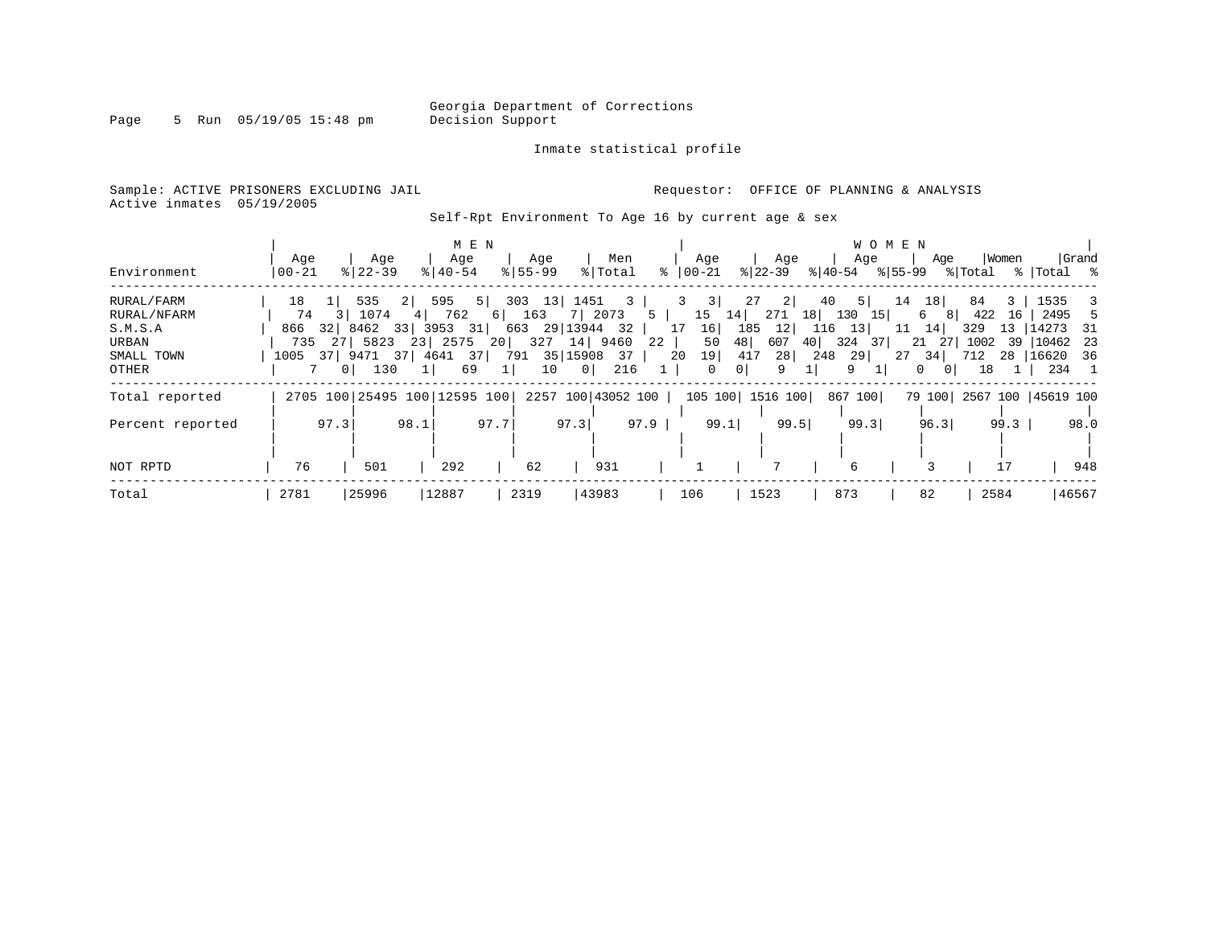Georgia Department of Corrections
Decision Support

Inmate statistical profile

Sample: ACTIVE PRISONERS EXCLUDING JAIL
Active inmates 05/19/2005

Requestor: OFFICE OF PLANNING & ANALYSIS

Self-Rpt Environment To Age 16 by current age & sex

| Environment | MEN Age 00-21 | % | Age 22-39 | % | Age 40-54 | % | Age 55-99 | % | Men Total | % | WOMEN Age 00-21 | % | Age 22-39 | % | Age 40-54 | % | Age 55-99 | % | Women Total | % | Grand Total | % |
|---|---|---|---|---|---|---|---|---|---|---|---|---|---|---|---|---|---|---|---|---|---|---|
| RURAL/FARM | 18 | 1 | 535 | 2 | 595 | 5 | 303 | 13 | 1451 | 3 | 3 | 3 | 27 | 2 | 40 | 5 | 14 | 18 | 84 | 3 | 1535 | 3 |
| RURAL/NFARM | 74 | 3 | 1074 | 4 | 762 | 6 | 163 | 7 | 2073 | 5 | 15 | 14 | 271 | 18 | 130 | 15 | 6 | 8 | 422 | 16 | 2495 | 5 |
| S.M.S.A | 866 | 32 | 8462 | 33 | 3953 | 31 | 663 | 29 | 13944 | 32 | 17 | 16 | 185 | 12 | 116 | 13 | 11 | 14 | 329 | 13 | 14273 | 31 |
| URBAN | 735 | 27 | 5823 | 23 | 2575 | 20 | 327 | 14 | 9460 | 22 | 50 | 48 | 607 | 40 | 324 | 37 | 21 | 27 | 1002 | 39 | 10462 | 23 |
| SMALL TOWN | 1005 | 37 | 9471 | 37 | 4641 | 37 | 791 | 35 | 15908 | 37 | 20 | 19 | 417 | 28 | 248 | 29 | 27 | 34 | 712 | 28 | 16620 | 36 |
| OTHER | 7 | 0 | 130 | 1 | 69 | 1 | 10 | 0 | 216 | 1 | 0 | 0 | 9 | 1 | 9 | 1 | 0 | 0 | 18 | 1 | 234 | 1 |
| Total reported | 2705 | 100 | 25495 | 100 | 12595 | 100 | 2257 | 100 | 43052 | 100 | 105 | 100 | 1516 | 100 | 867 | 100 | 79 | 100 | 2567 | 100 | 45619 | 100 |
| Percent reported | | 97.3 | | 98.1 | | 97.7 | | 97.3 | | 97.9 | | 99.1 | | 99.5 | | 99.3 | | 96.3 | | 99.3 | | 98.0 |
| NOT RPTD | 76 | | 501 | | 292 | | 62 | | 931 | | 1 | | 7 | | 6 | | 3 | | 17 | | 948 | |
| Total | 2781 | | 25996 | | 12887 | | 2319 | | 43983 | | 106 | | 1523 | | 873 | | 82 | | 2584 | | 46567 | |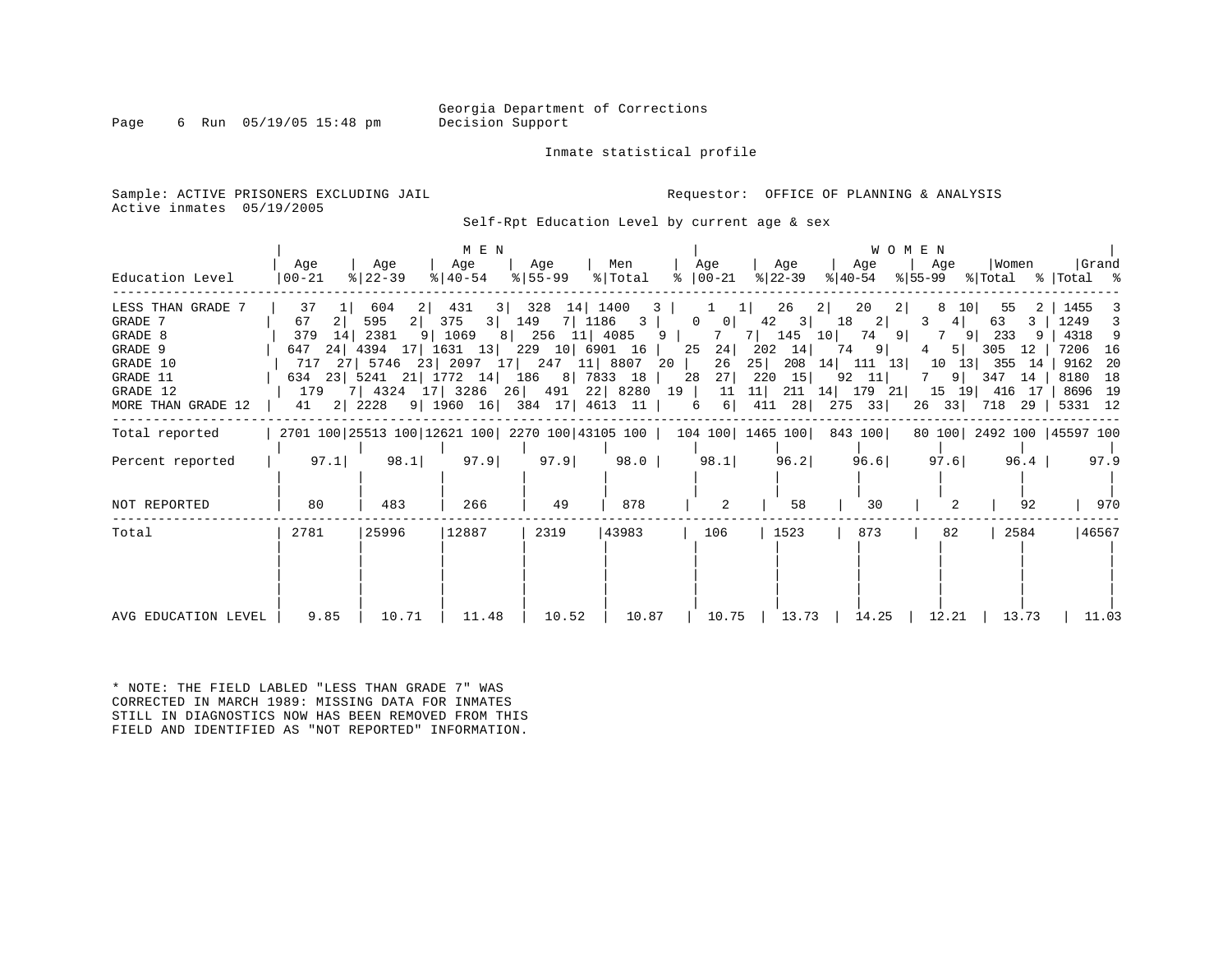Georgia Department of Corrections
Decision Support

Inmate statistical profile

Sample: ACTIVE PRISONERS EXCLUDING JAIL
Active inmates 05/19/2005

Requestor: OFFICE OF PLANNING & ANALYSIS

Self-Rpt Education Level by current age & sex

| | MEN | | | | | | | | | | WOMEN | | | | | | | | | | | |
|---|---|---|---|---|---|---|---|---|---|---|---|---|---|---|---|---|---|---|---|---|---|---|
| Education Level | Age 00-21 | % | Age 22-39 | % | Age 40-54 | % | Age 55-99 | % | Men Total | % | Age 00-21 | % | Age 22-39 | % | Age 40-54 | % | Age 55-99 | % | Women Total | % | Grand Total | % |
| LESS THAN GRADE 7 | 37 | 1 | 604 | 2 | 431 | 3 | 328 | 14 | 1400 | 3 | 1 | 1 | 26 | 2 | 20 | 2 | 8 | 10 | 55 | 2 | 1455 | 3 |
| GRADE 7 | 67 | 2 | 595 | 2 | 375 | 3 | 149 | 7 | 1186 | 3 | 0 | 0 | 42 | 3 | 18 | 2 | 3 | 4 | 63 | 3 | 1249 | 3 |
| GRADE 8 | 379 | 14 | 2381 | 9 | 1069 | 8 | 256 | 11 | 4085 | 9 | 7 | 7 | 145 | 10 | 74 | 9 | 7 | 9 | 233 | 9 | 4318 | 9 |
| GRADE 9 | 647 | 24 | 4394 | 17 | 1631 | 13 | 229 | 10 | 6901 | 16 | 25 | 24 | 202 | 14 | 74 | 9 | 4 | 5 | 305 | 12 | 7206 | 16 |
| GRADE 10 | 717 | 27 | 5746 | 23 | 2097 | 17 | 247 | 11 | 8807 | 20 | 26 | 25 | 208 | 14 | 111 | 13 | 10 | 13 | 355 | 14 | 9162 | 20 |
| GRADE 11 | 634 | 23 | 5241 | 21 | 1772 | 14 | 186 | 8 | 7833 | 18 | 28 | 27 | 220 | 15 | 92 | 11 | 7 | 9 | 347 | 14 | 8180 | 18 |
| GRADE 12 | 179 | 7 | 4324 | 17 | 3286 | 26 | 491 | 22 | 8280 | 19 | 11 | 11 | 211 | 14 | 179 | 21 | 15 | 19 | 416 | 17 | 8696 | 19 |
| MORE THAN GRADE 12 | 41 | 2 | 2228 | 9 | 1960 | 16 | 384 | 17 | 4613 | 11 | 6 | 6 | 411 | 28 | 275 | 33 | 26 | 33 | 718 | 29 | 5331 | 12 |
| Total reported | 2701 | 100 | 25513 | 100 | 12621 | 100 | 2270 | 100 | 43105 | 100 | 104 | 100 | 1465 | 100 | 843 | 100 | 80 | 100 | 2492 | 100 | 45597 | 100 |
| Percent reported | 97.1 | | 98.1 | | 97.9 | | 97.9 | | 98.0 | | 98.1 | | 96.2 | | 96.6 | | 97.6 | | 96.4 | | 97.9 | |
| NOT REPORTED | 80 | | 483 | | 266 | | 49 | | 878 | | 2 | | 58 | | 30 | | 2 | | 92 | | 970 | |
| Total | 2781 | | 25996 | | 12887 | | 2319 | | 43983 | | 106 | | 1523 | | 873 | | 82 | | 2584 | | 46567 | |
| AVG EDUCATION LEVEL | 9.85 | | 10.71 | | 11.48 | | 10.52 | | 10.87 | | 10.75 | | 13.73 | | 14.25 | | 12.21 | | 13.73 | | 11.03 | |

* NOTE: THE FIELD LABLED "LESS THAN GRADE 7" WAS CORRECTED IN MARCH 1989: MISSING DATA FOR INMATES STILL IN DIAGNOSTICS NOW HAS BEEN REMOVED FROM THIS FIELD AND IDENTIFIED AS "NOT REPORTED" INFORMATION.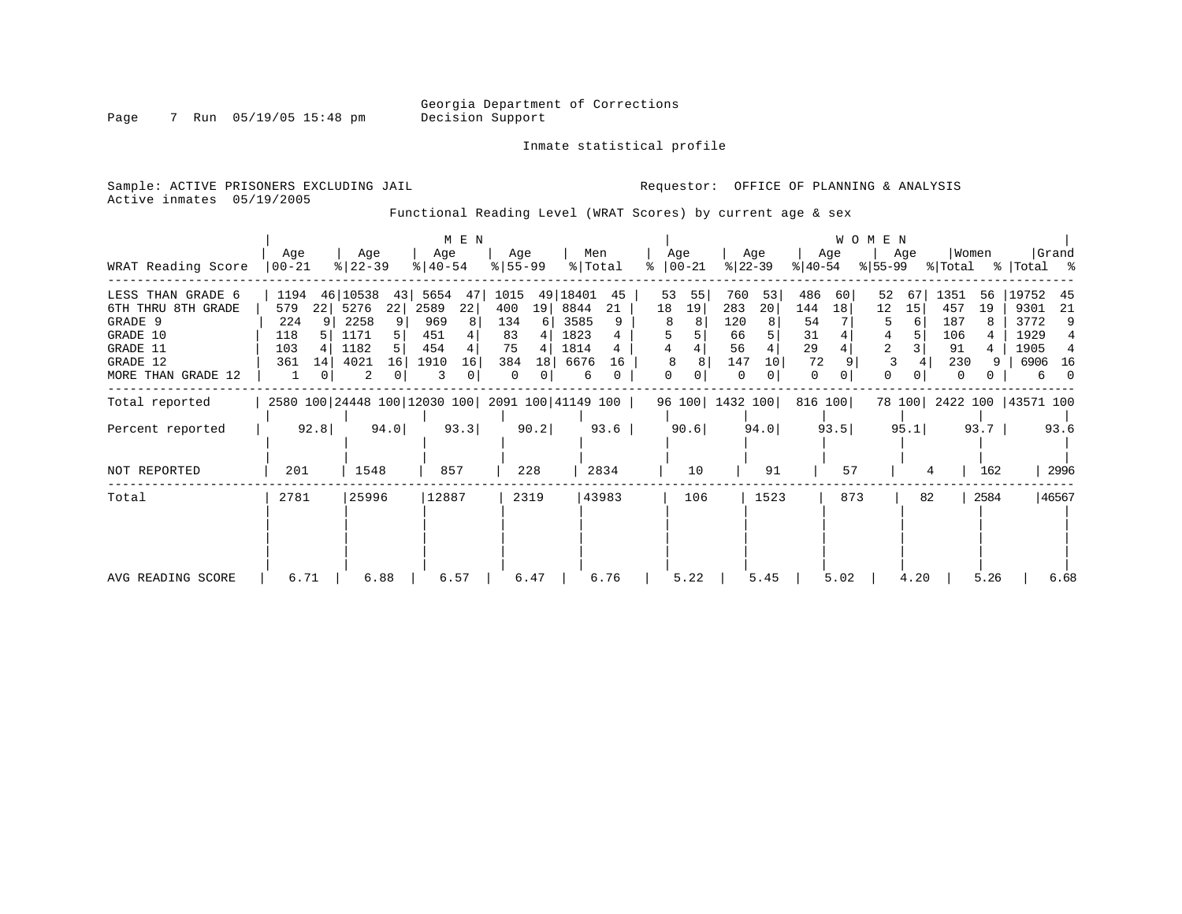Georgia Department of Corrections
Decision Support

Inmate statistical profile

Sample: ACTIVE PRISONERS EXCLUDING JAIL
Active inmates 05/19/2005

Requestor: OFFICE OF PLANNING & ANALYSIS

Functional Reading Level (WRAT Scores) by current age & sex

| WRAT Reading Score | MEN Age 00-21 | % | MEN Age 22-39 | % | MEN Age 40-54 | % | MEN Age 55-99 | % | Men Total | % | WOMEN Age 00-21 | % | WOMEN Age 22-39 | % | WOMEN Age 40-54 | % | WOMEN Age 55-99 | % | Women Total | % | Grand Total | % |
|---|---|---|---|---|---|---|---|---|---|---|---|---|---|---|---|---|---|---|---|---|---|---|
| LESS THAN GRADE 6 | 1194 | 46 | 10538 | 43 | 5654 | 47 | 1015 | 49 | 18401 | 45 | 53 | 55 | 760 | 53 | 486 | 60 | 52 | 67 | 1351 | 56 | 19752 | 45 |
| 6TH THRU 8TH GRADE | 579 | 22 | 5276 | 22 | 2589 | 22 | 400 | 19 | 8844 | 21 | 18 | 19 | 283 | 20 | 144 | 18 | 12 | 15 | 457 | 19 | 9301 | 21 |
| GRADE 9 | 224 | 9 | 2258 | 9 | 969 | 8 | 134 | 6 | 3585 | 9 | 8 | 8 | 120 | 8 | 54 | 7 | 5 | 6 | 187 | 8 | 3772 | 9 |
| GRADE 10 | 118 | 5 | 1171 | 5 | 451 | 4 | 83 | 4 | 1823 | 4 | 5 | 5 | 66 | 5 | 31 | 4 | 4 | 5 | 106 | 4 | 1929 | 4 |
| GRADE 11 | 103 | 4 | 1182 | 5 | 454 | 4 | 75 | 4 | 1814 | 4 | 4 | 4 | 56 | 4 | 29 | 4 | 2 | 3 | 91 | 4 | 1905 | 4 |
| GRADE 12 | 361 | 14 | 4021 | 16 | 1910 | 16 | 384 | 18 | 6676 | 16 | 8 | 8 | 147 | 10 | 72 | 9 | 3 | 4 | 230 | 9 | 6906 | 16 |
| MORE THAN GRADE 12 | 1 | 0 | 2 | 0 | 3 | 0 | 0 | 0 | 6 | 0 | 0 | 0 | 0 | 0 | 0 | 0 | 0 | 0 | 0 | 0 | 6 | 0 |
| Total reported | 2580 | 100 | 24448 | 100 | 12030 | 100 | 2091 | 100 | 41149 | 100 | 96 | 100 | 1432 | 100 | 816 | 100 | 78 | 100 | 2422 | 100 | 43571 | 100 |
| Percent reported | 92.8 | | 94.0 | | 93.3 | | 90.2 | | 93.6 | | 90.6 | | 94.0 | | 93.5 | | 95.1 | | 93.7 | | 93.6 | |
| NOT REPORTED | 201 | | 1548 | | 857 | | 228 | | 2834 | | 10 | | 91 | | 57 | | 4 | | 162 | | 2996 | |
| Total | 2781 | | 25996 | | 12887 | | 2319 | | 43983 | | 106 | | 1523 | | 873 | | 82 | | 2584 | | 46567 | |
| AVG READING SCORE | 6.71 | | 6.88 | | 6.57 | | 6.47 | | 6.76 | | 5.22 | | 5.45 | | 5.02 | | 4.20 | | 5.26 | | 6.68 | |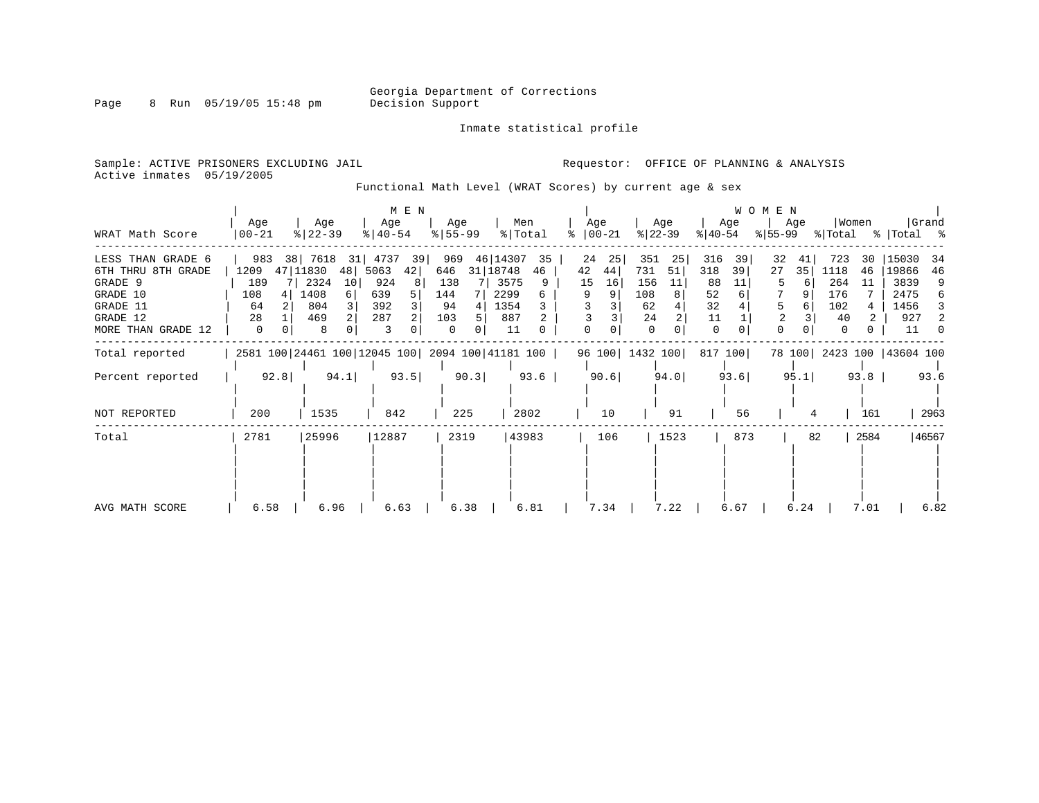Georgia Department of Corrections
Decision Support

Inmate statistical profile

Sample: ACTIVE PRISONERS EXCLUDING JAIL
Active inmates 05/19/2005

Requestor: OFFICE OF PLANNING & ANALYSIS

Functional Math Level (WRAT Scores) by current age & sex

| WRAT Math Score | MEN Age 00-21 | % | Age 22-39 | % | Age 40-54 | % | Age 55-99 | % | Men Total | % | WOMEN Age 00-21 | % | Age 22-39 | % | Age 40-54 | % | Age 55-99 | % | Women Total | % | Grand Total | % |
|---|---|---|---|---|---|---|---|---|---|---|---|---|---|---|---|---|---|---|---|---|---|---|
| LESS THAN GRADE 6 | 983 | 38 | 7618 | 31 | 4737 | 39 | 969 | 46 | 14307 | 35 | 24 | 25 | 351 | 25 | 316 | 39 | 32 | 41 | 723 | 30 | 15030 | 34 |
| 6TH THRU 8TH GRADE | 1209 | 47 | 11830 | 48 | 5063 | 42 | 646 | 31 | 18748 | 46 | 42 | 44 | 731 | 51 | 318 | 39 | 27 | 35 | 1118 | 46 | 19866 | 46 |
| GRADE 9 | 189 | 7 | 2324 | 10 | 924 | 8 | 138 | 7 | 3575 | 9 | 15 | 16 | 156 | 11 | 88 | 11 | 5 | 6 | 264 | 11 | 3839 | 9 |
| GRADE 10 | 108 | 4 | 1408 | 6 | 639 | 5 | 144 | 7 | 2299 | 6 | 9 | 9 | 108 | 8 | 52 | 6 | 7 | 9 | 176 | 7 | 2475 | 6 |
| GRADE 11 | 64 | 2 | 804 | 3 | 392 | 3 | 94 | 4 | 1354 | 3 | 3 | 3 | 62 | 4 | 32 | 4 | 5 | 6 | 102 | 4 | 1456 | 3 |
| GRADE 12 | 28 | 1 | 469 | 2 | 287 | 2 | 103 | 5 | 887 | 2 | 3 | 3 | 24 | 2 | 11 | 1 | 2 | 3 | 40 | 2 | 927 | 2 |
| MORE THAN GRADE 12 | 0 | 0 | 8 | 0 | 3 | 0 | 0 | 0 | 11 | 0 | 0 | 0 | 0 | 0 | 0 | 0 | 0 | 0 | 0 | 0 | 11 | 0 |
| Total reported | 2581 | 100 | 24461 | 100 | 12045 | 100 | 2094 | 100 | 41181 | 100 | 96 | 100 | 1432 | 100 | 817 | 100 | 78 | 100 | 2423 | 100 | 43604 | 100 |
| Percent reported | 92.8 | | 94.1 | | 93.5 | | 90.3 | | 93.6 | | 90.6 | | 94.0 | | 93.6 | | 95.1 | | 93.8 | | 93.6 | |
| NOT REPORTED | 200 | | 1535 | | 842 | | 225 | | 2802 | | 10 | | 91 | | 56 | | 4 | | 161 | | 2963 | |
| Total | 2781 | | 25996 | | 12887 | | 2319 | | 43983 | | 106 | | 1523 | | 873 | | 82 | | 2584 | | 46567 | |
| AVG MATH SCORE | 6.58 | | 6.96 | | 6.63 | | 6.38 | | 6.81 | | 7.34 | | 7.22 | | 6.67 | | 6.24 | | 7.01 | | 6.82 | |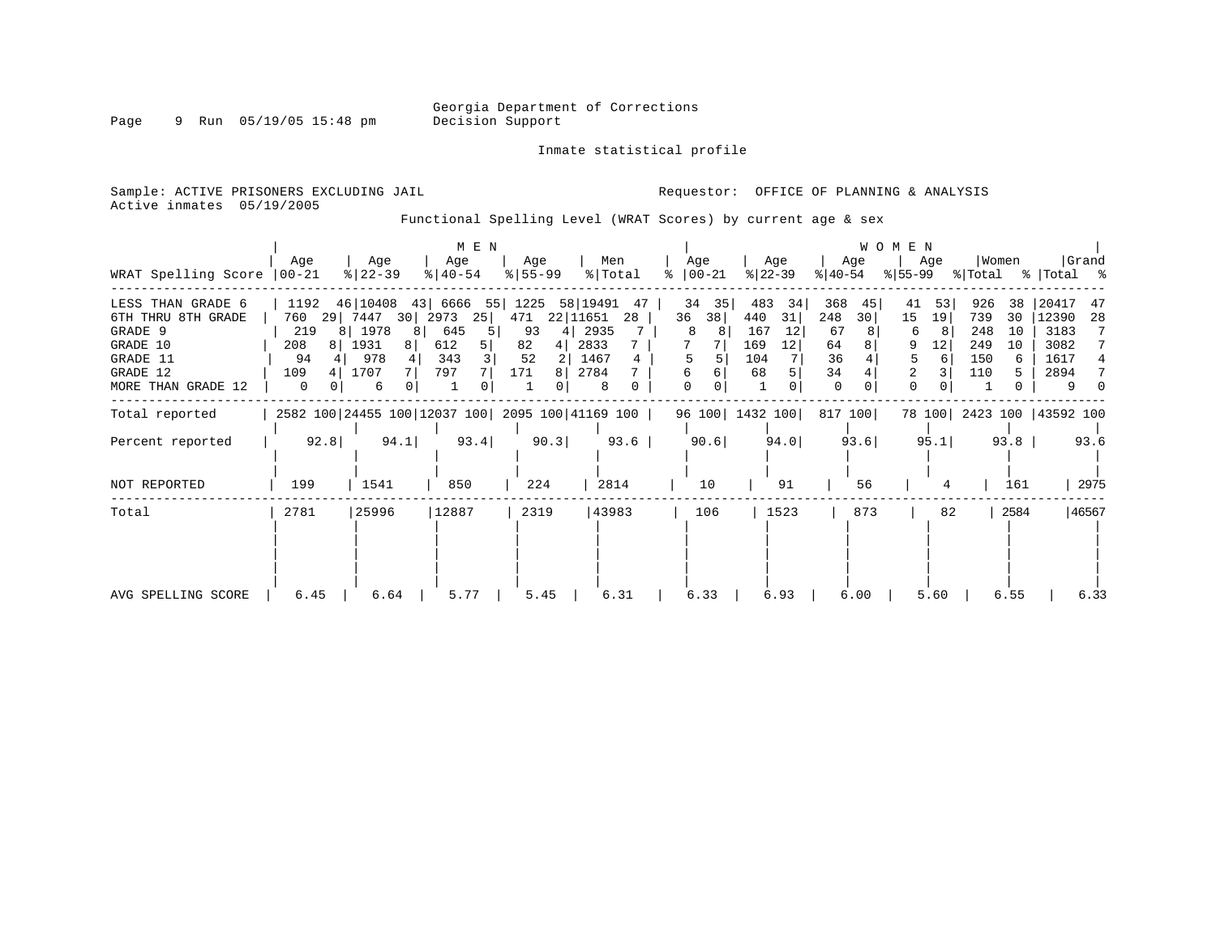Georgia Department of Corrections
Decision Support

Inmate statistical profile

Sample: ACTIVE PRISONERS EXCLUDING JAIL

Active inmates 05/19/2005

Requestor: OFFICE OF PLANNING & ANALYSIS

Functional Spelling Level (WRAT Scores) by current age & sex

| | MEN | | | | | | | | | | WOMEN | | | | | | | | | | | |
|---|---|---|---|---|---|---|---|---|---|---|---|---|---|---|---|---|---|---|---|---|---|---|
| WRAT Spelling Score | Age 00-21 | % | Age 22-39 | % | Age 40-54 | % | Age 55-99 | % | Men Total | % | Age 00-21 | % | Age 22-39 | % | Age 40-54 | % | Age 55-99 | % | Women Total | % | Grand Total | % |
| LESS THAN GRADE 6 | 1192 | 46 | 10408 | 43 | 6666 | 55 | 1225 | 58 | 19491 | 47 | 34 | 35 | 483 | 34 | 368 | 45 | 41 | 53 | 926 | 38 | 20417 | 47 |
| 6TH THRU 8TH GRADE | 760 | 29 | 7447 | 30 | 2973 | 25 | 471 | 22 | 11651 | 28 | 36 | 38 | 440 | 31 | 248 | 30 | 15 | 19 | 739 | 30 | 12390 | 28 |
| GRADE 9 | 219 | 8 | 1978 | 8 | 645 | 5 | 93 | 4 | 2935 | 7 | 8 | 8 | 167 | 12 | 67 | 8 | 6 | 8 | 248 | 10 | 3183 | 7 |
| GRADE 10 | 208 | 8 | 1931 | 8 | 612 | 5 | 82 | 4 | 2833 | 7 | 7 | 7 | 169 | 12 | 64 | 8 | 9 | 12 | 249 | 10 | 3082 | 7 |
| GRADE 11 | 94 | 4 | 978 | 4 | 343 | 3 | 52 | 2 | 1467 | 4 | 5 | 5 | 104 | 7 | 36 | 4 | 5 | 6 | 150 | 6 | 1617 | 4 |
| GRADE 12 | 109 | 4 | 1707 | 7 | 797 | 7 | 171 | 8 | 2784 | 7 | 6 | 6 | 68 | 5 | 34 | 4 | 2 | 3 | 110 | 5 | 2894 | 7 |
| MORE THAN GRADE 12 | 0 | 0 | 6 | 0 | 1 | 0 | 1 | 0 | 8 | 0 | 0 | 0 | 1 | 0 | 0 | 0 | 0 | 0 | 1 | 0 | 9 | 0 |
| Total reported | 2582 | 100 | 24455 | 100 | 12037 | 100 | 2095 | 100 | 41169 | 100 | 96 | 100 | 1432 | 100 | 817 | 100 | 78 | 100 | 2423 | 100 | 43592 | 100 |
| Percent reported | 92.8 | | 94.1 | | 93.4 | | 90.3 | | 93.6 | | 90.6 | | 94.0 | | 93.6 | | 95.1 | | 93.8 | | 93.6 | |
| NOT REPORTED | 199 | | 1541 | | 850 | | 224 | | 2814 | | 10 | | 91 | | 56 | | 4 | | 161 | | 2975 | |
| Total | 2781 | | 25996 | | 12887 | | 2319 | | 43983 | | 106 | | 1523 | | 873 | | 82 | | 2584 | | 46567 | |
| AVG SPELLING SCORE | 6.45 | | 6.64 | | 5.77 | | 5.45 | | 6.31 | | 6.33 | | 6.93 | | 6.00 | | 5.60 | | 6.55 | | 6.33 | |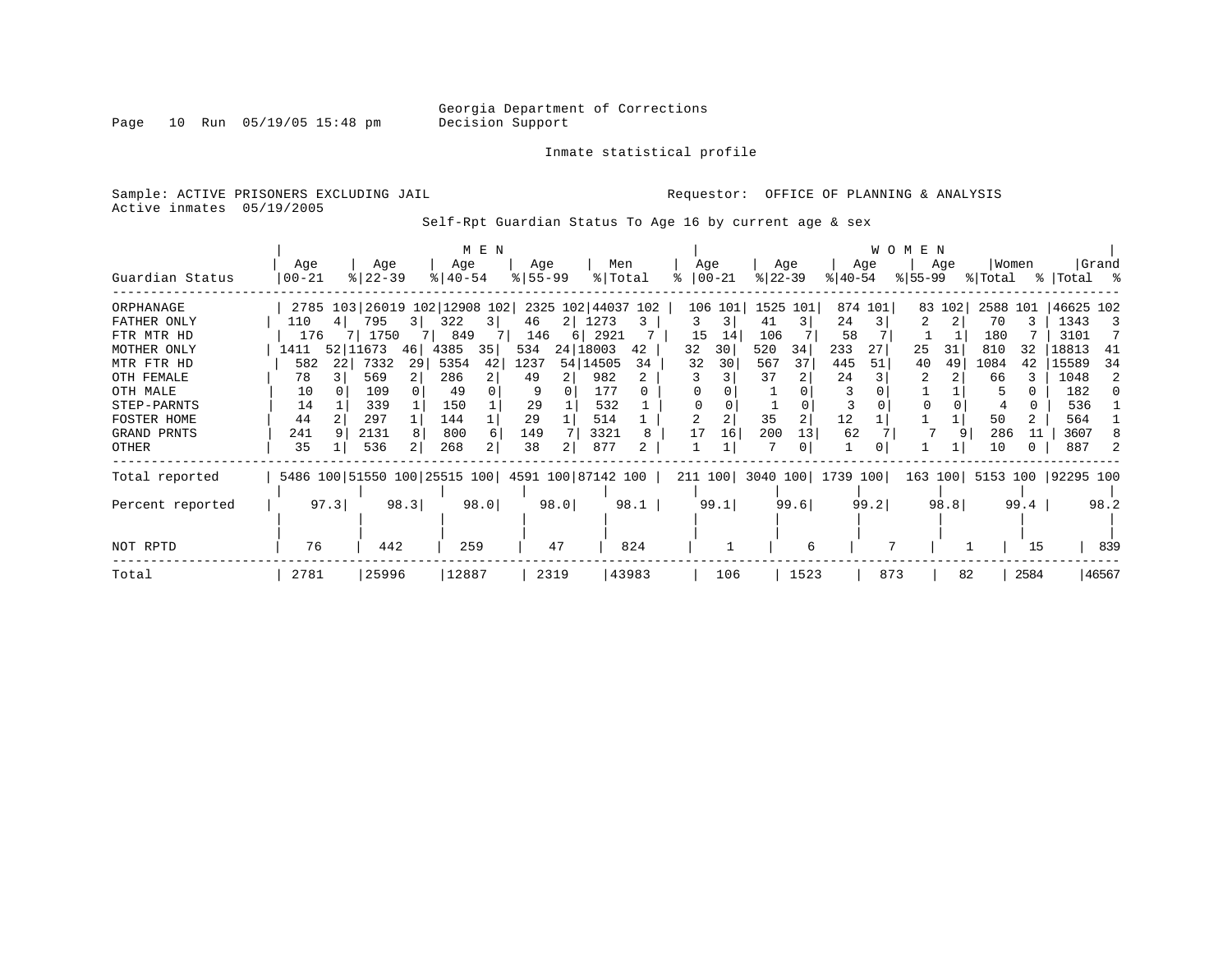Georgia Department of Corrections
Decision Support

Inmate statistical profile

Sample: ACTIVE PRISONERS EXCLUDING JAIL
Active inmates 05/19/2005

Requestor: OFFICE OF PLANNING & ANALYSIS

Self-Rpt Guardian Status To Age 16 by current age & sex

| | MEN | | | | | | | | | | WOMEN | | | | | | | | | | | |
|---|---|---|---|---|---|---|---|---|---|---|---|---|---|---|---|---|---|---|---|---|---|---|
| Guardian Status | Age 00-21 | % | Age 22-39 | % | Age 40-54 | % | Age 55-99 | % | Men Total | % | Age 00-21 | % | Age 22-39 | % | Age 40-54 | % | Age 55-99 | % | Women Total | % | Grand Total | % |
| ORPHANAGE | 2785 | 103 | 26019 | 102 | 12908 | 102 | 2325 | 102 | 44037 | 102 | 106 | 101 | 1525 | 101 | 874 | 101 | 83 | 102 | 2588 | 101 | 46625 | 102 |
| FATHER ONLY | 110 | 4 | 795 | 3 | 322 | 3 | 46 | 2 | 1273 | 3 | 3 | 3 | 41 | 3 | 24 | 3 | 2 | 2 | 70 | 3 | 1343 | 3 |
| FTR MTR HD | 176 | 7 | 1750 | 7 | 849 | 7 | 146 | 6 | 2921 | 7 | 15 | 14 | 106 | 7 | 58 | 7 | 1 | 1 | 180 | 7 | 3101 | 7 |
| MOTHER ONLY | 1411 | 52 | 11673 | 46 | 4385 | 35 | 534 | 24 | 18003 | 42 | 32 | 30 | 520 | 34 | 233 | 27 | 25 | 31 | 810 | 32 | 18813 | 41 |
| MTR FTR HD | 582 | 22 | 7332 | 29 | 5354 | 42 | 1237 | 54 | 14505 | 34 | 32 | 30 | 567 | 37 | 445 | 51 | 40 | 49 | 1084 | 42 | 15589 | 34 |
| OTH FEMALE | 78 | 3 | 569 | 2 | 286 | 2 | 49 | 2 | 982 | 2 | 3 | 3 | 37 | 2 | 24 | 3 | 2 | 2 | 66 | 3 | 1048 | 2 |
| OTH MALE | 10 | 0 | 109 | 0 | 49 | 0 | 9 | 0 | 177 | 0 | 0 | 0 | 1 | 0 | 3 | 0 | 1 | 1 | 5 | 0 | 182 | 0 |
| STEP-PARNTS | 14 | 1 | 339 | 1 | 150 | 1 | 29 | 1 | 532 | 1 | 0 | 0 | 1 | 0 | 3 | 0 | 0 | 0 | 4 | 0 | 536 | 1 |
| FOSTER HOME | 44 | 2 | 297 | 1 | 144 | 1 | 29 | 1 | 514 | 1 | 2 | 2 | 35 | 2 | 12 | 1 | 1 | 1 | 50 | 2 | 564 | 1 |
| GRAND PRNTS | 241 | 9 | 2131 | 8 | 800 | 6 | 149 | 7 | 3321 | 8 | 17 | 16 | 200 | 13 | 62 | 7 | 7 | 9 | 286 | 11 | 3607 | 8 |
| OTHER | 35 | 1 | 536 | 2 | 268 | 2 | 38 | 2 | 877 | 2 | 1 | 1 | 7 | 0 | 1 | 0 | 1 | 1 | 10 | 0 | 887 | 2 |
| Total reported | 5486 | 100 | 51550 | 100 | 25515 | 100 | 4591 | 100 | 87142 | 100 | 211 | 100 | 3040 | 100 | 1739 | 100 | 163 | 100 | 5153 | 100 | 92295 | 100 |
| Percent reported | | 97.3 | | 98.3 | | 98.0 | | 98.0 | | 98.1 | | 99.1 | | 99.6 | | 99.2 | | 98.8 | | 99.4 | | 98.2 |
| NOT RPTD | 76 | | 442 | | 259 | | 47 | | 824 | | 1 | | 6 | | 7 | | 1 | | 15 | | 839 | |
| Total | 2781 | | 25996 | | 12887 | | 2319 | | 43983 | | 106 | | 1523 | | 873 | | 82 | | 2584 | | 46567 | |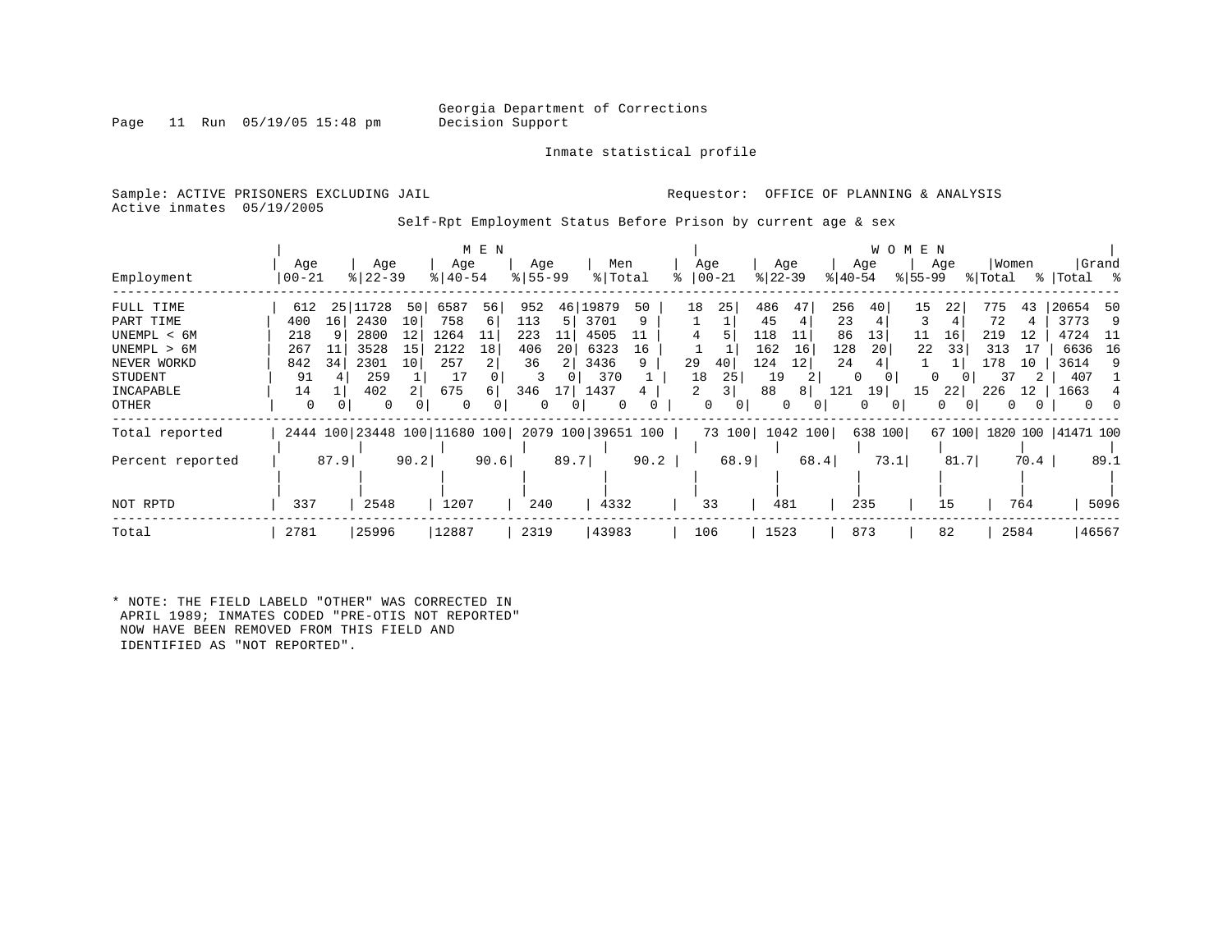Georgia Department of Corrections
Decision Support

Inmate statistical profile

Sample: ACTIVE PRISONERS EXCLUDING JAIL
Active inmates 05/19/2005

Requestor: OFFICE OF PLANNING & ANALYSIS

Self-Rpt Employment Status Before Prison by current age & sex

| Employment | MEN Age 00-21 | % | Age 22-39 | % | Age 40-54 | % | Age 55-99 | % | Men Total | % | WOMEN Age 00-21 | % | Age 22-39 | % | Age 40-54 | % | Age 55-99 | % | Women Total | % | Grand Total | % |
|---|---|---|---|---|---|---|---|---|---|---|---|---|---|---|---|---|---|---|---|---|---|---|
| FULL TIME | 612 | 25 | 11728 | 50 | 6587 | 56 | 952 | 46 | 19879 | 50 | 18 | 25 | 486 | 47 | 256 | 40 | 15 | 22 | 775 | 43 | 20654 | 50 |
| PART TIME | 400 | 16 | 2430 | 10 | 758 | 6 | 113 | 5 | 3701 | 9 | 1 | 1 | 45 | 4 | 23 | 4 | 3 | 4 | 72 | 4 | 3773 | 9 |
| UNEMPL < 6M | 218 | 9 | 2800 | 12 | 1264 | 11 | 223 | 11 | 4505 | 11 | 4 | 5 | 118 | 11 | 86 | 13 | 11 | 16 | 219 | 12 | 4724 | 11 |
| UNEMPL > 6M | 267 | 11 | 3528 | 15 | 2122 | 18 | 406 | 20 | 6323 | 16 | 1 | 1 | 162 | 16 | 128 | 20 | 22 | 33 | 313 | 17 | 6636 | 16 |
| NEVER WORKD | 842 | 34 | 2301 | 10 | 257 | 2 | 36 | 2 | 3436 | 9 | 29 | 40 | 124 | 12 | 24 | 4 | 1 | 1 | 178 | 10 | 3614 | 9 |
| STUDENT | 91 | 4 | 259 | 1 | 17 | 0 | 3 | 0 | 370 | 1 | 18 | 25 | 19 | 2 | 0 | 0 | 0 | 0 | 37 | 2 | 407 | 1 |
| INCAPABLE | 14 | 1 | 402 | 2 | 675 | 6 | 346 | 17 | 1437 | 4 | 2 | 3 | 88 | 8 | 121 | 19 | 15 | 22 | 226 | 12 | 1663 | 4 |
| OTHER | 0 | 0 | 0 | 0 | 0 | 0 | 0 | 0 | 0 | 0 | 0 | 0 | 0 | 0 | 0 | 0 | 0 | 0 | 0 | 0 | 0 | 0 |
| Total reported | 2444 | 100 | 23448 | 100 | 11680 | 100 | 2079 | 100 | 39651 | 100 | 73 | 100 | 1042 | 100 | 638 | 100 | 67 | 100 | 1820 | 100 | 41471 | 100 |
| Percent reported | | 87.9 | | 90.2 | | 90.6 | | 89.7 | | 90.2 | | 68.9 | | 68.4 | | 73.1 | | 81.7 | | 70.4 | | 89.1 |
| NOT RPTD | 337 | | 2548 | | 1207 | | 240 | | 4332 | | 33 | | 481 | | 235 | | 15 | | 764 | | 5096 | |
| Total | 2781 | | 25996 | | 12887 | | 2319 | | 43983 | | 106 | | 1523 | | 873 | | 82 | | 2584 | | 46567 | |

* NOTE: THE FIELD LABELD "OTHER" WAS CORRECTED IN APRIL 1989; INMATES CODED "PRE-OTIS NOT REPORTED" NOW HAVE BEEN REMOVED FROM THIS FIELD AND IDENTIFIED AS "NOT REPORTED".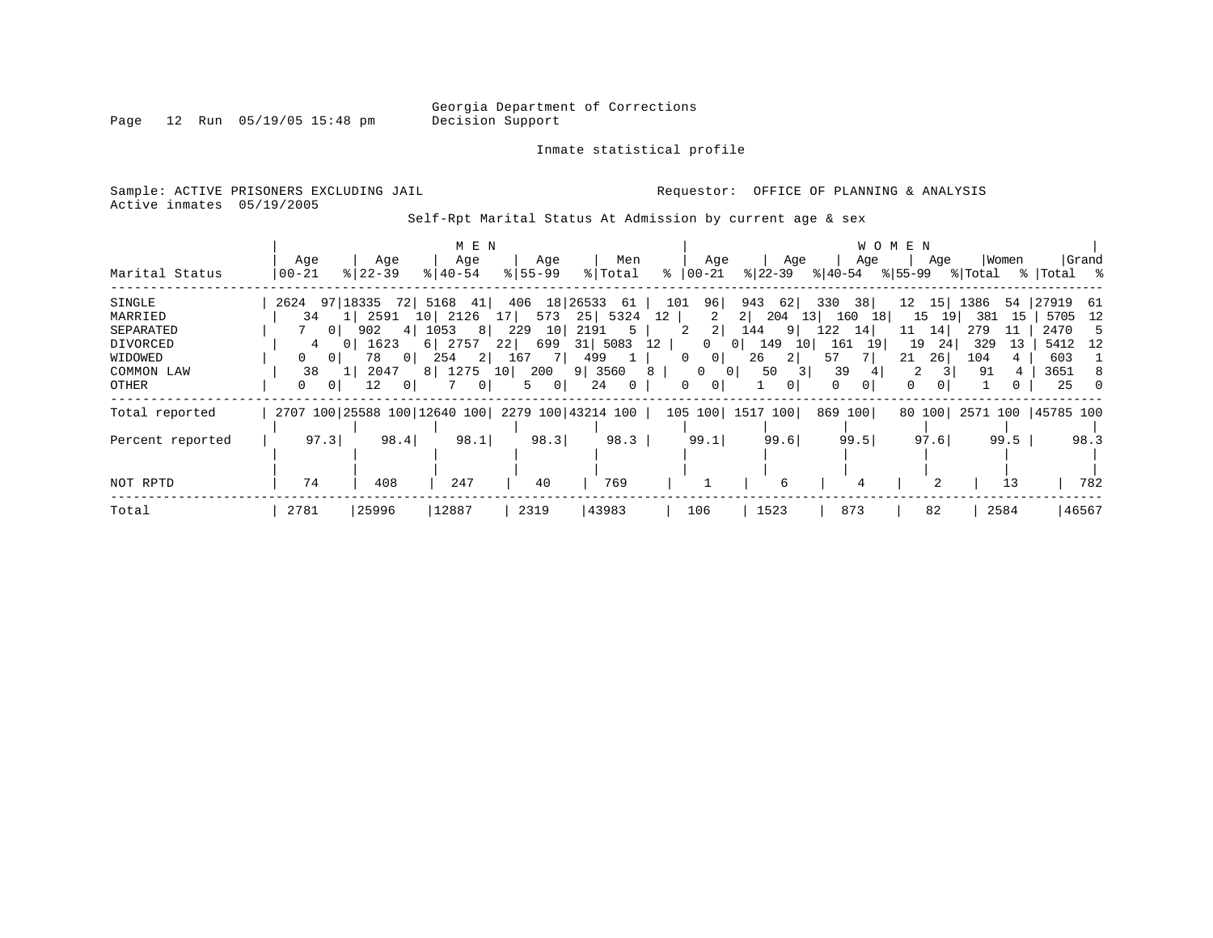Georgia Department of Corrections
Decision Support

Inmate statistical profile

Sample: ACTIVE PRISONERS EXCLUDING JAIL
Active inmates 05/19/2005

Requestor: OFFICE OF PLANNING & ANALYSIS

Self-Rpt Marital Status At Admission by current age & sex

| Marital Status | MEN Age 00-21 | % | Age 22-39 | % | Age 40-54 | % | Age 55-99 | % | Men Total | % | WOMEN Age 00-21 | % | Age 22-39 | % | Age 40-54 | % | Age 55-99 | % | Women Total | % | Grand Total | % |
|---|---|---|---|---|---|---|---|---|---|---|---|---|---|---|---|---|---|---|---|---|---|---|
| SINGLE | 2624 | 97 | 18335 | 72 | 5168 | 41 | 406 | 18 | 26533 | 61 | 101 | 96 | 943 | 62 | 330 | 38 | 12 | 15 | 1386 | 54 | 27919 | 61 |
| MARRIED | 34 | 1 | 2591 | 10 | 2126 | 17 | 573 | 25 | 5324 | 12 | 2 | 2 | 204 | 13 | 160 | 18 | 15 | 19 | 381 | 15 | 5705 | 12 |
| SEPARATED | 7 | 0 | 902 | 4 | 1053 | 8 | 229 | 10 | 2191 | 5 | 2 | 2 | 144 | 9 | 122 | 14 | 11 | 14 | 279 | 11 | 2470 | 5 |
| DIVORCED | 4 | 0 | 1623 | 6 | 2757 | 22 | 699 | 31 | 5083 | 12 | 0 | 0 | 149 | 10 | 161 | 19 | 19 | 24 | 329 | 13 | 5412 | 12 |
| WIDOWED | 0 | 0 | 78 | 0 | 254 | 2 | 167 | 7 | 499 | 1 | 0 | 0 | 26 | 2 | 57 | 7 | 21 | 26 | 104 | 4 | 603 | 1 |
| COMMON LAW | 38 | 1 | 2047 | 8 | 1275 | 10 | 200 | 9 | 3560 | 8 | 0 | 0 | 50 | 3 | 39 | 4 | 2 | 3 | 91 | 4 | 3651 | 8 |
| OTHER | 0 | 0 | 12 | 0 | 7 | 0 | 5 | 0 | 24 | 0 | 0 | 0 | 1 | 0 | 0 | 0 | 0 | 0 | 1 | 0 | 25 | 0 |
| Total reported | 2707 | 100 | 25588 | 100 | 12640 | 100 | 2279 | 100 | 43214 | 100 | 105 | 100 | 1517 | 100 | 869 | 100 | 80 | 100 | 2571 | 100 | 45785 | 100 |
| Percent reported | 97.3 | | 98.4 | | 98.1 | | 98.3 | | 98.3 | | 99.1 | | 99.6 | | 99.5 | | 97.6 | | 99.5 | | 98.3 | |
| NOT RPTD | 74 | | 408 | | 247 | | 40 | | 769 | | 1 | | 6 | | 4 | | 2 | | 13 | | 782 | |
| Total | 2781 | | 25996 | | 12887 | | 2319 | | 43983 | | 106 | | 1523 | | 873 | | 82 | | 2584 | | 46567 | |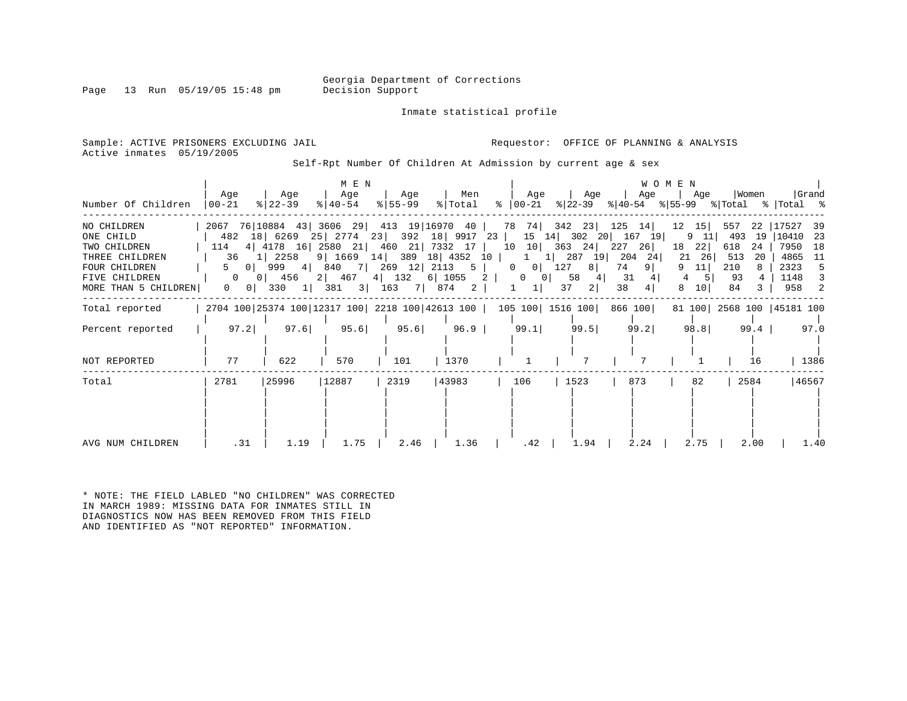Georgia Department of Corrections
Decision Support

Inmate statistical profile

Sample: ACTIVE PRISONERS EXCLUDING JAIL
Active inmates 05/19/2005

Requestor: OFFICE OF PLANNING & ANALYSIS

Self-Rpt Number Of Children At Admission by current age & sex

| Number Of Children | MEN Age 00-21 | % | MEN Age 22-39 | % | MEN Age 40-54 | % | MEN Age 55-99 | % | Men Total | % | WOMEN Age 00-21 | % | WOMEN Age 22-39 | % | WOMEN Age 40-54 | % | WOMEN Age 55-99 | % | Women Total | % | Grand Total | % |
|---|---|---|---|---|---|---|---|---|---|---|---|---|---|---|---|---|---|---|---|---|---|---|
| NO CHILDREN | 2067 | 76 | 10884 | 43 | 3606 | 29 | 413 | 19 | 16970 | 40 | 78 | 74 | 342 | 23 | 125 | 14 | 12 | 15 | 557 | 22 | 17527 | 39 |
| ONE CHILD | 482 | 18 | 6269 | 25 | 2774 | 23 | 392 | 18 | 9917 | 23 | 15 | 14 | 302 | 20 | 167 | 19 | 9 | 11 | 493 | 19 | 10410 | 23 |
| TWO CHILDREN | 114 | 4 | 4178 | 16 | 2580 | 21 | 460 | 21 | 7332 | 17 | 10 | 10 | 363 | 24 | 227 | 26 | 18 | 22 | 618 | 24 | 7950 | 18 |
| THREE CHILDREN | 36 | 1 | 2258 | 9 | 1669 | 14 | 389 | 18 | 4352 | 10 | 1 | 1 | 287 | 19 | 204 | 24 | 21 | 26 | 513 | 20 | 4865 | 11 |
| FOUR CHILDREN | 5 | 0 | 999 | 4 | 840 | 7 | 269 | 12 | 2113 | 5 | 0 | 0 | 127 | 8 | 74 | 9 | 9 | 11 | 210 | 8 | 2323 | 5 |
| FIVE CHILDREN | 0 | 0 | 456 | 2 | 467 | 4 | 132 | 6 | 1055 | 2 | 0 | 0 | 58 | 4 | 31 | 4 | 4 | 5 | 93 | 4 | 1148 | 3 |
| MORE THAN 5 CHILDREN | 0 | 0 | 330 | 1 | 381 | 3 | 163 | 7 | 874 | 2 | 1 | 1 | 37 | 2 | 38 | 4 | 8 | 10 | 84 | 3 | 958 | 2 |
| Total reported | 2704 | 100 | 25374 | 100 | 12317 | 100 | 2218 | 100 | 42613 | 100 | 105 | 100 | 1516 | 100 | 866 | 100 | 81 | 100 | 2568 | 100 | 45181 | 100 |
| Percent reported | 97.2 | | 97.6 | | 95.6 | | 95.6 | | 96.9 | | 99.1 | | 99.5 | | 99.2 | | 98.8 | | 99.4 | | 97.0 | |
| NOT REPORTED | 77 | | 622 | | 570 | | 101 | | 1370 | | 1 | | 7 | | 7 | | 1 | | 16 | | 1386 | |
| Total | 2781 | | 25996 | | 12887 | | 2319 | | 43983 | | 106 | | 1523 | | 873 | | 82 | | 2584 | | 46567 | |
| AVG NUM CHILDREN | .31 | | 1.19 | | 1.75 | | 2.46 | | 1.36 | | .42 | | 1.94 | | 2.24 | | 2.75 | | 2.00 | | 1.40 | |

* NOTE: THE FIELD LABLED "NO CHILDREN" WAS CORRECTED IN MARCH 1989: MISSING DATA FOR INMATES STILL IN DIAGNOSTICS NOW HAS BEEN REMOVED FROM THIS FIELD AND IDENTIFIED AS "NOT REPORTED" INFORMATION.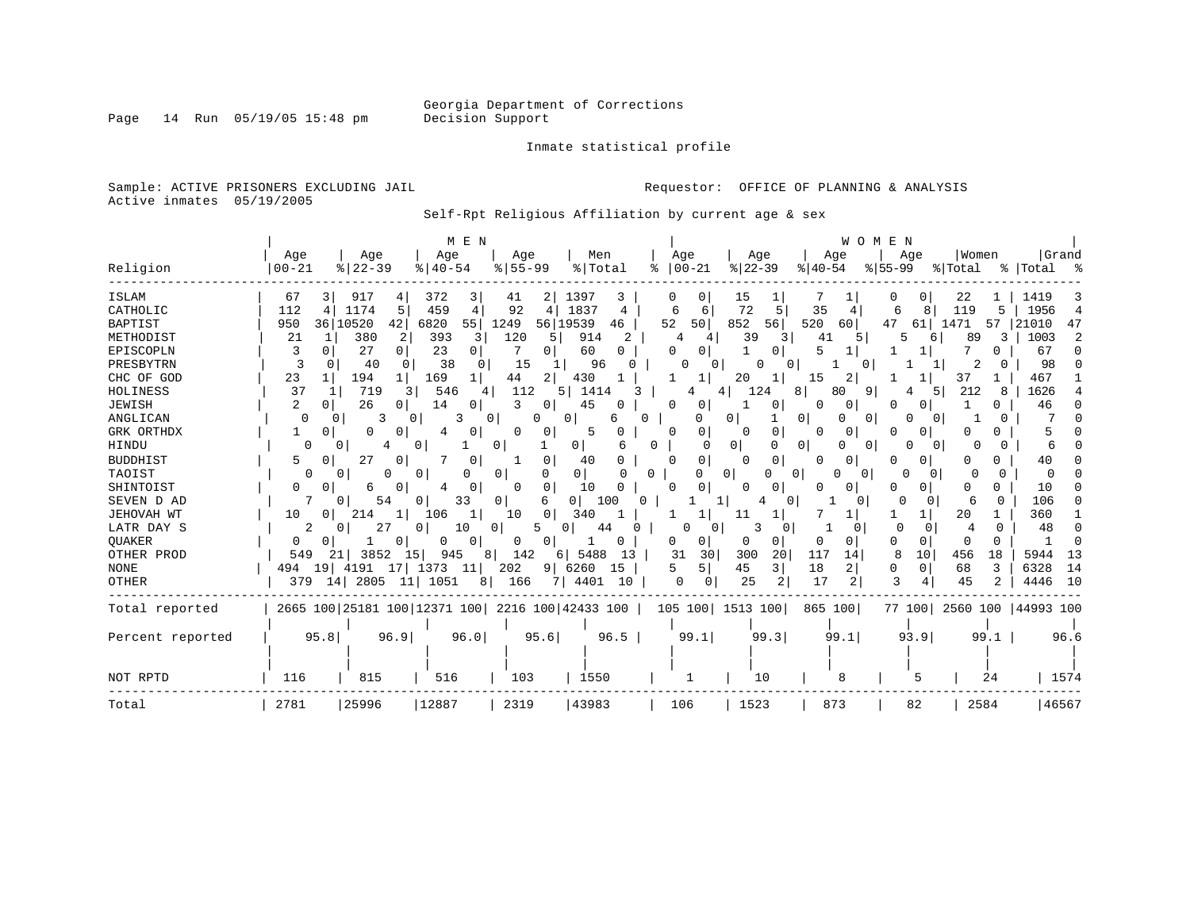Georgia Department of Corrections
Decision Support

Inmate statistical profile

Sample: ACTIVE PRISONERS EXCLUDING JAIL    Requestor: OFFICE OF PLANNING & ANALYSIS
Active inmates 05/19/2005

Self-Rpt Religious Affiliation by current age & sex

| | MEN | | | | | | | | | | WOMEN | | | | | | | | | | | |
|---|---|---|---|---|---|---|---|---|---|---|---|---|---|---|---|---|---|---|---|---|---|---|
| Religion | Age 00-21 | % | Age 22-39 | % | Age 40-54 | % | Age 55-99 | % | Men Total | % | Age 00-21 | % | Age 22-39 | % | Age 40-54 | % | Age 55-99 | % | Women Total | % | Grand Total | % |
| ISLAM | 67 | 3 | 917 | 4 | 372 | 3 | 41 | 2 | 1397 | 3 | 0 | 0 | 15 | 1 | 7 | 1 | 0 | 0 | 22 | 1 | 1419 | 3 |
| CATHOLIC | 112 | 4 | 1174 | 5 | 459 | 4 | 92 | 4 | 1837 | 4 | 6 | 6 | 72 | 5 | 35 | 4 | 6 | 8 | 119 | 5 | 1956 | 4 |
| BAPTIST | 950 | 36 | 10520 | 42 | 6820 | 55 | 1249 | 56 | 19539 | 46 | 52 | 50 | 852 | 56 | 520 | 60 | 47 | 61 | 1471 | 57 | 21010 | 47 |
| METHODIST | 21 | 1 | 380 | 2 | 393 | 3 | 120 | 5 | 914 | 2 | 4 | 4 | 39 | 3 | 41 | 5 | 5 | 6 | 89 | 3 | 1003 | 2 |
| EPISCOPLN | 3 | 0 | 27 | 0 | 23 | 0 | 7 | 0 | 60 | 0 | 0 | 0 | 1 | 0 | 5 | 1 | 1 | 1 | 7 | 0 | 67 | 0 |
| PRESBYTRN | 3 | 0 | 40 | 0 | 38 | 0 | 15 | 1 | 96 | 0 | 0 | 0 | 0 | 0 | 1 | 0 | 1 | 1 | 2 | 0 | 98 | 0 |
| CHC OF GOD | 23 | 1 | 194 | 1 | 169 | 1 | 44 | 2 | 430 | 1 | 1 | 1 | 20 | 1 | 15 | 2 | 1 | 1 | 37 | 1 | 467 | 1 |
| HOLINESS | 37 | 1 | 719 | 3 | 546 | 4 | 112 | 5 | 1414 | 3 | 4 | 4 | 124 | 8 | 80 | 9 | 4 | 5 | 212 | 8 | 1626 | 4 |
| JEWISH | 2 | 0 | 26 | 0 | 14 | 0 | 3 | 0 | 45 | 0 | 0 | 0 | 1 | 0 | 0 | 0 | 0 | 0 | 1 | 0 | 46 | 0 |
| ANGLICAN | 0 | 0 | 3 | 0 | 3 | 0 | 0 | 0 | 6 | 0 | 0 | 0 | 1 | 0 | 0 | 0 | 0 | 0 | 1 | 0 | 7 | 0 |
| GRK ORTHDX | 1 | 0 | 0 | 0 | 4 | 0 | 0 | 0 | 5 | 0 | 0 | 0 | 0 | 0 | 0 | 0 | 0 | 0 | 0 | 0 | 5 | 0 |
| HINDU | 0 | 0 | 4 | 0 | 1 | 0 | 1 | 0 | 6 | 0 | 0 | 0 | 0 | 0 | 0 | 0 | 0 | 0 | 0 | 0 | 6 | 0 |
| BUDDHIST | 5 | 0 | 27 | 0 | 7 | 0 | 1 | 0 | 40 | 0 | 0 | 0 | 0 | 0 | 0 | 0 | 0 | 0 | 0 | 0 | 40 | 0 |
| TAOIST | 0 | 0 | 0 | 0 | 0 | 0 | 0 | 0 | 0 | 0 | 0 | 0 | 0 | 0 | 0 | 0 | 0 | 0 | 0 | 0 | 0 | 0 |
| SHINTOIST | 0 | 0 | 6 | 0 | 4 | 0 | 0 | 0 | 10 | 0 | 0 | 0 | 0 | 0 | 0 | 0 | 0 | 0 | 0 | 0 | 10 | 0 |
| SEVEN D AD | 7 | 0 | 54 | 0 | 33 | 0 | 6 | 0 | 100 | 0 | 1 | 1 | 4 | 0 | 1 | 0 | 0 | 0 | 6 | 0 | 106 | 0 |
| JEHOVAH WT | 10 | 0 | 214 | 1 | 106 | 1 | 10 | 0 | 340 | 1 | 1 | 1 | 11 | 1 | 7 | 1 | 1 | 1 | 20 | 1 | 360 | 1 |
| LATR DAY S | 2 | 0 | 27 | 0 | 10 | 0 | 5 | 0 | 44 | 0 | 0 | 0 | 3 | 0 | 1 | 0 | 0 | 0 | 4 | 0 | 48 | 0 |
| QUAKER | 0 | 0 | 1 | 0 | 0 | 0 | 0 | 0 | 1 | 0 | 0 | 0 | 0 | 0 | 0 | 0 | 0 | 0 | 0 | 0 | 1 | 0 |
| OTHER PROD | 549 | 21 | 3852 | 15 | 945 | 8 | 142 | 6 | 5488 | 13 | 31 | 30 | 300 | 20 | 117 | 14 | 8 | 10 | 456 | 18 | 5944 | 13 |
| NONE | 494 | 19 | 4191 | 17 | 1373 | 11 | 202 | 9 | 6260 | 15 | 5 | 5 | 45 | 3 | 18 | 2 | 0 | 0 | 68 | 3 | 6328 | 14 |
| OTHER | 379 | 14 | 2805 | 11 | 1051 | 8 | 166 | 7 | 4401 | 10 | 0 | 0 | 25 | 2 | 17 | 2 | 3 | 4 | 45 | 2 | 4446 | 10 |
| Total reported | 2665 | 100 | 25181 | 100 | 12371 | 100 | 2216 | 100 | 42433 | 100 | 105 | 100 | 1513 | 100 | 865 | 100 | 77 | 100 | 2560 | 100 | 44993 | 100 |
| Percent reported | | 95.8 | | 96.9 | | 96.0 | | 95.6 | | 96.5 | | 99.1 | | 99.3 | | 99.1 | | 93.9 | | 99.1 | | 96.6 |
| NOT RPTD | 116 | | 815 | | 516 | | 103 | | 1550 | | 1 | | 10 | | 8 | | 5 | | 24 | | 1574 | |
| Total | 2781 | | 25996 | | 12887 | | 2319 | | 43983 | | 106 | | 1523 | | 873 | | 82 | | 2584 | | 46567 | |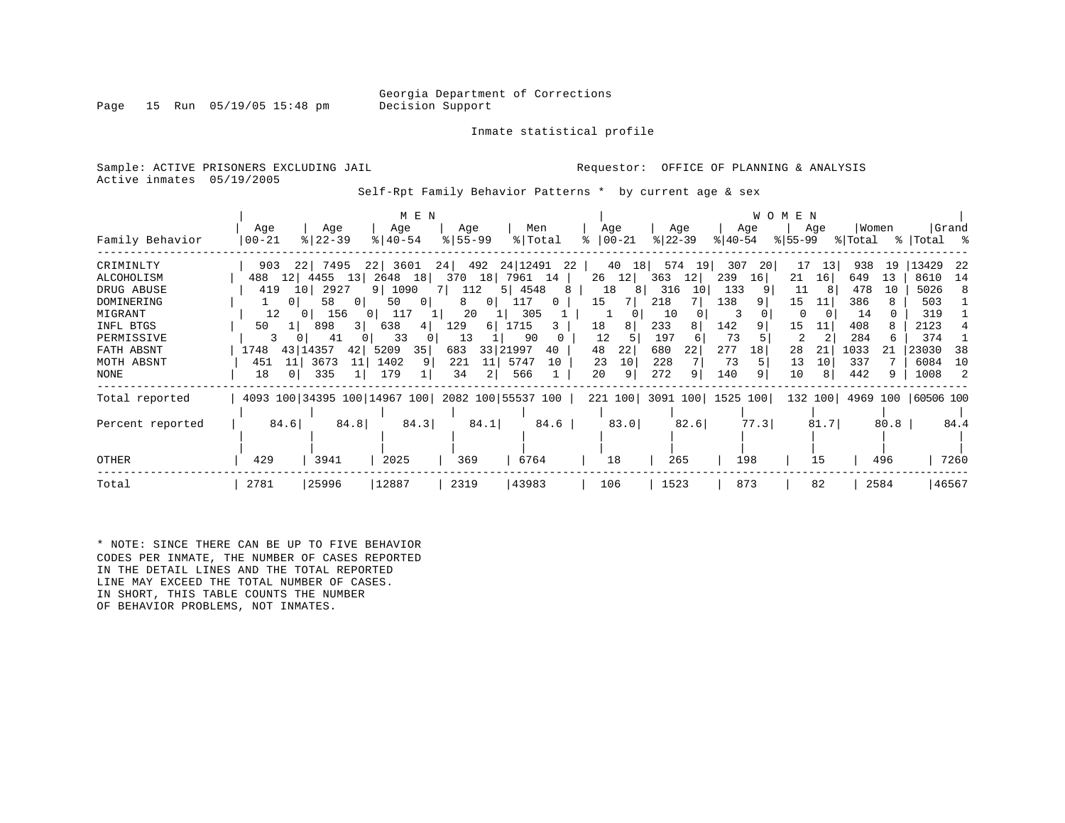Georgia Department of Corrections
Decision Support

Inmate statistical profile

Sample: ACTIVE PRISONERS EXCLUDING JAIL Requestor: OFFICE OF PLANNING & ANALYSIS
Active inmates 05/19/2005

Self-Rpt Family Behavior Patterns * by current age & sex

| | MEN | | | | | | | | | | WOMEN | | | | | | | | | | | |
|---|---|---|---|---|---|---|---|---|---|---|---|---|---|---|---|---|---|---|---|---|---|---|
| Family Behavior | Age 00-21 | % | Age 22-39 | % | Age 40-54 | % | Age 55-99 | % | Men Total | % | Age 00-21 | % | Age 22-39 | % | Age 40-54 | % | Age 55-99 | % | Women Total | % | Grand Total | % |
| CRIMINLTY | 903 | 22 | 7495 | 22 | 3601 | 24 | 492 | 24 | 12491 | 22 | 40 | 18 | 574 | 19 | 307 | 20 | 17 | 13 | 938 | 19 | 13429 | 22 |
| ALCOHOLISM | 488 | 12 | 4455 | 13 | 2648 | 18 | 370 | 18 | 7961 | 14 | 26 | 12 | 363 | 12 | 239 | 16 | 21 | 16 | 649 | 13 | 8610 | 14 |
| DRUG ABUSE | 419 | 10 | 2927 | 9 | 1090 | 7 | 112 | 5 | 4548 | 8 | 18 | 8 | 316 | 10 | 133 | 9 | 11 | 8 | 478 | 10 | 5026 | 8 |
| DOMINERING | 1 | 0 | 58 | 0 | 50 | 0 | 8 | 0 | 117 | 0 | 15 | 7 | 218 | 7 | 138 | 9 | 15 | 11 | 386 | 8 | 503 | 1 |
| MIGRANT | 12 | 0 | 156 | 0 | 117 | 1 | 20 | 1 | 305 | 1 | 1 | 0 | 10 | 0 | 3 | 0 | 0 | 0 | 14 | 0 | 319 | 1 |
| INFL BTGS | 50 | 1 | 898 | 3 | 638 | 4 | 129 | 6 | 1715 | 3 | 18 | 8 | 233 | 8 | 142 | 9 | 15 | 11 | 408 | 8 | 2123 | 4 |
| PERMISSIVE | 3 | 0 | 41 | 0 | 33 | 0 | 13 | 1 | 90 | 0 | 12 | 5 | 197 | 6 | 73 | 5 | 2 | 2 | 284 | 6 | 374 | 1 |
| FATH ABSNT | 1748 | 43 | 14357 | 42 | 5209 | 35 | 683 | 33 | 21997 | 40 | 48 | 22 | 680 | 22 | 277 | 18 | 28 | 21 | 1033 | 21 | 23030 | 38 |
| MOTH ABSNT | 451 | 11 | 3673 | 11 | 1402 | 9 | 221 | 11 | 5747 | 10 | 23 | 10 | 228 | 7 | 73 | 5 | 13 | 10 | 337 | 7 | 6084 | 10 |
| NONE | 18 | 0 | 335 | 1 | 179 | 1 | 34 | 2 | 566 | 1 | 20 | 9 | 272 | 9 | 140 | 9 | 10 | 8 | 442 | 9 | 1008 | 2 |
| Total reported | 4093 | 100 | 34395 | 100 | 14967 | 100 | 2082 | 100 | 55537 | 100 | 221 | 100 | 3091 | 100 | 1525 | 100 | 132 | 100 | 4969 | 100 | 60506 | 100 |
| Percent reported | | 84.6 | | 84.8 | | 84.3 | | 84.1 | | 84.6 | | 83.0 | | 82.6 | | 77.3 | | 81.7 | | 80.8 | | 84.4 |
| OTHER | 429 | | 3941 | | 2025 | | 369 | | 6764 | | 18 | | 265 | | 198 | | 15 | | 496 | | 7260 | |
| Total | 2781 | | 25996 | | 12887 | | 2319 | | 43983 | | 106 | | 1523 | | 873 | | 82 | | 2584 | | 46567 | |

* NOTE: SINCE THERE CAN BE UP TO FIVE BEHAVIOR CODES PER INMATE, THE NUMBER OF CASES REPORTED IN THE DETAIL LINES AND THE TOTAL REPORTED LINE MAY EXCEED THE TOTAL NUMBER OF CASES. IN SHORT, THIS TABLE COUNTS THE NUMBER OF BEHAVIOR PROBLEMS, NOT INMATES.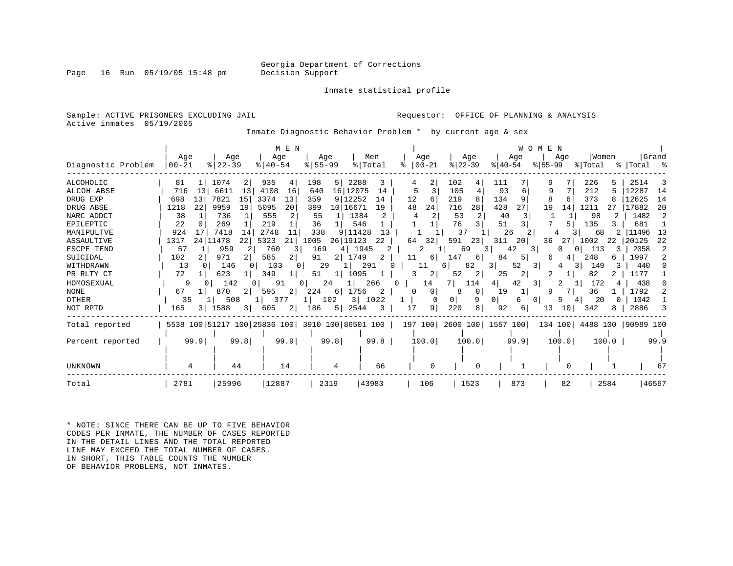Georgia Department of Corrections
Decision Support

Inmate statistical profile

Sample: ACTIVE PRISONERS EXCLUDING JAIL
Active inmates 05/19/2005

Requestor: OFFICE OF PLANNING & ANALYSIS

Inmate Diagnostic Behavior Problem * by current age & sex

| Diagnostic Problem | MEN Age 00-21 | % | Age 22-39 | % | Age 40-54 | % | Age 55-99 | % | Men Total | % | WOMEN Age 00-21 | % | Age 22-39 | % | Age 40-54 | % | Age 55-99 | % | Women Total | % | Grand Total | % |
|---|---|---|---|---|---|---|---|---|---|---|---|---|---|---|---|---|---|---|---|---|---|---|
| ALCOHOLIC | 81 | 1 | 1074 | 2 | 935 | 4 | 198 | 5 | 2288 | 3 | 4 | 2 | 102 | 4 | 111 | 7 | 9 | 7 | 226 | 5 | 2514 | 3 |
| ALCOH ABSE | 716 | 13 | 6611 | 13 | 4108 | 16 | 640 | 16 | 12075 | 14 | 5 | 3 | 105 | 4 | 93 | 6 | 9 | 7 | 212 | 5 | 12287 | 14 |
| DRUG EXP | 698 | 13 | 7821 | 15 | 3374 | 13 | 359 | 9 | 12252 | 14 | 12 | 6 | 219 | 8 | 134 | 9 | 8 | 6 | 373 | 8 | 12625 | 14 |
| DRUG ABSE | 1218 | 22 | 9959 | 19 | 5095 | 20 | 399 | 10 | 16671 | 19 | 48 | 24 | 716 | 28 | 428 | 27 | 19 | 14 | 1211 | 27 | 17882 | 20 |
| NARC ADDCT | 38 | 1 | 736 | 1 | 555 | 2 | 55 | 1 | 1384 | 2 | 4 | 2 | 53 | 2 | 40 | 3 | 1 | 1 | 98 | 2 | 1482 | 2 |
| EPILEPTIC | 22 | 0 | 269 | 1 | 219 | 1 | 36 | 1 | 546 | 1 | 1 | 1 | 76 | 3 | 51 | 3 | 7 | 5 | 135 | 3 | 681 | 1 |
| MANIPULTVE | 924 | 17 | 7418 | 14 | 2748 | 11 | 338 | 9 | 11428 | 13 | 1 | 1 | 37 | 1 | 26 | 2 | 4 | 3 | 68 | 2 | 11496 | 13 |
| ASSAULTIVE | 1317 | 24 | 11478 | 22 | 5323 | 21 | 1005 | 26 | 19123 | 22 | 64 | 32 | 591 | 23 | 311 | 20 | 36 | 27 | 1002 | 22 | 20125 | 22 |
| ESCPE TEND | 57 | 1 | 959 | 2 | 760 | 3 | 169 | 4 | 1945 | 2 | 2 | 1 | 69 | 3 | 42 | 3 | 0 | 0 | 113 | 3 | 2058 | 2 |
| SUICIDAL | 102 | 2 | 971 | 2 | 585 | 2 | 91 | 2 | 1749 | 2 | 11 | 6 | 147 | 6 | 84 | 5 | 6 | 4 | 248 | 6 | 1997 | 2 |
| WITHDRAWN | 13 | 0 | 146 | 0 | 103 | 0 | 29 | 1 | 291 | 0 | 11 | 6 | 82 | 3 | 52 | 3 | 4 | 3 | 149 | 3 | 440 | 0 |
| PR RLTY CT | 72 | 1 | 623 | 1 | 349 | 1 | 51 | 1 | 1095 | 1 | 3 | 2 | 52 | 2 | 25 | 2 | 2 | 1 | 82 | 2 | 1177 | 1 |
| HOMOSEXUAL | 9 | 0 | 142 | 0 | 91 | 0 | 24 | 1 | 266 | 0 | 14 | 7 | 114 | 4 | 42 | 3 | 2 | 1 | 172 | 4 | 438 | 0 |
| NONE | 67 | 1 | 870 | 2 | 595 | 2 | 224 | 6 | 1756 | 2 | 0 | 0 | 8 | 0 | 19 | 1 | 9 | 7 | 36 | 1 | 1792 | 2 |
| OTHER | 35 | 1 | 508 | 1 | 377 | 1 | 102 | 3 | 1022 | 1 | 0 | 0 | 9 | 0 | 6 | 0 | 5 | 4 | 20 | 0 | 1042 | 1 |
| NOT RPTD | 165 | 3 | 1588 | 3 | 605 | 2 | 186 | 5 | 2544 | 3 | 17 | 9 | 220 | 8 | 92 | 6 | 13 | 10 | 342 | 8 | 2886 | 3 |
| Total reported | 5538 | 100 | 51217 | 100 | 25836 | 100 | 3910 | 100 | 86501 | 100 | 197 | 100 | 2600 | 100 | 1557 | 100 | 134 | 100 | 4488 | 100 | 90989 | 100 |
| Percent reported | | 99.9 | | 99.8 | | 99.9 | | 99.8 | | 99.8 | | 100.0 | | 100.0 | | 99.9 | | 100.0 | | 100.0 | | 99.9 |
| UNKNOWN | 4 | | 44 | | 14 | | 4 | | 66 | | 0 | | 0 | | 1 | | 0 | | 1 | | 67 | |
| Total | 2781 | | 25996 | | 12887 | | 2319 | | 43983 | | 106 | | 1523 | | 873 | | 82 | | 2584 | | 46567 | |

* NOTE: SINCE THERE CAN BE UP TO FIVE BEHAVIOR CODES PER INMATE, THE NUMBER OF CASES REPORTED IN THE DETAIL LINES AND THE TOTAL REPORTED LINE MAY EXCEED THE TOTAL NUMBER OF CASES. IN SHORT, THIS TABLE COUNTS THE NUMBER OF BEHAVIOR PROBLEMS, NOT INMATES.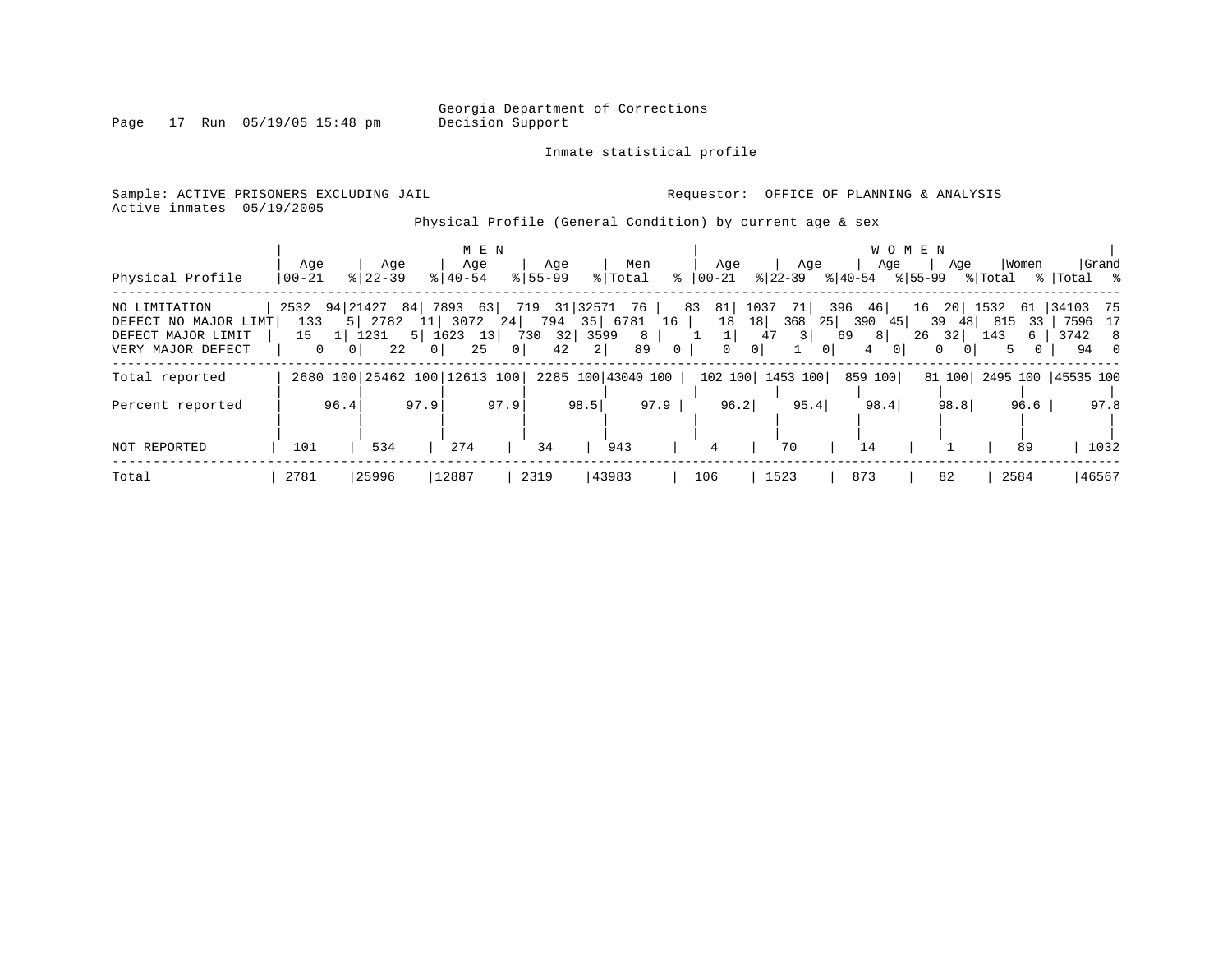Georgia Department of Corrections
Decision Support

Inmate statistical profile

Sample: ACTIVE PRISONERS EXCLUDING JAIL

Requestor: OFFICE OF PLANNING & ANALYSIS

Active inmates 05/19/2005

Physical Profile (General Condition) by current age & sex

| Physical Profile | MEN Age 00-21 | % | Age 22-39 | % | Age 40-54 | % | Age 55-99 | % | Men Total | % | WOMEN Age 00-21 | % | Age 22-39 | % | Age 40-54 | % | Age 55-99 | % | Women Total | % | Grand Total | % |
|---|---|---|---|---|---|---|---|---|---|---|---|---|---|---|---|---|---|---|---|---|---|---|
| NO LIMITATION | 2532 | 94 | 21427 | 84 | 7893 | 63 | 719 | 31 | 32571 | 76 | 83 | 81 | 1037 | 71 | 396 | 46 | 16 | 20 | 1532 | 61 | 34103 | 75 |
| DEFECT NO MAJOR LIMT | 133 | 5 | 2782 | 11 | 3072 | 24 | 794 | 35 | 6781 | 16 | 18 | 18 | 368 | 25 | 390 | 45 | 39 | 48 | 815 | 33 | 7596 | 17 |
| DEFECT MAJOR LIMIT | 15 | 1 | 1231 | 5 | 1623 | 13 | 730 | 32 | 3599 | 8 | 1 | 1 | 47 | 3 | 69 | 8 | 26 | 32 | 143 | 6 | 3742 | 8 |
| VERY MAJOR DEFECT | 0 | 0 | 22 | 0 | 25 | 0 | 42 | 2 | 89 | 0 | 0 | 0 | 1 | 0 | 4 | 0 | 0 | 0 | 5 | 0 | 94 | 0 |
| Total reported | 2680 | 100 | 25462 | 100 | 12613 | 100 | 2285 | 100 | 43040 | 100 | 102 | 100 | 1453 | 100 | 859 | 100 | 81 | 100 | 2495 | 100 | 45535 | 100 |
| Percent reported | | 96.4 | | 97.9 | | 97.9 | | 98.5 | | 97.9 | | 96.2 | | 95.4 | | 98.4 | | 98.8 | | 96.6 | | 97.8 |
| NOT REPORTED | 101 | | 534 | | 274 | | 34 | | 943 | | 4 | | 70 | | 14 | | 1 | | 89 | | 1032 | |
| Total | 2781 | | 25996 | | 12887 | | 2319 | | 43983 | | 106 | | 1523 | | 873 | | 82 | | 2584 | | 46567 | |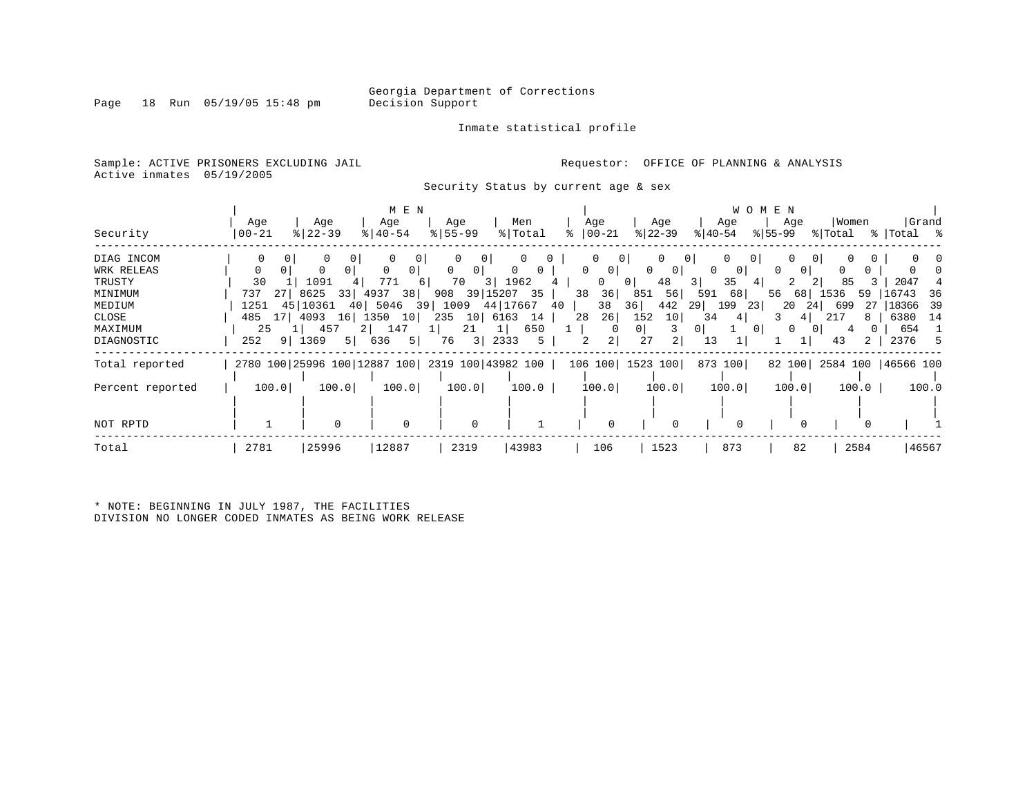Georgia Department of Corrections
Decision Support

Inmate statistical profile

Sample: ACTIVE PRISONERS EXCLUDING JAIL  Requestor: OFFICE OF PLANNING & ANALYSIS
Active inmates 05/19/2005

Security Status by current age & sex

| Security | MEN Age 00-21 | % | Age 22-39 | % | Age 40-54 | % | Age 55-99 | % | Men Total | % | WOMEN Age 00-21 | % | Age 22-39 | % | Age 40-54 | % | Age 55-99 | % | Women Total | % | Grand Total | % |
|---|---|---|---|---|---|---|---|---|---|---|---|---|---|---|---|---|---|---|---|---|---|---|
| DIAG INCOM | 0 | 0 | 0 | 0 | 0 | 0 | 0 | 0 | 0 | 0 | 0 | 0 | 0 | 0 | 0 | 0 | 0 | 0 | 0 | 0 | 0 | 0 |
| WRK RELEAS | 0 | 0 | 0 | 0 | 0 | 0 | 0 | 0 | 0 | 0 | 0 | 0 | 0 | 0 | 0 | 0 | 0 | 0 | 0 | 0 | 0 | 0 |
| TRUSTY | 30 | 1 | 1091 | 4 | 771 | 6 | 70 | 3 | 1962 | 4 | 0 | 0 | 48 | 3 | 35 | 4 | 2 | 2 | 85 | 3 | 2047 | 4 |
| MINIMUM | 737 | 27 | 8625 | 33 | 4937 | 38 | 908 | 39 | 15207 | 35 | 38 | 36 | 851 | 56 | 591 | 68 | 56 | 68 | 1536 | 59 | 16743 | 36 |
| MEDIUM | 1251 | 45 | 10361 | 40 | 5046 | 39 | 1009 | 44 | 17667 | 40 | 38 | 36 | 442 | 29 | 199 | 23 | 20 | 24 | 699 | 27 | 18366 | 39 |
| CLOSE | 485 | 17 | 4093 | 16 | 1350 | 10 | 235 | 10 | 6163 | 14 | 28 | 26 | 152 | 10 | 34 | 4 | 3 | 4 | 217 | 8 | 6380 | 14 |
| MAXIMUM | 25 | 1 | 457 | 2 | 147 | 1 | 21 | 1 | 650 | 1 | 0 | 0 | 3 | 0 | 1 | 0 | 0 | 0 | 4 | 0 | 654 | 1 |
| DIAGNOSTIC | 252 | 9 | 1369 | 5 | 636 | 5 | 76 | 3 | 2333 | 5 | 2 | 2 | 27 | 2 | 13 | 1 | 1 | 1 | 43 | 2 | 2376 | 5 |
| Total reported | 2780 | 100 | 25996 | 100 | 12887 | 100 | 2319 | 100 | 43982 | 100 | 106 | 100 | 1523 | 100 | 873 | 100 | 82 | 100 | 2584 | 100 | 46566 | 100 |
| Percent reported | 100.0 | | 100.0 | | 100.0 | | 100.0 | | 100.0 | | 100.0 | | 100.0 | | 100.0 | | 100.0 | | 100.0 | | 100.0 | |
| NOT RPTD | 1 | | 0 | | 0 | | 0 | | 1 | | 0 | | 0 | | 0 | | 0 | | 0 | | 1 | |
| Total | 2781 | | 25996 | | 12887 | | 2319 | | 43983 | | 106 | | 1523 | | 873 | | 82 | | 2584 | | 46567 | |

* NOTE: BEGINNING IN JULY 1987, THE FACILITIES
DIVISION NO LONGER CODED INMATES AS BEING WORK RELEASE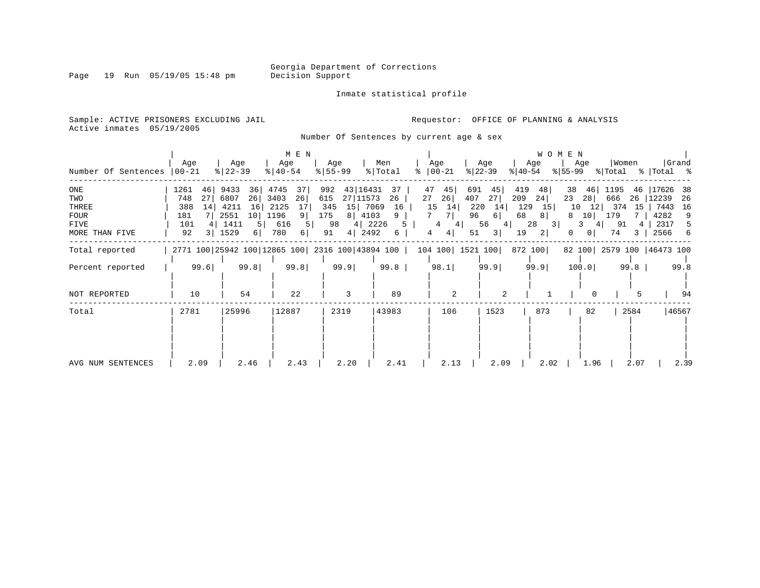Georgia Department of Corrections
Decision Support

Inmate statistical profile

Sample: ACTIVE PRISONERS EXCLUDING JAIL

Requestor: OFFICE OF PLANNING & ANALYSIS

Active inmates 05/19/2005

## Number Of Sentences by current age & sex

| Number Of Sentences | MEN Age 00-21 | % | Age 22-39 | % | Age 40-54 | % | Age 55-99 | % | Men Total | % | WOMEN Age 00-21 | % | Age 22-39 | % | Age 40-54 | % | Age 55-99 | % | Women Total | % | Grand Total | % |
|---|---|---|---|---|---|---|---|---|---|---|---|---|---|---|---|---|---|---|---|---|---|---|
| ONE | 1261 | 46 | 9433 | 36 | 4745 | 37 | 992 | 43 | 16431 | 37 | 47 | 45 | 691 | 45 | 419 | 48 | 38 | 46 | 1195 | 46 | 17626 | 38 |
| TWO | 748 | 27 | 6807 | 26 | 3403 | 26 | 615 | 27 | 11573 | 26 | 27 | 26 | 407 | 27 | 209 | 24 | 23 | 28 | 666 | 26 | 12239 | 26 |
| THREE | 388 | 14 | 4211 | 16 | 2125 | 17 | 345 | 15 | 7069 | 16 | 15 | 14 | 220 | 14 | 129 | 15 | 10 | 12 | 374 | 15 | 7443 | 16 |
| FOUR | 181 | 7 | 2551 | 10 | 1196 | 9 | 175 | 8 | 4103 | 9 | 7 | 7 | 96 | 6 | 68 | 8 | 8 | 10 | 179 | 7 | 4282 | 9 |
| FIVE | 101 | 4 | 1411 | 5 | 616 | 5 | 98 | 4 | 2226 | 5 | 4 | 4 | 56 | 4 | 28 | 3 | 3 | 4 | 91 | 4 | 2317 | 5 |
| MORE THAN FIVE | 92 | 3 | 1529 | 6 | 780 | 6 | 91 | 4 | 2492 | 6 | 4 | 4 | 51 | 3 | 19 | 2 | 0 | 0 | 74 | 3 | 2566 | 6 |
| Total reported | 2771 | 100 | 25942 | 100 | 12865 | 100 | 2316 | 100 | 43894 | 100 | 104 | 100 | 1521 | 100 | 872 | 100 | 82 | 100 | 2579 | 100 | 46473 | 100 |
| Percent reported | 99.6 | | 99.8 | | 99.8 | | 99.9 | | 99.8 | | 98.1 | | 99.9 | | 99.9 | | 100.0 | | 99.8 | | 99.8 | |
| NOT REPORTED | 10 | | 54 | | 22 | | 3 | | 89 | | 2 | | 2 | | 1 | | 0 | | 5 | | 94 | |
| Total | 2781 | | 25996 | | 12887 | | 2319 | | 43983 | | 106 | | 1523 | | 873 | | 82 | | 2584 | | 46567 | |
| AVG NUM SENTENCES | 2.09 | | 2.46 | | 2.43 | | 2.20 | | 2.41 | | 2.13 | | 2.09 | | 2.02 | | 1.96 | | 2.07 | | 2.39 | |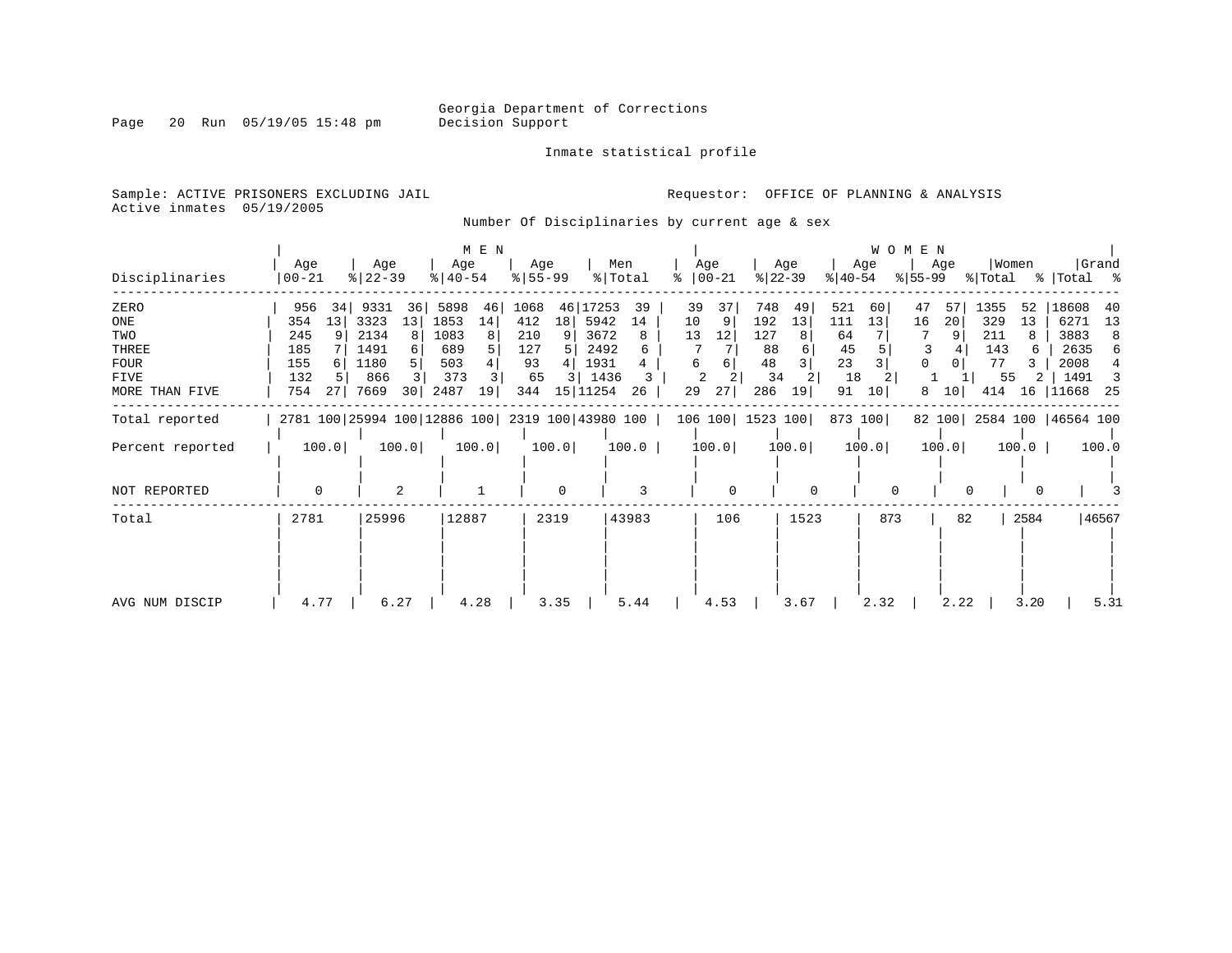Georgia Department of Corrections
Decision Support

Inmate statistical profile

Sample: ACTIVE PRISONERS EXCLUDING JAIL
Active inmates 05/19/2005

Requestor: OFFICE OF PLANNING & ANALYSIS

Number Of Disciplinaries by current age & sex

| Disciplinaries | MEN Age 00-21 | % | Age 22-39 | % | Age 40-54 | % | Age 55-99 | % | Men Total | % | WOMEN Age 00-21 | % | Age 22-39 | % | Age 40-54 | % | Age 55-99 | % | Women Total | % | Grand Total | % |
|---|---|---|---|---|---|---|---|---|---|---|---|---|---|---|---|---|---|---|---|---|---|---|
| ZERO | 956 | 34 | 9331 | 36 | 5898 | 46 | 1068 | 46 | 17253 | 39 | 39 | 37 | 748 | 49 | 521 | 60 | 47 | 57 | 1355 | 52 | 18608 | 40 |
| ONE | 354 | 13 | 3323 | 13 | 1853 | 14 | 412 | 18 | 5942 | 14 | 10 | 9 | 192 | 13 | 111 | 13 | 16 | 20 | 329 | 13 | 6271 | 13 |
| TWO | 245 | 9 | 2134 | 8 | 1083 | 8 | 210 | 9 | 3672 | 8 | 13 | 12 | 127 | 8 | 64 | 7 | 7 | 9 | 211 | 8 | 3883 | 8 |
| THREE | 185 | 7 | 1491 | 6 | 689 | 5 | 127 | 5 | 2492 | 6 | 7 | 7 | 88 | 6 | 45 | 5 | 3 | 4 | 143 | 6 | 2635 | 6 |
| FOUR | 155 | 6 | 1180 | 5 | 503 | 4 | 93 | 4 | 1931 | 4 | 6 | 6 | 48 | 3 | 23 | 3 | 0 | 0 | 77 | 3 | 2008 | 4 |
| FIVE | 132 | 5 | 866 | 3 | 373 | 3 | 65 | 3 | 1436 | 3 | 2 | 2 | 34 | 2 | 18 | 2 | 1 | 1 | 55 | 2 | 1491 | 3 |
| MORE THAN FIVE | 754 | 27 | 7669 | 30 | 2487 | 19 | 344 | 15 | 11254 | 26 | 29 | 27 | 286 | 19 | 91 | 10 | 8 | 10 | 414 | 16 | 11668 | 25 |
| Total reported | 2781 | 100 | 25994 | 100 | 12886 | 100 | 2319 | 100 | 43980 | 100 | 106 | 100 | 1523 | 100 | 873 | 100 | 82 | 100 | 2584 | 100 | 46564 | 100 |
| Percent reported | 100.0 | | 100.0 | | 100.0 | | 100.0 | | 100.0 | | 100.0 | | 100.0 | | 100.0 | | 100.0 | | 100.0 | | 100.0 | |
| NOT REPORTED | 0 | | 2 | | 1 | | 0 | | 3 | | 0 | | 0 | | 0 | | 0 | | 0 | | 3 | |
| Total | 2781 | | 25996 | | 12887 | | 2319 | | 43983 | | 106 | | 1523 | | 873 | | 82 | | 2584 | | 46567 | |
| AVG NUM DISCIP | 4.77 | | 6.27 | | 4.28 | | 3.35 | | 5.44 | | 4.53 | | 3.67 | | 2.32 | | 2.22 | | 3.20 | | 5.31 | |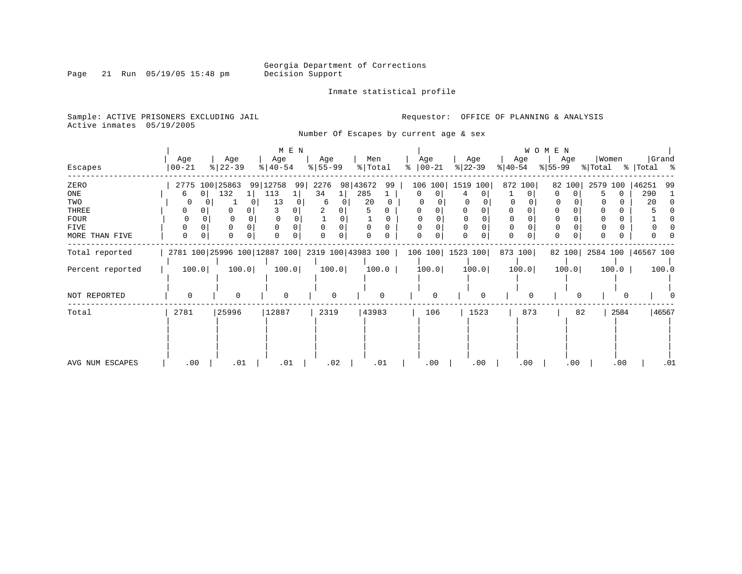Georgia Department of Corrections
Decision Support

Inmate statistical profile

Sample: ACTIVE PRISONERS EXCLUDING JAIL
Active inmates 05/19/2005

Requestor: OFFICE OF PLANNING & ANALYSIS

Number Of Escapes by current age & sex

| Escapes | MEN Age 00-21 | % | Age 22-39 | % | Age 40-54 | % | Age 55-99 | % | Men Total | % | WOMEN Age 00-21 | % | Age 22-39 | % | Age 40-54 | % | Age 55-99 | % | Women Total | % | Grand Total | % |
|---|---|---|---|---|---|---|---|---|---|---|---|---|---|---|---|---|---|---|---|---|---|---|
| ZERO | 2775 | 100 | 25863 | 99 | 12758 | 99 | 2276 | 98 | 43672 | 99 | 106 | 100 | 1519 | 100 | 872 | 100 | 82 | 100 | 2579 | 100 | 46251 | 99 |
| ONE | 6 | 0 | 132 | 1 | 113 | 1 | 34 | 1 | 285 | 1 | 0 | 0 | 4 | 0 | 1 | 0 | 0 | 0 | 5 | 0 | 290 | 1 |
| TWO | 0 | 0 | 1 | 0 | 13 | 0 | 6 | 0 | 20 | 0 | 0 | 0 | 0 | 0 | 0 | 0 | 0 | 0 | 0 | 0 | 20 | 0 |
| THREE | 0 | 0 | 0 | 0 | 3 | 0 | 2 | 0 | 5 | 0 | 0 | 0 | 0 | 0 | 0 | 0 | 0 | 0 | 0 | 0 | 5 | 0 |
| FOUR | 0 | 0 | 0 | 0 | 0 | 0 | 1 | 0 | 1 | 0 | 0 | 0 | 0 | 0 | 0 | 0 | 0 | 0 | 0 | 0 | 1 | 0 |
| FIVE | 0 | 0 | 0 | 0 | 0 | 0 | 0 | 0 | 0 | 0 | 0 | 0 | 0 | 0 | 0 | 0 | 0 | 0 | 0 | 0 | 0 | 0 |
| MORE THAN FIVE | 0 | 0 | 0 | 0 | 0 | 0 | 0 | 0 | 0 | 0 | 0 | 0 | 0 | 0 | 0 | 0 | 0 | 0 | 0 | 0 | 0 | 0 |
| Total reported | 2781 | 100 | 25996 | 100 | 12887 | 100 | 2319 | 100 | 43983 | 100 | 106 | 100 | 1523 | 100 | 873 | 100 | 82 | 100 | 2584 | 100 | 46567 | 100 |
| Percent reported | 100.0 | | 100.0 | | 100.0 | | 100.0 | | 100.0 | | 100.0 | | 100.0 | | 100.0 | | 100.0 | | 100.0 | | 100.0 | |
| NOT REPORTED | 0 | | 0 | | 0 | | 0 | | 0 | | 0 | | 0 | | 0 | | 0 | | 0 | | 0 | |
| Total | 2781 | | 25996 | | 12887 | | 2319 | | 43983 | | 106 | | 1523 | | 873 | | 82 | | 2584 | | 46567 | |
| AVG NUM ESCAPES | .00 | | .01 | | .01 | | .02 | | .01 | | .00 | | .00 | | .00 | | .00 | | .00 | | .01 | |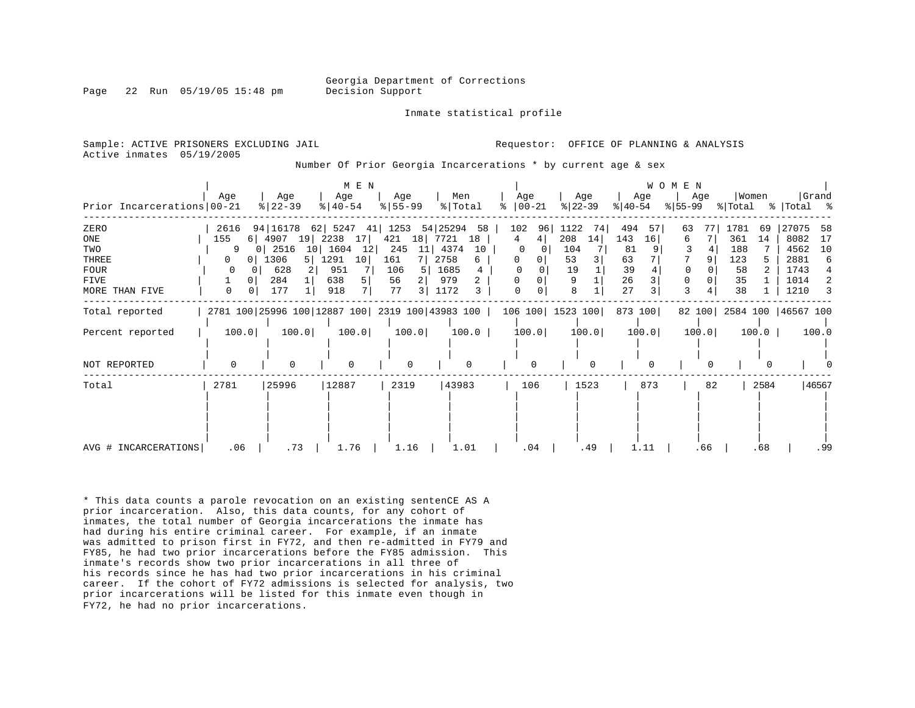Georgia Department of Corrections
Decision Support

Inmate statistical profile

Sample: ACTIVE PRISONERS EXCLUDING JAIL
Active inmates 05/19/2005

Requestor: OFFICE OF PLANNING & ANALYSIS

Number Of Prior Georgia Incarcerations * by current age & sex

| | MEN | | | | | | | | | | WOMEN | | | | | | | | | | Grand | |
|---|---|---|---|---|---|---|---|---|---|---|---|---|---|---|---|---|---|---|---|---|---|---|
| Prior Incarcerations | Age 00-21 | % | Age 22-39 | % | Age 40-54 | % | Age 55-99 | % | Men Total | % | Age 00-21 | % | Age 22-39 | % | Age 40-54 | % | Age 55-99 | % | Women Total | % | Total | % |
| ZERO | 2616 | 94 | 16178 | 62 | 5247 | 41 | 1253 | 54 | 25294 | 58 | 102 | 96 | 1122 | 74 | 494 | 57 | 63 | 77 | 1781 | 69 | 27075 | 58 |
| ONE | 155 | 6 | 4907 | 19 | 2238 | 17 | 421 | 18 | 7721 | 18 | 4 | 4 | 208 | 14 | 143 | 16 | 6 | 7 | 361 | 14 | 8082 | 17 |
| TWO | 9 | 0 | 2516 | 10 | 1604 | 12 | 245 | 11 | 4374 | 10 | 0 | 0 | 104 | 7 | 81 | 9 | 3 | 4 | 188 | 7 | 4562 | 10 |
| THREE | 0 | 0 | 1306 | 5 | 1291 | 10 | 161 | 7 | 2758 | 6 | 0 | 0 | 53 | 3 | 63 | 7 | 7 | 9 | 123 | 5 | 2881 | 6 |
| FOUR | 0 | 0 | 628 | 2 | 951 | 7 | 106 | 5 | 1685 | 4 | 0 | 0 | 19 | 1 | 39 | 4 | 0 | 0 | 58 | 2 | 1743 | 4 |
| FIVE | 1 | 0 | 284 | 1 | 638 | 5 | 56 | 2 | 979 | 2 | 0 | 0 | 9 | 1 | 26 | 3 | 0 | 0 | 35 | 1 | 1014 | 2 |
| MORE THAN FIVE | 0 | 0 | 177 | 1 | 918 | 7 | 77 | 3 | 1172 | 3 | 0 | 0 | 8 | 1 | 27 | 3 | 3 | 4 | 38 | 1 | 1210 | 3 |
| Total reported | 2781 | 100 | 25996 | 100 | 12887 | 100 | 2319 | 100 | 43983 | 100 | 106 | 100 | 1523 | 100 | 873 | 100 | 82 | 100 | 2584 | 100 | 46567 | 100 |
| Percent reported | 100.0 | | 100.0 | | 100.0 | | 100.0 | | 100.0 | | 100.0 | | 100.0 | | 100.0 | | 100.0 | | 100.0 | | 100.0 | |
| NOT REPORTED | 0 | | 0 | | 0 | | 0 | | 0 | | 0 | | 0 | | 0 | | 0 | | 0 | | 0 | |
| Total | 2781 | | 25996 | | 12887 | | 2319 | | 43983 | | 106 | | 1523 | | 873 | | 82 | | 2584 | | 46567 | |
| AVG # INCARCERATIONS | .06 | | .73 | | 1.76 | | 1.16 | | 1.01 | | .04 | | .49 | | 1.11 | | .66 | | .68 | | .99 | |

* This data counts a parole revocation on an existing sentenCE AS A prior incarceration. Also, this data counts, for any cohort of inmates, the total number of Georgia incarcerations the inmate has had during his entire criminal career. For example, if an inmate was admitted to prison first in FY72, and then re-admitted in FY79 and FY85, he had two prior incarcerations before the FY85 admission. This inmate's records show two prior incarcerations in all three of his records since he has had two prior incarcerations in his criminal career. If the cohort of FY72 admissions is selected for analysis, two prior incarcerations will be listed for this inmate even though in FY72, he had no prior incarcerations.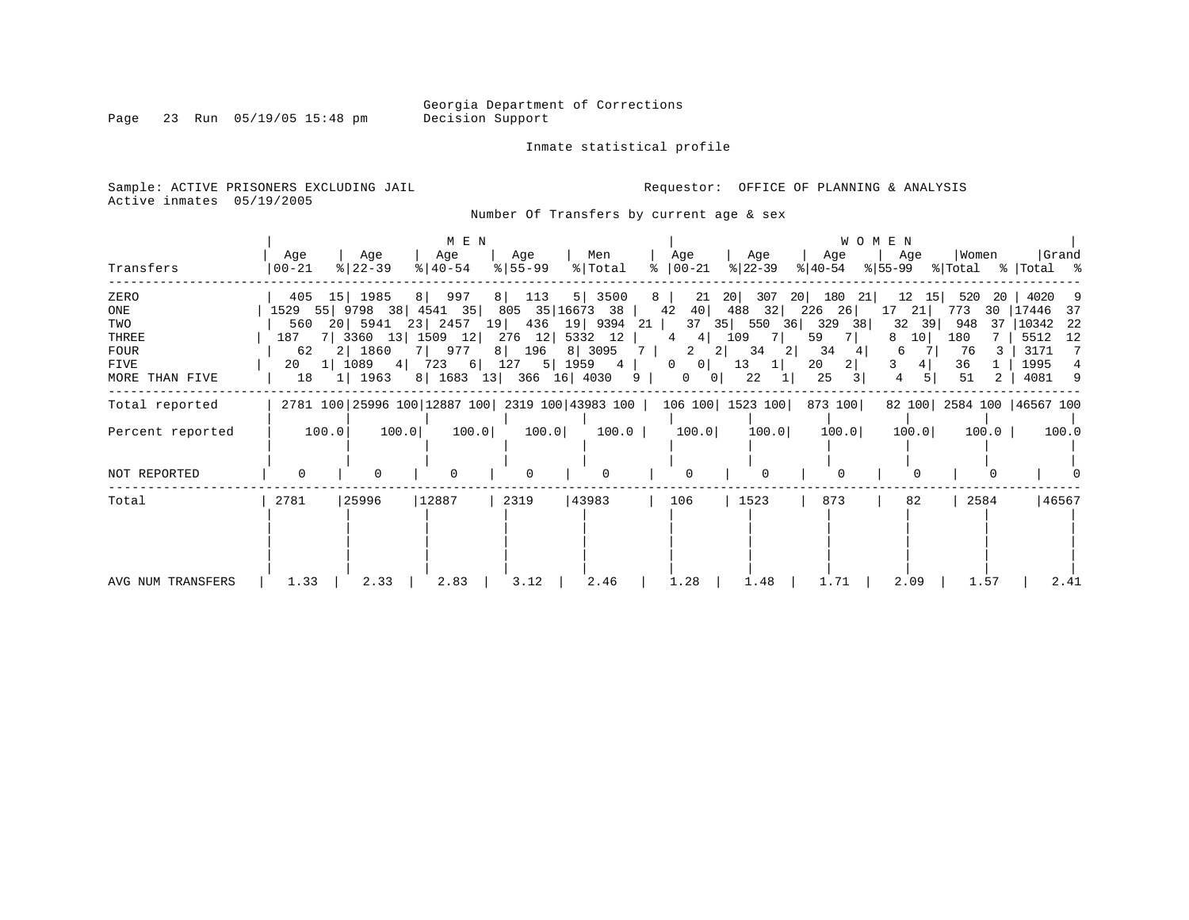Georgia Department of Corrections
Decision Support

Inmate statistical profile

Sample: ACTIVE PRISONERS EXCLUDING JAIL

Requestor: OFFICE OF PLANNING & ANALYSIS

Active inmates 05/19/2005

Number Of Transfers by current age & sex

| Transfers | MEN Age 00-21 | % | Age 22-39 | % | Age 40-54 | % | Age 55-99 | % | Men Total | % | WOMEN Age 00-21 | % | Age 22-39 | % | Age 40-54 | % | Age 55-99 | % | Women Total | % | Grand Total | % |
|---|---|---|---|---|---|---|---|---|---|---|---|---|---|---|---|---|---|---|---|---|---|---|
| ZERO | 405 | 15 | 1985 | 8 | 997 | 8 | 113 | 5 | 3500 | 8 | 21 | 20 | 307 | 20 | 180 | 21 | 12 | 15 | 520 | 20 | 4020 | 9 |
| ONE | 1529 | 55 | 9798 | 38 | 4541 | 35 | 805 | 35 | 16673 | 38 | 42 | 40 | 488 | 32 | 226 | 26 | 17 | 21 | 773 | 30 | 17446 | 37 |
| TWO | 560 | 20 | 5941 | 23 | 2457 | 19 | 436 | 19 | 9394 | 21 | 37 | 35 | 550 | 36 | 329 | 38 | 32 | 39 | 948 | 37 | 10342 | 22 |
| THREE | 187 | 7 | 3360 | 13 | 1509 | 12 | 276 | 12 | 5332 | 12 | 4 | 4 | 109 | 7 | 59 | 7 | 8 | 10 | 180 | 7 | 5512 | 12 |
| FOUR | 62 | 2 | 1860 | 7 | 977 | 8 | 196 | 8 | 3095 | 7 | 2 | 2 | 34 | 2 | 34 | 4 | 6 | 7 | 76 | 3 | 3171 | 7 |
| FIVE | 20 | 1 | 1089 | 4 | 723 | 6 | 127 | 5 | 1959 | 4 | 0 | 0 | 13 | 1 | 20 | 2 | 3 | 4 | 36 | 1 | 1995 | 4 |
| MORE THAN FIVE | 18 | 1 | 1963 | 8 | 1683 | 13 | 366 | 16 | 4030 | 9 | 0 | 0 | 22 | 1 | 25 | 3 | 4 | 5 | 51 | 2 | 4081 | 9 |
| Total reported | 2781 | 100 | 25996 | 100 | 12887 | 100 | 2319 | 100 | 43983 | 100 | 106 | 100 | 1523 | 100 | 873 | 100 | 82 | 100 | 2584 | 100 | 46567 | 100 |
| Percent reported | | 100.0 | | 100.0 | | 100.0 | | 100.0 | | 100.0 | | 100.0 | | 100.0 | | 100.0 | | 100.0 | | 100.0 | | 100.0 |
| NOT REPORTED | 0 | | 0 | | 0 | | 0 | | 0 | | 0 | | 0 | | 0 | | 0 | | 0 | | 0 | |
| Total | 2781 | | 25996 | | 12887 | | 2319 | | 43983 | | 106 | | 1523 | | 873 | | 82 | | 2584 | | 46567 | |
| AVG NUM TRANSFERS | 1.33 | | 2.33 | | 2.83 | | 3.12 | | 2.46 | | 1.28 | | 1.48 | | 1.71 | | 2.09 | | 1.57 | | 2.41 | |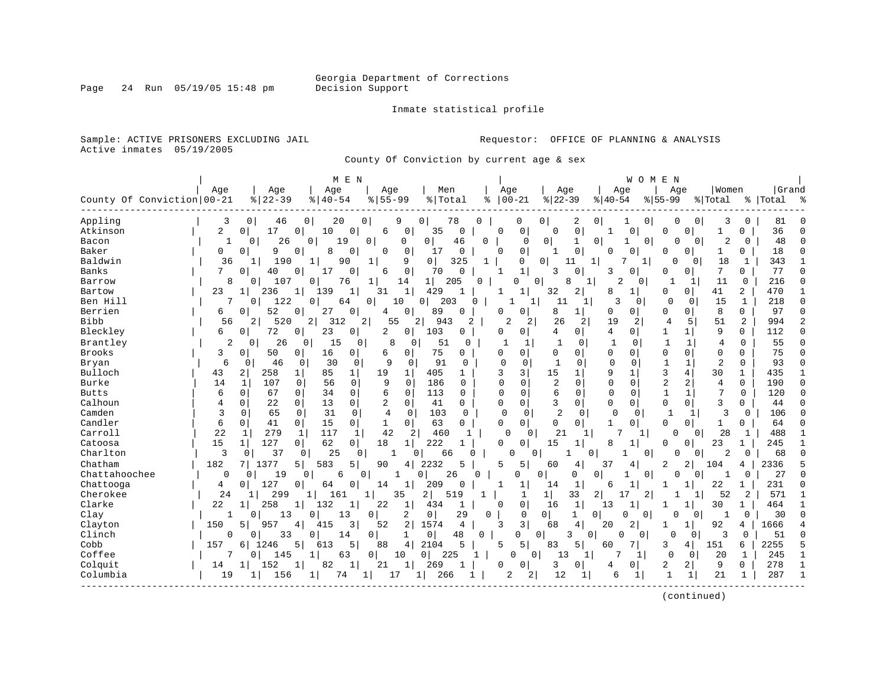Georgia Department of Corrections
Decision Support

Inmate statistical profile

Sample: ACTIVE PRISONERS EXCLUDING JAIL
Active inmates 05/19/2005

Requestor: OFFICE OF PLANNING & ANALYSIS

County Of Conviction by current age & sex

| County Of Conviction | MEN Age 00-21 | % | Age 22-39 | % | Age 40-54 | % | Age 55-99 | % | Men Total | % | WOMEN Age 00-21 | % | Age 22-39 | % | Age 40-54 | % | Age 55-99 | % | Women Total | % | Grand Total | % |
|---|---|---|---|---|---|---|---|---|---|---|---|---|---|---|---|---|---|---|---|---|---|---|
| Appling | 3 | 0 | 46 | 0 | 20 | 0 | 9 | 0 | 78 | 0 | 0 | 0 | 2 | 0 | 1 | 0 | 0 | 0 | 3 | 0 | 81 | 0 |
| Atkinson | 2 | 0 | 17 | 0 | 10 | 0 | 6 | 0 | 35 | 0 | 0 | 0 | 0 | 0 | 1 | 0 | 0 | 0 | 1 | 0 | 36 | 0 |
| Bacon | 1 | 0 | 26 | 0 | 19 | 0 | 0 | 0 | 46 | 0 | 0 | 0 | 1 | 0 | 1 | 0 | 0 | 0 | 2 | 0 | 48 | 0 |
| Baker | 0 | 0 | 9 | 0 | 8 | 0 | 0 | 0 | 17 | 0 | 0 | 0 | 1 | 0 | 0 | 0 | 0 | 0 | 1 | 0 | 18 | 0 |
| Baldwin | 36 | 1 | 190 | 1 | 90 | 1 | 9 | 0 | 325 | 1 | 0 | 0 | 11 | 1 | 7 | 1 | 0 | 0 | 18 | 1 | 343 | 1 |
| Banks | 7 | 0 | 40 | 0 | 17 | 0 | 6 | 0 | 70 | 0 | 1 | 1 | 3 | 0 | 3 | 0 | 0 | 0 | 7 | 0 | 77 | 0 |
| Barrow | 8 | 0 | 107 | 0 | 76 | 1 | 14 | 1 | 205 | 0 | 0 | 0 | 8 | 1 | 2 | 0 | 1 | 1 | 11 | 0 | 216 | 0 |
| Bartow | 23 | 1 | 236 | 1 | 139 | 1 | 31 | 1 | 429 | 1 | 1 | 1 | 32 | 2 | 8 | 1 | 0 | 0 | 41 | 2 | 470 | 1 |
| Ben Hill | 7 | 0 | 122 | 0 | 64 | 0 | 10 | 0 | 203 | 0 | 1 | 1 | 11 | 1 | 3 | 0 | 0 | 0 | 15 | 1 | 218 | 0 |
| Berrien | 6 | 0 | 52 | 0 | 27 | 0 | 4 | 0 | 89 | 0 | 0 | 0 | 8 | 1 | 0 | 0 | 0 | 0 | 8 | 0 | 97 | 0 |
| Bibb | 56 | 2 | 520 | 2 | 312 | 2 | 55 | 2 | 943 | 2 | 2 | 2 | 26 | 2 | 19 | 2 | 4 | 5 | 51 | 2 | 994 | 2 |
| Bleckley | 6 | 0 | 72 | 0 | 23 | 0 | 2 | 0 | 103 | 0 | 0 | 0 | 4 | 0 | 4 | 0 | 1 | 1 | 9 | 0 | 112 | 0 |
| Brantley | 2 | 0 | 26 | 0 | 15 | 0 | 8 | 0 | 51 | 0 | 1 | 1 | 1 | 0 | 1 | 0 | 1 | 1 | 4 | 0 | 55 | 0 |
| Brooks | 3 | 0 | 50 | 0 | 16 | 0 | 6 | 0 | 75 | 0 | 0 | 0 | 0 | 0 | 0 | 0 | 0 | 0 | 0 | 0 | 75 | 0 |
| Bryan | 6 | 0 | 46 | 0 | 30 | 0 | 9 | 0 | 91 | 0 | 0 | 0 | 1 | 0 | 0 | 0 | 1 | 1 | 2 | 0 | 93 | 0 |
| Bulloch | 43 | 2 | 258 | 1 | 85 | 1 | 19 | 1 | 405 | 1 | 3 | 3 | 15 | 1 | 9 | 1 | 3 | 4 | 30 | 1 | 435 | 1 |
| Burke | 14 | 1 | 107 | 0 | 56 | 0 | 9 | 0 | 186 | 0 | 0 | 0 | 2 | 0 | 0 | 0 | 2 | 2 | 4 | 0 | 190 | 0 |
| Butts | 6 | 0 | 67 | 0 | 34 | 0 | 6 | 0 | 113 | 0 | 0 | 0 | 6 | 0 | 0 | 0 | 1 | 1 | 7 | 0 | 120 | 0 |
| Calhoun | 4 | 0 | 22 | 0 | 13 | 0 | 2 | 0 | 41 | 0 | 0 | 0 | 3 | 0 | 0 | 0 | 0 | 0 | 3 | 0 | 44 | 0 |
| Camden | 3 | 0 | 65 | 0 | 31 | 0 | 4 | 0 | 103 | 0 | 0 | 0 | 2 | 0 | 0 | 0 | 1 | 1 | 3 | 0 | 106 | 0 |
| Candler | 6 | 0 | 41 | 0 | 15 | 0 | 1 | 0 | 63 | 0 | 0 | 0 | 0 | 0 | 1 | 0 | 0 | 0 | 1 | 0 | 64 | 0 |
| Carroll | 22 | 1 | 279 | 1 | 117 | 1 | 42 | 2 | 460 | 1 | 0 | 0 | 21 | 1 | 7 | 1 | 0 | 0 | 28 | 1 | 488 | 1 |
| Catoosa | 15 | 1 | 127 | 0 | 62 | 0 | 18 | 1 | 222 | 1 | 0 | 0 | 15 | 1 | 8 | 1 | 0 | 0 | 23 | 1 | 245 | 1 |
| Charlton | 3 | 0 | 37 | 0 | 25 | 0 | 1 | 0 | 66 | 0 | 0 | 0 | 1 | 0 | 1 | 0 | 0 | 0 | 2 | 0 | 68 | 0 |
| Chatham | 182 | 7 | 1377 | 5 | 583 | 5 | 90 | 4 | 2232 | 5 | 5 | 5 | 60 | 4 | 37 | 4 | 2 | 2 | 104 | 4 | 2336 | 5 |
| Chattahoochee | 0 | 0 | 19 | 0 | 6 | 0 | 1 | 0 | 26 | 0 | 0 | 0 | 0 | 0 | 1 | 0 | 0 | 0 | 1 | 0 | 27 | 0 |
| Chattooga | 4 | 0 | 127 | 0 | 64 | 0 | 14 | 1 | 209 | 0 | 1 | 1 | 14 | 1 | 6 | 1 | 1 | 1 | 22 | 1 | 231 | 0 |
| Cherokee | 24 | 1 | 299 | 1 | 161 | 1 | 35 | 2 | 519 | 1 | 1 | 1 | 33 | 2 | 17 | 2 | 1 | 1 | 52 | 2 | 571 | 1 |
| Clarke | 22 | 1 | 258 | 1 | 132 | 1 | 22 | 1 | 434 | 1 | 0 | 0 | 16 | 1 | 13 | 1 | 1 | 1 | 30 | 1 | 464 | 1 |
| Clay | 1 | 0 | 13 | 0 | 13 | 0 | 2 | 0 | 29 | 0 | 0 | 0 | 1 | 0 | 0 | 0 | 0 | 0 | 1 | 0 | 30 | 0 |
| Clayton | 150 | 5 | 957 | 4 | 415 | 3 | 52 | 2 | 1574 | 4 | 3 | 3 | 68 | 4 | 20 | 2 | 1 | 1 | 92 | 4 | 1666 | 4 |
| Clinch | 0 | 0 | 33 | 0 | 14 | 0 | 1 | 0 | 48 | 0 | 0 | 0 | 3 | 0 | 0 | 0 | 0 | 0 | 3 | 0 | 51 | 0 |
| Cobb | 157 | 6 | 1246 | 5 | 613 | 5 | 88 | 4 | 2104 | 5 | 5 | 5 | 83 | 5 | 60 | 7 | 3 | 4 | 151 | 6 | 2255 | 5 |
| Coffee | 7 | 0 | 145 | 1 | 63 | 0 | 10 | 0 | 225 | 1 | 0 | 0 | 13 | 1 | 7 | 1 | 0 | 0 | 20 | 1 | 245 | 1 |
| Colquit | 14 | 1 | 152 | 1 | 82 | 1 | 21 | 1 | 269 | 1 | 0 | 0 | 3 | 0 | 4 | 0 | 2 | 2 | 9 | 0 | 278 | 1 |
| Columbia | 19 | 1 | 156 | 1 | 74 | 1 | 17 | 1 | 266 | 1 | 2 | 2 | 12 | 1 | 6 | 1 | 1 | 1 | 21 | 1 | 287 | 1 |

(continued)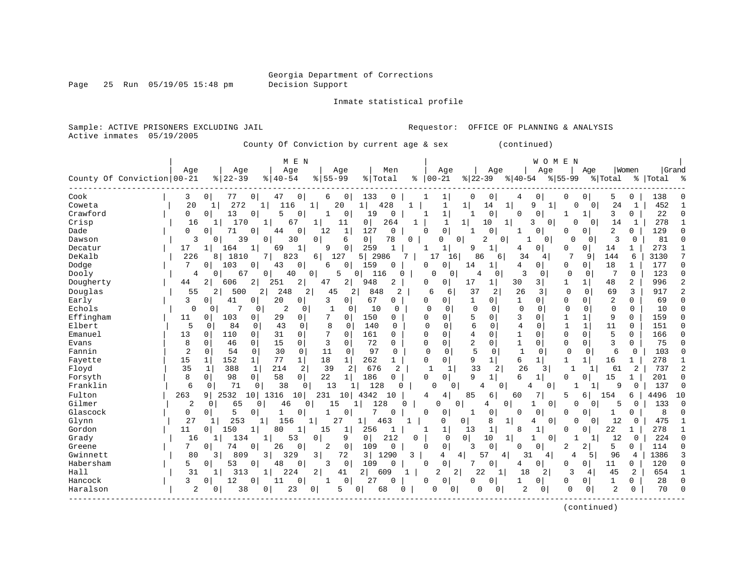Georgia Department of Corrections
Decision Support

Inmate statistical profile

Sample: ACTIVE PRISONERS EXCLUDING JAIL
Requestor: OFFICE OF PLANNING & ANALYSIS
Active inmates 05/19/2005

County Of Conviction by current age & sex (continued)

| County Of Conviction | MEN Age 00-21 | % | Age 22-39 | % | Age 40-54 | % | Age 55-99 | % | Men Total | % | WOMEN Age 00-21 | % | Age 22-39 | % | Age 40-54 | % | Age 55-99 | % | Women Total | % | Grand Total | % |
|---|---|---|---|---|---|---|---|---|---|---|---|---|---|---|---|---|---|---|---|---|---|---|
| Cook | 3 | 0 | 77 | 0 | 47 | 0 | 6 | 0 | 133 | 0 | 1 | 1 | 0 | 0 | 4 | 0 | 0 | 0 | 5 | 0 | 138 | 0 |
| Coweta | 20 | 1 | 272 | 1 | 116 | 1 | 20 | 1 | 428 | 1 | 1 | 1 | 14 | 1 | 9 | 1 | 0 | 0 | 24 | 1 | 452 | 1 |
| Crawford | 0 | 0 | 13 | 0 | 5 | 0 | 1 | 0 | 19 | 0 | 1 | 1 | 1 | 0 | 0 | 0 | 1 | 1 | 3 | 0 | 22 | 0 |
| Crisp | 16 | 1 | 170 | 1 | 67 | 1 | 11 | 0 | 264 | 1 | 1 | 1 | 10 | 1 | 3 | 0 | 0 | 0 | 14 | 1 | 278 | 1 |
| Dade | 0 | 0 | 71 | 0 | 44 | 0 | 12 | 1 | 127 | 0 | 0 | 0 | 1 | 0 | 1 | 0 | 0 | 0 | 2 | 0 | 129 | 0 |
| Dawson | 3 | 0 | 39 | 0 | 30 | 0 | 6 | 0 | 78 | 0 | 0 | 0 | 2 | 0 | 1 | 0 | 0 | 0 | 3 | 0 | 81 | 0 |
| Decatur | 17 | 1 | 164 | 1 | 69 | 1 | 9 | 0 | 259 | 1 | 1 | 1 | 9 | 1 | 4 | 0 | 0 | 0 | 14 | 1 | 273 | 1 |
| DeKalb | 226 | 8 | 1810 | 7 | 823 | 6 | 127 | 5 | 2986 | 7 | 17 | 16 | 86 | 6 | 34 | 4 | 7 | 9 | 144 | 6 | 3130 | 7 |
| Dodge | 7 | 0 | 103 | 0 | 43 | 0 | 6 | 0 | 159 | 0 | 0 | 0 | 14 | 1 | 4 | 0 | 0 | 0 | 18 | 1 | 177 | 0 |
| Dooly | 4 | 0 | 67 | 0 | 40 | 0 | 5 | 0 | 116 | 0 | 0 | 0 | 4 | 0 | 3 | 0 | 0 | 0 | 7 | 0 | 123 | 0 |
| Dougherty | 44 | 2 | 606 | 2 | 251 | 2 | 47 | 2 | 948 | 2 | 0 | 0 | 17 | 1 | 30 | 3 | 1 | 1 | 48 | 2 | 996 | 2 |
| Douglas | 55 | 2 | 500 | 2 | 248 | 2 | 45 | 2 | 848 | 2 | 6 | 6 | 37 | 2 | 26 | 3 | 0 | 0 | 69 | 3 | 917 | 2 |
| Early | 3 | 0 | 41 | 0 | 20 | 0 | 3 | 0 | 67 | 0 | 0 | 0 | 1 | 0 | 1 | 0 | 0 | 0 | 2 | 0 | 69 | 0 |
| Echols | 0 | 0 | 7 | 0 | 2 | 0 | 1 | 0 | 10 | 0 | 0 | 0 | 0 | 0 | 0 | 0 | 0 | 0 | 0 | 0 | 10 | 0 |
| Effingham | 11 | 0 | 103 | 0 | 29 | 0 | 7 | 0 | 150 | 0 | 0 | 0 | 5 | 0 | 3 | 0 | 1 | 1 | 9 | 0 | 159 | 0 |
| Elbert | 5 | 0 | 84 | 0 | 43 | 0 | 8 | 0 | 140 | 0 | 0 | 0 | 6 | 0 | 4 | 0 | 1 | 1 | 11 | 0 | 151 | 0 |
| Emanuel | 13 | 0 | 110 | 0 | 31 | 0 | 7 | 0 | 161 | 0 | 0 | 0 | 4 | 0 | 1 | 0 | 0 | 0 | 5 | 0 | 166 | 0 |
| Evans | 8 | 0 | 46 | 0 | 15 | 0 | 3 | 0 | 72 | 0 | 0 | 0 | 2 | 0 | 1 | 0 | 0 | 0 | 3 | 0 | 75 | 0 |
| Fannin | 2 | 0 | 54 | 0 | 30 | 0 | 11 | 0 | 97 | 0 | 0 | 0 | 5 | 0 | 1 | 0 | 0 | 0 | 6 | 0 | 103 | 0 |
| Fayette | 15 | 1 | 152 | 1 | 77 | 1 | 18 | 1 | 262 | 1 | 0 | 0 | 9 | 1 | 6 | 1 | 1 | 1 | 16 | 1 | 278 | 1 |
| Floyd | 35 | 1 | 388 | 1 | 214 | 2 | 39 | 2 | 676 | 2 | 1 | 1 | 33 | 2 | 26 | 3 | 1 | 1 | 61 | 2 | 737 | 2 |
| Forsyth | 8 | 0 | 98 | 0 | 58 | 0 | 22 | 1 | 186 | 0 | 0 | 0 | 9 | 1 | 6 | 1 | 0 | 0 | 15 | 1 | 201 | 0 |
| Franklin | 6 | 0 | 71 | 0 | 38 | 0 | 13 | 1 | 128 | 0 | 0 | 0 | 4 | 0 | 4 | 0 | 1 | 1 | 9 | 0 | 137 | 0 |
| Fulton | 263 | 9 | 2532 | 10 | 1316 | 10 | 231 | 10 | 4342 | 10 | 4 | 4 | 85 | 6 | 60 | 7 | 5 | 6 | 154 | 6 | 4496 | 10 |
| Gilmer | 2 | 0 | 65 | 0 | 46 | 0 | 15 | 1 | 128 | 0 | 0 | 0 | 4 | 0 | 1 | 0 | 0 | 0 | 5 | 0 | 133 | 0 |
| Glascock | 0 | 0 | 5 | 0 | 1 | 0 | 1 | 0 | 7 | 0 | 0 | 0 | 1 | 0 | 0 | 0 | 0 | 0 | 1 | 0 | 8 | 0 |
| Glynn | 27 | 1 | 253 | 1 | 156 | 1 | 27 | 1 | 463 | 1 | 0 | 0 | 8 | 1 | 4 | 0 | 0 | 0 | 12 | 0 | 475 | 1 |
| Gordon | 11 | 0 | 150 | 1 | 80 | 1 | 15 | 1 | 256 | 1 | 1 | 1 | 13 | 1 | 8 | 1 | 0 | 0 | 22 | 1 | 278 | 1 |
| Grady | 16 | 1 | 134 | 1 | 53 | 0 | 9 | 0 | 212 | 0 | 0 | 0 | 10 | 1 | 1 | 0 | 1 | 1 | 12 | 0 | 224 | 0 |
| Greene | 7 | 0 | 74 | 0 | 26 | 0 | 2 | 0 | 109 | 0 | 0 | 0 | 3 | 0 | 0 | 0 | 2 | 2 | 5 | 0 | 114 | 0 |
| Gwinnett | 80 | 3 | 809 | 3 | 329 | 3 | 72 | 3 | 1290 | 3 | 4 | 4 | 57 | 4 | 31 | 4 | 4 | 5 | 96 | 4 | 1386 | 3 |
| Habersham | 5 | 0 | 53 | 0 | 48 | 0 | 3 | 0 | 109 | 0 | 0 | 0 | 7 | 0 | 4 | 0 | 0 | 0 | 11 | 0 | 120 | 0 |
| Hall | 31 | 1 | 313 | 1 | 224 | 2 | 41 | 2 | 609 | 1 | 2 | 2 | 22 | 1 | 18 | 2 | 3 | 4 | 45 | 2 | 654 | 1 |
| Hancock | 3 | 0 | 12 | 0 | 11 | 0 | 1 | 0 | 27 | 0 | 0 | 0 | 0 | 0 | 1 | 0 | 0 | 0 | 1 | 0 | 28 | 0 |
| Haralson | 2 | 0 | 38 | 0 | 23 | 0 | 5 | 0 | 68 | 0 | 0 | 0 | 0 | 0 | 2 | 0 | 0 | 0 | 2 | 0 | 70 | 0 |

(continued)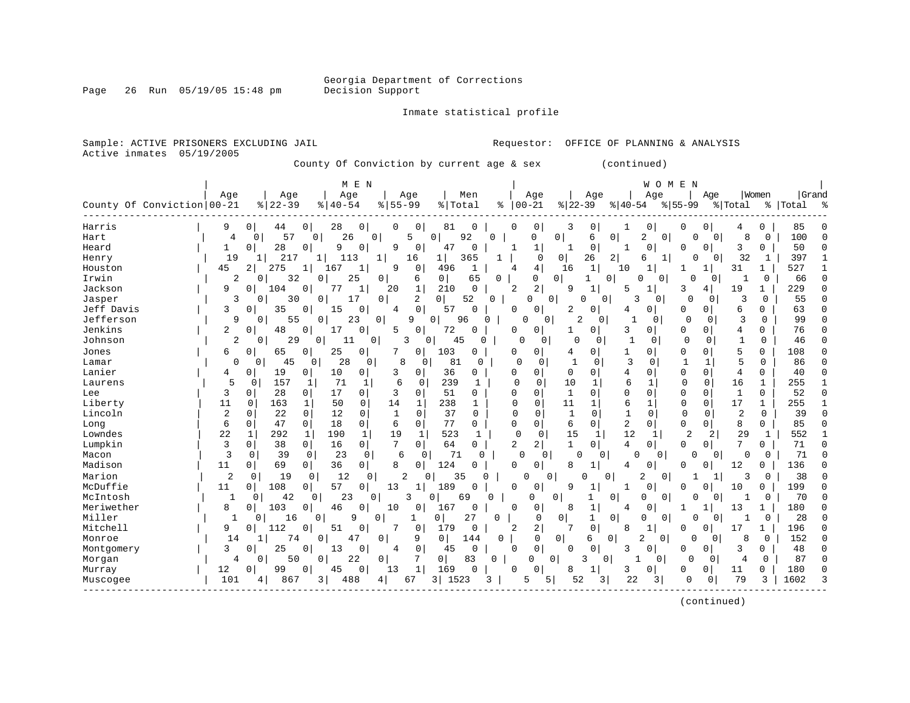Georgia Department of Corrections
Decision Support

Inmate statistical profile

Sample: ACTIVE PRISONERS EXCLUDING JAIL
Active inmates 05/19/2005

Requestor: OFFICE OF PLANNING & ANALYSIS

County Of Conviction by current age & sex (continued)

| County Of Conviction | MEN Age 00-21 | % | Age 22-39 | % | Age 40-54 | % | Age 55-99 | % | Men Total | % | WOMEN Age 00-21 | % | Age 22-39 | % | Age 40-54 | % | Age 55-99 | % | Women Total | % | Grand Total | % |
|---|---|---|---|---|---|---|---|---|---|---|---|---|---|---|---|---|---|---|---|---|---|---|
| Harris | 9 | 0 | 44 | 0 | 28 | 0 | 0 | 0 | 81 | 0 | 0 | 0 | 3 | 0 | 1 | 0 | 0 | 0 | 4 | 0 | 85 | 0 |
| Hart | 4 | 0 | 57 | 0 | 26 | 0 | 5 | 0 | 92 | 0 | 0 | 0 | 6 | 0 | 2 | 0 | 0 | 0 | 8 | 0 | 100 | 0 |
| Heard | 1 | 0 | 28 | 0 | 9 | 0 | 9 | 0 | 47 | 0 | 1 | 1 | 1 | 0 | 1 | 0 | 0 | 0 | 3 | 0 | 50 | 0 |
| Henry | 19 | 1 | 217 | 1 | 113 | 1 | 16 | 1 | 365 | 1 | 0 | 0 | 26 | 2 | 6 | 1 | 0 | 0 | 32 | 1 | 397 | 1 |
| Houston | 45 | 2 | 275 | 1 | 167 | 1 | 9 | 0 | 496 | 1 | 4 | 4 | 16 | 1 | 10 | 1 | 1 | 1 | 31 | 1 | 527 | 1 |
| Irwin | 2 | 0 | 32 | 0 | 25 | 0 | 6 | 0 | 65 | 0 | 0 | 0 | 1 | 0 | 0 | 0 | 0 | 0 | 1 | 0 | 66 | 0 |
| Jackson | 9 | 0 | 104 | 0 | 77 | 1 | 20 | 1 | 210 | 0 | 2 | 2 | 9 | 1 | 5 | 1 | 3 | 4 | 19 | 1 | 229 | 0 |
| Jasper | 3 | 0 | 30 | 0 | 17 | 0 | 2 | 0 | 52 | 0 | 0 | 0 | 0 | 0 | 3 | 0 | 0 | 0 | 3 | 0 | 55 | 0 |
| Jeff Davis | 3 | 0 | 35 | 0 | 15 | 0 | 4 | 0 | 57 | 0 | 0 | 0 | 2 | 0 | 4 | 0 | 0 | 0 | 6 | 0 | 63 | 0 |
| Jefferson | 9 | 0 | 55 | 0 | 23 | 0 | 9 | 0 | 96 | 0 | 0 | 0 | 2 | 0 | 1 | 0 | 0 | 0 | 3 | 0 | 99 | 0 |
| Jenkins | 2 | 0 | 48 | 0 | 17 | 0 | 5 | 0 | 72 | 0 | 0 | 0 | 1 | 0 | 3 | 0 | 0 | 0 | 4 | 0 | 76 | 0 |
| Johnson | 2 | 0 | 29 | 0 | 11 | 0 | 3 | 0 | 45 | 0 | 0 | 0 | 0 | 0 | 1 | 0 | 0 | 0 | 1 | 0 | 46 | 0 |
| Jones | 6 | 0 | 65 | 0 | 25 | 0 | 7 | 0 | 103 | 0 | 0 | 0 | 4 | 0 | 1 | 0 | 0 | 0 | 5 | 0 | 108 | 0 |
| Lamar | 0 | 0 | 45 | 0 | 28 | 0 | 8 | 0 | 81 | 0 | 0 | 0 | 1 | 0 | 3 | 0 | 1 | 1 | 5 | 0 | 86 | 0 |
| Lanier | 4 | 0 | 19 | 0 | 10 | 0 | 3 | 0 | 36 | 0 | 0 | 0 | 0 | 0 | 4 | 0 | 0 | 0 | 4 | 0 | 40 | 0 |
| Laurens | 5 | 0 | 157 | 1 | 71 | 1 | 6 | 0 | 239 | 1 | 0 | 0 | 10 | 1 | 6 | 1 | 0 | 0 | 16 | 1 | 255 | 1 |
| Lee | 3 | 0 | 28 | 0 | 17 | 0 | 3 | 0 | 51 | 0 | 0 | 0 | 1 | 0 | 0 | 0 | 0 | 0 | 1 | 0 | 52 | 0 |
| Liberty | 11 | 0 | 163 | 1 | 50 | 0 | 14 | 1 | 238 | 1 | 0 | 0 | 11 | 1 | 6 | 1 | 0 | 0 | 17 | 1 | 255 | 1 |
| Lincoln | 2 | 0 | 22 | 0 | 12 | 0 | 1 | 0 | 37 | 0 | 0 | 0 | 1 | 0 | 1 | 0 | 0 | 0 | 2 | 0 | 39 | 0 |
| Long | 6 | 0 | 47 | 0 | 18 | 0 | 6 | 0 | 77 | 0 | 0 | 0 | 6 | 0 | 2 | 0 | 0 | 0 | 8 | 0 | 85 | 0 |
| Lowndes | 22 | 1 | 292 | 1 | 190 | 1 | 19 | 1 | 523 | 1 | 0 | 0 | 15 | 1 | 12 | 1 | 2 | 2 | 29 | 1 | 552 | 1 |
| Lumpkin | 3 | 0 | 38 | 0 | 16 | 0 | 7 | 0 | 64 | 0 | 2 | 2 | 1 | 0 | 4 | 0 | 0 | 0 | 7 | 0 | 71 | 0 |
| Macon | 3 | 0 | 39 | 0 | 23 | 0 | 6 | 0 | 71 | 0 | 0 | 0 | 0 | 0 | 0 | 0 | 0 | 0 | 0 | 0 | 71 | 0 |
| Madison | 11 | 0 | 69 | 0 | 36 | 0 | 8 | 0 | 124 | 0 | 0 | 0 | 8 | 1 | 4 | 0 | 0 | 0 | 12 | 0 | 136 | 0 |
| Marion | 2 | 0 | 19 | 0 | 12 | 0 | 2 | 0 | 35 | 0 | 0 | 0 | 0 | 0 | 2 | 0 | 1 | 1 | 3 | 0 | 38 | 0 |
| McDuffie | 11 | 0 | 108 | 0 | 57 | 0 | 13 | 1 | 189 | 0 | 0 | 0 | 9 | 1 | 1 | 0 | 0 | 0 | 10 | 0 | 199 | 0 |
| McIntosh | 1 | 0 | 42 | 0 | 23 | 0 | 3 | 0 | 69 | 0 | 0 | 0 | 1 | 0 | 0 | 0 | 0 | 0 | 1 | 0 | 70 | 0 |
| Meriwether | 8 | 0 | 103 | 0 | 46 | 0 | 10 | 0 | 167 | 0 | 0 | 0 | 8 | 1 | 4 | 0 | 1 | 1 | 13 | 1 | 180 | 0 |
| Miller | 1 | 0 | 16 | 0 | 9 | 0 | 1 | 0 | 27 | 0 | 0 | 0 | 1 | 0 | 0 | 0 | 0 | 0 | 1 | 0 | 28 | 0 |
| Mitchell | 9 | 0 | 112 | 0 | 51 | 0 | 7 | 0 | 179 | 0 | 2 | 2 | 7 | 0 | 8 | 1 | 0 | 0 | 17 | 1 | 196 | 0 |
| Monroe | 14 | 1 | 74 | 0 | 47 | 0 | 9 | 0 | 144 | 0 | 0 | 0 | 6 | 0 | 2 | 0 | 0 | 0 | 8 | 0 | 152 | 0 |
| Montgomery | 3 | 0 | 25 | 0 | 13 | 0 | 4 | 0 | 45 | 0 | 0 | 0 | 0 | 0 | 3 | 0 | 0 | 0 | 3 | 0 | 48 | 0 |
| Morgan | 4 | 0 | 50 | 0 | 22 | 0 | 7 | 0 | 83 | 0 | 0 | 0 | 3 | 0 | 1 | 0 | 0 | 0 | 4 | 0 | 87 | 0 |
| Murray | 12 | 0 | 99 | 0 | 45 | 0 | 13 | 1 | 169 | 0 | 0 | 0 | 8 | 1 | 3 | 0 | 0 | 0 | 11 | 0 | 180 | 0 |
| Muscogee | 101 | 4 | 867 | 3 | 488 | 4 | 67 | 3 | 1523 | 3 | 5 | 5 | 52 | 3 | 22 | 3 | 0 | 0 | 79 | 3 | 1602 | 3 |

(continued)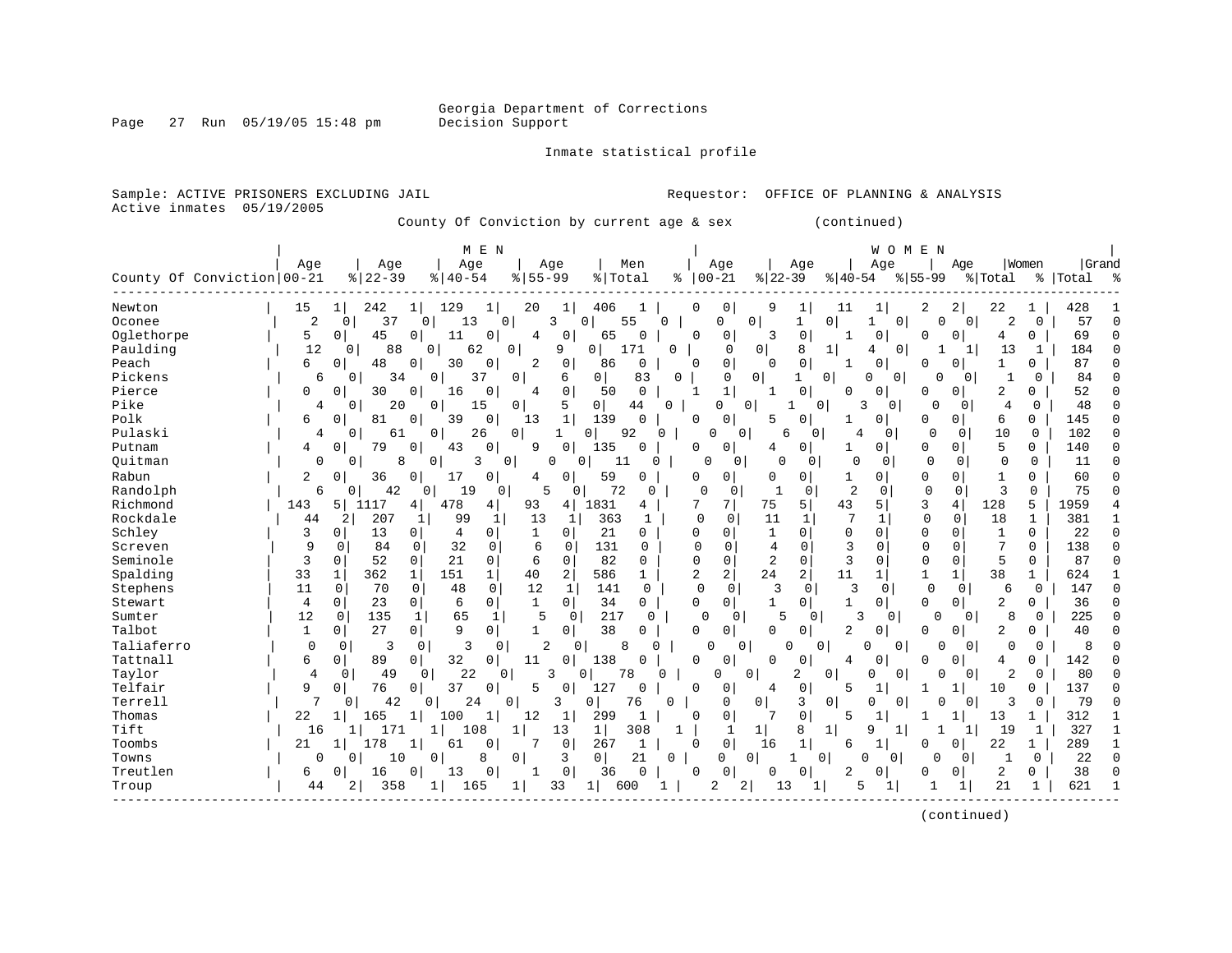Georgia Department of Corrections
Decision Support

Inmate statistical profile

Sample: ACTIVE PRISONERS EXCLUDING JAIL  
Active inmates 05/19/2005

Requestor: OFFICE OF PLANNING & ANALYSIS

County Of Conviction by current age & sex (continued)

| | MEN | | | | | | | | | | WOMEN | | | | | | | | | | | |
|---|---|---|---|---|---|---|---|---|---|---|---|---|---|---|---|---|---|---|---|---|---|---|
| County Of Conviction | Age 00-21 | % | Age 22-39 | % | Age 40-54 | % | Age 55-99 | % | Men Total | % | Age 00-21 | % | Age 22-39 | % | Age 40-54 | % | Age 55-99 | % | Women Total | % | Grand Total | % |
| Newton | 15 | 1 | 242 | 1 | 129 | 1 | 20 | 1 | 406 | 1 | 0 | 0 | 9 | 1 | 11 | 1 | 2 | 2 | 22 | 1 | 428 | 1 |
| Oconee | 2 | 0 | 37 | 0 | 13 | 0 | 3 | 0 | 55 | 0 | 0 | 0 | 1 | 0 | 1 | 0 | 0 | 0 | 2 | 0 | 57 | 0 |
| Oglethorpe | 5 | 0 | 45 | 0 | 11 | 0 | 4 | 0 | 65 | 0 | 0 | 0 | 3 | 0 | 1 | 0 | 0 | 0 | 4 | 0 | 69 | 0 |
| Paulding | 12 | 0 | 88 | 0 | 62 | 0 | 9 | 0 | 171 | 0 | 0 | 0 | 8 | 1 | 4 | 0 | 1 | 1 | 13 | 1 | 184 | 0 |
| Peach | 6 | 0 | 48 | 0 | 30 | 0 | 2 | 0 | 86 | 0 | 0 | 0 | 0 | 0 | 1 | 0 | 0 | 0 | 1 | 0 | 87 | 0 |
| Pickens | 6 | 0 | 34 | 0 | 37 | 0 | 6 | 0 | 83 | 0 | 0 | 0 | 1 | 0 | 0 | 0 | 0 | 0 | 1 | 0 | 84 | 0 |
| Pierce | 0 | 0 | 30 | 0 | 16 | 0 | 4 | 0 | 50 | 0 | 1 | 1 | 1 | 0 | 0 | 0 | 0 | 0 | 2 | 0 | 52 | 0 |
| Pike | 4 | 0 | 20 | 0 | 15 | 0 | 5 | 0 | 44 | 0 | 0 | 0 | 1 | 0 | 3 | 0 | 0 | 0 | 4 | 0 | 48 | 0 |
| Polk | 6 | 0 | 81 | 0 | 39 | 0 | 13 | 1 | 139 | 0 | 0 | 0 | 5 | 0 | 1 | 0 | 0 | 0 | 6 | 0 | 145 | 0 |
| Pulaski | 4 | 0 | 61 | 0 | 26 | 0 | 1 | 0 | 92 | 0 | 0 | 0 | 6 | 0 | 4 | 0 | 0 | 0 | 10 | 0 | 102 | 0 |
| Putnam | 4 | 0 | 79 | 0 | 43 | 0 | 9 | 0 | 135 | 0 | 0 | 0 | 4 | 0 | 1 | 0 | 0 | 0 | 5 | 0 | 140 | 0 |
| Quitman | 0 | 0 | 8 | 0 | 3 | 0 | 0 | 0 | 11 | 0 | 0 | 0 | 0 | 0 | 0 | 0 | 0 | 0 | 0 | 0 | 11 | 0 |
| Rabun | 2 | 0 | 36 | 0 | 17 | 0 | 4 | 0 | 59 | 0 | 0 | 0 | 0 | 0 | 1 | 0 | 0 | 0 | 1 | 0 | 60 | 0 |
| Randolph | 6 | 0 | 42 | 0 | 19 | 0 | 5 | 0 | 72 | 0 | 0 | 0 | 1 | 0 | 2 | 0 | 0 | 0 | 3 | 0 | 75 | 0 |
| Richmond | 143 | 5 | 1117 | 4 | 478 | 4 | 93 | 4 | 1831 | 4 | 7 | 7 | 75 | 5 | 43 | 5 | 3 | 4 | 128 | 5 | 1959 | 4 |
| Rockdale | 44 | 2 | 207 | 1 | 99 | 1 | 13 | 1 | 363 | 1 | 0 | 0 | 11 | 1 | 7 | 1 | 0 | 0 | 18 | 1 | 381 | 1 |
| Schley | 3 | 0 | 13 | 0 | 4 | 0 | 1 | 0 | 21 | 0 | 0 | 0 | 1 | 0 | 0 | 0 | 0 | 0 | 1 | 0 | 22 | 0 |
| Screven | 9 | 0 | 84 | 0 | 32 | 0 | 6 | 0 | 131 | 0 | 0 | 0 | 4 | 0 | 3 | 0 | 0 | 0 | 7 | 0 | 138 | 0 |
| Seminole | 3 | 0 | 52 | 0 | 21 | 0 | 6 | 0 | 82 | 0 | 0 | 0 | 2 | 0 | 3 | 0 | 0 | 0 | 5 | 0 | 87 | 0 |
| Spalding | 33 | 1 | 362 | 1 | 151 | 1 | 40 | 2 | 586 | 1 | 2 | 2 | 24 | 2 | 11 | 1 | 1 | 1 | 38 | 1 | 624 | 1 |
| Stephens | 11 | 0 | 70 | 0 | 48 | 0 | 12 | 1 | 141 | 0 | 0 | 0 | 3 | 0 | 3 | 0 | 0 | 0 | 6 | 0 | 147 | 0 |
| Stewart | 4 | 0 | 23 | 0 | 6 | 0 | 1 | 0 | 34 | 0 | 0 | 0 | 1 | 0 | 1 | 0 | 0 | 0 | 2 | 0 | 36 | 0 |
| Sumter | 12 | 0 | 135 | 1 | 65 | 1 | 5 | 0 | 217 | 0 | 0 | 0 | 5 | 0 | 3 | 0 | 0 | 0 | 8 | 0 | 225 | 0 |
| Talbot | 1 | 0 | 27 | 0 | 9 | 0 | 1 | 0 | 38 | 0 | 0 | 0 | 0 | 0 | 2 | 0 | 0 | 0 | 2 | 0 | 40 | 0 |
| Taliaferro | 0 | 0 | 3 | 0 | 3 | 0 | 2 | 0 | 8 | 0 | 0 | 0 | 0 | 0 | 0 | 0 | 0 | 0 | 0 | 0 | 8 | 0 |
| Tattnall | 6 | 0 | 89 | 0 | 32 | 0 | 11 | 0 | 138 | 0 | 0 | 0 | 0 | 0 | 4 | 0 | 0 | 0 | 4 | 0 | 142 | 0 |
| Taylor | 4 | 0 | 49 | 0 | 22 | 0 | 3 | 0 | 78 | 0 | 0 | 0 | 2 | 0 | 0 | 0 | 0 | 0 | 2 | 0 | 80 | 0 |
| Telfair | 9 | 0 | 76 | 0 | 37 | 0 | 5 | 0 | 127 | 0 | 0 | 0 | 4 | 0 | 5 | 1 | 1 | 1 | 10 | 0 | 137 | 0 |
| Terrell | 7 | 0 | 42 | 0 | 24 | 0 | 3 | 0 | 76 | 0 | 0 | 0 | 3 | 0 | 0 | 0 | 0 | 0 | 3 | 0 | 79 | 0 |
| Thomas | 22 | 1 | 165 | 1 | 100 | 1 | 12 | 1 | 299 | 1 | 0 | 0 | 7 | 0 | 5 | 1 | 1 | 1 | 13 | 1 | 312 | 1 |
| Tift | 16 | 1 | 171 | 1 | 108 | 1 | 13 | 1 | 308 | 1 | 1 | 1 | 8 | 1 | 9 | 1 | 1 | 1 | 19 | 1 | 327 | 1 |
| Toombs | 21 | 1 | 178 | 1 | 61 | 0 | 7 | 0 | 267 | 1 | 0 | 0 | 16 | 1 | 6 | 1 | 0 | 0 | 22 | 1 | 289 | 1 |
| Towns | 0 | 0 | 10 | 0 | 8 | 0 | 3 | 0 | 21 | 0 | 0 | 0 | 1 | 0 | 0 | 0 | 0 | 0 | 1 | 0 | 22 | 0 |
| Treutlen | 6 | 0 | 16 | 0 | 13 | 0 | 1 | 0 | 36 | 0 | 0 | 0 | 0 | 0 | 2 | 0 | 0 | 0 | 2 | 0 | 38 | 0 |
| Troup | 44 | 2 | 358 | 1 | 165 | 1 | 33 | 1 | 600 | 1 | 2 | 2 | 13 | 1 | 5 | 1 | 1 | 1 | 21 | 1 | 621 | 1 |

(continued)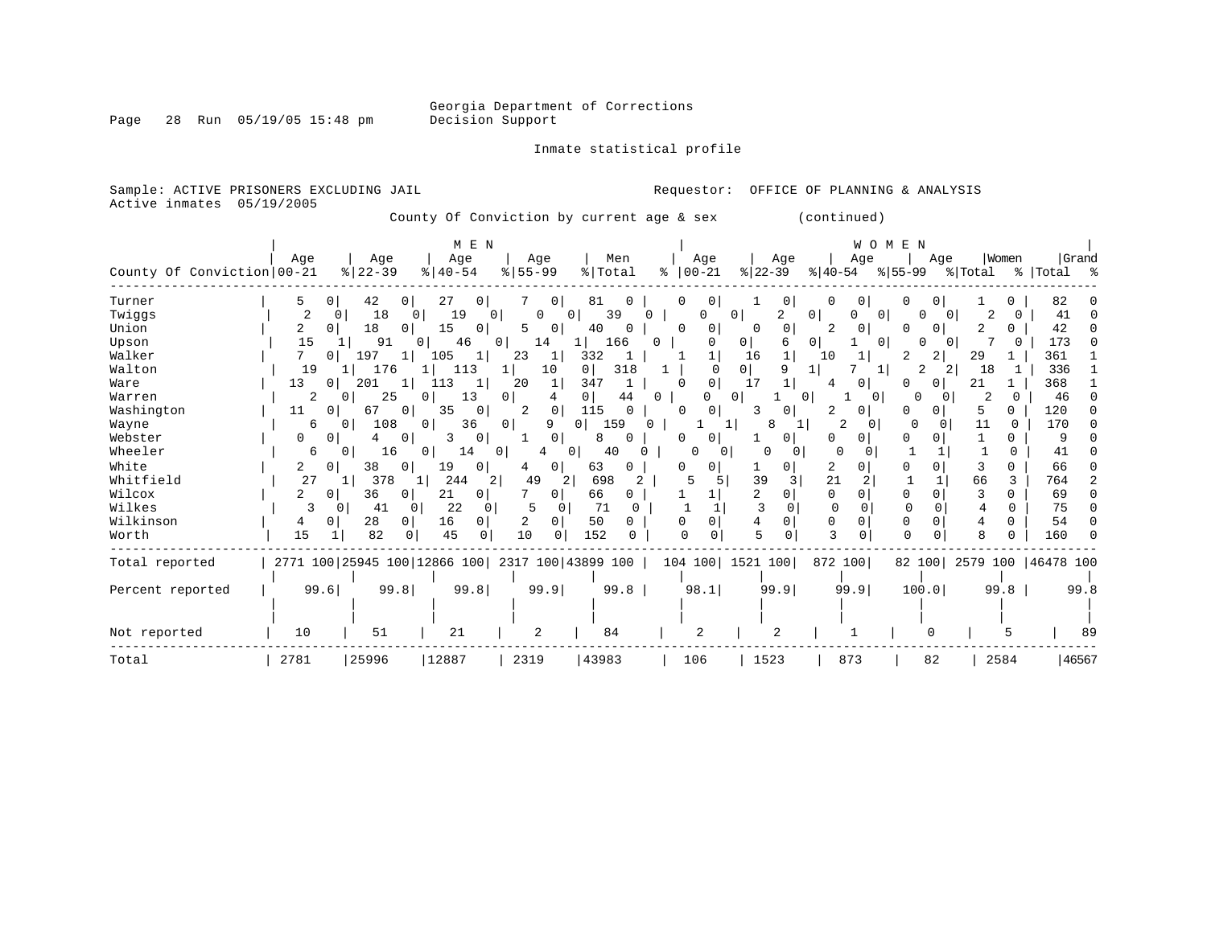Georgia Department of Corrections
Decision Support

Inmate statistical profile

Sample: ACTIVE PRISONERS EXCLUDING JAIL
Active inmates 05/19/2005

Requestor: OFFICE OF PLANNING & ANALYSIS

County Of Conviction by current age & sex (continued)

| County Of Conviction | MEN Age 00-21 | % | Age 22-39 | % | Age 40-54 | % | Age 55-99 | % | Men Total | % | WOMEN Age 00-21 | % | Age 22-39 | % | Age 40-54 | % | Age 55-99 | % | Women Total | % | Grand Total | % |
|---|---|---|---|---|---|---|---|---|---|---|---|---|---|---|---|---|---|---|---|---|---|---|
| Turner | 5 | 0 | 42 | 0 | 27 | 0 | 7 | 0 | 81 | 0 | 0 | 0 | 1 | 0 | 0 | 0 | 0 | 0 | 1 | 0 | 82 | 0 |
| Twiggs | 2 | 0 | 18 | 0 | 19 | 0 | 0 | 0 | 39 | 0 | 0 | 0 | 2 | 0 | 0 | 0 | 0 | 0 | 2 | 0 | 41 | 0 |
| Union | 2 | 0 | 18 | 0 | 15 | 0 | 5 | 0 | 40 | 0 | 0 | 0 | 0 | 0 | 2 | 0 | 0 | 0 | 2 | 0 | 42 | 0 |
| Upson | 15 | 1 | 91 | 0 | 46 | 0 | 14 | 1 | 166 | 0 | 0 | 0 | 6 | 0 | 1 | 0 | 0 | 0 | 7 | 0 | 173 | 0 |
| Walker | 7 | 0 | 197 | 1 | 105 | 1 | 23 | 1 | 332 | 1 | 1 | 1 | 16 | 1 | 10 | 1 | 2 | 2 | 29 | 1 | 361 | 1 |
| Walton | 19 | 1 | 176 | 1 | 113 | 1 | 10 | 0 | 318 | 1 | 0 | 0 | 9 | 1 | 7 | 1 | 2 | 2 | 18 | 1 | 336 | 1 |
| Ware | 13 | 0 | 201 | 1 | 113 | 1 | 20 | 1 | 347 | 1 | 0 | 0 | 17 | 1 | 4 | 0 | 0 | 0 | 21 | 1 | 368 | 1 |
| Warren | 2 | 0 | 25 | 0 | 13 | 0 | 4 | 0 | 44 | 0 | 0 | 0 | 1 | 0 | 1 | 0 | 0 | 0 | 2 | 0 | 46 | 0 |
| Washington | 11 | 0 | 67 | 0 | 35 | 0 | 2 | 0 | 115 | 0 | 0 | 0 | 3 | 0 | 2 | 0 | 0 | 0 | 5 | 0 | 120 | 0 |
| Wayne | 6 | 0 | 108 | 0 | 36 | 0 | 9 | 0 | 159 | 0 | 1 | 1 | 8 | 1 | 2 | 0 | 0 | 0 | 11 | 0 | 170 | 0 |
| Webster | 0 | 0 | 4 | 0 | 3 | 0 | 1 | 0 | 8 | 0 | 0 | 0 | 1 | 0 | 0 | 0 | 0 | 0 | 1 | 0 | 9 | 0 |
| Wheeler | 6 | 0 | 16 | 0 | 14 | 0 | 4 | 0 | 40 | 0 | 0 | 0 | 0 | 0 | 0 | 0 | 1 | 1 | 1 | 0 | 41 | 0 |
| White | 2 | 0 | 38 | 0 | 19 | 0 | 4 | 0 | 63 | 0 | 0 | 0 | 1 | 0 | 2 | 0 | 0 | 0 | 3 | 0 | 66 | 0 |
| Whitfield | 27 | 1 | 378 | 1 | 244 | 2 | 49 | 2 | 698 | 2 | 5 | 5 | 39 | 3 | 21 | 2 | 1 | 1 | 66 | 3 | 764 | 2 |
| Wilcox | 2 | 0 | 36 | 0 | 21 | 0 | 7 | 0 | 66 | 0 | 1 | 1 | 2 | 0 | 0 | 0 | 0 | 0 | 3 | 0 | 69 | 0 |
| Wilkes | 3 | 0 | 41 | 0 | 22 | 0 | 5 | 0 | 71 | 0 | 1 | 1 | 3 | 0 | 0 | 0 | 0 | 0 | 4 | 0 | 75 | 0 |
| Wilkinson | 4 | 0 | 28 | 0 | 16 | 0 | 2 | 0 | 50 | 0 | 0 | 0 | 4 | 0 | 0 | 0 | 0 | 0 | 4 | 0 | 54 | 0 |
| Worth | 15 | 1 | 82 | 0 | 45 | 0 | 10 | 0 | 152 | 0 | 0 | 0 | 5 | 0 | 3 | 0 | 0 | 0 | 8 | 0 | 160 | 0 |
| Total reported | 2771 | 100 | 25945 | 100 | 12866 | 100 | 2317 | 100 | 43899 | 100 | 104 | 100 | 1521 | 100 | 872 | 100 | 82 | 100 | 2579 | 100 | 46478 | 100 |
| Percent reported | 99.6 | | 99.8 | | 99.8 | | 99.9 | | 99.8 | | 98.1 | | 99.9 | | 99.9 | | 100.0 | | 99.8 | | 99.8 | |
| Not reported | 10 | | 51 | | 21 | | 2 | | 84 | | 2 | | 2 | | 1 | | 0 | | 5 | | 89 | |
| Total | 2781 | | 25996 | | 12887 | | 2319 | | 43983 | | 106 | | 1523 | | 873 | | 82 | | 2584 | | 46567 | |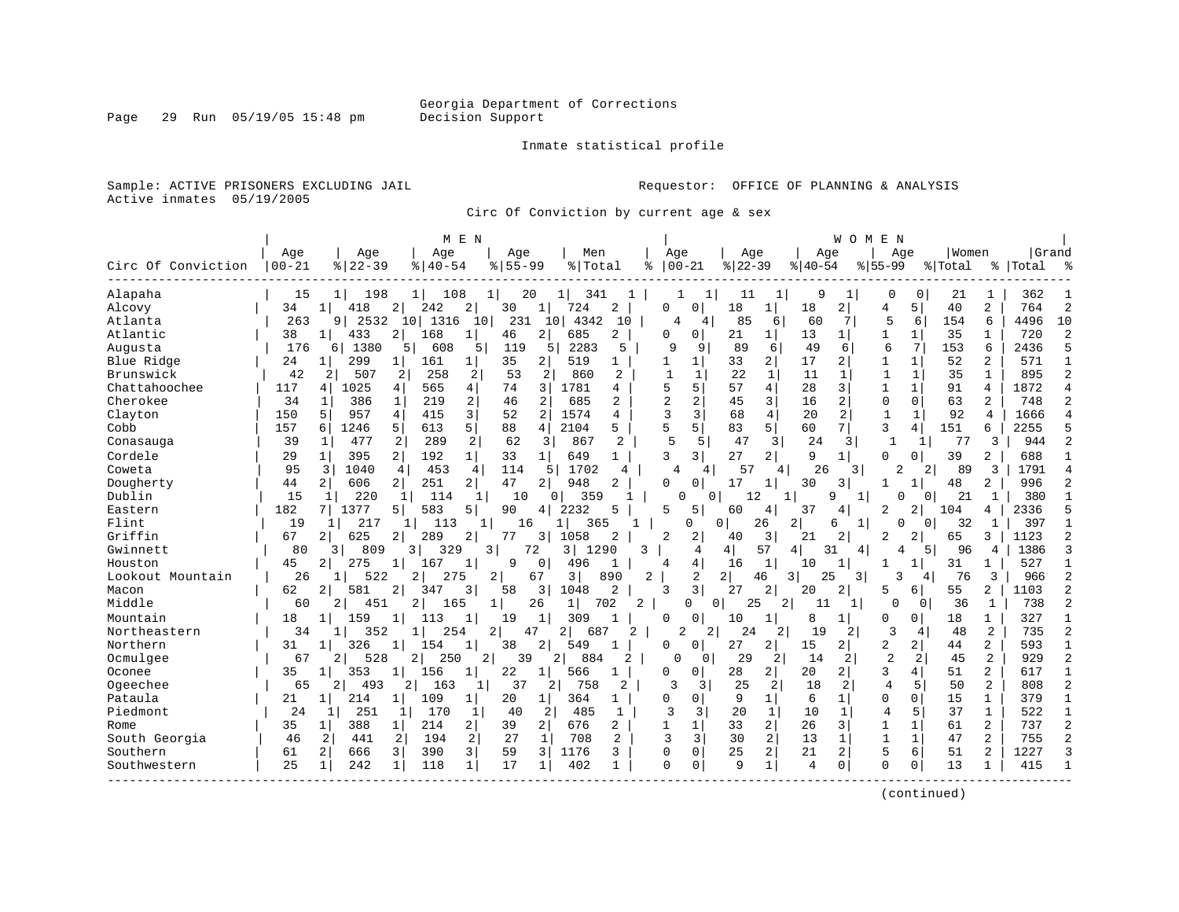Georgia Department of Corrections
Decision Support

Page 29 Run 05/19/05 15:48 pm

Inmate statistical profile

Sample: ACTIVE PRISONERS EXCLUDING JAIL

Requestor: OFFICE OF PLANNING & ANALYSIS

Active inmates 05/19/2005

Circ Of Conviction by current age & sex

| Circ Of Conviction | MEN Age 00-21 | % | Age 22-39 | % | Age 40-54 | % | Age 55-99 | % | Men Total | % | WOMEN Age 00-21 | % | Age 22-39 | % | Age 40-54 | % | Age 55-99 | % | Women Total | % | Grand Total | % |
|---|---|---|---|---|---|---|---|---|---|---|---|---|---|---|---|---|---|---|---|---|---|---|
| Alapaha | 15 | 1 | 198 | 1 | 108 | 1 | 20 | 1 | 341 | 1 | 1 | 1 | 11 | 1 | 9 | 1 | 0 | 0 | 21 | 1 | 362 | 1 |
| Alcovy | 34 | 1 | 418 | 2 | 242 | 2 | 30 | 1 | 724 | 2 | 0 | 0 | 18 | 1 | 18 | 2 | 4 | 5 | 40 | 2 | 764 | 2 |
| Atlanta | 263 | 9 | 2532 | 10 | 1316 | 10 | 231 | 10 | 4342 | 10 | 4 | 4 | 85 | 6 | 60 | 7 | 5 | 6 | 154 | 6 | 4496 | 10 |
| Atlantic | 38 | 1 | 433 | 2 | 168 | 1 | 46 | 2 | 685 | 2 | 0 | 0 | 21 | 1 | 13 | 1 | 1 | 1 | 35 | 1 | 720 | 2 |
| Augusta | 176 | 6 | 1380 | 5 | 608 | 5 | 119 | 5 | 2283 | 5 | 9 | 9 | 89 | 6 | 49 | 6 | 6 | 7 | 153 | 6 | 2436 | 5 |
| Blue Ridge | 24 | 1 | 299 | 1 | 161 | 1 | 35 | 2 | 519 | 1 | 1 | 1 | 33 | 2 | 17 | 2 | 1 | 1 | 52 | 2 | 571 | 1 |
| Brunswick | 42 | 2 | 507 | 2 | 258 | 2 | 53 | 2 | 860 | 2 | 1 | 1 | 22 | 1 | 11 | 1 | 1 | 1 | 35 | 1 | 895 | 2 |
| Chattahoochee | 117 | 4 | 1025 | 4 | 565 | 4 | 74 | 3 | 1781 | 4 | 5 | 5 | 57 | 4 | 28 | 3 | 1 | 1 | 91 | 4 | 1872 | 4 |
| Cherokee | 34 | 1 | 386 | 1 | 219 | 2 | 46 | 2 | 685 | 2 | 2 | 2 | 45 | 3 | 16 | 2 | 0 | 0 | 63 | 2 | 748 | 2 |
| Clayton | 150 | 5 | 957 | 4 | 415 | 3 | 52 | 2 | 1574 | 4 | 3 | 3 | 68 | 4 | 20 | 2 | 1 | 1 | 92 | 4 | 1666 | 4 |
| Cobb | 157 | 6 | 1246 | 5 | 613 | 5 | 88 | 4 | 2104 | 5 | 5 | 5 | 83 | 5 | 60 | 7 | 3 | 4 | 151 | 6 | 2255 | 5 |
| Conasauga | 39 | 1 | 477 | 2 | 289 | 2 | 62 | 3 | 867 | 2 | 5 | 5 | 47 | 3 | 24 | 3 | 1 | 1 | 77 | 3 | 944 | 2 |
| Cordele | 29 | 1 | 395 | 2 | 192 | 1 | 33 | 1 | 649 | 1 | 3 | 3 | 27 | 2 | 9 | 1 | 0 | 0 | 39 | 2 | 688 | 1 |
| Coweta | 95 | 3 | 1040 | 4 | 453 | 4 | 114 | 5 | 1702 | 4 | 4 | 4 | 57 | 4 | 26 | 3 | 2 | 2 | 89 | 3 | 1791 | 4 |
| Dougherty | 44 | 2 | 606 | 2 | 251 | 2 | 47 | 2 | 948 | 2 | 0 | 0 | 17 | 1 | 30 | 3 | 1 | 1 | 48 | 2 | 996 | 2 |
| Dublin | 15 | 1 | 220 | 1 | 114 | 1 | 10 | 0 | 359 | 1 | 0 | 0 | 12 | 1 | 9 | 1 | 0 | 0 | 21 | 1 | 380 | 1 |
| Eastern | 182 | 7 | 1377 | 5 | 583 | 5 | 90 | 4 | 2232 | 5 | 5 | 5 | 60 | 4 | 37 | 4 | 2 | 2 | 104 | 4 | 2336 | 5 |
| Flint | 19 | 1 | 217 | 1 | 113 | 1 | 16 | 1 | 365 | 1 | 0 | 0 | 26 | 2 | 6 | 1 | 0 | 0 | 32 | 1 | 397 | 1 |
| Griffin | 67 | 2 | 625 | 2 | 289 | 2 | 77 | 3 | 1058 | 2 | 2 | 2 | 40 | 3 | 21 | 2 | 2 | 2 | 65 | 3 | 1123 | 2 |
| Gwinnett | 80 | 3 | 809 | 3 | 329 | 3 | 72 | 3 | 1290 | 3 | 4 | 4 | 57 | 4 | 31 | 4 | 4 | 5 | 96 | 4 | 1386 | 3 |
| Houston | 45 | 2 | 275 | 1 | 167 | 1 | 9 | 0 | 496 | 1 | 4 | 4 | 16 | 1 | 10 | 1 | 1 | 1 | 31 | 1 | 527 | 1 |
| Lookout Mountain | 26 | 1 | 522 | 2 | 275 | 2 | 67 | 3 | 890 | 2 | 2 | 2 | 46 | 3 | 25 | 3 | 3 | 4 | 76 | 3 | 966 | 2 |
| Macon | 62 | 2 | 581 | 2 | 347 | 3 | 58 | 3 | 1048 | 2 | 3 | 3 | 27 | 2 | 20 | 2 | 5 | 6 | 55 | 2 | 1103 | 2 |
| Middle | 60 | 2 | 451 | 2 | 165 | 1 | 26 | 1 | 702 | 2 | 0 | 0 | 25 | 2 | 11 | 1 | 0 | 0 | 36 | 1 | 738 | 2 |
| Mountain | 18 | 1 | 159 | 1 | 113 | 1 | 19 | 1 | 309 | 1 | 0 | 0 | 10 | 1 | 8 | 1 | 0 | 0 | 18 | 1 | 327 | 1 |
| Northeastern | 34 | 1 | 352 | 1 | 254 | 2 | 47 | 2 | 687 | 2 | 2 | 2 | 24 | 2 | 19 | 2 | 3 | 4 | 48 | 2 | 735 | 2 |
| Northern | 31 | 1 | 326 | 1 | 154 | 1 | 38 | 2 | 549 | 1 | 0 | 0 | 27 | 2 | 15 | 2 | 2 | 2 | 44 | 2 | 593 | 1 |
| Ocmulgee | 67 | 2 | 528 | 2 | 250 | 2 | 39 | 2 | 884 | 2 | 0 | 0 | 29 | 2 | 14 | 2 | 2 | 2 | 45 | 2 | 929 | 2 |
| Oconee | 35 | 1 | 353 | 1 | 156 | 1 | 22 | 1 | 566 | 1 | 0 | 0 | 28 | 2 | 20 | 2 | 3 | 4 | 51 | 2 | 617 | 1 |
| Ogeechee | 65 | 2 | 493 | 2 | 163 | 1 | 37 | 2 | 758 | 2 | 3 | 3 | 25 | 2 | 18 | 2 | 4 | 5 | 50 | 2 | 808 | 2 |
| Pataula | 21 | 1 | 214 | 1 | 109 | 1 | 20 | 1 | 364 | 1 | 0 | 0 | 9 | 1 | 6 | 1 | 0 | 0 | 15 | 1 | 379 | 1 |
| Piedmont | 24 | 1 | 251 | 1 | 170 | 1 | 40 | 2 | 485 | 1 | 3 | 3 | 20 | 1 | 10 | 1 | 4 | 5 | 37 | 1 | 522 | 1 |
| Rome | 35 | 1 | 388 | 1 | 214 | 2 | 39 | 2 | 676 | 2 | 1 | 1 | 33 | 2 | 26 | 3 | 1 | 1 | 61 | 2 | 737 | 2 |
| South Georgia | 46 | 2 | 441 | 2 | 194 | 2 | 27 | 1 | 708 | 2 | 3 | 3 | 30 | 2 | 13 | 1 | 1 | 1 | 47 | 2 | 755 | 2 |
| Southern | 61 | 2 | 666 | 3 | 390 | 3 | 59 | 3 | 1176 | 3 | 0 | 0 | 25 | 2 | 21 | 2 | 5 | 6 | 51 | 2 | 1227 | 3 |
| Southwestern | 25 | 1 | 242 | 1 | 118 | 1 | 17 | 1 | 402 | 1 | 0 | 0 | 9 | 1 | 4 | 0 | 0 | 0 | 13 | 1 | 415 | 1 |

(continued)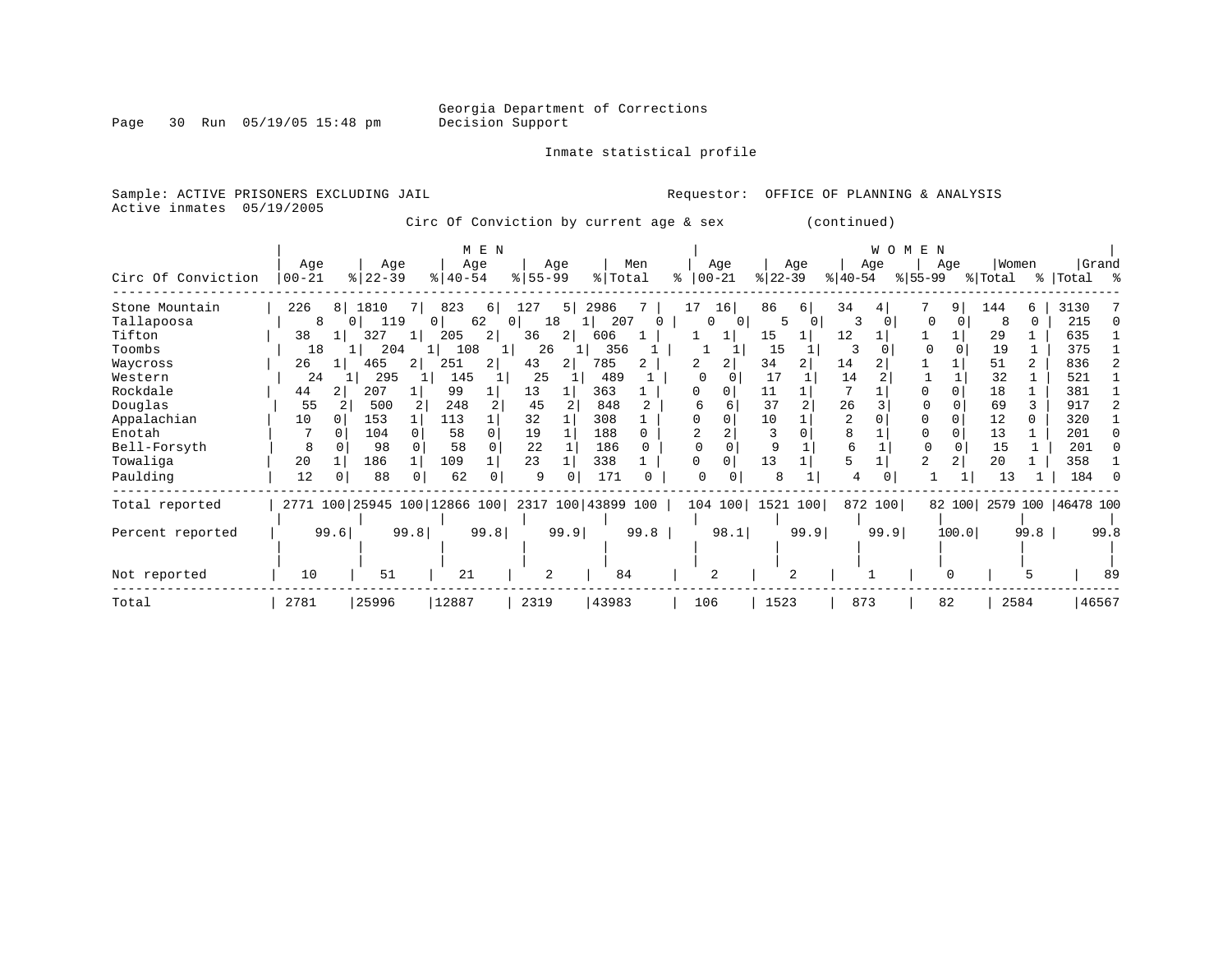Georgia Department of Corrections
Decision Support

Inmate statistical profile

Sample: ACTIVE PRISONERS EXCLUDING JAIL

Requestor: OFFICE OF PLANNING & ANALYSIS

Active inmates 05/19/2005

Circ Of Conviction by current age & sex (continued)

| Circ Of Conviction | MEN Age 00-21 | % | Age 22-39 | % | Age 40-54 | % | Age 55-99 | % | Men Total | % | WOMEN Age 00-21 | % | Age 22-39 | % | Age 40-54 | % | Age 55-99 | % | Women Total | % | Grand Total | % |
|---|---|---|---|---|---|---|---|---|---|---|---|---|---|---|---|---|---|---|---|---|---|---|
| Stone Mountain | 226 | 8 | 1810 | 7 | 823 | 6 | 127 | 5 | 2986 | 7 | 17 | 16 | 86 | 6 | 34 | 4 | 7 | 9 | 144 | 6 | 3130 | 7 |
| Tallapoosa | 8 | 0 | 119 | 0 | 62 | 0 | 18 | 1 | 207 | 0 | 0 | 0 | 5 | 0 | 3 | 0 | 0 | 0 | 8 | 0 | 215 | 0 |
| Tifton | 38 | 1 | 327 | 1 | 205 | 2 | 36 | 2 | 606 | 1 | 1 | 1 | 15 | 1 | 12 | 1 | 1 | 1 | 29 | 1 | 635 | 1 |
| Toombs | 18 | 1 | 204 | 1 | 108 | 1 | 26 | 1 | 356 | 1 | 1 | 1 | 15 | 1 | 3 | 0 | 0 | 0 | 19 | 1 | 375 | 1 |
| Waycross | 26 | 1 | 465 | 2 | 251 | 2 | 43 | 2 | 785 | 2 | 2 | 2 | 34 | 2 | 14 | 2 | 1 | 1 | 51 | 2 | 836 | 2 |
| Western | 24 | 1 | 295 | 1 | 145 | 1 | 25 | 1 | 489 | 1 | 0 | 0 | 17 | 1 | 14 | 2 | 1 | 1 | 32 | 1 | 521 | 1 |
| Rockdale | 44 | 2 | 207 | 1 | 99 | 1 | 13 | 1 | 363 | 1 | 0 | 0 | 11 | 1 | 7 | 1 | 0 | 0 | 18 | 1 | 381 | 1 |
| Douglas | 55 | 2 | 500 | 2 | 248 | 2 | 45 | 2 | 848 | 2 | 6 | 6 | 37 | 2 | 26 | 3 | 0 | 0 | 69 | 3 | 917 | 2 |
| Appalachian | 10 | 0 | 153 | 1 | 113 | 1 | 32 | 1 | 308 | 1 | 0 | 0 | 10 | 1 | 2 | 0 | 0 | 0 | 12 | 0 | 320 | 1 |
| Enotah | 7 | 0 | 104 | 0 | 58 | 0 | 19 | 1 | 188 | 0 | 2 | 2 | 3 | 0 | 8 | 1 | 0 | 0 | 13 | 1 | 201 | 0 |
| Bell-Forsyth | 8 | 0 | 98 | 0 | 58 | 0 | 22 | 1 | 186 | 0 | 0 | 0 | 9 | 1 | 6 | 1 | 0 | 0 | 15 | 1 | 201 | 0 |
| Towaliga | 20 | 1 | 186 | 1 | 109 | 1 | 23 | 1 | 338 | 1 | 0 | 0 | 13 | 1 | 5 | 1 | 2 | 2 | 20 | 1 | 358 | 1 |
| Paulding | 12 | 0 | 88 | 0 | 62 | 0 | 9 | 0 | 171 | 0 | 0 | 0 | 8 | 1 | 4 | 0 | 1 | 1 | 13 | 1 | 184 | 0 |
| Total reported | 2771 | 100 | 25945 | 100 | 12866 | 100 | 2317 | 100 | 43899 | 100 | 104 | 100 | 1521 | 100 | 872 | 100 | 82 | 100 | 2579 | 100 | 46478 | 100 |
| Percent reported | | 99.6 | | 99.8 | | 99.8 | | 99.9 | | 99.8 | | 98.1 | | 99.9 | | 99.9 | | 100.0 | | 99.8 | | 99.8 |
| Not reported | 10 | | 51 | | 21 | | 2 | | 84 | | 2 | | 2 | | 1 | | 0 | | 5 | | 89 | |
| Total | 2781 | | 25996 | | 12887 | | 2319 | | 43983 | | 106 | | 1523 | | 873 | | 82 | | 2584 | | 46567 | |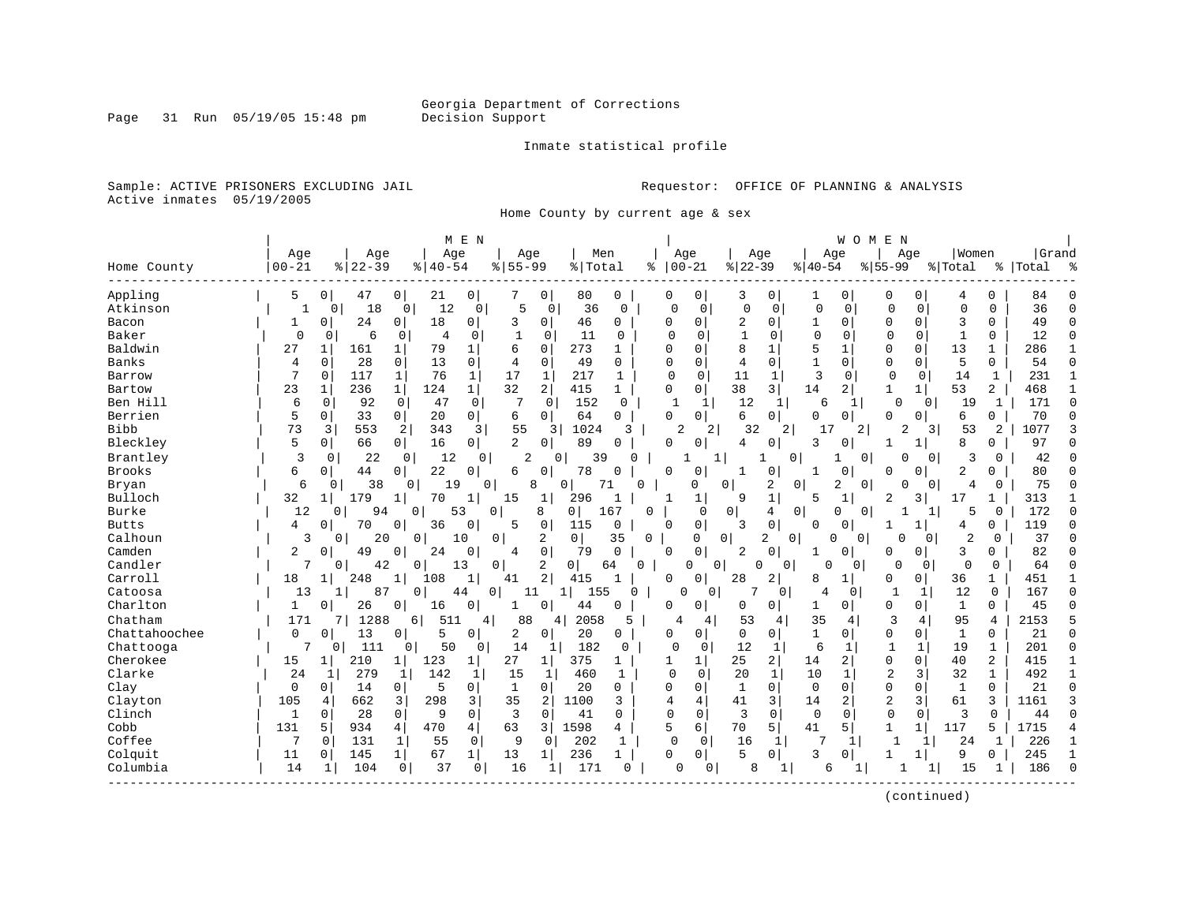Georgia Department of Corrections
Decision Support

Inmate statistical profile

Sample: ACTIVE PRISONERS EXCLUDING JAIL

Active inmates 05/19/2005

Requestor: OFFICE OF PLANNING & ANALYSIS

Home County by current age & sex

| | MEN | | | | | | | | | | WOMEN | | | | | | | | | | | |
|---|---|---|---|---|---|---|---|---|---|---|---|---|---|---|---|---|---|---|---|---|---|---|
| Home County | Age 00-21 | % | Age 22-39 | % | Age 40-54 | % | Age 55-99 | % | Men Total | % | Age 00-21 | % | Age 22-39 | % | Age 40-54 | % | Age 55-99 | % | Women Total | % | Grand Total | % |
| Appling | 5 | 0 | 47 | 0 | 21 | 0 | 7 | 0 | 80 | 0 | 0 | 0 | 3 | 0 | 1 | 0 | 0 | 0 | 4 | 0 | 84 | 0 |
| Atkinson | 1 | 0 | 18 | 0 | 12 | 0 | 5 | 0 | 36 | 0 | 0 | 0 | 0 | 0 | 0 | 0 | 0 | 0 | 0 | 0 | 36 | 0 |
| Bacon | 1 | 0 | 24 | 0 | 18 | 0 | 3 | 0 | 46 | 0 | 0 | 0 | 2 | 0 | 1 | 0 | 0 | 0 | 3 | 0 | 49 | 0 |
| Baker | 0 | 0 | 6 | 0 | 4 | 0 | 1 | 0 | 11 | 0 | 0 | 0 | 1 | 0 | 0 | 0 | 0 | 0 | 1 | 0 | 12 | 0 |
| Baldwin | 27 | 1 | 161 | 1 | 79 | 1 | 6 | 0 | 273 | 1 | 0 | 0 | 8 | 1 | 5 | 1 | 0 | 0 | 13 | 1 | 286 | 1 |
| Banks | 4 | 0 | 28 | 0 | 13 | 0 | 4 | 0 | 49 | 0 | 0 | 0 | 4 | 0 | 1 | 0 | 0 | 0 | 5 | 0 | 54 | 0 |
| Barrow | 7 | 0 | 117 | 1 | 76 | 1 | 17 | 1 | 217 | 1 | 0 | 0 | 11 | 1 | 3 | 0 | 0 | 0 | 14 | 1 | 231 | 1 |
| Bartow | 23 | 1 | 236 | 1 | 124 | 1 | 32 | 2 | 415 | 1 | 0 | 0 | 38 | 3 | 14 | 2 | 1 | 1 | 53 | 2 | 468 | 1 |
| Ben Hill | 6 | 0 | 92 | 0 | 47 | 0 | 7 | 0 | 152 | 0 | 1 | 1 | 12 | 1 | 6 | 1 | 0 | 0 | 19 | 1 | 171 | 0 |
| Berrien | 5 | 0 | 33 | 0 | 20 | 0 | 6 | 0 | 64 | 0 | 0 | 0 | 6 | 0 | 0 | 0 | 0 | 0 | 6 | 0 | 70 | 0 |
| Bibb | 73 | 3 | 553 | 2 | 343 | 3 | 55 | 3 | 1024 | 3 | 2 | 2 | 32 | 2 | 17 | 2 | 2 | 3 | 53 | 2 | 1077 | 3 |
| Bleckley | 5 | 0 | 66 | 0 | 16 | 0 | 2 | 0 | 89 | 0 | 0 | 0 | 4 | 0 | 3 | 0 | 1 | 1 | 8 | 0 | 97 | 0 |
| Brantley | 3 | 0 | 22 | 0 | 12 | 0 | 2 | 0 | 39 | 0 | 1 | 1 | 1 | 0 | 1 | 0 | 0 | 0 | 3 | 0 | 42 | 0 |
| Brooks | 6 | 0 | 44 | 0 | 22 | 0 | 6 | 0 | 78 | 0 | 0 | 0 | 1 | 0 | 1 | 0 | 0 | 0 | 2 | 0 | 80 | 0 |
| Bryan | 6 | 0 | 38 | 0 | 19 | 0 | 8 | 0 | 71 | 0 | 0 | 0 | 2 | 0 | 2 | 0 | 0 | 0 | 4 | 0 | 75 | 0 |
| Bulloch | 32 | 1 | 179 | 1 | 70 | 1 | 15 | 1 | 296 | 1 | 1 | 1 | 9 | 1 | 5 | 1 | 2 | 3 | 17 | 1 | 313 | 1 |
| Burke | 12 | 0 | 94 | 0 | 53 | 0 | 8 | 0 | 167 | 0 | 0 | 0 | 4 | 0 | 0 | 0 | 1 | 1 | 5 | 0 | 172 | 0 |
| Butts | 4 | 0 | 70 | 0 | 36 | 0 | 5 | 0 | 115 | 0 | 0 | 0 | 3 | 0 | 0 | 0 | 1 | 1 | 4 | 0 | 119 | 0 |
| Calhoun | 3 | 0 | 20 | 0 | 10 | 0 | 2 | 0 | 35 | 0 | 0 | 0 | 2 | 0 | 0 | 0 | 0 | 0 | 2 | 0 | 37 | 0 |
| Camden | 2 | 0 | 49 | 0 | 24 | 0 | 4 | 0 | 79 | 0 | 0 | 0 | 2 | 0 | 1 | 0 | 0 | 0 | 3 | 0 | 82 | 0 |
| Candler | 7 | 0 | 42 | 0 | 13 | 0 | 2 | 0 | 64 | 0 | 0 | 0 | 0 | 0 | 0 | 0 | 0 | 0 | 0 | 0 | 64 | 0 |
| Carroll | 18 | 1 | 248 | 1 | 108 | 1 | 41 | 2 | 415 | 1 | 0 | 0 | 28 | 2 | 8 | 1 | 0 | 0 | 36 | 1 | 451 | 1 |
| Catoosa | 13 | 1 | 87 | 0 | 44 | 0 | 11 | 1 | 155 | 0 | 0 | 0 | 7 | 0 | 4 | 0 | 1 | 1 | 12 | 0 | 167 | 0 |
| Charlton | 1 | 0 | 26 | 0 | 16 | 0 | 1 | 0 | 44 | 0 | 0 | 0 | 0 | 0 | 1 | 0 | 0 | 0 | 1 | 0 | 45 | 0 |
| Chatham | 171 | 7 | 1288 | 6 | 511 | 4 | 88 | 4 | 2058 | 5 | 4 | 4 | 53 | 4 | 35 | 4 | 3 | 4 | 95 | 4 | 2153 | 5 |
| Chattahoochee | 0 | 0 | 13 | 0 | 5 | 0 | 2 | 0 | 20 | 0 | 0 | 0 | 0 | 0 | 1 | 0 | 0 | 0 | 1 | 0 | 21 | 0 |
| Chattooga | 7 | 0 | 111 | 0 | 50 | 0 | 14 | 1 | 182 | 0 | 0 | 0 | 12 | 1 | 6 | 1 | 1 | 1 | 19 | 1 | 201 | 0 |
| Cherokee | 15 | 1 | 210 | 1 | 123 | 1 | 27 | 1 | 375 | 1 | 1 | 1 | 25 | 2 | 14 | 2 | 0 | 0 | 40 | 2 | 415 | 1 |
| Clarke | 24 | 1 | 279 | 1 | 142 | 1 | 15 | 1 | 460 | 1 | 0 | 0 | 20 | 1 | 10 | 1 | 2 | 3 | 32 | 1 | 492 | 1 |
| Clay | 0 | 0 | 14 | 0 | 5 | 0 | 1 | 0 | 20 | 0 | 0 | 0 | 1 | 0 | 0 | 0 | 0 | 0 | 1 | 0 | 21 | 0 |
| Clayton | 105 | 4 | 662 | 3 | 298 | 3 | 35 | 2 | 1100 | 3 | 4 | 4 | 41 | 3 | 14 | 2 | 2 | 3 | 61 | 3 | 1161 | 3 |
| Clinch | 1 | 0 | 28 | 0 | 9 | 0 | 3 | 0 | 41 | 0 | 0 | 0 | 3 | 0 | 0 | 0 | 0 | 0 | 3 | 0 | 44 | 0 |
| Cobb | 131 | 5 | 934 | 4 | 470 | 4 | 63 | 3 | 1598 | 4 | 5 | 6 | 70 | 5 | 41 | 5 | 1 | 1 | 117 | 5 | 1715 | 4 |
| Coffee | 7 | 0 | 131 | 1 | 55 | 0 | 9 | 0 | 202 | 1 | 0 | 0 | 16 | 1 | 7 | 1 | 1 | 1 | 24 | 1 | 226 | 1 |
| Colquitt | 11 | 0 | 145 | 1 | 67 | 1 | 13 | 1 | 236 | 1 | 0 | 0 | 5 | 0 | 3 | 0 | 1 | 1 | 9 | 0 | 245 | 1 |
| Columbia | 14 | 1 | 104 | 0 | 37 | 0 | 16 | 1 | 171 | 0 | 0 | 0 | 8 | 1 | 6 | 1 | 1 | 1 | 15 | 1 | 186 | 0 |

(continued)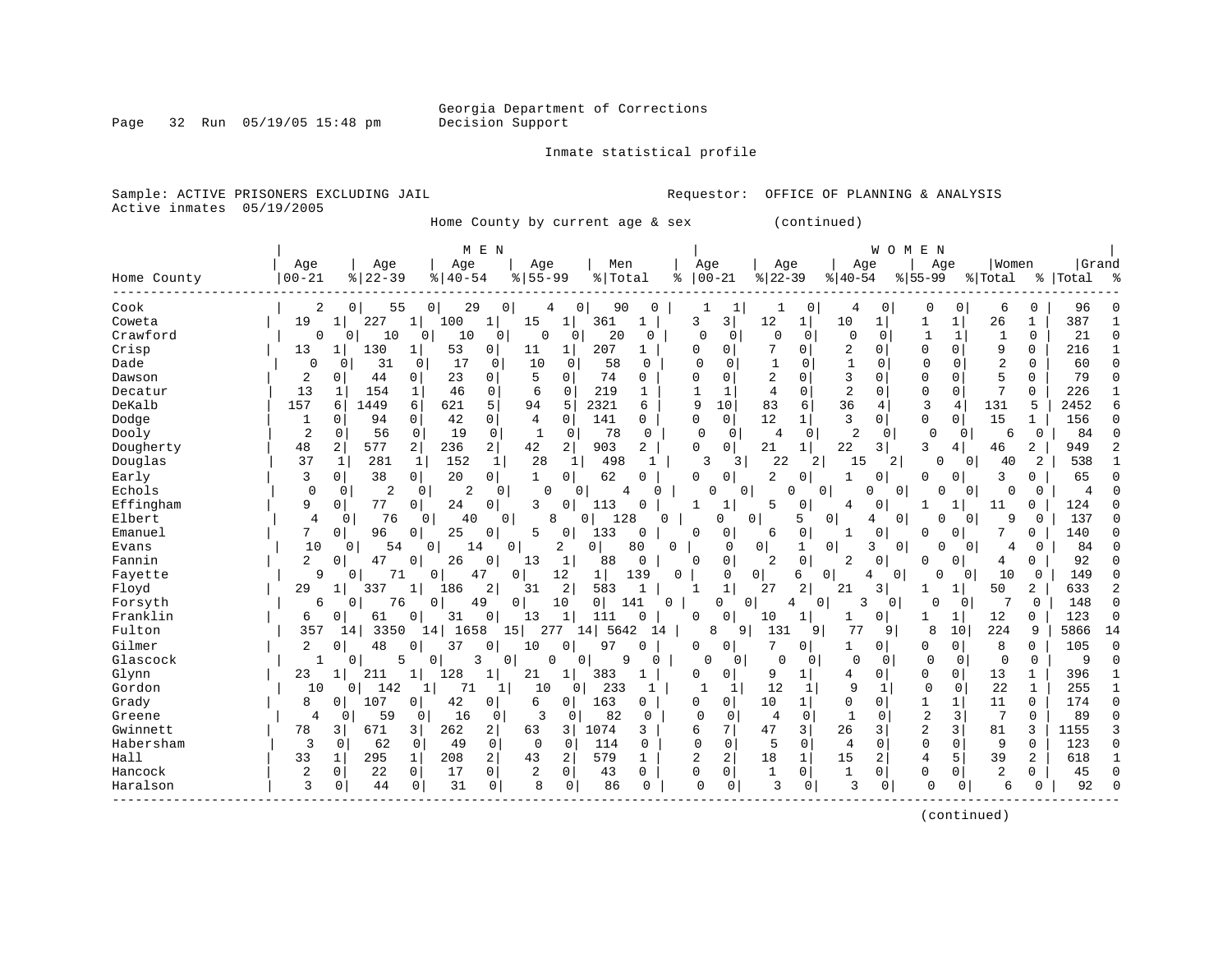Georgia Department of Corrections
Decision Support

Inmate statistical profile

Sample: ACTIVE PRISONERS EXCLUDING JAIL

Requestor: OFFICE OF PLANNING & ANALYSIS

Active inmates 05/19/2005

Home County by current age & sex (continued)

| | MEN | | | | | | | | | | WOMEN | | | | | | | | | | | |
|---|---|---|---|---|---|---|---|---|---|---|---|---|---|---|---|---|---|---|---|---|---|---|
| Home County | Age 00-21 | % | Age 22-39 | % | Age 40-54 | % | Age 55-99 | % | Men Total | % | Age 00-21 | % | Age 22-39 | % | Age 40-54 | % | Age 55-99 | % | Women Total | % | Grand Total | % |
| Cook | 2 | 0 | 55 | 0 | 29 | 0 | 4 | 0 | 90 | 0 | 1 | 1 | 1 | 0 | 4 | 0 | 0 | 0 | 6 | 0 | 96 | 0 |
| Coweta | 19 | 1 | 227 | 1 | 100 | 1 | 15 | 1 | 361 | 1 | 3 | 3 | 12 | 1 | 10 | 1 | 1 | 1 | 26 | 1 | 387 | 1 |
| Crawford | 0 | 0 | 10 | 0 | 10 | 0 | 0 | 0 | 20 | 0 | 0 | 0 | 0 | 0 | 0 | 0 | 1 | 1 | 1 | 0 | 21 | 0 |
| Crisp | 13 | 1 | 130 | 1 | 53 | 0 | 11 | 1 | 207 | 1 | 0 | 0 | 7 | 0 | 2 | 0 | 0 | 0 | 9 | 0 | 216 | 1 |
| Dade | 0 | 0 | 31 | 0 | 17 | 0 | 10 | 0 | 58 | 0 | 0 | 0 | 1 | 0 | 1 | 0 | 0 | 0 | 2 | 0 | 60 | 0 |
| Dawson | 2 | 0 | 44 | 0 | 23 | 0 | 5 | 0 | 74 | 0 | 0 | 0 | 2 | 0 | 3 | 0 | 0 | 0 | 5 | 0 | 79 | 0 |
| Decatur | 13 | 1 | 154 | 1 | 46 | 0 | 6 | 0 | 219 | 1 | 1 | 1 | 4 | 0 | 2 | 0 | 0 | 0 | 7 | 0 | 226 | 1 |
| DeKalb | 157 | 6 | 1449 | 6 | 621 | 5 | 94 | 5 | 2321 | 6 | 9 | 10 | 83 | 6 | 36 | 4 | 3 | 4 | 131 | 5 | 2452 | 6 |
| Dodge | 1 | 0 | 94 | 0 | 42 | 0 | 4 | 0 | 141 | 0 | 0 | 0 | 12 | 1 | 3 | 0 | 0 | 0 | 15 | 1 | 156 | 0 |
| Dooly | 2 | 0 | 56 | 0 | 19 | 0 | 1 | 0 | 78 | 0 | 0 | 0 | 4 | 0 | 2 | 0 | 0 | 0 | 6 | 0 | 84 | 0 |
| Dougherty | 48 | 2 | 577 | 2 | 236 | 2 | 42 | 2 | 903 | 2 | 0 | 0 | 21 | 1 | 22 | 3 | 3 | 4 | 46 | 2 | 949 | 2 |
| Douglas | 37 | 1 | 281 | 1 | 152 | 1 | 28 | 1 | 498 | 1 | 3 | 3 | 22 | 2 | 15 | 2 | 0 | 0 | 40 | 2 | 538 | 1 |
| Early | 3 | 0 | 38 | 0 | 20 | 0 | 1 | 0 | 62 | 0 | 0 | 0 | 2 | 0 | 1 | 0 | 0 | 0 | 3 | 0 | 65 | 0 |
| Echols | 0 | 0 | 2 | 0 | 2 | 0 | 0 | 0 | 4 | 0 | 0 | 0 | 0 | 0 | 0 | 0 | 0 | 0 | 0 | 0 | 4 | 0 |
| Effingham | 9 | 0 | 77 | 0 | 24 | 0 | 3 | 0 | 113 | 0 | 1 | 1 | 5 | 0 | 4 | 0 | 1 | 1 | 11 | 0 | 124 | 0 |
| Elbert | 4 | 0 | 76 | 0 | 40 | 0 | 8 | 0 | 128 | 0 | 0 | 0 | 5 | 0 | 4 | 0 | 0 | 0 | 9 | 0 | 137 | 0 |
| Emanuel | 7 | 0 | 96 | 0 | 25 | 0 | 5 | 0 | 133 | 0 | 0 | 0 | 6 | 0 | 1 | 0 | 0 | 0 | 7 | 0 | 140 | 0 |
| Evans | 10 | 0 | 54 | 0 | 14 | 0 | 2 | 0 | 80 | 0 | 0 | 0 | 1 | 0 | 3 | 0 | 0 | 0 | 4 | 0 | 84 | 0 |
| Fannin | 2 | 0 | 47 | 0 | 26 | 0 | 13 | 1 | 88 | 0 | 0 | 0 | 2 | 0 | 2 | 0 | 0 | 0 | 4 | 0 | 92 | 0 |
| Fayette | 9 | 0 | 71 | 0 | 47 | 0 | 12 | 1 | 139 | 0 | 0 | 0 | 6 | 0 | 4 | 0 | 0 | 0 | 10 | 0 | 149 | 0 |
| Floyd | 29 | 1 | 337 | 1 | 186 | 2 | 31 | 2 | 583 | 1 | 1 | 1 | 27 | 2 | 21 | 3 | 1 | 1 | 50 | 2 | 633 | 2 |
| Forsyth | 6 | 0 | 76 | 0 | 49 | 0 | 10 | 0 | 141 | 0 | 0 | 0 | 4 | 0 | 3 | 0 | 0 | 0 | 7 | 0 | 148 | 0 |
| Franklin | 6 | 0 | 61 | 0 | 31 | 0 | 13 | 1 | 111 | 0 | 0 | 0 | 10 | 1 | 1 | 0 | 1 | 1 | 12 | 0 | 123 | 0 |
| Fulton | 357 | 14 | 3350 | 14 | 1658 | 15 | 277 | 14 | 5642 | 14 | 8 | 9 | 131 | 9 | 77 | 9 | 8 | 10 | 224 | 9 | 5866 | 14 |
| Gilmer | 2 | 0 | 48 | 0 | 37 | 0 | 10 | 0 | 97 | 0 | 0 | 0 | 7 | 0 | 1 | 0 | 0 | 0 | 8 | 0 | 105 | 0 |
| Glascock | 1 | 0 | 5 | 0 | 3 | 0 | 0 | 0 | 9 | 0 | 0 | 0 | 0 | 0 | 0 | 0 | 0 | 0 | 0 | 0 | 9 | 0 |
| Glynn | 23 | 1 | 211 | 1 | 128 | 1 | 21 | 1 | 383 | 1 | 0 | 0 | 9 | 1 | 4 | 0 | 0 | 0 | 13 | 1 | 396 | 1 |
| Gordon | 10 | 0 | 142 | 1 | 71 | 1 | 10 | 0 | 233 | 1 | 1 | 1 | 12 | 1 | 9 | 1 | 0 | 0 | 22 | 1 | 255 | 1 |
| Grady | 8 | 0 | 107 | 0 | 42 | 0 | 6 | 0 | 163 | 0 | 0 | 0 | 10 | 1 | 0 | 0 | 1 | 1 | 11 | 0 | 174 | 0 |
| Greene | 4 | 0 | 59 | 0 | 16 | 0 | 3 | 0 | 82 | 0 | 0 | 0 | 4 | 0 | 1 | 0 | 2 | 3 | 7 | 0 | 89 | 0 |
| Gwinnett | 78 | 3 | 671 | 3 | 262 | 2 | 63 | 3 | 1074 | 3 | 6 | 7 | 47 | 3 | 26 | 3 | 2 | 3 | 81 | 3 | 1155 | 3 |
| Habersham | 3 | 0 | 62 | 0 | 49 | 0 | 0 | 0 | 114 | 0 | 0 | 0 | 5 | 0 | 4 | 0 | 0 | 0 | 9 | 0 | 123 | 0 |
| Hall | 33 | 1 | 295 | 1 | 208 | 2 | 43 | 2 | 579 | 1 | 2 | 2 | 18 | 1 | 15 | 2 | 4 | 5 | 39 | 2 | 618 | 1 |
| Hancock | 2 | 0 | 22 | 0 | 17 | 0 | 2 | 0 | 43 | 0 | 0 | 0 | 1 | 0 | 1 | 0 | 0 | 0 | 2 | 0 | 45 | 0 |
| Haralson | 3 | 0 | 44 | 0 | 31 | 0 | 8 | 0 | 86 | 0 | 0 | 0 | 3 | 0 | 3 | 0 | 0 | 0 | 6 | 0 | 92 | 0 |

(continued)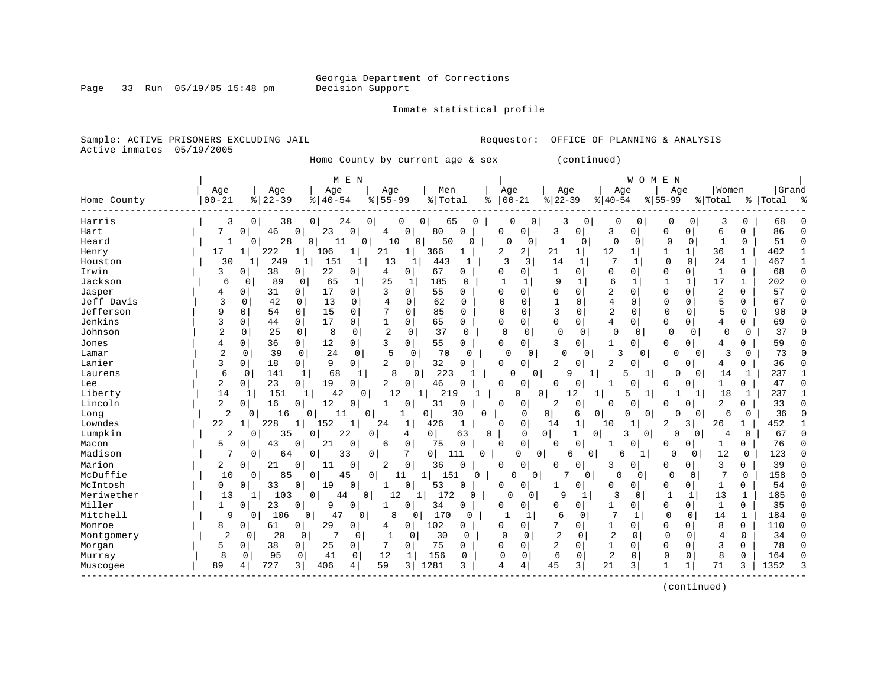Georgia Department of Corrections
Decision Support

Inmate statistical profile

Sample: ACTIVE PRISONERS EXCLUDING JAIL    Requestor: OFFICE OF PLANNING & ANALYSIS
Active inmates 05/19/2005

Home County by current age & sex (continued)

| | MEN | | | | | | | | | | WOMEN | | | | | | | | | | | |
|---|---|---|---|---|---|---|---|---|---|---|---|---|---|---|---|---|---|---|---|---|---|---|
| Home County | Age 00-21 | % | Age 22-39 | % | Age 40-54 | % | Age 55-99 | % | Men Total | % | Age 00-21 | % | Age 22-39 | % | Age 40-54 | % | Age 55-99 | % | Women Total | % | Grand Total | % |
| Harris | 3 | 0 | 38 | 0 | 24 | 0 | 0 | 0 | 65 | 0 | 0 | 0 | 3 | 0 | 0 | 0 | 0 | 0 | 3 | 0 | 68 | 0 |
| Hart | 7 | 0 | 46 | 0 | 23 | 0 | 4 | 0 | 80 | 0 | 0 | 0 | 3 | 0 | 3 | 0 | 0 | 0 | 6 | 0 | 86 | 0 |
| Heard | 1 | 0 | 28 | 0 | 11 | 0 | 10 | 0 | 50 | 0 | 0 | 0 | 1 | 0 | 0 | 0 | 0 | 0 | 1 | 0 | 51 | 0 |
| Henry | 17 | 1 | 222 | 1 | 106 | 1 | 21 | 1 | 366 | 1 | 2 | 2 | 21 | 1 | 12 | 1 | 1 | 1 | 36 | 1 | 402 | 1 |
| Houston | 30 | 1 | 249 | 1 | 151 | 1 | 13 | 1 | 443 | 1 | 3 | 3 | 14 | 1 | 7 | 1 | 0 | 0 | 24 | 1 | 467 | 1 |
| Irwin | 3 | 0 | 38 | 0 | 22 | 0 | 4 | 0 | 67 | 0 | 0 | 0 | 1 | 0 | 0 | 0 | 0 | 0 | 1 | 0 | 68 | 0 |
| Jackson | 6 | 0 | 89 | 0 | 65 | 1 | 25 | 1 | 185 | 0 | 1 | 1 | 9 | 1 | 6 | 1 | 1 | 1 | 17 | 1 | 202 | 0 |
| Jasper | 4 | 0 | 31 | 0 | 17 | 0 | 3 | 0 | 55 | 0 | 0 | 0 | 0 | 0 | 2 | 0 | 0 | 0 | 2 | 0 | 57 | 0 |
| Jeff Davis | 3 | 0 | 42 | 0 | 13 | 0 | 4 | 0 | 62 | 0 | 0 | 0 | 1 | 0 | 4 | 0 | 0 | 0 | 5 | 0 | 67 | 0 |
| Jefferson | 9 | 0 | 54 | 0 | 15 | 0 | 7 | 0 | 85 | 0 | 0 | 0 | 3 | 0 | 2 | 0 | 0 | 0 | 5 | 0 | 90 | 0 |
| Jenkins | 3 | 0 | 44 | 0 | 17 | 0 | 1 | 0 | 65 | 0 | 0 | 0 | 0 | 0 | 4 | 0 | 0 | 0 | 4 | 0 | 69 | 0 |
| Johnson | 2 | 0 | 25 | 0 | 8 | 0 | 2 | 0 | 37 | 0 | 0 | 0 | 0 | 0 | 0 | 0 | 0 | 0 | 0 | 0 | 37 | 0 |
| Jones | 4 | 0 | 36 | 0 | 12 | 0 | 3 | 0 | 55 | 0 | 0 | 0 | 3 | 0 | 1 | 0 | 0 | 0 | 4 | 0 | 59 | 0 |
| Lamar | 2 | 0 | 39 | 0 | 24 | 0 | 5 | 0 | 70 | 0 | 0 | 0 | 0 | 0 | 3 | 0 | 0 | 0 | 3 | 0 | 73 | 0 |
| Lanier | 3 | 0 | 18 | 0 | 9 | 0 | 2 | 0 | 32 | 0 | 0 | 0 | 2 | 0 | 2 | 0 | 0 | 0 | 4 | 0 | 36 | 0 |
| Laurens | 6 | 0 | 141 | 1 | 68 | 1 | 8 | 0 | 223 | 1 | 0 | 0 | 9 | 1 | 5 | 1 | 0 | 0 | 14 | 1 | 237 | 1 |
| Lee | 2 | 0 | 23 | 0 | 19 | 0 | 2 | 0 | 46 | 0 | 0 | 0 | 0 | 0 | 1 | 0 | 0 | 0 | 1 | 0 | 47 | 0 |
| Liberty | 14 | 1 | 151 | 1 | 42 | 0 | 12 | 1 | 219 | 1 | 0 | 0 | 12 | 1 | 5 | 1 | 1 | 1 | 18 | 1 | 237 | 1 |
| Lincoln | 2 | 0 | 16 | 0 | 12 | 0 | 1 | 0 | 31 | 0 | 0 | 0 | 2 | 0 | 0 | 0 | 0 | 0 | 2 | 0 | 33 | 0 |
| Long | 2 | 0 | 16 | 0 | 11 | 0 | 1 | 0 | 30 | 0 | 0 | 0 | 6 | 0 | 0 | 0 | 0 | 0 | 6 | 0 | 36 | 0 |
| Lowndes | 22 | 1 | 228 | 1 | 152 | 1 | 24 | 1 | 426 | 1 | 0 | 0 | 14 | 1 | 10 | 1 | 2 | 3 | 26 | 1 | 452 | 1 |
| Lumpkin | 2 | 0 | 35 | 0 | 22 | 0 | 4 | 0 | 63 | 0 | 0 | 0 | 1 | 0 | 3 | 0 | 0 | 0 | 4 | 0 | 67 | 0 |
| Macon | 5 | 0 | 43 | 0 | 21 | 0 | 6 | 0 | 75 | 0 | 0 | 0 | 0 | 0 | 1 | 0 | 0 | 0 | 1 | 0 | 76 | 0 |
| Madison | 7 | 0 | 64 | 0 | 33 | 0 | 7 | 0 | 111 | 0 | 0 | 0 | 6 | 0 | 6 | 1 | 0 | 0 | 12 | 0 | 123 | 0 |
| Marion | 2 | 0 | 21 | 0 | 11 | 0 | 2 | 0 | 36 | 0 | 0 | 0 | 0 | 0 | 3 | 0 | 0 | 0 | 3 | 0 | 39 | 0 |
| McDuffie | 10 | 0 | 85 | 0 | 45 | 0 | 11 | 1 | 151 | 0 | 0 | 0 | 7 | 0 | 0 | 0 | 0 | 0 | 7 | 0 | 158 | 0 |
| McIntosh | 0 | 0 | 33 | 0 | 19 | 0 | 1 | 0 | 53 | 0 | 0 | 0 | 1 | 0 | 0 | 0 | 0 | 0 | 1 | 0 | 54 | 0 |
| Meriwether | 13 | 1 | 103 | 0 | 44 | 0 | 12 | 1 | 172 | 0 | 0 | 0 | 9 | 1 | 3 | 0 | 1 | 1 | 13 | 1 | 185 | 0 |
| Miller | 1 | 0 | 23 | 0 | 9 | 0 | 1 | 0 | 34 | 0 | 0 | 0 | 0 | 0 | 1 | 0 | 0 | 0 | 1 | 0 | 35 | 0 |
| Mitchell | 9 | 0 | 106 | 0 | 47 | 0 | 8 | 0 | 170 | 0 | 1 | 1 | 6 | 0 | 7 | 1 | 0 | 0 | 14 | 1 | 184 | 0 |
| Monroe | 8 | 0 | 61 | 0 | 29 | 0 | 4 | 0 | 102 | 0 | 0 | 0 | 7 | 0 | 1 | 0 | 0 | 0 | 8 | 0 | 110 | 0 |
| Montgomery | 2 | 0 | 20 | 0 | 7 | 0 | 1 | 0 | 30 | 0 | 0 | 0 | 2 | 0 | 2 | 0 | 0 | 0 | 4 | 0 | 34 | 0 |
| Morgan | 5 | 0 | 38 | 0 | 25 | 0 | 7 | 0 | 75 | 0 | 0 | 0 | 2 | 0 | 1 | 0 | 0 | 0 | 3 | 0 | 78 | 0 |
| Murray | 8 | 0 | 95 | 0 | 41 | 0 | 12 | 1 | 156 | 0 | 0 | 0 | 6 | 0 | 2 | 0 | 0 | 0 | 8 | 0 | 164 | 0 |
| Muscogee | 89 | 4 | 727 | 3 | 406 | 4 | 59 | 3 | 1281 | 3 | 4 | 4 | 45 | 3 | 21 | 3 | 1 | 1 | 71 | 3 | 1352 | 3 |

(continued)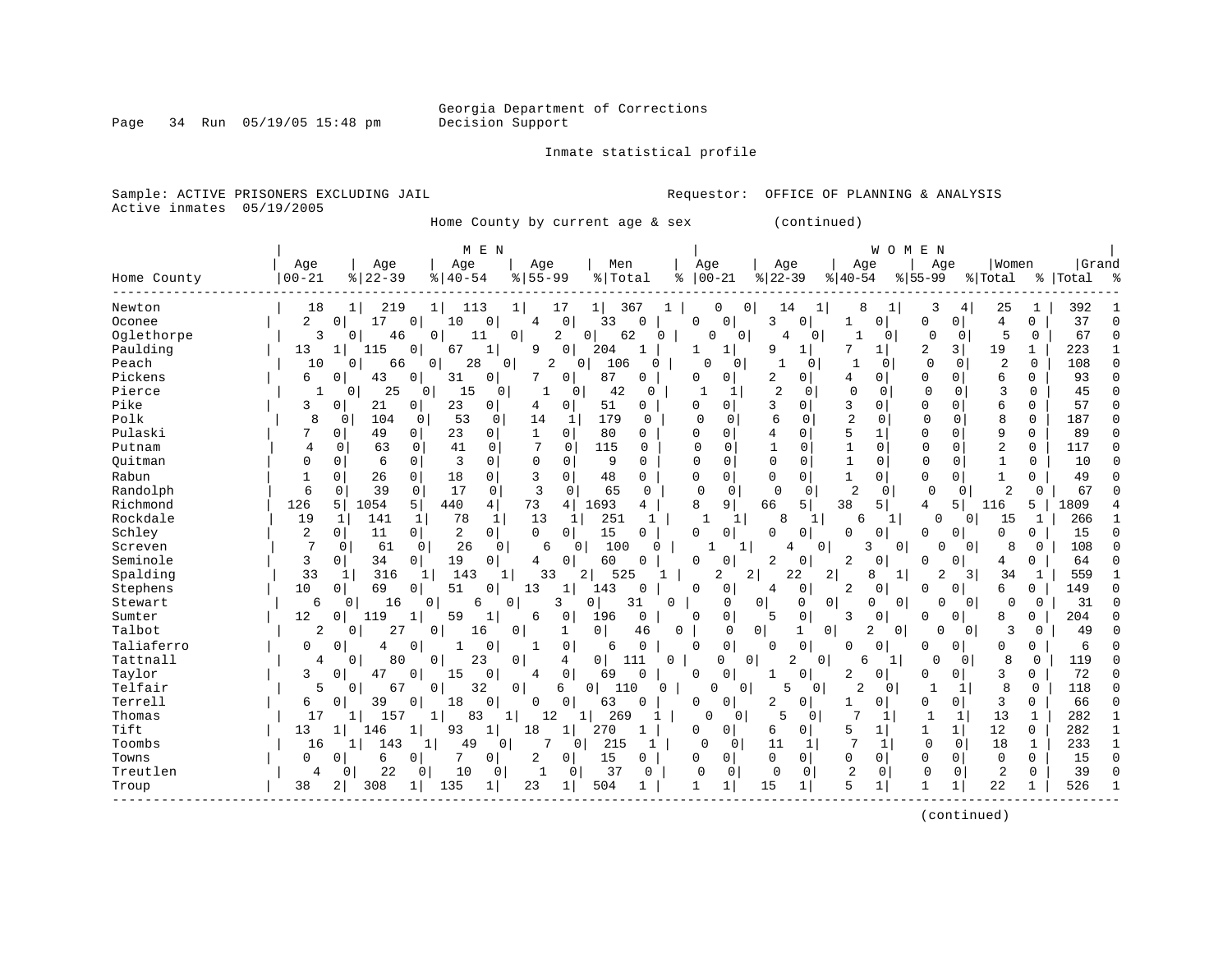Georgia Department of Corrections
Decision Support

Inmate statistical profile

Sample: ACTIVE PRISONERS EXCLUDING JAIL    Requestor: OFFICE OF PLANNING & ANALYSIS
Active inmates 05/19/2005

Home County by current age & sex (continued)

| Home County | MEN Age 00-21 | % | Age 22-39 | % | Age 40-54 | % | Age 55-99 | % | Men Total | % | WOMEN Age 00-21 | % | Age 22-39 | % | Age 40-54 | % | Age 55-99 | % | Women Total | % | Grand Total | % |
|---|---|---|---|---|---|---|---|---|---|---|---|---|---|---|---|---|---|---|---|---|---|---|
| Newton | 18 | 1 | 219 | 1 | 113 | 1 | 17 | 1 | 367 | 1 | 0 | 0 | 14 | 1 | 8 | 1 | 3 | 4 | 25 | 1 | 392 | 1 |
| Oconee | 2 | 0 | 17 | 0 | 10 | 0 | 4 | 0 | 33 | 0 | 0 | 0 | 3 | 0 | 1 | 0 | 0 | 0 | 4 | 0 | 37 | 0 |
| Oglethorpe | 3 | 0 | 46 | 0 | 11 | 0 | 2 | 0 | 62 | 0 | 0 | 0 | 4 | 0 | 1 | 0 | 0 | 0 | 5 | 0 | 67 | 0 |
| Paulding | 13 | 1 | 115 | 0 | 67 | 1 | 9 | 0 | 204 | 1 | 1 | 1 | 9 | 1 | 7 | 1 | 2 | 3 | 19 | 1 | 223 | 1 |
| Peach | 10 | 0 | 66 | 0 | 28 | 0 | 2 | 0 | 106 | 0 | 0 | 0 | 1 | 0 | 1 | 0 | 0 | 0 | 2 | 0 | 108 | 0 |
| Pickens | 6 | 0 | 43 | 0 | 31 | 0 | 7 | 0 | 87 | 0 | 0 | 0 | 2 | 0 | 4 | 0 | 0 | 0 | 6 | 0 | 93 | 0 |
| Pierce | 1 | 0 | 25 | 0 | 15 | 0 | 1 | 0 | 42 | 0 | 1 | 1 | 2 | 0 | 0 | 0 | 0 | 0 | 3 | 0 | 45 | 0 |
| Pike | 3 | 0 | 21 | 0 | 23 | 0 | 4 | 0 | 51 | 0 | 0 | 0 | 3 | 0 | 3 | 0 | 0 | 0 | 6 | 0 | 57 | 0 |
| Polk | 8 | 0 | 104 | 0 | 53 | 0 | 14 | 1 | 179 | 0 | 0 | 0 | 6 | 0 | 2 | 0 | 0 | 0 | 8 | 0 | 187 | 0 |
| Pulaski | 7 | 0 | 49 | 0 | 23 | 0 | 1 | 0 | 80 | 0 | 0 | 0 | 4 | 0 | 5 | 1 | 0 | 0 | 9 | 0 | 89 | 0 |
| Putnam | 4 | 0 | 63 | 0 | 41 | 0 | 7 | 0 | 115 | 0 | 0 | 0 | 1 | 0 | 1 | 0 | 0 | 0 | 2 | 0 | 117 | 0 |
| Quitman | 0 | 0 | 6 | 0 | 3 | 0 | 0 | 0 | 9 | 0 | 0 | 0 | 0 | 0 | 1 | 0 | 0 | 0 | 1 | 0 | 10 | 0 |
| Rabun | 1 | 0 | 26 | 0 | 18 | 0 | 3 | 0 | 48 | 0 | 0 | 0 | 0 | 0 | 1 | 0 | 0 | 0 | 1 | 0 | 49 | 0 |
| Randolph | 6 | 0 | 39 | 0 | 17 | 0 | 3 | 0 | 65 | 0 | 0 | 0 | 0 | 0 | 2 | 0 | 0 | 0 | 2 | 0 | 67 | 0 |
| Richmond | 126 | 5 | 1054 | 5 | 440 | 4 | 73 | 4 | 1693 | 4 | 8 | 9 | 66 | 5 | 38 | 5 | 4 | 5 | 116 | 5 | 1809 | 4 |
| Rockdale | 19 | 1 | 141 | 1 | 78 | 1 | 13 | 1 | 251 | 1 | 1 | 1 | 8 | 1 | 6 | 1 | 0 | 0 | 15 | 1 | 266 | 1 |
| Schley | 2 | 0 | 11 | 0 | 2 | 0 | 0 | 0 | 15 | 0 | 0 | 0 | 0 | 0 | 0 | 0 | 0 | 0 | 0 | 0 | 15 | 0 |
| Screven | 7 | 0 | 61 | 0 | 26 | 0 | 6 | 0 | 100 | 0 | 1 | 1 | 4 | 0 | 3 | 0 | 0 | 0 | 8 | 0 | 108 | 0 |
| Seminole | 3 | 0 | 34 | 0 | 19 | 0 | 4 | 0 | 60 | 0 | 0 | 0 | 2 | 0 | 2 | 0 | 0 | 0 | 4 | 0 | 64 | 0 |
| Spalding | 33 | 1 | 316 | 1 | 143 | 1 | 33 | 2 | 525 | 1 | 2 | 2 | 22 | 2 | 8 | 1 | 2 | 3 | 34 | 1 | 559 | 1 |
| Stephens | 10 | 0 | 69 | 0 | 51 | 0 | 13 | 1 | 143 | 0 | 0 | 0 | 4 | 0 | 2 | 0 | 0 | 0 | 6 | 0 | 149 | 0 |
| Stewart | 6 | 0 | 16 | 0 | 6 | 0 | 3 | 0 | 31 | 0 | 0 | 0 | 0 | 0 | 0 | 0 | 0 | 0 | 0 | 0 | 31 | 0 |
| Sumter | 12 | 0 | 119 | 1 | 59 | 1 | 6 | 0 | 196 | 0 | 0 | 0 | 5 | 0 | 3 | 0 | 0 | 0 | 8 | 0 | 204 | 0 |
| Talbot | 2 | 0 | 27 | 0 | 16 | 0 | 1 | 0 | 46 | 0 | 0 | 0 | 1 | 0 | 2 | 0 | 0 | 0 | 3 | 0 | 49 | 0 |
| Taliaferro | 0 | 0 | 4 | 0 | 1 | 0 | 1 | 0 | 6 | 0 | 0 | 0 | 0 | 0 | 0 | 0 | 0 | 0 | 0 | 0 | 6 | 0 |
| Tattnall | 4 | 0 | 80 | 0 | 23 | 0 | 4 | 0 | 111 | 0 | 0 | 0 | 2 | 0 | 6 | 1 | 0 | 0 | 8 | 0 | 119 | 0 |
| Taylor | 3 | 0 | 47 | 0 | 15 | 0 | 4 | 0 | 69 | 0 | 0 | 0 | 1 | 0 | 2 | 0 | 0 | 0 | 3 | 0 | 72 | 0 |
| Telfair | 5 | 0 | 67 | 0 | 32 | 0 | 6 | 0 | 110 | 0 | 0 | 0 | 5 | 0 | 2 | 0 | 1 | 1 | 8 | 0 | 118 | 0 |
| Terrell | 6 | 0 | 39 | 0 | 18 | 0 | 0 | 0 | 63 | 0 | 0 | 0 | 2 | 0 | 1 | 0 | 0 | 0 | 3 | 0 | 66 | 0 |
| Thomas | 17 | 1 | 157 | 1 | 83 | 1 | 12 | 1 | 269 | 1 | 0 | 0 | 5 | 0 | 7 | 1 | 1 | 1 | 13 | 1 | 282 | 1 |
| Tift | 13 | 1 | 146 | 1 | 93 | 1 | 18 | 1 | 270 | 1 | 0 | 0 | 6 | 0 | 5 | 1 | 1 | 1 | 12 | 0 | 282 | 1 |
| Toombs | 16 | 1 | 143 | 1 | 49 | 0 | 7 | 0 | 215 | 1 | 0 | 0 | 11 | 1 | 7 | 1 | 0 | 0 | 18 | 1 | 233 | 1 |
| Towns | 0 | 0 | 6 | 0 | 7 | 0 | 2 | 0 | 15 | 0 | 0 | 0 | 0 | 0 | 0 | 0 | 0 | 0 | 0 | 0 | 15 | 0 |
| Treutlen | 4 | 0 | 22 | 0 | 10 | 0 | 1 | 0 | 37 | 0 | 0 | 0 | 0 | 0 | 2 | 0 | 0 | 0 | 2 | 0 | 39 | 0 |
| Troup | 38 | 2 | 308 | 1 | 135 | 1 | 23 | 1 | 504 | 1 | 1 | 1 | 15 | 1 | 5 | 1 | 1 | 1 | 22 | 1 | 526 | 1 |

(continued)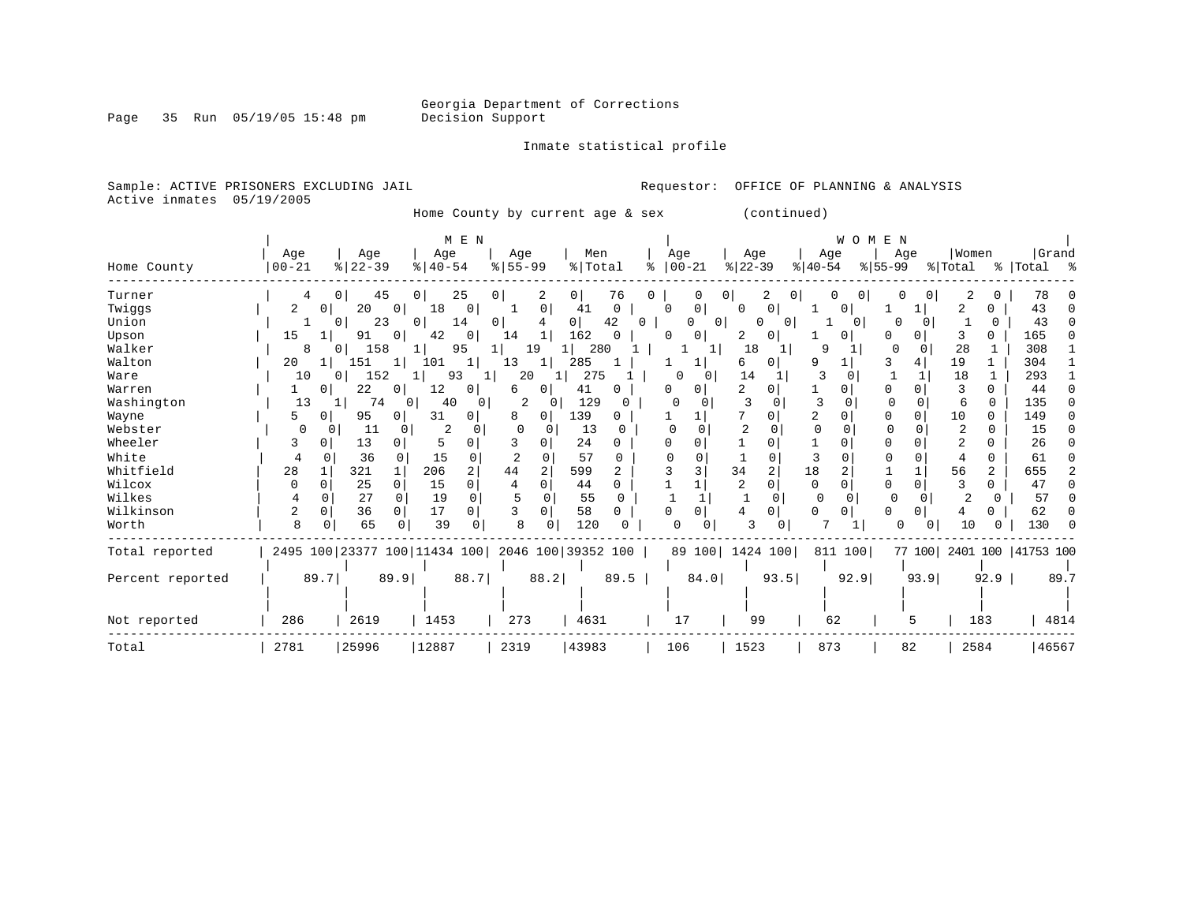Georgia Department of Corrections
Decision Support

Inmate statistical profile

Sample: ACTIVE PRISONERS EXCLUDING JAIL                Requestor: OFFICE OF PLANNING & ANALYSIS
Active inmates 05/19/2005

Home County by current age & sex (continued)

| Home County | MEN Age 00-21 | % | Age 22-39 | % | Age 40-54 | % | Age 55-99 | % | Men Total | % | WOMEN Age 00-21 | % | Age 22-39 | % | Age 40-54 | % | Age 55-99 | % | Women Total | % | Grand Total | % |
|---|---|---|---|---|---|---|---|---|---|---|---|---|---|---|---|---|---|---|---|---|---|---|
| Turner | 4 | 0 | 45 | 0 | 25 | 0 | 2 | 0 | 76 | 0 | 0 | 0 | 2 | 0 | 0 | 0 | 0 | 0 | 2 | 0 | 78 | 0 |
| Twiggs | 2 | 0 | 20 | 0 | 18 | 0 | 1 | 0 | 41 | 0 | 0 | 0 | 0 | 0 | 1 | 0 | 1 | 1 | 2 | 0 | 43 | 0 |
| Union | 1 | 0 | 23 | 0 | 14 | 0 | 4 | 0 | 42 | 0 | 0 | 0 | 0 | 0 | 1 | 0 | 0 | 0 | 1 | 0 | 43 | 0 |
| Upson | 15 | 1 | 91 | 0 | 42 | 0 | 14 | 1 | 162 | 0 | 0 | 0 | 2 | 0 | 1 | 0 | 0 | 0 | 3 | 0 | 165 | 0 |
| Walker | 8 | 0 | 158 | 1 | 95 | 1 | 19 | 1 | 280 | 1 | 1 | 1 | 18 | 1 | 9 | 1 | 0 | 0 | 28 | 1 | 308 | 1 |
| Walton | 20 | 1 | 151 | 1 | 101 | 1 | 13 | 1 | 285 | 1 | 1 | 1 | 6 | 0 | 9 | 1 | 3 | 4 | 19 | 1 | 304 | 1 |
| Ware | 10 | 0 | 152 | 1 | 93 | 1 | 20 | 1 | 275 | 1 | 0 | 0 | 14 | 1 | 3 | 0 | 1 | 1 | 18 | 1 | 293 | 1 |
| Warren | 1 | 0 | 22 | 0 | 12 | 0 | 6 | 0 | 41 | 0 | 0 | 0 | 2 | 0 | 1 | 0 | 0 | 0 | 3 | 0 | 44 | 0 |
| Washington | 13 | 1 | 74 | 0 | 40 | 0 | 2 | 0 | 129 | 0 | 0 | 0 | 3 | 0 | 3 | 0 | 0 | 0 | 6 | 0 | 135 | 0 |
| Wayne | 5 | 0 | 95 | 0 | 31 | 0 | 8 | 0 | 139 | 0 | 1 | 1 | 7 | 0 | 2 | 0 | 0 | 0 | 10 | 0 | 149 | 0 |
| Webster | 0 | 0 | 11 | 0 | 2 | 0 | 0 | 0 | 13 | 0 | 0 | 0 | 2 | 0 | 0 | 0 | 0 | 0 | 2 | 0 | 15 | 0 |
| Wheeler | 3 | 0 | 13 | 0 | 5 | 0 | 3 | 0 | 24 | 0 | 0 | 0 | 1 | 0 | 1 | 0 | 0 | 0 | 2 | 0 | 26 | 0 |
| White | 4 | 0 | 36 | 0 | 15 | 0 | 2 | 0 | 57 | 0 | 0 | 0 | 1 | 0 | 3 | 0 | 0 | 0 | 4 | 0 | 61 | 0 |
| Whitfield | 28 | 1 | 321 | 1 | 206 | 2 | 44 | 2 | 599 | 2 | 3 | 3 | 34 | 2 | 18 | 2 | 1 | 1 | 56 | 2 | 655 | 2 |
| Wilcox | 0 | 0 | 25 | 0 | 15 | 0 | 4 | 0 | 44 | 0 | 1 | 1 | 2 | 0 | 0 | 0 | 0 | 0 | 3 | 0 | 47 | 0 |
| Wilkes | 4 | 0 | 27 | 0 | 19 | 0 | 5 | 0 | 55 | 0 | 1 | 1 | 1 | 0 | 0 | 0 | 0 | 0 | 2 | 0 | 57 | 0 |
| Wilkinson | 2 | 0 | 36 | 0 | 17 | 0 | 3 | 0 | 58 | 0 | 0 | 0 | 4 | 0 | 0 | 0 | 0 | 0 | 4 | 0 | 62 | 0 |
| Worth | 8 | 0 | 65 | 0 | 39 | 0 | 8 | 0 | 120 | 0 | 0 | 0 | 3 | 0 | 7 | 1 | 0 | 0 | 10 | 0 | 130 | 0 |
| Total reported | 2495 | 100 | 23377 | 100 | 11434 | 100 | 2046 | 100 | 39352 | 100 | 89 | 100 | 1424 | 100 | 811 | 100 | 77 | 100 | 2401 | 100 | 41753 | 100 |
| Percent reported | | 89.7 | | 89.9 | | 88.7 | | 88.2 | | 89.5 | | 84.0 | | 93.5 | | 92.9 | | 93.9 | | 92.9 | | 89.7 |
| Not reported | 286 | | 2619 | | 1453 | | 273 | | 4631 | | 17 | | 99 | | 62 | | 5 | | 183 | | 4814 | |
| Total | 2781 | | 25996 | | 12887 | | 2319 | | 43983 | | 106 | | 1523 | | 873 | | 82 | | 2584 | | 46567 | |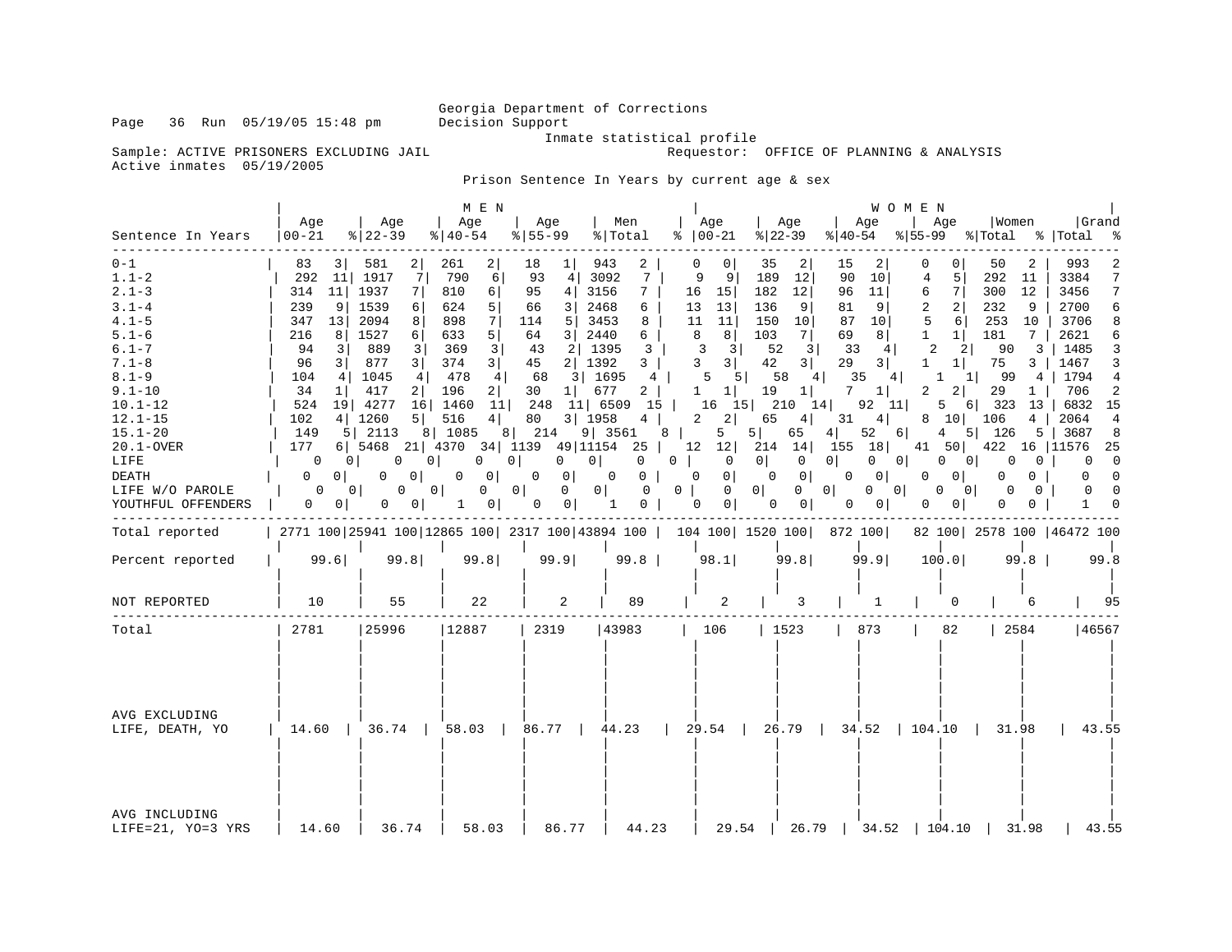Georgia Department of Corrections
Decision Support
Inmate statistical profile

Sample: ACTIVE PRISONERS EXCLUDING JAIL — Requestor: OFFICE OF PLANNING & ANALYSIS
Active inmates 05/19/2005

Prison Sentence In Years by current age & sex

| Sentence In Years | MEN Age 00-21 | % | Age 22-39 | % | Age 40-54 | % | Age 55-99 | % | Men Total | % | WOMEN Age 00-21 | % | Age 22-39 | % | Age 40-54 | % | Age 55-99 | % | Women Total | % | Grand Total | % |
|---|---|---|---|---|---|---|---|---|---|---|---|---|---|---|---|---|---|---|---|---|---|---|
| 0-1 | 83 | 3 | 581 | 2 | 261 | 2 | 18 | 1 | 943 | 2 | 0 | 0 | 35 | 2 | 15 | 2 | 0 | 0 | 50 | 2 | 993 | 2 |
| 1.1-2 | 292 | 11 | 1917 | 7 | 790 | 6 | 93 | 4 | 3092 | 7 | 9 | 9 | 189 | 12 | 90 | 10 | 4 | 5 | 292 | 11 | 3384 | 7 |
| 2.1-3 | 314 | 11 | 1937 | 7 | 810 | 6 | 95 | 4 | 3156 | 7 | 16 | 15 | 182 | 12 | 96 | 11 | 6 | 7 | 300 | 12 | 3456 | 7 |
| 3.1-4 | 239 | 9 | 1539 | 6 | 624 | 5 | 66 | 3 | 2468 | 6 | 13 | 13 | 136 | 9 | 81 | 9 | 2 | 2 | 232 | 9 | 2700 | 6 |
| 4.1-5 | 347 | 13 | 2094 | 8 | 898 | 7 | 114 | 5 | 3453 | 8 | 11 | 11 | 150 | 10 | 87 | 10 | 5 | 6 | 253 | 10 | 3706 | 8 |
| 5.1-6 | 216 | 8 | 1527 | 6 | 633 | 5 | 64 | 3 | 2440 | 6 | 8 | 8 | 103 | 7 | 69 | 8 | 1 | 1 | 181 | 7 | 2621 | 6 |
| 6.1-7 | 94 | 3 | 889 | 3 | 369 | 3 | 43 | 2 | 1395 | 3 | 3 | 3 | 52 | 3 | 33 | 4 | 2 | 2 | 90 | 3 | 1485 | 3 |
| 7.1-8 | 96 | 3 | 877 | 3 | 374 | 3 | 45 | 2 | 1392 | 3 | 3 | 3 | 42 | 3 | 29 | 3 | 1 | 1 | 75 | 3 | 1467 | 3 |
| 8.1-9 | 104 | 4 | 1045 | 4 | 478 | 4 | 68 | 3 | 1695 | 4 | 5 | 5 | 58 | 4 | 35 | 4 | 1 | 1 | 99 | 4 | 1794 | 4 |
| 9.1-10 | 34 | 1 | 417 | 2 | 196 | 2 | 30 | 1 | 677 | 2 | 1 | 1 | 19 | 1 | 7 | 1 | 2 | 2 | 29 | 1 | 706 | 2 |
| 10.1-12 | 524 | 19 | 4277 | 16 | 1460 | 11 | 248 | 11 | 6509 | 15 | 16 | 15 | 210 | 14 | 92 | 11 | 5 | 6 | 323 | 13 | 6832 | 15 |
| 12.1-15 | 102 | 4 | 1260 | 5 | 516 | 4 | 80 | 3 | 1958 | 4 | 2 | 2 | 65 | 4 | 31 | 4 | 8 | 10 | 106 | 4 | 2064 | 4 |
| 15.1-20 | 149 | 5 | 2113 | 8 | 1085 | 8 | 214 | 9 | 3561 | 8 | 5 | 5 | 65 | 4 | 52 | 6 | 4 | 5 | 126 | 5 | 3687 | 8 |
| 20.1-OVER | 177 | 6 | 5468 | 21 | 4370 | 34 | 1139 | 49 | 11154 | 25 | 12 | 12 | 214 | 14 | 155 | 18 | 41 | 50 | 422 | 16 | 11576 | 25 |
| LIFE | 0 | 0 | 0 | 0 | 0 | 0 | 0 | 0 | 0 | 0 | 0 | 0 | 0 | 0 | 0 | 0 | 0 | 0 | 0 | 0 | 0 | 0 |
| DEATH | 0 | 0 | 0 | 0 | 0 | 0 | 0 | 0 | 0 | 0 | 0 | 0 | 0 | 0 | 0 | 0 | 0 | 0 | 0 | 0 | 0 | 0 |
| LIFE W/O PAROLE | 0 | 0 | 0 | 0 | 0 | 0 | 0 | 0 | 0 | 0 | 0 | 0 | 0 | 0 | 0 | 0 | 0 | 0 | 0 | 0 | 0 | 0 |
| YOUTHFUL OFFENDERS | 0 | 0 | 0 | 0 | 1 | 0 | 0 | 0 | 1 | 0 | 0 | 0 | 0 | 0 | 0 | 0 | 0 | 0 | 0 | 0 | 1 | 0 |
| Total reported | 2771 | 100 | 25941 | 100 | 12865 | 100 | 2317 | 100 | 43894 | 100 | 104 | 100 | 1520 | 100 | 872 | 100 | 82 | 100 | 2578 | 100 | 46472 | 100 |
| Percent reported | 99.6 | | 99.8 | | 99.8 | | 99.9 | | 99.8 | | 98.1 | | 99.8 | | 99.9 | | 100.0 | | 99.8 | | 99.8 | |
| NOT REPORTED | 10 | | 55 | | 22 | | 2 | | 89 | | 2 | | 3 | | 1 | | 0 | | 6 | | 95 | |
| Total | 2781 | | 25996 | | 12887 | | 2319 | | 43983 | | 106 | | 1523 | | 873 | | 82 | | 2584 | | 46567 | |
| AVG EXCLUDING LIFE, DEATH, YO | 14.60 | | 36.74 | | 58.03 | | 86.77 | | 44.23 | | 29.54 | | 26.79 | | 34.52 | | 104.10 | | 31.98 | | 43.55 | |
| AVG INCLUDING LIFE=21, YO=3 YRS | 14.60 | | 36.74 | | 58.03 | | 86.77 | | 44.23 | | 29.54 | | 26.79 | | 34.52 | | 104.10 | | 31.98 | | 43.55 | |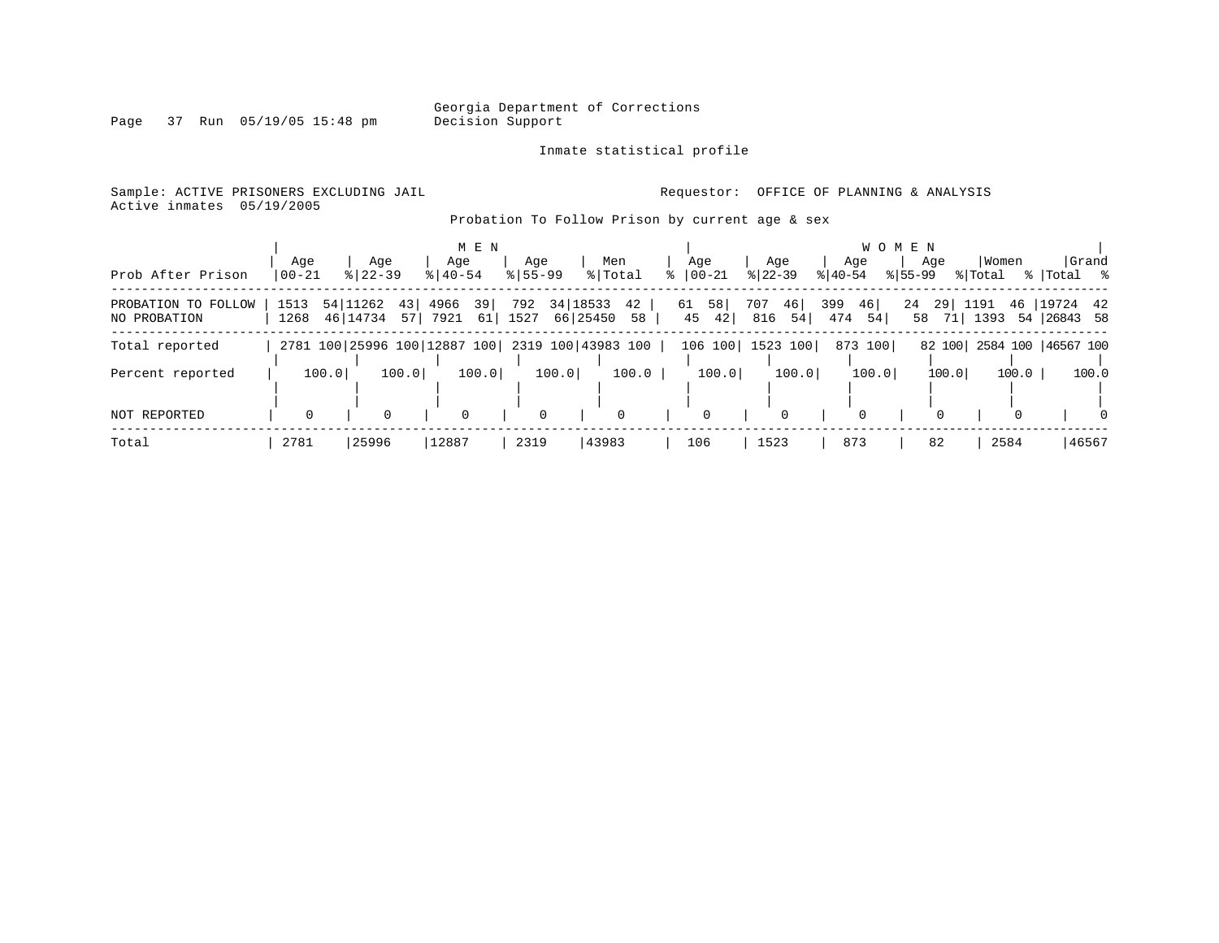Georgia Department of Corrections
Decision Support

Inmate statistical profile

Sample: ACTIVE PRISONERS EXCLUDING JAIL

Requestor: OFFICE OF PLANNING & ANALYSIS

Active inmates 05/19/2005

Probation To Follow Prison by current age & sex

| | MEN | | | | | | | | | | WOMEN | | | | | | | | | | | |
|---|---|---|---|---|---|---|---|---|---|---|---|---|---|---|---|---|---|---|---|---|---|---|
| Prob After Prison | Age 00-21 | % | Age 22-39 | % | Age 40-54 | % | Age 55-99 | % | Men Total | % | Age 00-21 | % | Age 22-39 | % | Age 40-54 | % | Age 55-99 | % | Women Total | % | Grand Total | % |
| PROBATION TO FOLLOW | 1513 | 54 | 11262 | 43 | 4966 | 39 | 792 | 34 | 18533 | 42 | 61 | 58 | 707 | 46 | 399 | 46 | 24 | 29 | 1191 | 46 | 19724 | 42 |
| NO PROBATION | 1268 | 46 | 14734 | 57 | 7921 | 61 | 1527 | 66 | 25450 | 58 | 45 | 42 | 816 | 54 | 474 | 54 | 58 | 71 | 1393 | 54 | 26843 | 58 |
| Total reported | 2781 | 100 | 25996 | 100 | 12887 | 100 | 2319 | 100 | 43983 | 100 | 106 | 100 | 1523 | 100 | 873 | 100 | 82 | 100 | 2584 | 100 | 46567 | 100 |
| Percent reported | | 100.0 | | 100.0 | | 100.0 | | 100.0 | | 100.0 | | 100.0 | | 100.0 | | 100.0 | | 100.0 | | 100.0 | | 100.0 |
| NOT REPORTED | 0 | | 0 | | 0 | | 0 | | 0 | | 0 | | 0 | | 0 | | 0 | | 0 | | 0 | |
| Total | 2781 | | 25996 | | 12887 | | 2319 | | 43983 | | 106 | | 1523 | | 873 | | 82 | | 2584 | | 46567 | |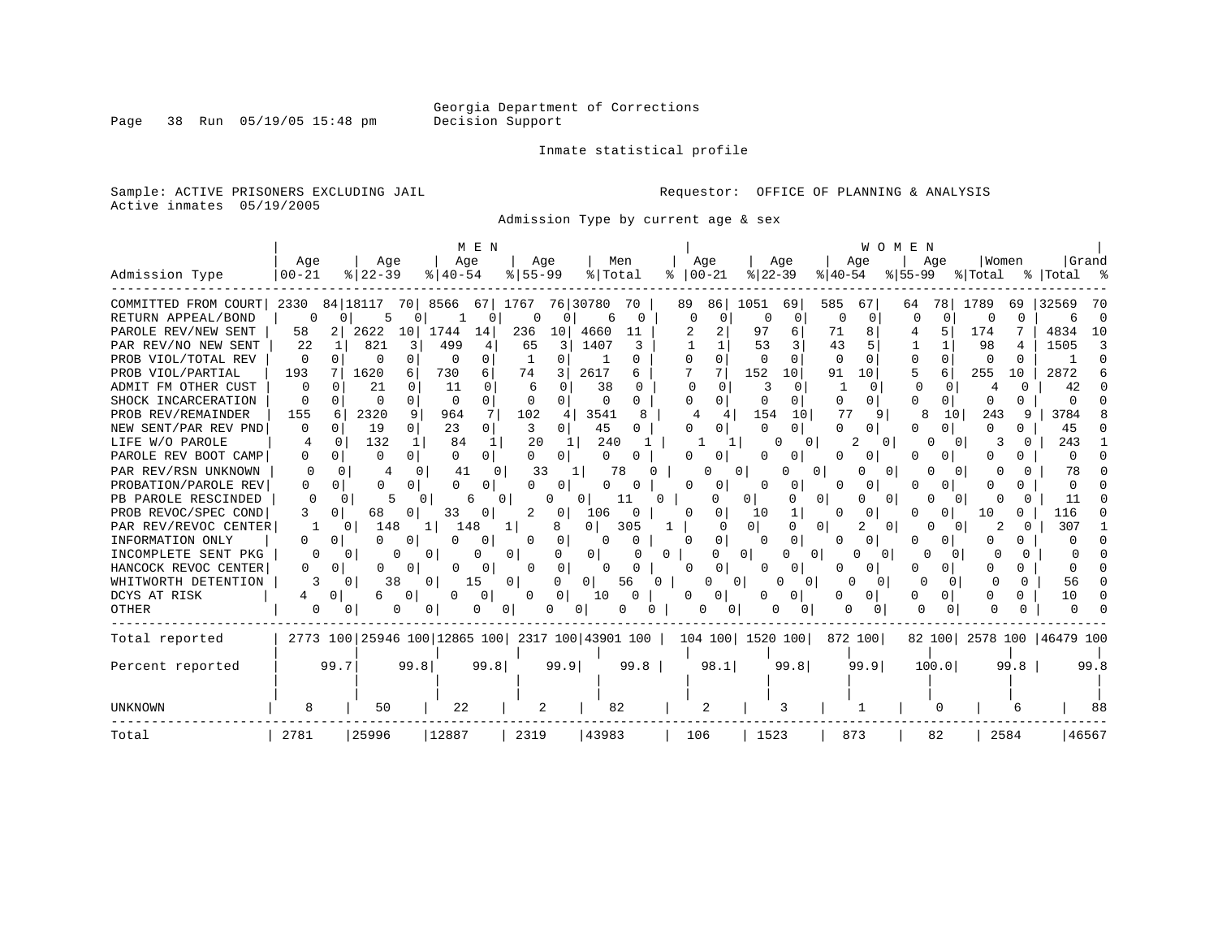Georgia Department of Corrections
Decision Support

Inmate statistical profile

Sample: ACTIVE PRISONERS EXCLUDING JAIL

Requestor: OFFICE OF PLANNING & ANALYSIS

Active inmates 05/19/2005

Admission Type by current age & sex

| Admission Type | MEN Age 00-21 | % | Age 22-39 | % | Age 40-54 | % | Age 55-99 | % | Men Total | % | WOMEN Age 00-21 | % | Age 22-39 | % | Age 40-54 | % | Age 55-99 | % | Women Total | % | Grand Total | % |
|---|---|---|---|---|---|---|---|---|---|---|---|---|---|---|---|---|---|---|---|---|---|---|
| COMMITTED FROM COURT | 2330 | 84 | 18117 | 70 | 8566 | 67 | 1767 | 76 | 30780 | 70 | 89 | 86 | 1051 | 69 | 585 | 67 | 64 | 78 | 1789 | 69 | 32569 | 70 |
| RETURN APPEAL/BOND | 0 | 0 | 5 | 0 | 1 | 0 | 0 | 0 | 6 | 0 | 0 | 0 | 0 | 0 | 0 | 0 | 0 | 0 | 0 | 0 | 6 | 0 |
| PAROLE REV/NEW SENT | 58 | 2 | 2622 | 10 | 1744 | 14 | 236 | 10 | 4660 | 11 | 2 | 2 | 97 | 6 | 71 | 8 | 4 | 5 | 174 | 7 | 4834 | 10 |
| PAR REV/NO NEW SENT | 22 | 1 | 821 | 3 | 499 | 4 | 65 | 3 | 1407 | 3 | 1 | 1 | 53 | 3 | 43 | 5 | 1 | 1 | 98 | 4 | 1505 | 3 |
| PROB VIOL/TOTAL REV | 0 | 0 | 0 | 0 | 0 | 0 | 1 | 0 | 1 | 0 | 0 | 0 | 0 | 0 | 0 | 0 | 0 | 0 | 0 | 0 | 1 | 0 |
| PROB VIOL/PARTIAL | 193 | 7 | 1620 | 6 | 730 | 6 | 74 | 3 | 2617 | 6 | 7 | 7 | 152 | 10 | 91 | 10 | 5 | 6 | 255 | 10 | 2872 | 6 |
| ADMIT FM OTHER CUST | 0 | 0 | 21 | 0 | 11 | 0 | 6 | 0 | 38 | 0 | 0 | 0 | 3 | 0 | 1 | 0 | 0 | 0 | 4 | 0 | 42 | 0 |
| SHOCK INCARCERATION | 0 | 0 | 0 | 0 | 0 | 0 | 0 | 0 | 0 | 0 | 0 | 0 | 0 | 0 | 0 | 0 | 0 | 0 | 0 | 0 | 0 | 0 |
| PROB REV/REMAINDER | 155 | 6 | 2320 | 9 | 964 | 7 | 102 | 4 | 3541 | 8 | 4 | 4 | 154 | 10 | 77 | 9 | 8 | 10 | 243 | 9 | 3784 | 8 |
| NEW SENT/PAR REV PND | 0 | 0 | 19 | 0 | 23 | 0 | 3 | 0 | 45 | 0 | 0 | 0 | 0 | 0 | 0 | 0 | 0 | 0 | 0 | 0 | 45 | 0 |
| LIFE W/O PAROLE | 4 | 0 | 132 | 1 | 84 | 1 | 20 | 1 | 240 | 1 | 1 | 1 | 0 | 0 | 2 | 0 | 0 | 0 | 3 | 0 | 243 | 1 |
| PAROLE REV BOOT CAMP | 0 | 0 | 0 | 0 | 0 | 0 | 0 | 0 | 0 | 0 | 0 | 0 | 0 | 0 | 0 | 0 | 0 | 0 | 0 | 0 | 0 | 0 |
| PAR REV/RSN UNKNOWN | 0 | 0 | 4 | 0 | 41 | 0 | 33 | 1 | 78 | 0 | 0 | 0 | 0 | 0 | 0 | 0 | 0 | 0 | 0 | 0 | 78 | 0 |
| PROBATION/PAROLE REV | 0 | 0 | 0 | 0 | 0 | 0 | 0 | 0 | 0 | 0 | 0 | 0 | 0 | 0 | 0 | 0 | 0 | 0 | 0 | 0 | 0 | 0 |
| PB PAROLE RESCINDED | 0 | 0 | 5 | 0 | 6 | 0 | 0 | 0 | 11 | 0 | 0 | 0 | 0 | 0 | 0 | 0 | 0 | 0 | 0 | 0 | 11 | 0 |
| PROB REVOC/SPEC COND | 3 | 0 | 68 | 0 | 33 | 0 | 2 | 0 | 106 | 0 | 0 | 0 | 10 | 1 | 0 | 0 | 0 | 0 | 10 | 0 | 116 | 0 |
| PAR REV/REVOC CENTER | 1 | 0 | 148 | 1 | 148 | 1 | 8 | 0 | 305 | 1 | 0 | 0 | 0 | 0 | 2 | 0 | 0 | 0 | 2 | 0 | 307 | 1 |
| INFORMATION ONLY | 0 | 0 | 0 | 0 | 0 | 0 | 0 | 0 | 0 | 0 | 0 | 0 | 0 | 0 | 0 | 0 | 0 | 0 | 0 | 0 | 0 | 0 |
| INCOMPLETE SENT PKG | 0 | 0 | 0 | 0 | 0 | 0 | 0 | 0 | 0 | 0 | 0 | 0 | 0 | 0 | 0 | 0 | 0 | 0 | 0 | 0 | 0 | 0 |
| HANCOCK REVOC CENTER | 0 | 0 | 0 | 0 | 0 | 0 | 0 | 0 | 0 | 0 | 0 | 0 | 0 | 0 | 0 | 0 | 0 | 0 | 0 | 0 | 0 | 0 |
| WHITWORTH DETENTION | 3 | 0 | 38 | 0 | 15 | 0 | 0 | 0 | 56 | 0 | 0 | 0 | 0 | 0 | 0 | 0 | 0 | 0 | 0 | 0 | 56 | 0 |
| DCYS AT RISK | 4 | 0 | 6 | 0 | 0 | 0 | 0 | 0 | 10 | 0 | 0 | 0 | 0 | 0 | 0 | 0 | 0 | 0 | 0 | 0 | 10 | 0 |
| OTHER | 0 | 0 | 0 | 0 | 0 | 0 | 0 | 0 | 0 | 0 | 0 | 0 | 0 | 0 | 0 | 0 | 0 | 0 | 0 | 0 | 0 | 0 |
| Total reported | 2773 | 100 | 25946 | 100 | 12865 | 100 | 2317 | 100 | 43901 | 100 | 104 | 100 | 1520 | 100 | 872 | 100 | 82 | 100 | 2578 | 100 | 46479 | 100 |
| Percent reported | | 99.7 | | 99.8 | | 99.8 | | 99.9 | | 99.8 | | 98.1 | | 99.8 | | 99.9 | | 100.0 | | 99.8 | | 99.8 |
| UNKNOWN | 8 | | 50 | | 22 | | 2 | | 82 | | 2 | | 3 | | 1 | | 0 | | 6 | | 88 | |
| Total | 2781 | | 25996 | | 12887 | | 2319 | | 43983 | | 106 | | 1523 | | 873 | | 82 | | 2584 | | 46567 | |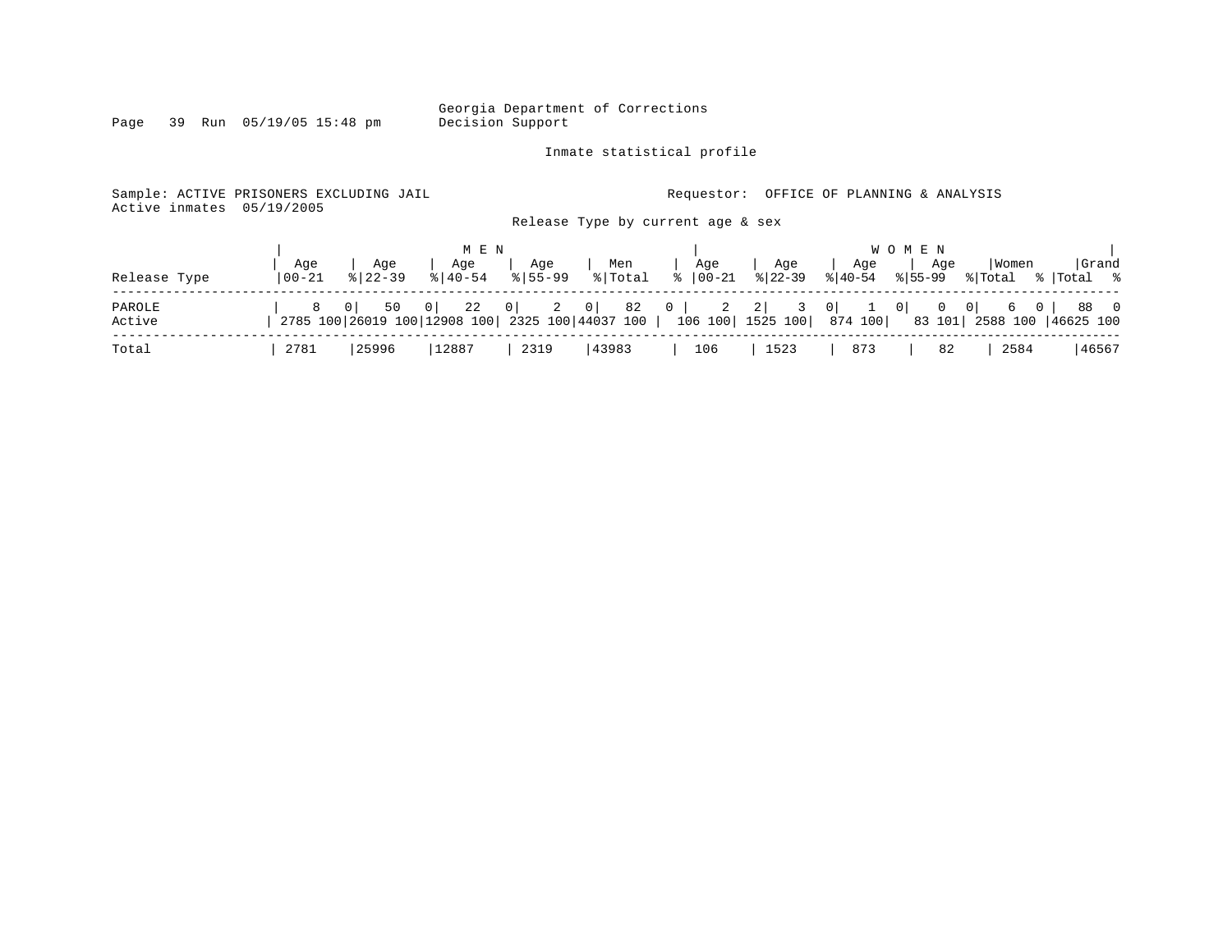Georgia Department of Corrections
Decision Support

Inmate statistical profile

Sample: ACTIVE PRISONERS EXCLUDING JAIL
Active inmates 05/19/2005

Requestor: OFFICE OF PLANNING & ANALYSIS

Release Type by current age & sex

| Release Type | MEN Age 00-21 | % | MEN Age 22-39 | % | MEN Age 40-54 | % | MEN Age 55-99 | % | Men Total | % | WOMEN Age 00-21 | % | WOMEN Age 22-39 | % | WOMEN Age 40-54 | % | WOMEN Age 55-99 | % | Women Total | % | Grand Total | % |
|---|---|---|---|---|---|---|---|---|---|---|---|---|---|---|---|---|---|---|---|---|---|---|
| PAROLE | 8 | 0 | 50 | 0 | 22 | 0 | 2 | 0 | 82 | 0 | 2 | 2 | 3 | 0 | 1 | 0 | 0 | 0 | 6 | 0 | 88 | 0 |
| Active | 2785 | 100 | 26019 | 100 | 12908 | 100 | 2325 | 100 | 44037 | 100 | 106 | 100 | 1525 | 100 | 874 | 100 | 83 | 101 | 2588 | 100 | 46625 | 100 |
| Total | 2781 | | 25996 | | 12887 | | 2319 | | 43983 | | 106 | | 1523 | | 873 | | 82 | | 2584 | | 46567 | |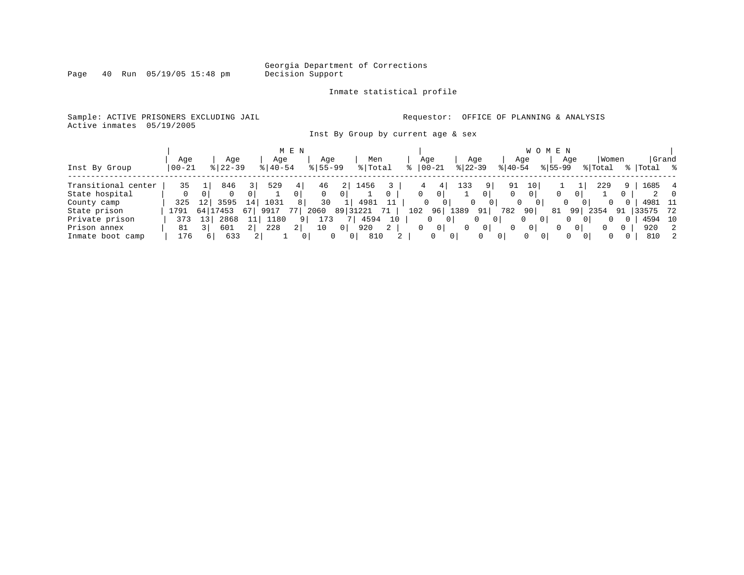Georgia Department of Corrections
Decision Support

Inmate statistical profile

Sample: ACTIVE PRISONERS EXCLUDING JAIL

Requestor: OFFICE OF PLANNING & ANALYSIS

Active inmates 05/19/2005

Inst By Group by current age & sex

| | MEN | | | | | | | | | | WOMEN | | | | | | | | | | | |
|---|---|---|---|---|---|---|---|---|---|---|---|---|---|---|---|---|---|---|---|---|---|---|
| Inst By Group | Age 00-21 | % | Age 22-39 | % | Age 40-54 | % | Age 55-99 | % | Men Total | % | Age 00-21 | % | Age 22-39 | % | Age 40-54 | % | Age 55-99 | % | Women Total | % | Grand Total | % |
| Transitional center | 35 | 1 | 846 | 3 | 529 | 4 | 46 | 2 | 1456 | 3 | 4 | 4 | 133 | 9 | 91 | 10 | 1 | 1 | 229 | 9 | 1685 | 4 |
| State hospital | 0 | 0 | 0 | 0 | 1 | 0 | 0 | 0 | 1 | 0 | 0 | 0 | 1 | 0 | 0 | 0 | 0 | 0 | 1 | 0 | 2 | 0 |
| County camp | 325 | 12 | 3595 | 14 | 1031 | 8 | 30 | 1 | 4981 | 11 | 0 | 0 | 0 | 0 | 0 | 0 | 0 | 0 | 0 | 0 | 4981 | 11 |
| State prison | 1791 | 64 | 17453 | 67 | 9917 | 77 | 2060 | 89 | 31221 | 71 | 102 | 96 | 1389 | 91 | 782 | 90 | 81 | 99 | 2354 | 91 | 33575 | 72 |
| Private prison | 373 | 13 | 2868 | 11 | 1180 | 9 | 173 | 7 | 4594 | 10 | 0 | 0 | 0 | 0 | 0 | 0 | 0 | 0 | 0 | 0 | 4594 | 10 |
| Prison annex | 81 | 3 | 601 | 2 | 228 | 2 | 10 | 0 | 920 | 2 | 0 | 0 | 0 | 0 | 0 | 0 | 0 | 0 | 0 | 0 | 920 | 2 |
| Inmate boot camp | 176 | 6 | 633 | 2 | 1 | 0 | 0 | 0 | 810 | 2 | 0 | 0 | 0 | 0 | 0 | 0 | 0 | 0 | 0 | 0 | 810 | 2 |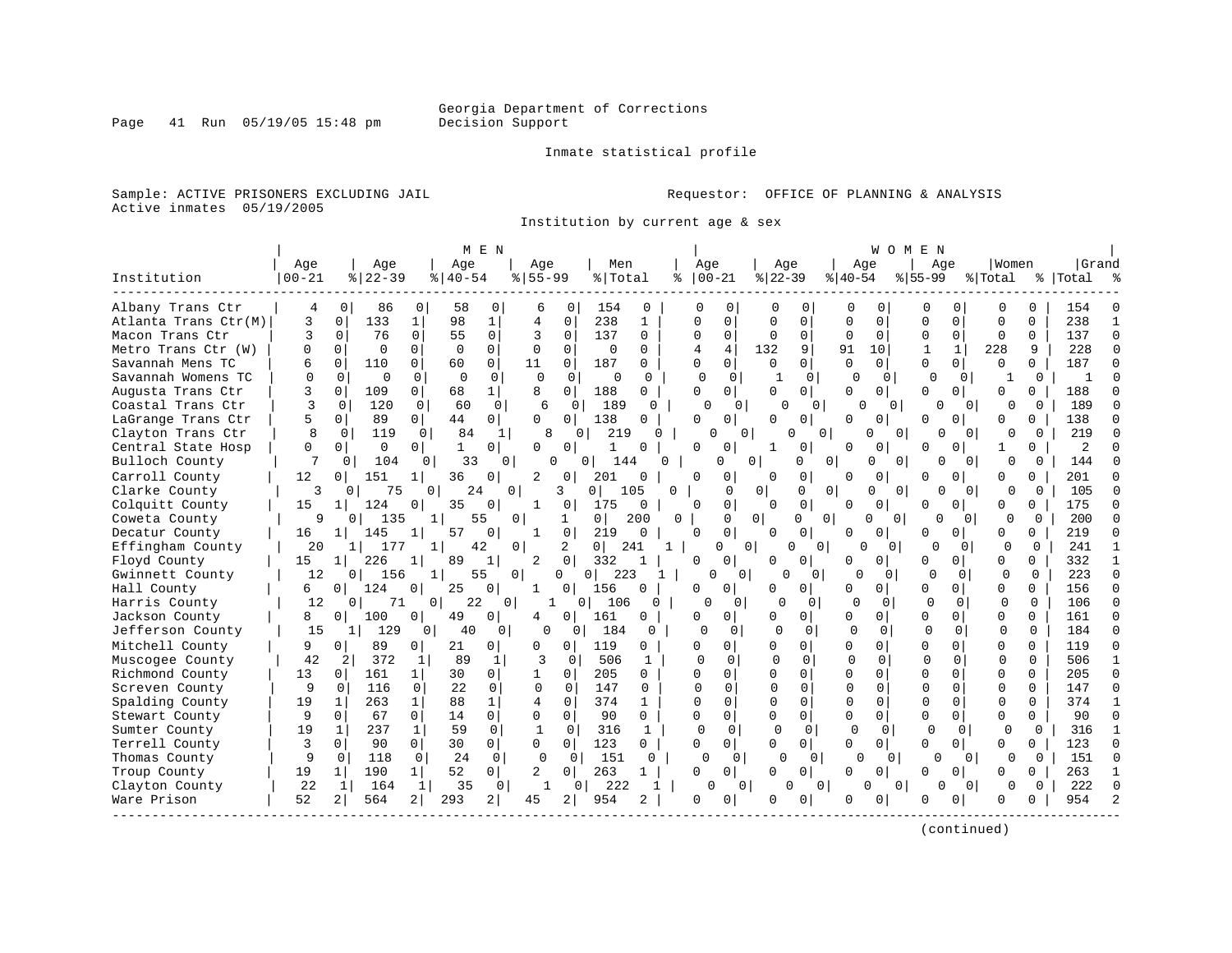Georgia Department of Corrections
Decision Support

Page 41 Run 05/19/05 15:48 pm

Inmate statistical profile

Sample: ACTIVE PRISONERS EXCLUDING JAIL
Active inmates 05/19/2005

Requestor: OFFICE OF PLANNING & ANALYSIS

Institution by current age & sex

| | MEN | | | | | | | | | | WOMEN | | | | | | | | | | | |
|---|---|---|---|---|---|---|---|---|---|---|---|---|---|---|---|---|---|---|---|---|---|---|
| Institution | Age 00-21 | % | Age 22-39 | % | Age 40-54 | % | Age 55-99 | % | Men Total | % | Age 00-21 | % | Age 22-39 | % | Age 40-54 | % | Age 55-99 | % | Women Total | % | Grand Total | % |
| Albany Trans Ctr | 4 | 0 | 86 | 0 | 58 | 0 | 6 | 0 | 154 | 0 | 0 | 0 | 0 | 0 | 0 | 0 | 0 | 0 | 0 | 0 | 154 | 0 |
| Atlanta Trans Ctr(M) | 3 | 0 | 133 | 1 | 98 | 1 | 4 | 0 | 238 | 1 | 0 | 0 | 0 | 0 | 0 | 0 | 0 | 0 | 0 | 0 | 238 | 1 |
| Macon Trans Ctr | 3 | 0 | 76 | 0 | 55 | 0 | 3 | 0 | 137 | 0 | 0 | 0 | 0 | 0 | 0 | 0 | 0 | 0 | 0 | 0 | 137 | 0 |
| Metro Trans Ctr (W) | 0 | 0 | 0 | 0 | 0 | 0 | 0 | 0 | 0 | 0 | 4 | 4 | 132 | 9 | 91 | 10 | 1 | 1 | 228 | 9 | 228 | 0 |
| Savannah Mens TC | 6 | 0 | 110 | 0 | 60 | 0 | 11 | 0 | 187 | 0 | 0 | 0 | 0 | 0 | 0 | 0 | 0 | 0 | 0 | 0 | 187 | 0 |
| Savannah Womens TC | 0 | 0 | 0 | 0 | 0 | 0 | 0 | 0 | 0 | 0 | 0 | 0 | 1 | 0 | 0 | 0 | 0 | 0 | 1 | 0 | 1 | 0 |
| Augusta Trans Ctr | 3 | 0 | 109 | 0 | 68 | 1 | 8 | 0 | 188 | 0 | 0 | 0 | 0 | 0 | 0 | 0 | 0 | 0 | 0 | 0 | 188 | 0 |
| Coastal Trans Ctr | 3 | 0 | 120 | 0 | 60 | 0 | 6 | 0 | 189 | 0 | 0 | 0 | 0 | 0 | 0 | 0 | 0 | 0 | 0 | 0 | 189 | 0 |
| LaGrange Trans Ctr | 5 | 0 | 89 | 0 | 44 | 0 | 0 | 0 | 138 | 0 | 0 | 0 | 0 | 0 | 0 | 0 | 0 | 0 | 0 | 0 | 138 | 0 |
| Clayton Trans Ctr | 8 | 0 | 119 | 0 | 84 | 1 | 8 | 0 | 219 | 0 | 0 | 0 | 0 | 0 | 0 | 0 | 0 | 0 | 0 | 0 | 219 | 0 |
| Central State Hosp | 0 | 0 | 0 | 0 | 1 | 0 | 0 | 0 | 1 | 0 | 0 | 0 | 1 | 0 | 0 | 0 | 0 | 0 | 1 | 0 | 2 | 0 |
| Bulloch County | 7 | 0 | 104 | 0 | 33 | 0 | 0 | 0 | 144 | 0 | 0 | 0 | 0 | 0 | 0 | 0 | 0 | 0 | 0 | 0 | 144 | 0 |
| Carroll County | 12 | 0 | 151 | 1 | 36 | 0 | 2 | 0 | 201 | 0 | 0 | 0 | 0 | 0 | 0 | 0 | 0 | 0 | 0 | 0 | 201 | 0 |
| Clarke County | 3 | 0 | 75 | 0 | 24 | 0 | 3 | 0 | 105 | 0 | 0 | 0 | 0 | 0 | 0 | 0 | 0 | 0 | 0 | 0 | 105 | 0 |
| Colquitt County | 15 | 1 | 124 | 0 | 35 | 0 | 1 | 0 | 175 | 0 | 0 | 0 | 0 | 0 | 0 | 0 | 0 | 0 | 0 | 0 | 175 | 0 |
| Coweta County | 9 | 0 | 135 | 1 | 55 | 0 | 1 | 0 | 200 | 0 | 0 | 0 | 0 | 0 | 0 | 0 | 0 | 0 | 0 | 0 | 200 | 0 |
| Decatur County | 16 | 1 | 145 | 1 | 57 | 0 | 1 | 0 | 219 | 0 | 0 | 0 | 0 | 0 | 0 | 0 | 0 | 0 | 0 | 0 | 219 | 0 |
| Effingham County | 20 | 1 | 177 | 1 | 42 | 0 | 2 | 0 | 241 | 1 | 0 | 0 | 0 | 0 | 0 | 0 | 0 | 0 | 0 | 0 | 241 | 1 |
| Floyd County | 15 | 1 | 226 | 1 | 89 | 1 | 2 | 0 | 332 | 1 | 0 | 0 | 0 | 0 | 0 | 0 | 0 | 0 | 0 | 0 | 332 | 1 |
| Gwinnett County | 12 | 0 | 156 | 1 | 55 | 0 | 0 | 0 | 223 | 1 | 0 | 0 | 0 | 0 | 0 | 0 | 0 | 0 | 0 | 0 | 223 | 0 |
| Hall County | 6 | 0 | 124 | 0 | 25 | 0 | 1 | 0 | 156 | 0 | 0 | 0 | 0 | 0 | 0 | 0 | 0 | 0 | 0 | 0 | 156 | 0 |
| Harris County | 12 | 0 | 71 | 0 | 22 | 0 | 1 | 0 | 106 | 0 | 0 | 0 | 0 | 0 | 0 | 0 | 0 | 0 | 0 | 0 | 106 | 0 |
| Jackson County | 8 | 0 | 100 | 0 | 49 | 0 | 4 | 0 | 161 | 0 | 0 | 0 | 0 | 0 | 0 | 0 | 0 | 0 | 0 | 0 | 161 | 0 |
| Jefferson County | 15 | 1 | 129 | 0 | 40 | 0 | 0 | 0 | 184 | 0 | 0 | 0 | 0 | 0 | 0 | 0 | 0 | 0 | 0 | 0 | 184 | 0 |
| Mitchell County | 9 | 0 | 89 | 0 | 21 | 0 | 0 | 0 | 119 | 0 | 0 | 0 | 0 | 0 | 0 | 0 | 0 | 0 | 0 | 0 | 119 | 0 |
| Muscogee County | 42 | 2 | 372 | 1 | 89 | 1 | 3 | 0 | 506 | 1 | 0 | 0 | 0 | 0 | 0 | 0 | 0 | 0 | 0 | 0 | 506 | 1 |
| Richmond County | 13 | 0 | 161 | 1 | 30 | 0 | 1 | 0 | 205 | 0 | 0 | 0 | 0 | 0 | 0 | 0 | 0 | 0 | 0 | 0 | 205 | 0 |
| Screven County | 9 | 0 | 116 | 0 | 22 | 0 | 0 | 0 | 147 | 0 | 0 | 0 | 0 | 0 | 0 | 0 | 0 | 0 | 0 | 0 | 147 | 0 |
| Spalding County | 19 | 1 | 263 | 1 | 88 | 1 | 4 | 0 | 374 | 1 | 0 | 0 | 0 | 0 | 0 | 0 | 0 | 0 | 0 | 0 | 374 | 1 |
| Stewart County | 9 | 0 | 67 | 0 | 14 | 0 | 0 | 0 | 90 | 0 | 0 | 0 | 0 | 0 | 0 | 0 | 0 | 0 | 0 | 0 | 90 | 0 |
| Sumter County | 19 | 1 | 237 | 1 | 59 | 0 | 1 | 0 | 316 | 1 | 0 | 0 | 0 | 0 | 0 | 0 | 0 | 0 | 0 | 0 | 316 | 1 |
| Terrell County | 3 | 0 | 90 | 0 | 30 | 0 | 0 | 0 | 123 | 0 | 0 | 0 | 0 | 0 | 0 | 0 | 0 | 0 | 0 | 0 | 123 | 0 |
| Thomas County | 9 | 0 | 118 | 0 | 24 | 0 | 0 | 0 | 151 | 0 | 0 | 0 | 0 | 0 | 0 | 0 | 0 | 0 | 0 | 0 | 151 | 0 |
| Troup County | 19 | 1 | 190 | 1 | 52 | 0 | 2 | 0 | 263 | 1 | 0 | 0 | 0 | 0 | 0 | 0 | 0 | 0 | 0 | 0 | 263 | 1 |
| Clayton County | 22 | 1 | 164 | 1 | 35 | 0 | 1 | 0 | 222 | 1 | 0 | 0 | 0 | 0 | 0 | 0 | 0 | 0 | 0 | 0 | 222 | 0 |
| Ware Prison | 52 | 2 | 564 | 2 | 293 | 2 | 45 | 2 | 954 | 2 | 0 | 0 | 0 | 0 | 0 | 0 | 0 | 0 | 0 | 0 | 954 | 2 |

(continued)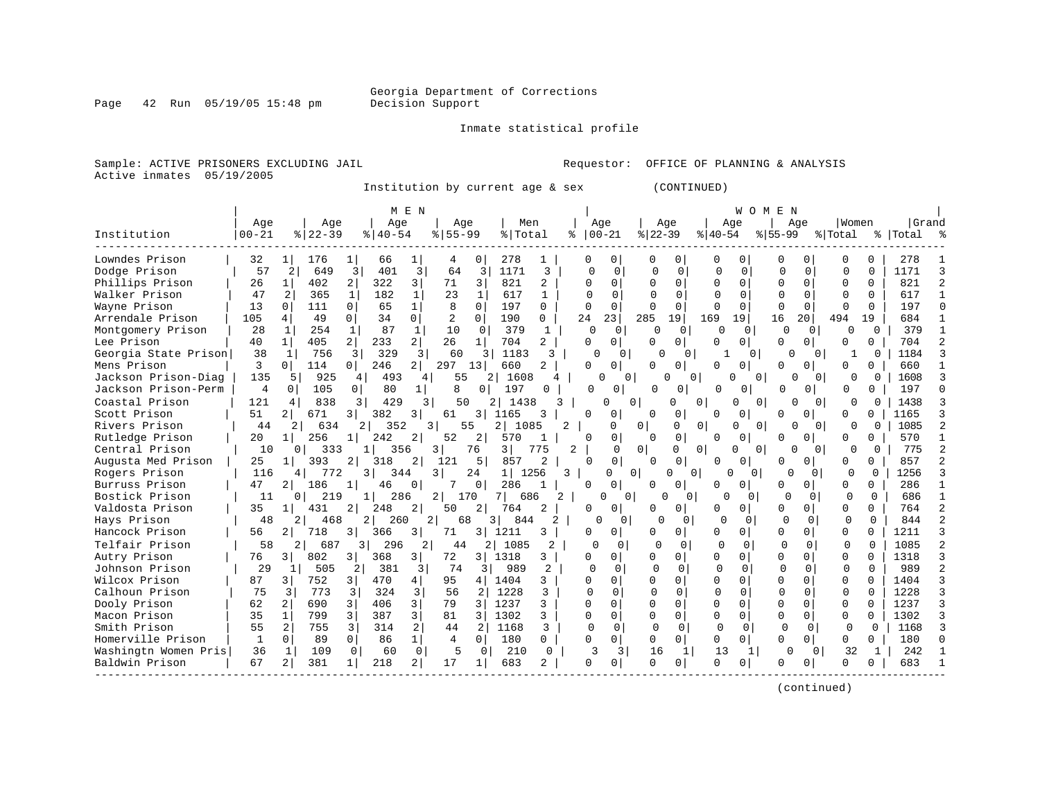Georgia Department of Corrections
Decision Support

Inmate statistical profile

Sample: ACTIVE PRISONERS EXCLUDING JAIL  Requestor: OFFICE OF PLANNING & ANALYSIS
Active inmates 05/19/2005

Institution by current age & sex (CONTINUED)

| Institution | MEN Age 00-21 | % | Age 22-39 | % | Age 40-54 | % | Age 55-99 | % | Men Total | % | WOMEN Age 00-21 | % | Age 22-39 | % | Age 40-54 | % | Age 55-99 | % | Women Total | % | Grand Total | % |
|---|---|---|---|---|---|---|---|---|---|---|---|---|---|---|---|---|---|---|---|---|---|---|
| Lowndes Prison | 32 | 1 | 176 | 1 | 66 | 1 | 4 | 0 | 278 | 1 | 0 | 0 | 0 | 0 | 0 | 0 | 0 | 0 | 0 | 0 | 278 | 1 |
| Dodge Prison | 57 | 2 | 649 | 3 | 401 | 3 | 64 | 3 | 1171 | 3 | 0 | 0 | 0 | 0 | 0 | 0 | 0 | 0 | 0 | 0 | 1171 | 3 |
| Phillips Prison | 26 | 1 | 402 | 2 | 322 | 3 | 71 | 3 | 821 | 2 | 0 | 0 | 0 | 0 | 0 | 0 | 0 | 0 | 0 | 0 | 821 | 2 |
| Walker Prison | 47 | 2 | 365 | 1 | 182 | 1 | 23 | 1 | 617 | 1 | 0 | 0 | 0 | 0 | 0 | 0 | 0 | 0 | 0 | 0 | 617 | 1 |
| Wayne Prison | 13 | 0 | 111 | 0 | 65 | 1 | 8 | 0 | 197 | 0 | 0 | 0 | 0 | 0 | 0 | 0 | 0 | 0 | 0 | 0 | 197 | 0 |
| Arrendale Prison | 105 | 4 | 49 | 0 | 34 | 0 | 2 | 0 | 190 | 0 | 24 | 23 | 285 | 19 | 169 | 19 | 16 | 20 | 494 | 19 | 684 | 1 |
| Montgomery Prison | 28 | 1 | 254 | 1 | 87 | 1 | 10 | 0 | 379 | 1 | 0 | 0 | 0 | 0 | 0 | 0 | 0 | 0 | 0 | 0 | 379 | 1 |
| Lee Prison | 40 | 1 | 405 | 2 | 233 | 2 | 26 | 1 | 704 | 2 | 0 | 0 | 0 | 0 | 0 | 0 | 0 | 0 | 0 | 0 | 704 | 2 |
| Georgia State Prison | 38 | 1 | 756 | 3 | 329 | 3 | 60 | 3 | 1183 | 3 | 0 | 0 | 0 | 0 | 1 | 0 | 0 | 0 | 1 | 0 | 1184 | 3 |
| Mens Prison | 3 | 0 | 114 | 0 | 246 | 2 | 297 | 13 | 660 | 2 | 0 | 0 | 0 | 0 | 0 | 0 | 0 | 0 | 0 | 0 | 660 | 1 |
| Jackson Prison-Diag | 135 | 5 | 925 | 4 | 493 | 4 | 55 | 2 | 1608 | 4 | 0 | 0 | 0 | 0 | 0 | 0 | 0 | 0 | 0 | 0 | 1608 | 3 |
| Jackson Prison-Perm | 4 | 0 | 105 | 0 | 80 | 1 | 8 | 0 | 197 | 0 | 0 | 0 | 0 | 0 | 0 | 0 | 0 | 0 | 0 | 0 | 197 | 0 |
| Coastal Prison | 121 | 4 | 838 | 3 | 429 | 3 | 50 | 2 | 1438 | 3 | 0 | 0 | 0 | 0 | 0 | 0 | 0 | 0 | 0 | 0 | 1438 | 3 |
| Scott Prison | 51 | 2 | 671 | 3 | 382 | 3 | 61 | 3 | 1165 | 3 | 0 | 0 | 0 | 0 | 0 | 0 | 0 | 0 | 0 | 0 | 1165 | 3 |
| Rivers Prison | 44 | 2 | 634 | 2 | 352 | 3 | 55 | 2 | 1085 | 2 | 0 | 0 | 0 | 0 | 0 | 0 | 0 | 0 | 0 | 0 | 1085 | 2 |
| Rutledge Prison | 20 | 1 | 256 | 1 | 242 | 2 | 52 | 2 | 570 | 1 | 0 | 0 | 0 | 0 | 0 | 0 | 0 | 0 | 0 | 0 | 570 | 1 |
| Central Prison | 10 | 0 | 333 | 1 | 356 | 3 | 76 | 3 | 775 | 2 | 0 | 0 | 0 | 0 | 0 | 0 | 0 | 0 | 0 | 0 | 775 | 2 |
| Augusta Med Prison | 25 | 1 | 393 | 2 | 318 | 2 | 121 | 5 | 857 | 2 | 0 | 0 | 0 | 0 | 0 | 0 | 0 | 0 | 0 | 0 | 857 | 2 |
| Rogers Prison | 116 | 4 | 772 | 3 | 344 | 3 | 24 | 1 | 1256 | 3 | 0 | 0 | 0 | 0 | 0 | 0 | 0 | 0 | 0 | 0 | 1256 | 3 |
| Burruss Prison | 47 | 2 | 186 | 1 | 46 | 0 | 7 | 0 | 286 | 1 | 0 | 0 | 0 | 0 | 0 | 0 | 0 | 0 | 0 | 0 | 286 | 1 |
| Bostick Prison | 11 | 0 | 219 | 1 | 286 | 2 | 170 | 7 | 686 | 2 | 0 | 0 | 0 | 0 | 0 | 0 | 0 | 0 | 0 | 0 | 686 | 1 |
| Valdosta Prison | 35 | 1 | 431 | 2 | 248 | 2 | 50 | 2 | 764 | 2 | 0 | 0 | 0 | 0 | 0 | 0 | 0 | 0 | 0 | 0 | 764 | 2 |
| Hays Prison | 48 | 2 | 468 | 2 | 260 | 2 | 68 | 3 | 844 | 2 | 0 | 0 | 0 | 0 | 0 | 0 | 0 | 0 | 0 | 0 | 844 | 2 |
| Hancock Prison | 56 | 2 | 718 | 3 | 366 | 3 | 71 | 3 | 1211 | 3 | 0 | 0 | 0 | 0 | 0 | 0 | 0 | 0 | 0 | 0 | 1211 | 3 |
| Telfair Prison | 58 | 2 | 687 | 3 | 296 | 2 | 44 | 2 | 1085 | 2 | 0 | 0 | 0 | 0 | 0 | 0 | 0 | 0 | 0 | 0 | 1085 | 2 |
| Autry Prison | 76 | 3 | 802 | 3 | 368 | 3 | 72 | 3 | 1318 | 3 | 0 | 0 | 0 | 0 | 0 | 0 | 0 | 0 | 0 | 0 | 1318 | 3 |
| Johnson Prison | 29 | 1 | 505 | 2 | 381 | 3 | 74 | 3 | 989 | 2 | 0 | 0 | 0 | 0 | 0 | 0 | 0 | 0 | 0 | 0 | 989 | 2 |
| Wilcox Prison | 87 | 3 | 752 | 3 | 470 | 4 | 95 | 4 | 1404 | 3 | 0 | 0 | 0 | 0 | 0 | 0 | 0 | 0 | 0 | 0 | 1404 | 3 |
| Calhoun Prison | 75 | 3 | 773 | 3 | 324 | 3 | 56 | 2 | 1228 | 3 | 0 | 0 | 0 | 0 | 0 | 0 | 0 | 0 | 0 | 0 | 1228 | 3 |
| Dooly Prison | 62 | 2 | 690 | 3 | 406 | 3 | 79 | 3 | 1237 | 3 | 0 | 0 | 0 | 0 | 0 | 0 | 0 | 0 | 0 | 0 | 1237 | 3 |
| Macon Prison | 35 | 1 | 799 | 3 | 387 | 3 | 81 | 3 | 1302 | 3 | 0 | 0 | 0 | 0 | 0 | 0 | 0 | 0 | 0 | 0 | 1302 | 3 |
| Smith Prison | 55 | 2 | 755 | 3 | 314 | 2 | 44 | 2 | 1168 | 3 | 0 | 0 | 0 | 0 | 0 | 0 | 0 | 0 | 0 | 0 | 1168 | 3 |
| Homerville Prison | 1 | 0 | 89 | 0 | 86 | 1 | 4 | 0 | 180 | 0 | 0 | 0 | 0 | 0 | 0 | 0 | 0 | 0 | 0 | 0 | 180 | 0 |
| Washingtn Women Pris | 36 | 1 | 109 | 0 | 60 | 0 | 5 | 0 | 210 | 0 | 3 | 3 | 16 | 1 | 13 | 1 | 0 | 0 | 32 | 1 | 242 | 1 |
| Baldwin Prison | 67 | 2 | 381 | 1 | 218 | 2 | 17 | 1 | 683 | 2 | 0 | 0 | 0 | 0 | 0 | 0 | 0 | 0 | 0 | 0 | 683 | 1 |

(continued)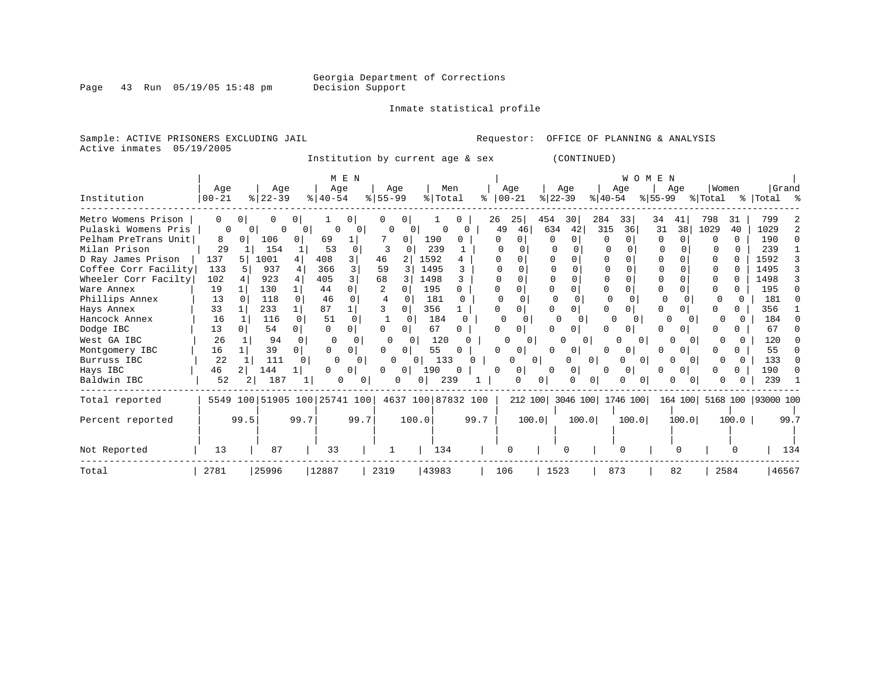Georgia Department of Corrections
Decision Support

Inmate statistical profile

Sample: ACTIVE PRISONERS EXCLUDING JAIL    Requestor: OFFICE OF PLANNING & ANALYSIS
Active inmates 05/19/2005

Institution by current age & sex (CONTINUED)

| Institution | MEN Age 00-21 | % | Age 22-39 | % | Age 40-54 | % | Age 55-99 | % | Men Total | % | WOMEN Age 00-21 | % | Age 22-39 | % | Age 40-54 | % | Age 55-99 | % | Women Total | % | Grand Total | % |
|---|---|---|---|---|---|---|---|---|---|---|---|---|---|---|---|---|---|---|---|---|---|---|
| Metro Womens Prison | 0 | 0 | 0 | 0 | 1 | 0 | 0 | 0 | 1 | 0 | 26 | 25 | 454 | 30 | 284 | 33 | 34 | 41 | 798 | 31 | 799 | 2 |
| Pulaski Womens Pris | 0 | 0 | 0 | 0 | 0 | 0 | 0 | 0 | 0 | 0 | 49 | 46 | 634 | 42 | 315 | 36 | 31 | 38 | 1029 | 40 | 1029 | 2 |
| Pelham PreTrans Unit | 8 | 0 | 106 | 0 | 69 | 1 | 7 | 0 | 190 | 0 | 0 | 0 | 0 | 0 | 0 | 0 | 0 | 0 | 0 | 0 | 190 | 0 |
| Milan Prison | 29 | 1 | 154 | 1 | 53 | 0 | 3 | 0 | 239 | 1 | 0 | 0 | 0 | 0 | 0 | 0 | 0 | 0 | 0 | 0 | 239 | 1 |
| D Ray James Prison | 137 | 5 | 1001 | 4 | 408 | 3 | 46 | 2 | 1592 | 4 | 0 | 0 | 0 | 0 | 0 | 0 | 0 | 0 | 0 | 0 | 1592 | 3 |
| Coffee Corr Facility | 133 | 5 | 937 | 4 | 366 | 3 | 59 | 3 | 1495 | 3 | 0 | 0 | 0 | 0 | 0 | 0 | 0 | 0 | 0 | 0 | 1495 | 3 |
| Wheeler Corr Facilty | 102 | 4 | 923 | 4 | 405 | 3 | 68 | 3 | 1498 | 3 | 0 | 0 | 0 | 0 | 0 | 0 | 0 | 0 | 0 | 0 | 1498 | 3 |
| Ware Annex | 19 | 1 | 130 | 1 | 44 | 0 | 2 | 0 | 195 | 0 | 0 | 0 | 0 | 0 | 0 | 0 | 0 | 0 | 0 | 0 | 195 | 0 |
| Phillips Annex | 13 | 0 | 118 | 0 | 46 | 0 | 4 | 0 | 181 | 0 | 0 | 0 | 0 | 0 | 0 | 0 | 0 | 0 | 0 | 0 | 181 | 0 |
| Hays Annex | 33 | 1 | 233 | 1 | 87 | 1 | 3 | 0 | 356 | 1 | 0 | 0 | 0 | 0 | 0 | 0 | 0 | 0 | 0 | 0 | 356 | 1 |
| Hancock Annex | 16 | 1 | 116 | 0 | 51 | 0 | 1 | 0 | 184 | 0 | 0 | 0 | 0 | 0 | 0 | 0 | 0 | 0 | 0 | 0 | 184 | 0 |
| Dodge IBC | 13 | 0 | 54 | 0 | 0 | 0 | 0 | 0 | 67 | 0 | 0 | 0 | 0 | 0 | 0 | 0 | 0 | 0 | 0 | 0 | 67 | 0 |
| West GA IBC | 26 | 1 | 94 | 0 | 0 | 0 | 0 | 0 | 120 | 0 | 0 | 0 | 0 | 0 | 0 | 0 | 0 | 0 | 0 | 0 | 120 | 0 |
| Montgomery IBC | 16 | 1 | 39 | 0 | 0 | 0 | 0 | 0 | 55 | 0 | 0 | 0 | 0 | 0 | 0 | 0 | 0 | 0 | 0 | 0 | 55 | 0 |
| Burruss IBC | 22 | 1 | 111 | 0 | 0 | 0 | 0 | 0 | 133 | 0 | 0 | 0 | 0 | 0 | 0 | 0 | 0 | 0 | 0 | 0 | 133 | 0 |
| Hays IBC | 46 | 2 | 144 | 1 | 0 | 0 | 0 | 0 | 190 | 0 | 0 | 0 | 0 | 0 | 0 | 0 | 0 | 0 | 0 | 0 | 190 | 0 |
| Baldwin IBC | 52 | 2 | 187 | 1 | 0 | 0 | 0 | 0 | 239 | 1 | 0 | 0 | 0 | 0 | 0 | 0 | 0 | 0 | 0 | 0 | 239 | 1 |
| Total reported | 5549 | 100 | 51905 | 100 | 25741 | 100 | 4637 | 100 | 87832 | 100 | 212 | 100 | 3046 | 100 | 1746 | 100 | 164 | 100 | 5168 | 100 | 93000 | 100 |
| Percent reported | | 99.5 | | 99.7 | | 99.7 | | 100.0 | | 99.7 | | 100.0 | | 100.0 | | 100.0 | | 100.0 | | 100.0 | | 99.7 |
| Not Reported | 13 | | 87 | | 33 | | 1 | | 134 | | 0 | | 0 | | 0 | | 0 | | 0 | | 134 | |
| Total | 2781 | | 25996 | | 12887 | | 2319 | | 43983 | | 106 | | 1523 | | 873 | | 82 | | 2584 | | 46567 | |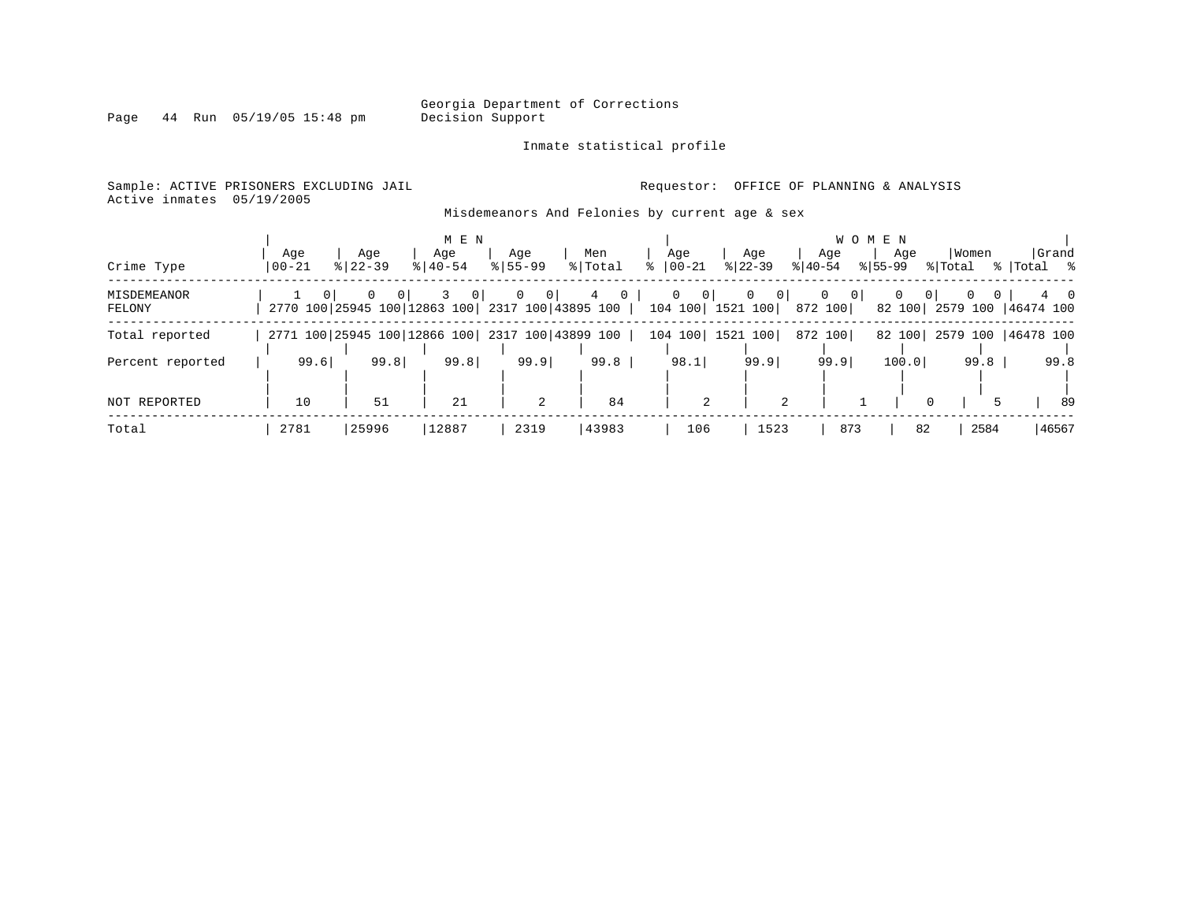Georgia Department of Corrections
Decision Support

Inmate statistical profile

Sample: ACTIVE PRISONERS EXCLUDING JAIL

Requestor: OFFICE OF PLANNING & ANALYSIS

Active inmates 05/19/2005

Misdemeanors And Felonies by current age & sex

| Crime Type | MEN Age 00-21 | % | Age 22-39 | % | Age 40-54 | % | Age 55-99 | % | Men Total | % | WOMEN Age 00-21 | % | Age 22-39 | % | Age 40-54 | % | Age 55-99 | % | Women Total | % | Grand Total | % |
|---|---|---|---|---|---|---|---|---|---|---|---|---|---|---|---|---|---|---|---|---|---|---|
| MISDEMEANOR | 1 | 0 | 0 | 0 | 3 | 0 | 0 | 0 | 4 | 0 | 0 | 0 | 0 | 0 | 0 | 0 | 0 | 0 | 0 | 0 | 4 | 0 |
| FELONY | 2770 | 100 | 25945 | 100 | 12863 | 100 | 2317 | 100 | 43895 | 100 | 104 | 100 | 1521 | 100 | 872 | 100 | 82 | 100 | 2579 | 100 | 46474 | 100 |
| Total reported | 2771 | 100 | 25945 | 100 | 12866 | 100 | 2317 | 100 | 43899 | 100 | 104 | 100 | 1521 | 100 | 872 | 100 | 82 | 100 | 2579 | 100 | 46478 | 100 |
| Percent reported | 99.6 | | 99.8 | | 99.8 | | 99.9 | | 99.8 | | 98.1 | | 99.9 | | 99.9 | | 100.0 | | 99.8 | | 99.8 | |
| NOT REPORTED | 10 | | 51 | | 21 | | 2 | | 84 | | 2 | | 2 | | 1 | | 0 | | 5 | | 89 | |
| Total | 2781 | | 25996 | | 12887 | | 2319 | | 43983 | | 106 | | 1523 | | 873 | | 82 | | 2584 | | 46567 | |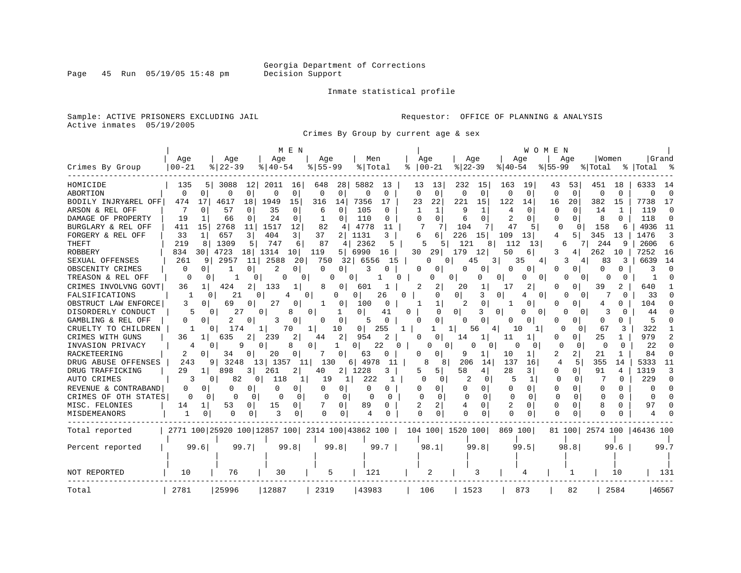Georgia Department of Corrections
Decision Support

Inmate statistical profile

Sample: ACTIVE PRISONERS EXCLUDING JAIL
Active inmates 05/19/2005

Requestor: OFFICE OF PLANNING & ANALYSIS

Crimes By Group by current age & sex

| Crimes By Group | MEN Age 00-21 | % | Age 22-39 | % | Age 40-54 | % | Age 55-99 | % | Men Total | % | WOMEN Age 00-21 | % | Age 22-39 | % | Age 40-54 | % | Age 55-99 | % | Women Total | % | Grand Total | % |
|---|---|---|---|---|---|---|---|---|---|---|---|---|---|---|---|---|---|---|---|---|---|---|
| HOMICIDE | 135 | 5 | 3088 | 12 | 2011 | 16 | 648 | 28 | 5882 | 13 | 13 | 13 | 232 | 15 | 163 | 19 | 43 | 53 | 451 | 18 | 6333 | 14 |
| ABORTION | 0 | 0 | 0 | 0 | 0 | 0 | 0 | 0 | 0 | 0 | 0 | 0 | 0 | 0 | 0 | 0 | 0 | 0 | 0 | 0 | 0 | 0 |
| BODILY INJRY&REL OFF | 474 | 17 | 4617 | 18 | 1949 | 15 | 316 | 14 | 7356 | 17 | 23 | 22 | 221 | 15 | 122 | 14 | 16 | 20 | 382 | 15 | 7738 | 17 |
| ARSON & REL OFF | 7 | 0 | 57 | 0 | 35 | 0 | 6 | 0 | 105 | 0 | 1 | 1 | 9 | 1 | 4 | 0 | 0 | 0 | 14 | 1 | 119 | 0 |
| DAMAGE OF PROPERTY | 19 | 1 | 66 | 0 | 24 | 0 | 1 | 0 | 110 | 0 | 0 | 0 | 6 | 0 | 2 | 0 | 0 | 0 | 8 | 0 | 118 | 0 |
| BURGLARY & REL OFF | 411 | 15 | 2768 | 11 | 1517 | 12 | 82 | 4 | 4778 | 11 | 7 | 7 | 104 | 7 | 47 | 5 | 0 | 0 | 158 | 6 | 4936 | 11 |
| FORGERY & REL OFF | 33 | 1 | 657 | 3 | 404 | 3 | 37 | 2 | 1131 | 3 | 6 | 6 | 226 | 15 | 109 | 13 | 4 | 5 | 345 | 13 | 1476 | 3 |
| THEFT | 219 | 8 | 1309 | 5 | 747 | 6 | 87 | 4 | 2362 | 5 | 5 | 5 | 121 | 8 | 112 | 13 | 6 | 7 | 244 | 9 | 2606 | 6 |
| ROBBERY | 834 | 30 | 4723 | 18 | 1314 | 10 | 119 | 5 | 6990 | 16 | 30 | 29 | 179 | 12 | 50 | 6 | 3 | 4 | 262 | 10 | 7252 | 16 |
| SEXUAL OFFENSES | 261 | 9 | 2957 | 11 | 2588 | 20 | 750 | 32 | 6556 | 15 | 0 | 0 | 45 | 3 | 35 | 4 | 3 | 4 | 83 | 3 | 6639 | 14 |
| OBSCENITY CRIMES | 0 | 0 | 1 | 0 | 2 | 0 | 0 | 0 | 3 | 0 | 0 | 0 | 0 | 0 | 0 | 0 | 0 | 0 | 0 | 0 | 3 | 0 |
| TREASON & REL OFF | 0 | 0 | 1 | 0 | 0 | 0 | 0 | 0 | 1 | 0 | 0 | 0 | 0 | 0 | 0 | 0 | 0 | 0 | 0 | 0 | 1 | 0 |
| CRIMES INVOLVNG GOVT | 36 | 1 | 424 | 2 | 133 | 1 | 8 | 0 | 601 | 1 | 2 | 2 | 20 | 1 | 17 | 2 | 0 | 0 | 39 | 2 | 640 | 1 |
| FALSIFICATIONS | 1 | 0 | 21 | 0 | 4 | 0 | 0 | 0 | 26 | 0 | 0 | 0 | 3 | 0 | 4 | 0 | 0 | 0 | 7 | 0 | 33 | 0 |
| OBSTRUCT LAW ENFORCE | 3 | 0 | 69 | 0 | 27 | 0 | 1 | 0 | 100 | 0 | 1 | 1 | 2 | 0 | 1 | 0 | 0 | 0 | 4 | 0 | 104 | 0 |
| DISORDERLY CONDUCT | 5 | 0 | 27 | 0 | 8 | 0 | 1 | 0 | 41 | 0 | 0 | 0 | 3 | 0 | 0 | 0 | 0 | 0 | 3 | 0 | 44 | 0 |
| GAMBLING & REL OFF | 0 | 0 | 2 | 0 | 3 | 0 | 0 | 0 | 5 | 0 | 0 | 0 | 0 | 0 | 0 | 0 | 0 | 0 | 0 | 0 | 5 | 0 |
| CRUELTY TO CHILDREN | 1 | 0 | 174 | 1 | 70 | 1 | 10 | 0 | 255 | 1 | 1 | 1 | 56 | 4 | 10 | 1 | 0 | 0 | 67 | 3 | 322 | 1 |
| CRIMES WITH GUNS | 36 | 1 | 635 | 2 | 239 | 2 | 44 | 2 | 954 | 2 | 0 | 0 | 14 | 1 | 11 | 1 | 0 | 0 | 25 | 1 | 979 | 2 |
| INVASION PRIVACY | 4 | 0 | 9 | 0 | 8 | 0 | 1 | 0 | 22 | 0 | 0 | 0 | 0 | 0 | 0 | 0 | 0 | 0 | 0 | 0 | 22 | 0 |
| RACKETEERING | 2 | 0 | 34 | 0 | 20 | 0 | 7 | 0 | 63 | 0 | 0 | 0 | 9 | 1 | 10 | 1 | 2 | 2 | 21 | 1 | 84 | 0 |
| DRUG ABUSE OFFENSES | 243 | 9 | 3248 | 13 | 1357 | 11 | 130 | 6 | 4978 | 11 | 8 | 8 | 206 | 14 | 137 | 16 | 4 | 5 | 355 | 14 | 5333 | 11 |
| DRUG TRAFFICKING | 29 | 1 | 898 | 3 | 261 | 2 | 40 | 2 | 1228 | 3 | 5 | 5 | 58 | 4 | 28 | 3 | 0 | 0 | 91 | 4 | 1319 | 3 |
| AUTO CRIMES | 3 | 0 | 82 | 0 | 118 | 1 | 19 | 1 | 222 | 1 | 0 | 0 | 2 | 0 | 5 | 1 | 0 | 0 | 7 | 0 | 229 | 0 |
| REVENUE & CONTRABAND | 0 | 0 | 0 | 0 | 0 | 0 | 0 | 0 | 0 | 0 | 0 | 0 | 0 | 0 | 0 | 0 | 0 | 0 | 0 | 0 | 0 | 0 |
| CRIMES OF OTH STATES | 0 | 0 | 0 | 0 | 0 | 0 | 0 | 0 | 0 | 0 | 0 | 0 | 0 | 0 | 0 | 0 | 0 | 0 | 0 | 0 | 0 | 0 |
| MISC. FELONIES | 14 | 1 | 53 | 0 | 15 | 0 | 7 | 0 | 89 | 0 | 2 | 2 | 4 | 0 | 2 | 0 | 0 | 0 | 8 | 0 | 97 | 0 |
| MISDEMEANORS | 1 | 0 | 0 | 0 | 3 | 0 | 0 | 0 | 4 | 0 | 0 | 0 | 0 | 0 | 0 | 0 | 0 | 0 | 0 | 0 | 4 | 0 |
| Total reported | 2771 | 100 | 25920 | 100 | 12857 | 100 | 2314 | 100 | 43862 | 100 | 104 | 100 | 1520 | 100 | 869 | 100 | 81 | 100 | 2574 | 100 | 46436 | 100 |
| Percent reported | 99.6 | | 99.7 | | 99.8 | | 99.8 | | 99.7 | | 98.1 | | 99.8 | | 99.5 | | 98.8 | | 99.6 | | 99.7 | |
| NOT REPORTED | 10 | | 76 | | 30 | | 5 | | 121 | | 2 | | 3 | | 4 | | 1 | | 10 | | 131 | |
| Total | 2781 | | 25996 | | 12887 | | 2319 | | 43983 | | 106 | | 1523 | | 873 | | 82 | | 2584 | | 46567 | |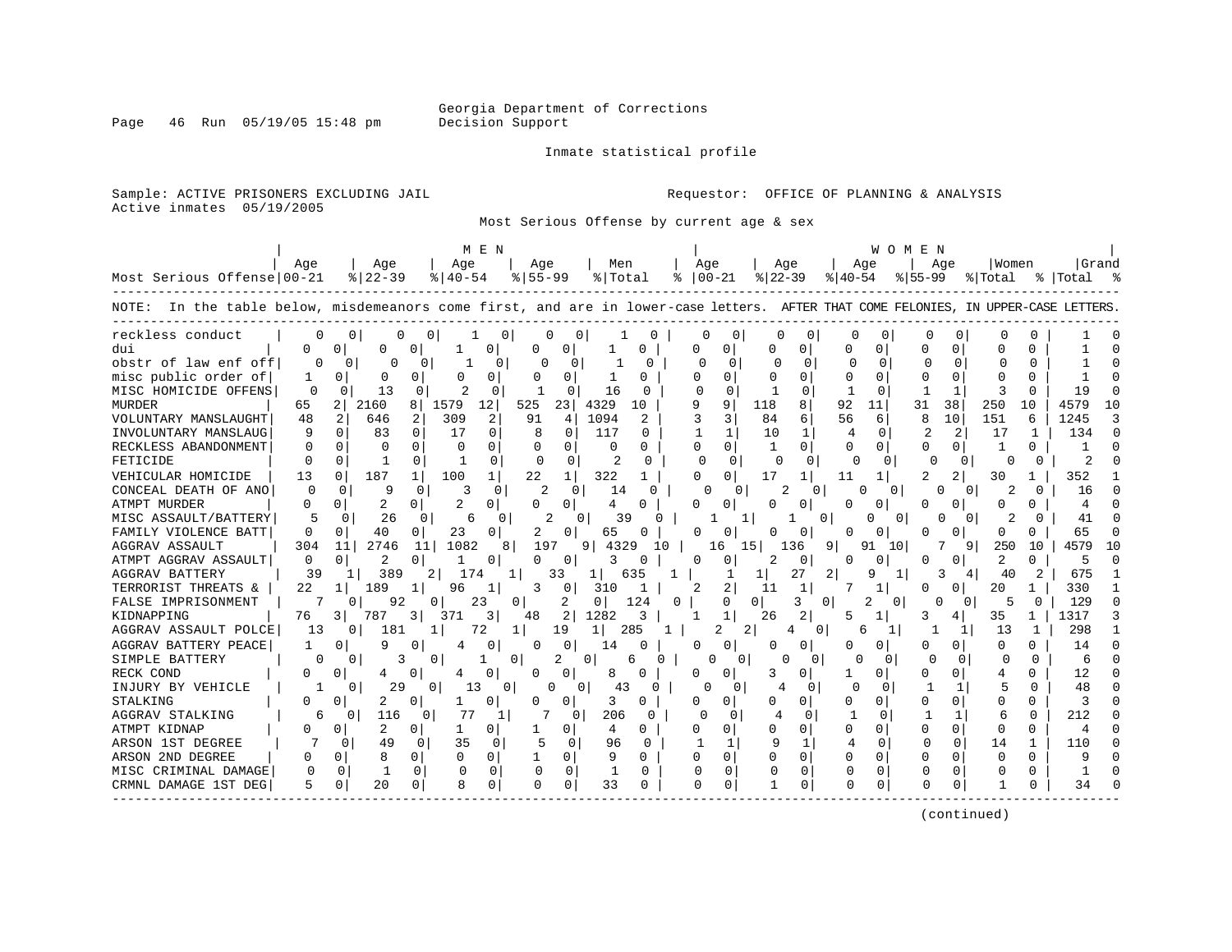Georgia Department of Corrections
Decision Support

Inmate statistical profile

Sample: ACTIVE PRISONERS EXCLUDING JAIL
Active inmates 05/19/2005

Requestor: OFFICE OF PLANNING & ANALYSIS

Most Serious Offense by current age & sex

NOTE: In the table below, misdemeanors come first, and are in lower-case letters. AFTER THAT COME FELONIES, IN UPPER-CASE LETTERS.

| | MEN | | | | | | | | | | WOMEN | | | | | | | | | | | |
|---|---|---|---|---|---|---|---|---|---|---|---|---|---|---|---|---|---|---|---|---|---|---|
| Most Serious Offense | Age 00-21 | % | Age 22-39 | % | Age 40-54 | % | Age 55-99 | % | Men Total | % | Age 00-21 | % | Age 22-39 | % | Age 40-54 | % | Age 55-99 | % | Women Total | % | Grand Total | % |
| reckless conduct | 0 | 0 | 0 | 0 | 1 | 0 | 0 | 0 | 1 | 0 | 0 | 0 | 0 | 0 | 0 | 0 | 0 | 0 | 0 | 0 | 1 | 0 |
| dui | 0 | 0 | 0 | 0 | 1 | 0 | 0 | 0 | 1 | 0 | 0 | 0 | 0 | 0 | 0 | 0 | 0 | 0 | 0 | 0 | 1 | 0 |
| obstr of law enf off | 0 | 0 | 0 | 0 | 1 | 0 | 0 | 0 | 1 | 0 | 0 | 0 | 0 | 0 | 0 | 0 | 0 | 0 | 0 | 0 | 1 | 0 |
| misc public order of | 1 | 0 | 0 | 0 | 0 | 0 | 0 | 0 | 1 | 0 | 0 | 0 | 0 | 0 | 0 | 0 | 0 | 0 | 0 | 0 | 1 | 0 |
| MISC HOMICIDE OFFENS | 0 | 0 | 13 | 0 | 2 | 0 | 1 | 0 | 16 | 0 | 0 | 0 | 1 | 0 | 1 | 0 | 1 | 1 | 3 | 0 | 19 | 0 |
| MURDER | 65 | 2 | 2160 | 8 | 1579 | 12 | 525 | 23 | 4329 | 10 | 9 | 9 | 118 | 8 | 92 | 11 | 31 | 38 | 250 | 10 | 4579 | 10 |
| VOLUNTARY MANSLAUGHT | 48 | 2 | 646 | 2 | 309 | 2 | 91 | 4 | 1094 | 2 | 3 | 3 | 84 | 6 | 56 | 6 | 8 | 10 | 151 | 6 | 1245 | 3 |
| INVOLUNTARY MANSLAUG | 9 | 0 | 83 | 0 | 17 | 0 | 8 | 0 | 117 | 0 | 1 | 1 | 10 | 1 | 4 | 0 | 2 | 2 | 17 | 1 | 134 | 0 |
| RECKLESS ABANDONMENT | 0 | 0 | 0 | 0 | 0 | 0 | 0 | 0 | 0 | 0 | 0 | 0 | 1 | 0 | 0 | 0 | 0 | 0 | 1 | 0 | 1 | 0 |
| FETICIDE | 0 | 0 | 1 | 0 | 1 | 0 | 0 | 0 | 2 | 0 | 0 | 0 | 0 | 0 | 0 | 0 | 0 | 0 | 0 | 0 | 2 | 0 |
| VEHICULAR HOMICIDE | 13 | 0 | 187 | 1 | 100 | 1 | 22 | 1 | 322 | 1 | 0 | 0 | 17 | 1 | 11 | 1 | 2 | 2 | 30 | 1 | 352 | 1 |
| CONCEAL DEATH OF ANO | 0 | 0 | 9 | 0 | 3 | 0 | 2 | 0 | 14 | 0 | 0 | 0 | 2 | 0 | 0 | 0 | 0 | 0 | 2 | 0 | 16 | 0 |
| ATMPT MURDER | 0 | 0 | 2 | 0 | 2 | 0 | 0 | 0 | 4 | 0 | 0 | 0 | 0 | 0 | 0 | 0 | 0 | 0 | 0 | 0 | 4 | 0 |
| MISC ASSAULT/BATTERY | 5 | 0 | 26 | 0 | 6 | 0 | 2 | 0 | 39 | 0 | 1 | 1 | 1 | 0 | 0 | 0 | 0 | 0 | 2 | 0 | 41 | 0 |
| FAMILY VIOLENCE BATT | 0 | 0 | 40 | 0 | 23 | 0 | 2 | 0 | 65 | 0 | 0 | 0 | 0 | 0 | 0 | 0 | 0 | 0 | 0 | 0 | 65 | 0 |
| AGGRAV ASSAULT | 304 | 11 | 2746 | 11 | 1082 | 8 | 197 | 9 | 4329 | 10 | 16 | 15 | 136 | 9 | 91 | 10 | 7 | 9 | 250 | 10 | 4579 | 10 |
| ATMPT AGGRAV ASSAULT | 0 | 0 | 2 | 0 | 1 | 0 | 0 | 0 | 3 | 0 | 0 | 0 | 2 | 0 | 0 | 0 | 0 | 0 | 2 | 0 | 5 | 0 |
| AGGRAV BATTERY | 39 | 1 | 389 | 2 | 174 | 1 | 33 | 1 | 635 | 1 | 1 | 1 | 27 | 2 | 9 | 1 | 3 | 4 | 40 | 2 | 675 | 1 |
| TERRORIST THREATS & | 22 | 1 | 189 | 1 | 96 | 1 | 3 | 0 | 310 | 1 | 2 | 2 | 11 | 1 | 7 | 1 | 0 | 0 | 20 | 1 | 330 | 1 |
| FALSE IMPRISONMENT | 7 | 0 | 92 | 0 | 23 | 0 | 2 | 0 | 124 | 0 | 0 | 0 | 3 | 0 | 2 | 0 | 0 | 0 | 5 | 0 | 129 | 0 |
| KIDNAPPING | 76 | 3 | 787 | 3 | 371 | 3 | 48 | 2 | 1282 | 3 | 1 | 1 | 26 | 2 | 5 | 1 | 3 | 4 | 35 | 1 | 1317 | 3 |
| AGGRAV ASSAULT POLCE | 13 | 0 | 181 | 1 | 72 | 1 | 19 | 1 | 285 | 1 | 2 | 2 | 4 | 0 | 6 | 1 | 1 | 1 | 13 | 1 | 298 | 1 |
| AGGRAV BATTERY PEACE | 1 | 0 | 9 | 0 | 4 | 0 | 0 | 0 | 14 | 0 | 0 | 0 | 0 | 0 | 0 | 0 | 0 | 0 | 0 | 0 | 14 | 0 |
| SIMPLE BATTERY | 0 | 0 | 3 | 0 | 1 | 0 | 2 | 0 | 6 | 0 | 0 | 0 | 0 | 0 | 0 | 0 | 0 | 0 | 0 | 0 | 6 | 0 |
| RECK COND | 0 | 0 | 4 | 0 | 4 | 0 | 0 | 0 | 8 | 0 | 0 | 0 | 3 | 0 | 1 | 0 | 0 | 0 | 4 | 0 | 12 | 0 |
| INJURY BY VEHICLE | 1 | 0 | 29 | 0 | 13 | 0 | 0 | 0 | 43 | 0 | 0 | 0 | 4 | 0 | 0 | 0 | 1 | 1 | 5 | 0 | 48 | 0 |
| STALKING | 0 | 0 | 2 | 0 | 1 | 0 | 0 | 0 | 3 | 0 | 0 | 0 | 0 | 0 | 0 | 0 | 0 | 0 | 0 | 0 | 3 | 0 |
| AGGRAV STALKING | 6 | 0 | 116 | 0 | 77 | 1 | 7 | 0 | 206 | 0 | 0 | 0 | 4 | 0 | 1 | 0 | 1 | 1 | 6 | 0 | 212 | 0 |
| ATMPT KIDNAP | 0 | 0 | 2 | 0 | 1 | 0 | 1 | 0 | 4 | 0 | 0 | 0 | 0 | 0 | 0 | 0 | 0 | 0 | 0 | 0 | 4 | 0 |
| ARSON 1ST DEGREE | 7 | 0 | 49 | 0 | 35 | 0 | 5 | 0 | 96 | 0 | 1 | 1 | 9 | 1 | 4 | 0 | 0 | 0 | 14 | 1 | 110 | 0 |
| ARSON 2ND DEGREE | 0 | 0 | 8 | 0 | 0 | 0 | 1 | 0 | 9 | 0 | 0 | 0 | 0 | 0 | 0 | 0 | 0 | 0 | 0 | 0 | 9 | 0 |
| MISC CRIMINAL DAMAGE | 0 | 0 | 1 | 0 | 0 | 0 | 0 | 0 | 1 | 0 | 0 | 0 | 0 | 0 | 0 | 0 | 0 | 0 | 0 | 0 | 1 | 0 |
| CRMNL DAMAGE 1ST DEG | 5 | 0 | 20 | 0 | 8 | 0 | 0 | 0 | 33 | 0 | 0 | 0 | 1 | 0 | 0 | 0 | 0 | 0 | 1 | 0 | 34 | 0 |

(continued)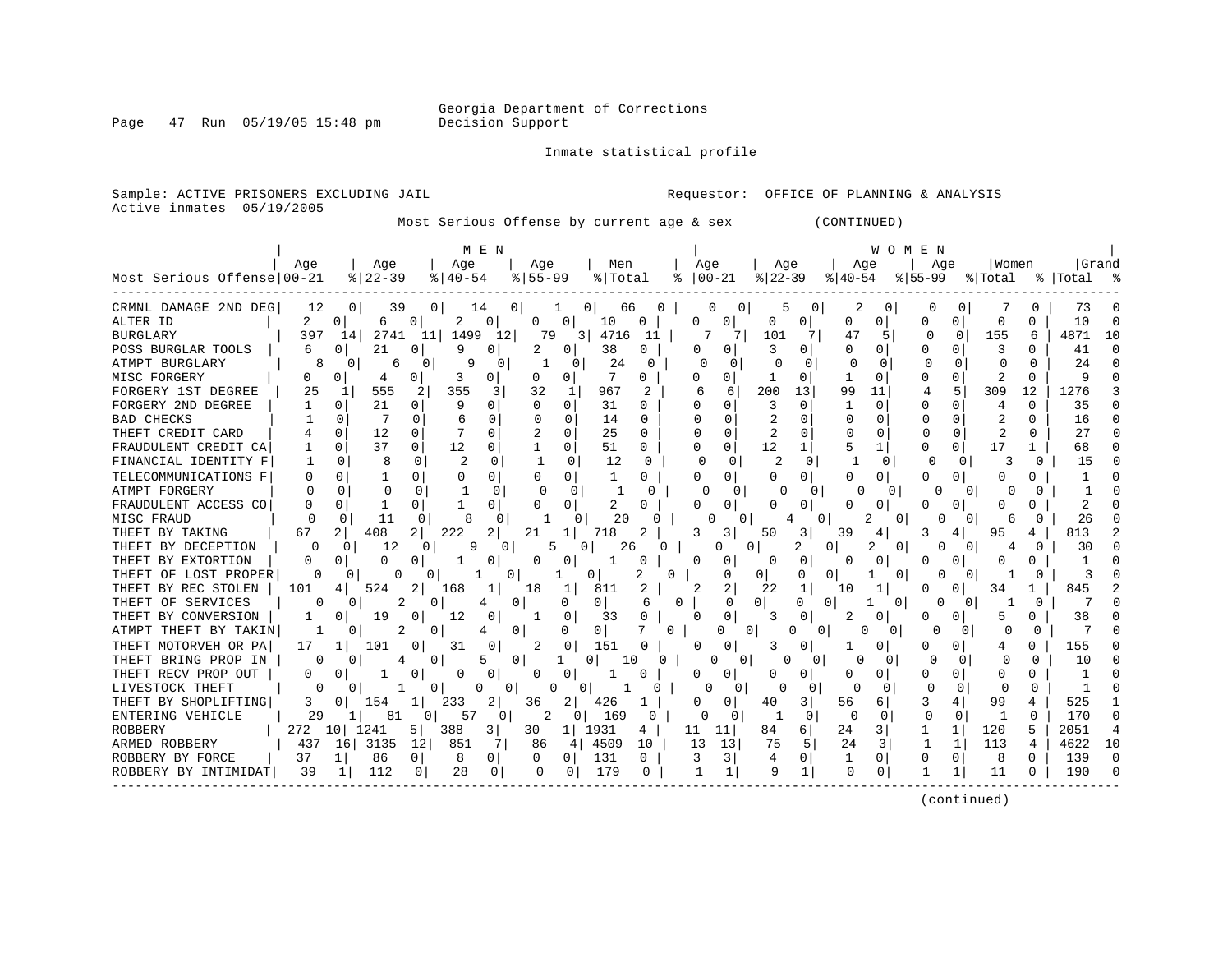Georgia Department of Corrections
Decision Support

Inmate statistical profile

Sample: ACTIVE PRISONERS EXCLUDING JAIL　　Requestor: OFFICE OF PLANNING & ANALYSIS
Active inmates 05/19/2005

Most Serious Offense by current age & sex (CONTINUED)

| Most Serious Offense | MEN Age 00-21 | % | Age 22-39 | % | Age 40-54 | % | Age 55-99 | % | Men Total | % | WOMEN Age 00-21 | % | Age 22-39 | % | Age 40-54 | % | Age 55-99 | % | Women Total | % | Grand Total | % |
|---|---|---|---|---|---|---|---|---|---|---|---|---|---|---|---|---|---|---|---|---|---|---|
| CRMNL DAMAGE 2ND DEG | 12 | 0 | 39 | 0 | 14 | 0 | 1 | 0 | 66 | 0 | 0 | 0 | 5 | 0 | 2 | 0 | 0 | 0 | 7 | 0 | 73 | 0 |
| ALTER ID | 2 | 0 | 6 | 0 | 2 | 0 | 0 | 0 | 10 | 0 | 0 | 0 | 0 | 0 | 0 | 0 | 0 | 0 | 0 | 0 | 10 | 0 |
| BURGLARY | 397 | 14 | 2741 | 11 | 1499 | 12 | 79 | 3 | 4716 | 11 | 7 | 7 | 101 | 7 | 47 | 5 | 0 | 0 | 155 | 6 | 4871 | 10 |
| POSS BURGLAR TOOLS | 6 | 0 | 21 | 0 | 9 | 0 | 2 | 0 | 38 | 0 | 0 | 0 | 3 | 0 | 0 | 0 | 0 | 0 | 3 | 0 | 41 | 0 |
| ATMPT BURGLARY | 8 | 0 | 6 | 0 | 9 | 0 | 1 | 0 | 24 | 0 | 0 | 0 | 0 | 0 | 0 | 0 | 0 | 0 | 0 | 0 | 24 | 0 |
| MISC FORGERY | 0 | 0 | 4 | 0 | 3 | 0 | 0 | 0 | 7 | 0 | 0 | 0 | 1 | 0 | 1 | 0 | 0 | 0 | 2 | 0 | 9 | 0 |
| FORGERY 1ST DEGREE | 25 | 1 | 555 | 2 | 355 | 3 | 32 | 1 | 967 | 2 | 6 | 6 | 200 | 13 | 99 | 11 | 4 | 5 | 309 | 12 | 1276 | 3 |
| FORGERY 2ND DEGREE | 1 | 0 | 21 | 0 | 9 | 0 | 0 | 0 | 31 | 0 | 0 | 0 | 3 | 0 | 1 | 0 | 0 | 0 | 4 | 0 | 35 | 0 |
| BAD CHECKS | 1 | 0 | 7 | 0 | 6 | 0 | 0 | 0 | 14 | 0 | 0 | 0 | 2 | 0 | 0 | 0 | 0 | 0 | 2 | 0 | 16 | 0 |
| THEFT CREDIT CARD | 4 | 0 | 12 | 0 | 7 | 0 | 2 | 0 | 25 | 0 | 0 | 0 | 2 | 0 | 0 | 0 | 0 | 0 | 2 | 0 | 27 | 0 |
| FRAUDULENT CREDIT CA | 1 | 0 | 37 | 0 | 12 | 0 | 1 | 0 | 51 | 0 | 0 | 0 | 12 | 1 | 5 | 1 | 0 | 0 | 17 | 1 | 68 | 0 |
| FINANCIAL IDENTITY F | 1 | 0 | 8 | 0 | 2 | 0 | 1 | 0 | 12 | 0 | 0 | 0 | 2 | 0 | 1 | 0 | 0 | 0 | 3 | 0 | 15 | 0 |
| TELECOMMUNICATIONS F | 0 | 0 | 1 | 0 | 0 | 0 | 0 | 0 | 1 | 0 | 0 | 0 | 0 | 0 | 0 | 0 | 0 | 0 | 0 | 0 | 1 | 0 |
| ATMPT FORGERY | 0 | 0 | 0 | 0 | 1 | 0 | 0 | 0 | 1 | 0 | 0 | 0 | 0 | 0 | 0 | 0 | 0 | 0 | 0 | 0 | 1 | 0 |
| FRAUDULENT ACCESS CO | 0 | 0 | 1 | 0 | 1 | 0 | 0 | 0 | 2 | 0 | 0 | 0 | 0 | 0 | 0 | 0 | 0 | 0 | 0 | 0 | 2 | 0 |
| MISC FRAUD | 0 | 0 | 11 | 0 | 8 | 0 | 1 | 0 | 20 | 0 | 0 | 0 | 4 | 0 | 2 | 0 | 0 | 0 | 6 | 0 | 26 | 0 |
| THEFT BY TAKING | 67 | 2 | 408 | 2 | 222 | 2 | 21 | 1 | 718 | 2 | 3 | 3 | 50 | 3 | 39 | 4 | 3 | 4 | 95 | 4 | 813 | 2 |
| THEFT BY DECEPTION | 0 | 0 | 12 | 0 | 9 | 0 | 5 | 0 | 26 | 0 | 0 | 0 | 2 | 0 | 2 | 0 | 0 | 0 | 4 | 0 | 30 | 0 |
| THEFT BY EXTORTION | 0 | 0 | 0 | 0 | 1 | 0 | 0 | 0 | 1 | 0 | 0 | 0 | 0 | 0 | 0 | 0 | 0 | 0 | 0 | 0 | 1 | 0 |
| THEFT OF LOST PROPER | 0 | 0 | 0 | 0 | 1 | 0 | 1 | 0 | 2 | 0 | 0 | 0 | 0 | 0 | 1 | 0 | 0 | 0 | 1 | 0 | 3 | 0 |
| THEFT BY REC STOLEN | 101 | 4 | 524 | 2 | 168 | 1 | 18 | 1 | 811 | 2 | 2 | 2 | 22 | 1 | 10 | 1 | 0 | 0 | 34 | 1 | 845 | 2 |
| THEFT OF SERVICES | 0 | 0 | 2 | 0 | 4 | 0 | 0 | 0 | 6 | 0 | 0 | 0 | 0 | 0 | 1 | 0 | 0 | 0 | 1 | 0 | 7 | 0 |
| THEFT BY CONVERSION | 1 | 0 | 19 | 0 | 12 | 0 | 1 | 0 | 33 | 0 | 0 | 0 | 3 | 0 | 2 | 0 | 0 | 0 | 5 | 0 | 38 | 0 |
| ATMPT THEFT BY TAKIN | 1 | 0 | 2 | 0 | 4 | 0 | 0 | 0 | 7 | 0 | 0 | 0 | 0 | 0 | 0 | 0 | 0 | 0 | 0 | 0 | 7 | 0 |
| THEFT MOTORVEH OR PA | 17 | 1 | 101 | 0 | 31 | 0 | 2 | 0 | 151 | 0 | 0 | 0 | 3 | 0 | 1 | 0 | 0 | 0 | 4 | 0 | 155 | 0 |
| THEFT BRING PROP IN | 0 | 0 | 4 | 0 | 5 | 0 | 1 | 0 | 10 | 0 | 0 | 0 | 0 | 0 | 0 | 0 | 0 | 0 | 0 | 0 | 10 | 0 |
| THEFT RECV PROP OUT | 0 | 0 | 1 | 0 | 0 | 0 | 0 | 0 | 1 | 0 | 0 | 0 | 0 | 0 | 0 | 0 | 0 | 0 | 0 | 0 | 1 | 0 |
| LIVESTOCK THEFT | 0 | 0 | 1 | 0 | 0 | 0 | 0 | 0 | 1 | 0 | 0 | 0 | 0 | 0 | 0 | 0 | 0 | 0 | 0 | 0 | 1 | 0 |
| THEFT BY SHOPLIFTING | 3 | 0 | 154 | 1 | 233 | 2 | 36 | 2 | 426 | 1 | 0 | 0 | 40 | 3 | 56 | 6 | 3 | 4 | 99 | 4 | 525 | 1 |
| ENTERING VEHICLE | 29 | 1 | 81 | 0 | 57 | 0 | 2 | 0 | 169 | 0 | 0 | 0 | 1 | 0 | 0 | 0 | 0 | 0 | 1 | 0 | 170 | 0 |
| ROBBERY | 272 | 10 | 1241 | 5 | 388 | 3 | 30 | 1 | 1931 | 4 | 11 | 11 | 84 | 6 | 24 | 3 | 1 | 1 | 120 | 5 | 2051 | 4 |
| ARMED ROBBERY | 437 | 16 | 3135 | 12 | 851 | 7 | 86 | 4 | 4509 | 10 | 13 | 13 | 75 | 5 | 24 | 3 | 1 | 1 | 113 | 4 | 4622 | 10 |
| ROBBERY BY FORCE | 37 | 1 | 86 | 0 | 8 | 0 | 0 | 0 | 131 | 0 | 3 | 3 | 4 | 0 | 1 | 0 | 0 | 0 | 8 | 0 | 139 | 0 |
| ROBBERY BY INTIMIDAT | 39 | 1 | 112 | 0 | 28 | 0 | 0 | 0 | 179 | 0 | 1 | 1 | 9 | 1 | 0 | 0 | 1 | 1 | 11 | 0 | 190 | 0 |

(continued)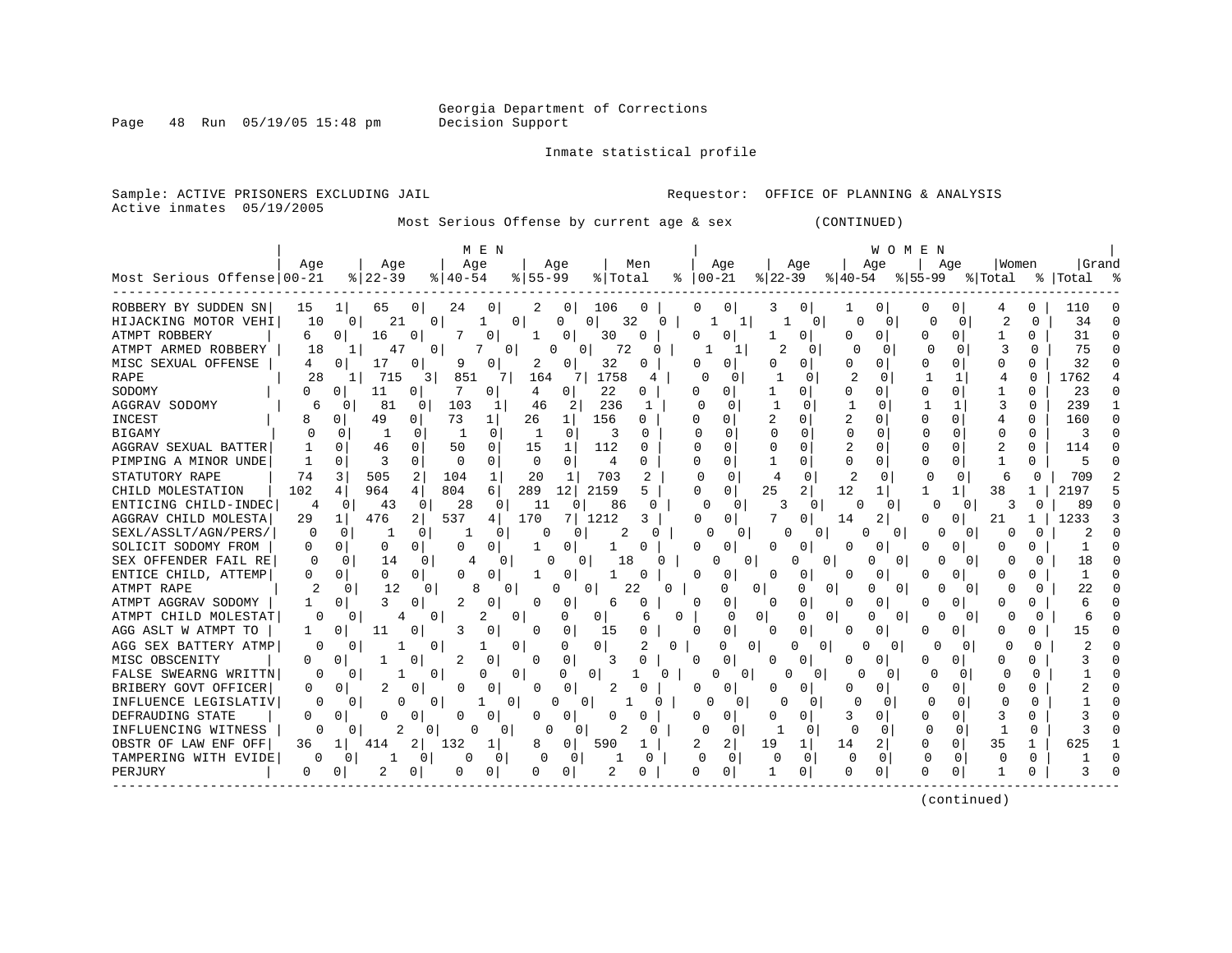Georgia Department of Corrections
Decision Support

Inmate statistical profile

Sample: ACTIVE PRISONERS EXCLUDING JAIL    Requestor: OFFICE OF PLANNING & ANALYSIS
Active inmates 05/19/2005

Most Serious Offense by current age & sex (CONTINUED)

| Most Serious Offense | MEN Age 00-21 | % | MEN Age 22-39 | % | MEN Age 40-54 | % | MEN Age 55-99 | % | Men Total | % | WOMEN Age 00-21 | % | WOMEN Age 22-39 | % | WOMEN Age 40-54 | % | WOMEN Age 55-99 | % | Women Total | % | Grand Total | % |
|---|---|---|---|---|---|---|---|---|---|---|---|---|---|---|---|---|---|---|---|---|---|---|
| ROBBERY BY SUDDEN SN | 15 | 1 | 65 | 0 | 24 | 0 | 2 | 0 | 106 | 0 | 0 | 0 | 3 | 0 | 1 | 0 | 0 | 0 | 4 | 0 | 110 | 0 |
| HIJACKING MOTOR VEHI | 10 | 0 | 21 | 0 | 1 | 0 | 0 | 0 | 32 | 0 | 1 | 1 | 1 | 0 | 0 | 0 | 0 | 0 | 2 | 0 | 34 | 0 |
| ATMPT ROBBERY | 6 | 0 | 16 | 0 | 7 | 0 | 1 | 0 | 30 | 0 | 0 | 0 | 1 | 0 | 0 | 0 | 0 | 0 | 1 | 0 | 31 | 0 |
| ATMPT ARMED ROBBERY | 18 | 1 | 47 | 0 | 7 | 0 | 0 | 0 | 72 | 0 | 1 | 1 | 2 | 0 | 0 | 0 | 0 | 0 | 3 | 0 | 75 | 0 |
| MISC SEXUAL OFFENSE | 4 | 0 | 17 | 0 | 9 | 0 | 2 | 0 | 32 | 0 | 0 | 0 | 0 | 0 | 0 | 0 | 0 | 0 | 0 | 0 | 32 | 0 |
| RAPE | 28 | 1 | 715 | 3 | 851 | 7 | 164 | 7 | 1758 | 4 | 0 | 0 | 1 | 0 | 2 | 0 | 1 | 1 | 4 | 0 | 1762 | 4 |
| SODOMY | 0 | 0 | 11 | 0 | 7 | 0 | 4 | 0 | 22 | 0 | 0 | 0 | 1 | 0 | 0 | 0 | 0 | 0 | 1 | 0 | 23 | 0 |
| AGGRAV SODOMY | 6 | 0 | 81 | 0 | 103 | 1 | 46 | 2 | 236 | 1 | 0 | 0 | 1 | 0 | 1 | 0 | 1 | 1 | 3 | 0 | 239 | 1 |
| INCEST | 8 | 0 | 49 | 0 | 73 | 1 | 26 | 1 | 156 | 0 | 0 | 0 | 2 | 0 | 2 | 0 | 0 | 0 | 4 | 0 | 160 | 0 |
| BIGAMY | 0 | 0 | 1 | 0 | 1 | 0 | 1 | 0 | 3 | 0 | 0 | 0 | 0 | 0 | 0 | 0 | 0 | 0 | 0 | 0 | 3 | 0 |
| AGGRAV SEXUAL BATTER | 1 | 0 | 46 | 0 | 50 | 0 | 15 | 1 | 112 | 0 | 0 | 0 | 0 | 0 | 2 | 0 | 0 | 0 | 2 | 0 | 114 | 0 |
| PIMPING A MINOR UNDE | 1 | 0 | 3 | 0 | 0 | 0 | 0 | 0 | 4 | 0 | 0 | 0 | 1 | 0 | 0 | 0 | 0 | 0 | 1 | 0 | 5 | 0 |
| STATUTORY RAPE | 74 | 3 | 505 | 2 | 104 | 1 | 20 | 1 | 703 | 2 | 0 | 0 | 4 | 0 | 2 | 0 | 0 | 0 | 6 | 0 | 709 | 2 |
| CHILD MOLESTATION | 102 | 4 | 964 | 4 | 804 | 6 | 289 | 12 | 2159 | 5 | 0 | 0 | 25 | 2 | 12 | 1 | 1 | 1 | 38 | 1 | 2197 | 5 |
| ENTICING CHILD-INDEC | 4 | 0 | 43 | 0 | 28 | 0 | 11 | 0 | 86 | 0 | 0 | 0 | 3 | 0 | 0 | 0 | 0 | 0 | 3 | 0 | 89 | 0 |
| AGGRAV CHILD MOLESTA | 29 | 1 | 476 | 2 | 537 | 4 | 170 | 7 | 1212 | 3 | 0 | 0 | 7 | 0 | 14 | 2 | 0 | 0 | 21 | 1 | 1233 | 3 |
| SEXL/ASSLT/AGN/PERS/ | 0 | 0 | 1 | 0 | 1 | 0 | 0 | 0 | 2 | 0 | 0 | 0 | 0 | 0 | 0 | 0 | 0 | 0 | 0 | 0 | 2 | 0 |
| SOLICIT SODOMY FROM | 0 | 0 | 0 | 0 | 0 | 0 | 1 | 0 | 1 | 0 | 0 | 0 | 0 | 0 | 0 | 0 | 0 | 0 | 0 | 0 | 1 | 0 |
| SEX OFFENDER FAIL RE | 0 | 0 | 14 | 0 | 4 | 0 | 0 | 0 | 18 | 0 | 0 | 0 | 0 | 0 | 0 | 0 | 0 | 0 | 0 | 0 | 18 | 0 |
| ENTICE CHILD, ATTEMP | 0 | 0 | 0 | 0 | 0 | 0 | 1 | 0 | 1 | 0 | 0 | 0 | 0 | 0 | 0 | 0 | 0 | 0 | 0 | 0 | 1 | 0 |
| ATMPT RAPE | 2 | 0 | 12 | 0 | 8 | 0 | 0 | 0 | 22 | 0 | 0 | 0 | 0 | 0 | 0 | 0 | 0 | 0 | 0 | 0 | 22 | 0 |
| ATMPT AGGRAV SODOMY | 1 | 0 | 3 | 0 | 2 | 0 | 0 | 0 | 6 | 0 | 0 | 0 | 0 | 0 | 0 | 0 | 0 | 0 | 0 | 0 | 6 | 0 |
| ATMPT CHILD MOLESTAT | 0 | 0 | 4 | 0 | 2 | 0 | 0 | 0 | 6 | 0 | 0 | 0 | 0 | 0 | 0 | 0 | 0 | 0 | 0 | 0 | 6 | 0 |
| AGG ASLT W ATMPT TO | 1 | 0 | 11 | 0 | 3 | 0 | 0 | 0 | 15 | 0 | 0 | 0 | 0 | 0 | 0 | 0 | 0 | 0 | 0 | 0 | 15 | 0 |
| AGG SEX BATTERY ATMP | 0 | 0 | 1 | 0 | 1 | 0 | 0 | 0 | 2 | 0 | 0 | 0 | 0 | 0 | 0 | 0 | 0 | 0 | 0 | 0 | 2 | 0 |
| MISC OBSCENITY | 0 | 0 | 1 | 0 | 2 | 0 | 0 | 0 | 3 | 0 | 0 | 0 | 0 | 0 | 0 | 0 | 0 | 0 | 0 | 0 | 3 | 0 |
| FALSE SWEARNG WRITTN | 0 | 0 | 1 | 0 | 0 | 0 | 0 | 0 | 1 | 0 | 0 | 0 | 0 | 0 | 0 | 0 | 0 | 0 | 0 | 0 | 1 | 0 |
| BRIBERY GOVT OFFICER | 0 | 0 | 2 | 0 | 0 | 0 | 0 | 0 | 2 | 0 | 0 | 0 | 0 | 0 | 0 | 0 | 0 | 0 | 0 | 0 | 2 | 0 |
| INFLUENCE LEGISLATIV | 0 | 0 | 0 | 0 | 1 | 0 | 0 | 0 | 1 | 0 | 0 | 0 | 0 | 0 | 0 | 0 | 0 | 0 | 0 | 0 | 1 | 0 |
| DEFRAUDING STATE | 0 | 0 | 0 | 0 | 0 | 0 | 0 | 0 | 0 | 0 | 0 | 0 | 0 | 0 | 3 | 0 | 0 | 0 | 3 | 0 | 3 | 0 |
| INFLUENCING WITNESS | 0 | 0 | 2 | 0 | 0 | 0 | 0 | 0 | 2 | 0 | 0 | 0 | 1 | 0 | 0 | 0 | 0 | 0 | 1 | 0 | 3 | 0 |
| OBSTR OF LAW ENF OFF | 36 | 1 | 414 | 2 | 132 | 1 | 8 | 0 | 590 | 1 | 2 | 2 | 19 | 1 | 14 | 2 | 0 | 0 | 35 | 1 | 625 | 1 |
| TAMPERING WITH EVIDE | 0 | 0 | 1 | 0 | 0 | 0 | 0 | 0 | 1 | 0 | 0 | 0 | 0 | 0 | 0 | 0 | 0 | 0 | 0 | 0 | 1 | 0 |
| PERJURY | 0 | 0 | 2 | 0 | 0 | 0 | 0 | 0 | 2 | 0 | 0 | 0 | 1 | 0 | 0 | 0 | 0 | 0 | 1 | 0 | 3 | 0 |

(continued)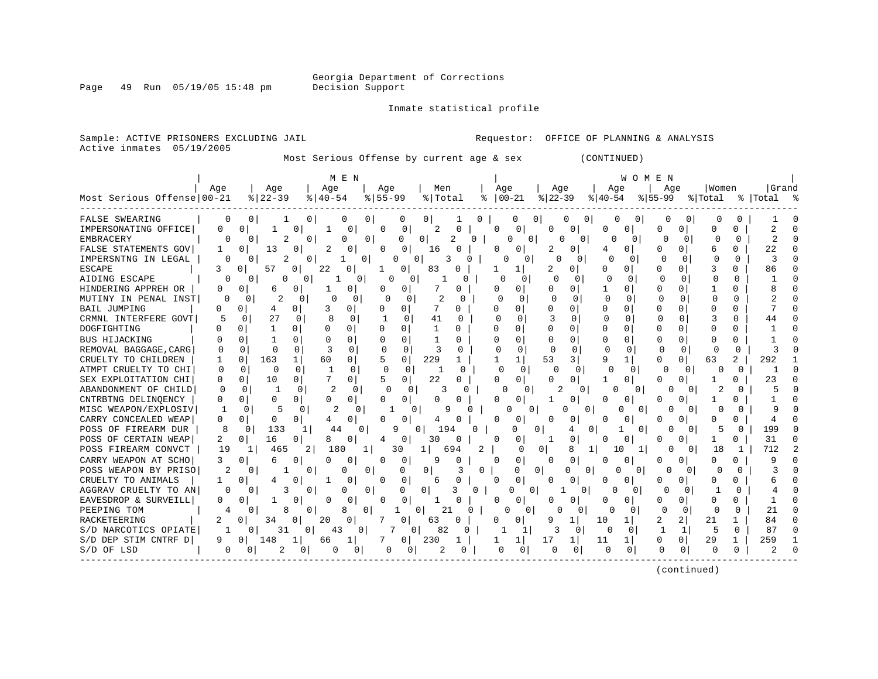Georgia Department of Corrections
Decision Support

Inmate statistical profile

Sample: ACTIVE PRISONERS EXCLUDING JAIL    Requestor: OFFICE OF PLANNING & ANALYSIS
Active inmates 05/19/2005

Most Serious Offense by current age & sex (CONTINUED)

| Most Serious Offense | MEN Age 00-21 | % | Age 22-39 | % | Age 40-54 | % | Age 55-99 | % | Men Total | % | WOMEN Age 00-21 | % | Age 22-39 | % | Age 40-54 | % | Age 55-99 | % | Women Total | % | Grand Total | % |
|---|---|---|---|---|---|---|---|---|---|---|---|---|---|---|---|---|---|---|---|---|---|---|
| FALSE SWEARING | 0 | 0 | 1 | 0 | 0 | 0 | 0 | 0 | 1 | 0 | 0 | 0 | 0 | 0 | 0 | 0 | 0 | 0 | 0 | 0 | 1 | 0 |
| IMPERSONATING OFFICE | 0 | 0 | 1 | 0 | 1 | 0 | 0 | 0 | 2 | 0 | 0 | 0 | 0 | 0 | 0 | 0 | 0 | 0 | 0 | 0 | 2 | 0 |
| EMBRACERY | 0 | 0 | 2 | 0 | 0 | 0 | 0 | 0 | 2 | 0 | 0 | 0 | 0 | 0 | 0 | 0 | 0 | 0 | 0 | 0 | 2 | 0 |
| FALSE STATEMENTS GOV | 1 | 0 | 13 | 0 | 2 | 0 | 0 | 0 | 16 | 0 | 0 | 0 | 2 | 0 | 4 | 0 | 0 | 0 | 6 | 0 | 22 | 0 |
| IMPERSNTNG IN LEGAL | 0 | 0 | 2 | 0 | 1 | 0 | 0 | 0 | 3 | 0 | 0 | 0 | 0 | 0 | 0 | 0 | 0 | 0 | 0 | 0 | 3 | 0 |
| ESCAPE | 3 | 0 | 57 | 0 | 22 | 0 | 1 | 0 | 83 | 0 | 1 | 1 | 2 | 0 | 0 | 0 | 0 | 0 | 3 | 0 | 86 | 0 |
| AIDING ESCAPE | 0 | 0 | 0 | 0 | 1 | 0 | 0 | 0 | 1 | 0 | 0 | 0 | 0 | 0 | 0 | 0 | 0 | 0 | 0 | 0 | 1 | 0 |
| HINDERING APPREH OR | 0 | 0 | 6 | 0 | 1 | 0 | 0 | 0 | 7 | 0 | 0 | 0 | 0 | 0 | 1 | 0 | 0 | 0 | 1 | 0 | 8 | 0 |
| MUTINY IN PENAL INST | 0 | 0 | 2 | 0 | 0 | 0 | 0 | 0 | 2 | 0 | 0 | 0 | 0 | 0 | 0 | 0 | 0 | 0 | 0 | 0 | 2 | 0 |
| BAIL JUMPING | 0 | 0 | 4 | 0 | 3 | 0 | 0 | 0 | 7 | 0 | 0 | 0 | 0 | 0 | 0 | 0 | 0 | 0 | 0 | 0 | 7 | 0 |
| CRMNL INTERFERE GOVT | 5 | 0 | 27 | 0 | 8 | 0 | 1 | 0 | 41 | 0 | 0 | 0 | 3 | 0 | 0 | 0 | 0 | 0 | 3 | 0 | 44 | 0 |
| DOGFIGHTING | 0 | 0 | 1 | 0 | 0 | 0 | 0 | 0 | 1 | 0 | 0 | 0 | 0 | 0 | 0 | 0 | 0 | 0 | 0 | 0 | 1 | 0 |
| BUS HIJACKING | 0 | 0 | 1 | 0 | 0 | 0 | 0 | 0 | 1 | 0 | 0 | 0 | 0 | 0 | 0 | 0 | 0 | 0 | 0 | 0 | 1 | 0 |
| REMOVAL BAGGAGE,CARG | 0 | 0 | 0 | 0 | 3 | 0 | 0 | 0 | 3 | 0 | 0 | 0 | 0 | 0 | 0 | 0 | 0 | 0 | 0 | 0 | 3 | 0 |
| CRUELTY TO CHILDREN | 1 | 0 | 163 | 1 | 60 | 0 | 5 | 0 | 229 | 1 | 1 | 1 | 53 | 3 | 9 | 1 | 0 | 0 | 63 | 2 | 292 | 1 |
| ATMPT CRUELTY TO CHI | 0 | 0 | 0 | 0 | 1 | 0 | 0 | 0 | 1 | 0 | 0 | 0 | 0 | 0 | 0 | 0 | 0 | 0 | 0 | 0 | 1 | 0 |
| SEX EXPLOITATION CHI | 0 | 0 | 10 | 0 | 7 | 0 | 5 | 0 | 22 | 0 | 0 | 0 | 0 | 0 | 1 | 0 | 0 | 0 | 1 | 0 | 23 | 0 |
| ABANDONMENT OF CHILD | 0 | 0 | 1 | 0 | 2 | 0 | 0 | 0 | 3 | 0 | 0 | 0 | 2 | 0 | 0 | 0 | 0 | 0 | 2 | 0 | 5 | 0 |
| CNTRBTNG DELINQENCY | 0 | 0 | 0 | 0 | 0 | 0 | 0 | 0 | 0 | 0 | 0 | 0 | 1 | 0 | 0 | 0 | 0 | 0 | 1 | 0 | 1 | 0 |
| MISC WEAPON/EXPLOSIV | 1 | 0 | 5 | 0 | 2 | 0 | 1 | 0 | 9 | 0 | 0 | 0 | 0 | 0 | 0 | 0 | 0 | 0 | 0 | 0 | 9 | 0 |
| CARRY CONCEALED WEAP | 0 | 0 | 0 | 0 | 4 | 0 | 0 | 0 | 4 | 0 | 0 | 0 | 0 | 0 | 0 | 0 | 0 | 0 | 0 | 0 | 4 | 0 |
| POSS OF FIREARM DUR | 8 | 0 | 133 | 1 | 44 | 0 | 9 | 0 | 194 | 0 | 0 | 0 | 4 | 0 | 1 | 0 | 0 | 0 | 5 | 0 | 199 | 0 |
| POSS OF CERTAIN WEAP | 2 | 0 | 16 | 0 | 8 | 0 | 4 | 0 | 30 | 0 | 0 | 0 | 1 | 0 | 0 | 0 | 0 | 0 | 1 | 0 | 31 | 0 |
| POSS FIREARM CONVCT | 19 | 1 | 465 | 2 | 180 | 1 | 30 | 1 | 694 | 2 | 0 | 0 | 8 | 1 | 10 | 1 | 0 | 0 | 18 | 1 | 712 | 2 |
| CARRY WEAPON AT SCHO | 3 | 0 | 6 | 0 | 0 | 0 | 0 | 0 | 9 | 0 | 0 | 0 | 0 | 0 | 0 | 0 | 0 | 0 | 0 | 0 | 9 | 0 |
| POSS WEAPON BY PRISO | 2 | 0 | 1 | 0 | 0 | 0 | 0 | 0 | 3 | 0 | 0 | 0 | 0 | 0 | 0 | 0 | 0 | 0 | 0 | 0 | 3 | 0 |
| CRUELTY TO ANIMALS | 1 | 0 | 4 | 0 | 1 | 0 | 0 | 0 | 6 | 0 | 0 | 0 | 0 | 0 | 0 | 0 | 0 | 0 | 0 | 0 | 6 | 0 |
| AGGRAV CRUELTY TO AN | 0 | 0 | 3 | 0 | 0 | 0 | 0 | 0 | 3 | 0 | 0 | 0 | 1 | 0 | 0 | 0 | 0 | 0 | 1 | 0 | 4 | 0 |
| EAVESDROP & SURVEILL | 0 | 0 | 1 | 0 | 0 | 0 | 0 | 0 | 1 | 0 | 0 | 0 | 0 | 0 | 0 | 0 | 0 | 0 | 0 | 0 | 1 | 0 |
| PEEPING TOM | 4 | 0 | 8 | 0 | 8 | 0 | 1 | 0 | 21 | 0 | 0 | 0 | 0 | 0 | 0 | 0 | 0 | 0 | 0 | 0 | 21 | 0 |
| RACKETEERING | 2 | 0 | 34 | 0 | 20 | 0 | 7 | 0 | 63 | 0 | 0 | 0 | 9 | 1 | 10 | 1 | 2 | 2 | 21 | 1 | 84 | 0 |
| S/D NARCOTICS OPIATE | 1 | 0 | 31 | 0 | 43 | 0 | 7 | 0 | 82 | 0 | 1 | 1 | 3 | 0 | 0 | 0 | 1 | 1 | 5 | 0 | 87 | 0 |
| S/D DEP STIM CNTRF D | 9 | 0 | 148 | 1 | 66 | 1 | 7 | 0 | 230 | 1 | 1 | 1 | 17 | 1 | 11 | 1 | 0 | 0 | 29 | 1 | 259 | 1 |
| S/D OF LSD | 0 | 0 | 2 | 0 | 0 | 0 | 0 | 0 | 2 | 0 | 0 | 0 | 0 | 0 | 0 | 0 | 0 | 0 | 0 | 0 | 2 | 0 |

(continued)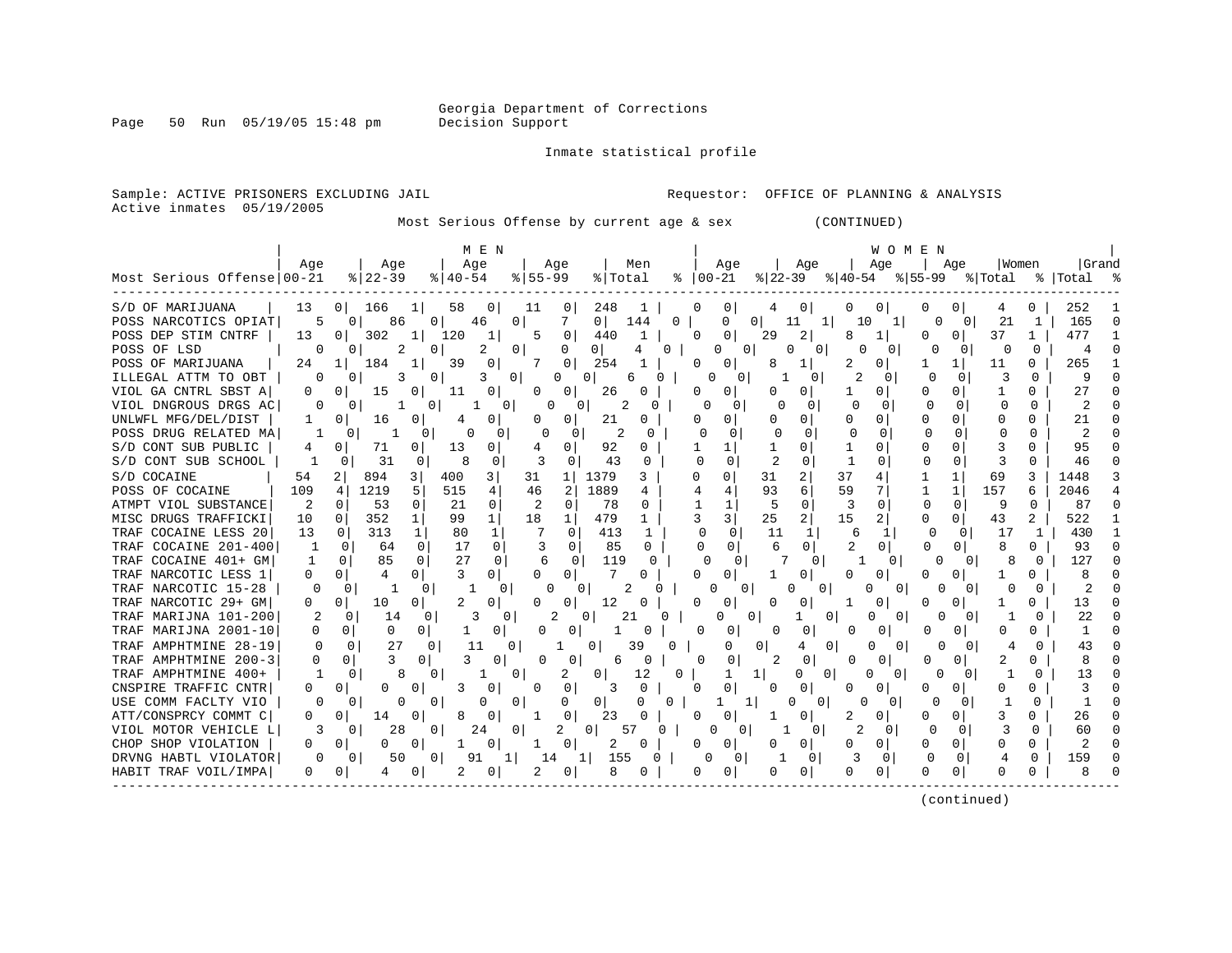Georgia Department of Corrections
Decision Support

Inmate statistical profile

Sample: ACTIVE PRISONERS EXCLUDING JAIL                Requestor: OFFICE OF PLANNING & ANALYSIS
Active inmates 05/19/2005

Most Serious Offense by current age & sex (CONTINUED)

| Most Serious Offense | MEN Age 00-21 | % | Age 22-39 | % | Age 40-54 | % | Age 55-99 | % | Men Total | % | WOMEN Age 00-21 | % | Age 22-39 | % | Age 40-54 | % | Age 55-99 | % | Women Total | % | Grand Total | % |
|---|---|---|---|---|---|---|---|---|---|---|---|---|---|---|---|---|---|---|---|---|---|---|
| S/D OF MARIJUANA | 13 | 0 | 166 | 1 | 58 | 0 | 11 | 0 | 248 | 1 | 0 | 0 | 4 | 0 | 0 | 0 | 0 | 0 | 4 | 0 | 252 | 1 |
| POSS NARCOTICS OPIAT | 5 | 0 | 86 | 0 | 46 | 0 | 7 | 0 | 144 | 0 | 0 | 0 | 11 | 1 | 10 | 1 | 0 | 0 | 21 | 1 | 165 | 0 |
| POSS DEP STIM CNTRF | 13 | 0 | 302 | 1 | 120 | 1 | 5 | 0 | 440 | 1 | 0 | 0 | 29 | 2 | 8 | 1 | 0 | 0 | 37 | 1 | 477 | 1 |
| POSS OF LSD | 0 | 0 | 2 | 0 | 2 | 0 | 0 | 0 | 4 | 0 | 0 | 0 | 0 | 0 | 0 | 0 | 0 | 0 | 0 | 0 | 4 | 0 |
| POSS OF MARIJUANA | 24 | 1 | 184 | 1 | 39 | 0 | 7 | 0 | 254 | 1 | 0 | 0 | 8 | 1 | 2 | 0 | 1 | 1 | 11 | 0 | 265 | 1 |
| ILLEGAL ATTM TO OBT | 0 | 0 | 3 | 0 | 3 | 0 | 0 | 0 | 6 | 0 | 0 | 0 | 1 | 0 | 2 | 0 | 0 | 0 | 3 | 0 | 9 | 0 |
| VIOL GA CNTRL SBST A | 0 | 0 | 15 | 0 | 11 | 0 | 0 | 0 | 26 | 0 | 0 | 0 | 0 | 0 | 1 | 0 | 0 | 0 | 1 | 0 | 27 | 0 |
| VIOL DNGROUS DRGS AC | 0 | 0 | 1 | 0 | 1 | 0 | 0 | 0 | 2 | 0 | 0 | 0 | 0 | 0 | 0 | 0 | 0 | 0 | 0 | 0 | 2 | 0 |
| UNLWFL MFG/DEL/DIST | 1 | 0 | 16 | 0 | 4 | 0 | 0 | 0 | 21 | 0 | 0 | 0 | 0 | 0 | 0 | 0 | 0 | 0 | 0 | 0 | 21 | 0 |
| POSS DRUG RELATED MA | 1 | 0 | 1 | 0 | 0 | 0 | 0 | 0 | 2 | 0 | 0 | 0 | 0 | 0 | 0 | 0 | 0 | 0 | 0 | 0 | 2 | 0 |
| S/D CONT SUB PUBLIC | 4 | 0 | 71 | 0 | 13 | 0 | 4 | 0 | 92 | 0 | 1 | 1 | 1 | 0 | 1 | 0 | 0 | 0 | 3 | 0 | 95 | 0 |
| S/D CONT SUB SCHOOL | 1 | 0 | 31 | 0 | 8 | 0 | 3 | 0 | 43 | 0 | 0 | 0 | 2 | 0 | 1 | 0 | 0 | 0 | 3 | 0 | 46 | 0 |
| S/D COCAINE | 54 | 2 | 894 | 3 | 400 | 3 | 31 | 1 | 1379 | 3 | 0 | 0 | 31 | 2 | 37 | 4 | 1 | 1 | 69 | 3 | 1448 | 3 |
| POSS OF COCAINE | 109 | 4 | 1219 | 5 | 515 | 4 | 46 | 2 | 1889 | 4 | 4 | 4 | 93 | 6 | 59 | 7 | 1 | 1 | 157 | 6 | 2046 | 4 |
| ATMPT VIOL SUBSTANCE | 2 | 0 | 53 | 0 | 21 | 0 | 2 | 0 | 78 | 0 | 1 | 1 | 5 | 0 | 3 | 0 | 0 | 0 | 9 | 0 | 87 | 0 |
| MISC DRUGS TRAFFICKI | 10 | 0 | 352 | 1 | 99 | 1 | 18 | 1 | 479 | 1 | 3 | 3 | 25 | 2 | 15 | 2 | 0 | 0 | 43 | 2 | 522 | 1 |
| TRAF COCAINE LESS 20 | 13 | 0 | 313 | 1 | 80 | 1 | 7 | 0 | 413 | 1 | 0 | 0 | 11 | 1 | 6 | 1 | 0 | 0 | 17 | 1 | 430 | 1 |
| TRAF COCAINE 201-400 | 1 | 0 | 64 | 0 | 17 | 0 | 3 | 0 | 85 | 0 | 0 | 0 | 6 | 0 | 2 | 0 | 0 | 0 | 8 | 0 | 93 | 0 |
| TRAF COCAINE 401+ GM | 1 | 0 | 85 | 0 | 27 | 0 | 6 | 0 | 119 | 0 | 0 | 0 | 7 | 0 | 1 | 0 | 0 | 0 | 8 | 0 | 127 | 0 |
| TRAF NARCOTIC LESS 1 | 0 | 0 | 4 | 0 | 3 | 0 | 0 | 0 | 7 | 0 | 0 | 0 | 1 | 0 | 0 | 0 | 0 | 0 | 1 | 0 | 8 | 0 |
| TRAF NARCOTIC 15-28 | 0 | 0 | 1 | 0 | 1 | 0 | 0 | 0 | 2 | 0 | 0 | 0 | 0 | 0 | 0 | 0 | 0 | 0 | 0 | 0 | 2 | 0 |
| TRAF NARCOTIC 29+ GM | 0 | 0 | 10 | 0 | 2 | 0 | 0 | 0 | 12 | 0 | 0 | 0 | 0 | 0 | 1 | 0 | 0 | 0 | 1 | 0 | 13 | 0 |
| TRAF MARIJNA 101-200 | 2 | 0 | 14 | 0 | 3 | 0 | 2 | 0 | 21 | 0 | 0 | 0 | 1 | 0 | 0 | 0 | 0 | 0 | 1 | 0 | 22 | 0 |
| TRAF MARIJNA 2001-10 | 0 | 0 | 0 | 0 | 1 | 0 | 0 | 0 | 1 | 0 | 0 | 0 | 0 | 0 | 0 | 0 | 0 | 0 | 0 | 0 | 1 | 0 |
| TRAF AMPHTMINE 28-19 | 0 | 0 | 27 | 0 | 11 | 0 | 1 | 0 | 39 | 0 | 0 | 0 | 4 | 0 | 0 | 0 | 0 | 0 | 4 | 0 | 43 | 0 |
| TRAF AMPHTMINE 200-3 | 0 | 0 | 3 | 0 | 3 | 0 | 0 | 0 | 6 | 0 | 0 | 0 | 2 | 0 | 0 | 0 | 0 | 0 | 2 | 0 | 8 | 0 |
| TRAF AMPHTMINE 400+ | 1 | 0 | 8 | 0 | 1 | 0 | 2 | 0 | 12 | 0 | 1 | 1 | 0 | 0 | 0 | 0 | 0 | 0 | 1 | 0 | 13 | 0 |
| CNSPIRE TRAFFIC CNTR | 0 | 0 | 0 | 0 | 3 | 0 | 0 | 0 | 3 | 0 | 0 | 0 | 0 | 0 | 0 | 0 | 0 | 0 | 0 | 0 | 3 | 0 |
| USE COMM FACLTY VIO | 0 | 0 | 0 | 0 | 0 | 0 | 0 | 0 | 0 | 0 | 1 | 1 | 0 | 0 | 0 | 0 | 0 | 0 | 1 | 0 | 1 | 0 |
| ATT/CONSPRCY COMMT C | 0 | 0 | 14 | 0 | 8 | 0 | 1 | 0 | 23 | 0 | 0 | 0 | 1 | 0 | 2 | 0 | 0 | 0 | 3 | 0 | 26 | 0 |
| VIOL MOTOR VEHICLE L | 3 | 0 | 28 | 0 | 24 | 0 | 2 | 0 | 57 | 0 | 0 | 0 | 1 | 0 | 2 | 0 | 0 | 0 | 3 | 0 | 60 | 0 |
| CHOP SHOP VIOLATION | 0 | 0 | 0 | 0 | 1 | 0 | 1 | 0 | 2 | 0 | 0 | 0 | 0 | 0 | 0 | 0 | 0 | 0 | 0 | 0 | 2 | 0 |
| DRVNG HABTL VIOLATOR | 0 | 0 | 50 | 0 | 91 | 1 | 14 | 1 | 155 | 0 | 0 | 0 | 1 | 0 | 3 | 0 | 0 | 0 | 4 | 0 | 159 | 0 |
| HABIT TRAF VOIL/IMPA | 0 | 0 | 4 | 0 | 2 | 0 | 2 | 0 | 8 | 0 | 0 | 0 | 0 | 0 | 0 | 0 | 0 | 0 | 0 | 0 | 8 | 0 |

(continued)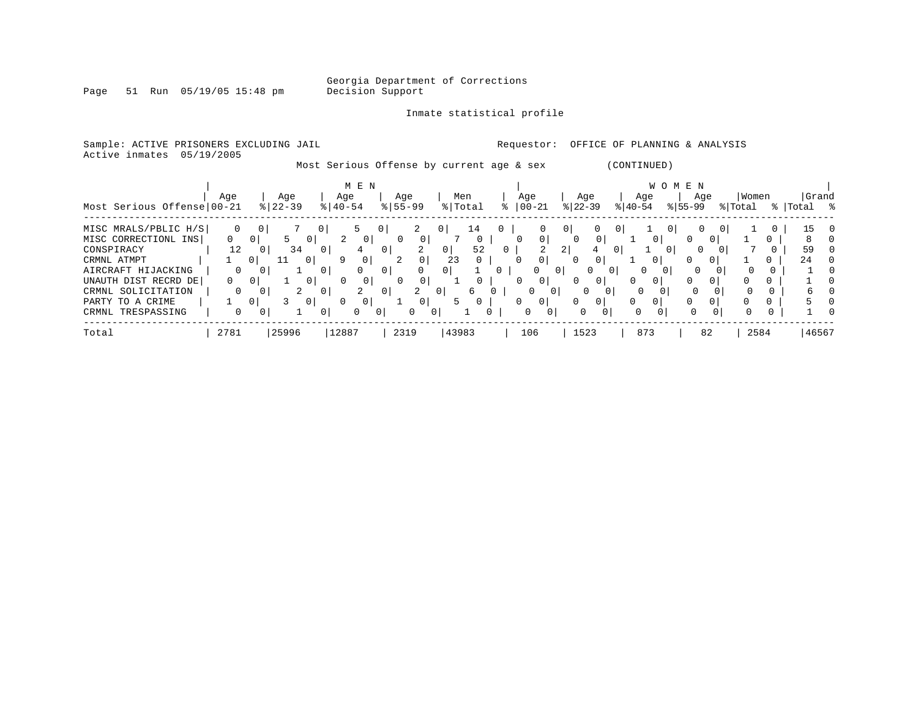Georgia Department of Corrections
Decision Support

Inmate statistical profile

Sample: ACTIVE PRISONERS EXCLUDING JAIL

Requestor: OFFICE OF PLANNING & ANALYSIS

Active inmates 05/19/2005

Most Serious Offense by current age & sex (CONTINUED)

| Most Serious Offense | MEN Age 00-21 | % | Age 22-39 | % | Age 40-54 | % | Age 55-99 | % | Men Total | % | WOMEN Age 00-21 | % | Age 22-39 | % | Age 40-54 | % | Age 55-99 | % | Women Total | % | Grand Total | % |
|---|---|---|---|---|---|---|---|---|---|---|---|---|---|---|---|---|---|---|---|---|---|---|
| MISC MRALS/PBLIC H/S | 0 | 0 | 7 | 0 | 5 | 0 | 2 | 0 | 14 | 0 | 0 | 0 | 0 | 0 | 1 | 0 | 0 | 0 | 1 | 0 | 15 | 0 |
| MISC CORRECTIONL INS | 0 | 0 | 5 | 0 | 2 | 0 | 0 | 0 | 7 | 0 | 0 | 0 | 0 | 0 | 1 | 0 | 0 | 0 | 1 | 0 | 8 | 0 |
| CONSPIRACY | 12 | 0 | 34 | 0 | 4 | 0 | 2 | 0 | 52 | 0 | 2 | 2 | 4 | 0 | 1 | 0 | 0 | 0 | 7 | 0 | 59 | 0 |
| CRMNL ATMPT | 1 | 0 | 11 | 0 | 9 | 0 | 2 | 0 | 23 | 0 | 0 | 0 | 0 | 0 | 1 | 0 | 0 | 0 | 1 | 0 | 24 | 0 |
| AIRCRAFT HIJACKING | 0 | 0 | 1 | 0 | 0 | 0 | 0 | 0 | 1 | 0 | 0 | 0 | 0 | 0 | 0 | 0 | 0 | 0 | 0 | 0 | 1 | 0 |
| UNAUTH DIST RECRD DE | 0 | 0 | 1 | 0 | 0 | 0 | 0 | 0 | 1 | 0 | 0 | 0 | 0 | 0 | 0 | 0 | 0 | 0 | 0 | 0 | 1 | 0 |
| CRMNL SOLICITATION | 0 | 0 | 2 | 0 | 2 | 0 | 2 | 0 | 6 | 0 | 0 | 0 | 0 | 0 | 0 | 0 | 0 | 0 | 0 | 0 | 6 | 0 |
| PARTY TO A CRIME | 1 | 0 | 3 | 0 | 0 | 0 | 1 | 0 | 5 | 0 | 0 | 0 | 0 | 0 | 0 | 0 | 0 | 0 | 0 | 0 | 5 | 0 |
| CRMNL TRESPASSING | 0 | 0 | 1 | 0 | 0 | 0 | 0 | 0 | 1 | 0 | 0 | 0 | 0 | 0 | 0 | 0 | 0 | 0 | 0 | 0 | 1 | 0 |
| Total | 2781 | | 25996 | | 12887 | | 2319 | | 43983 | | 106 | | 1523 | | 873 | | 82 | | 2584 | | 46567 | |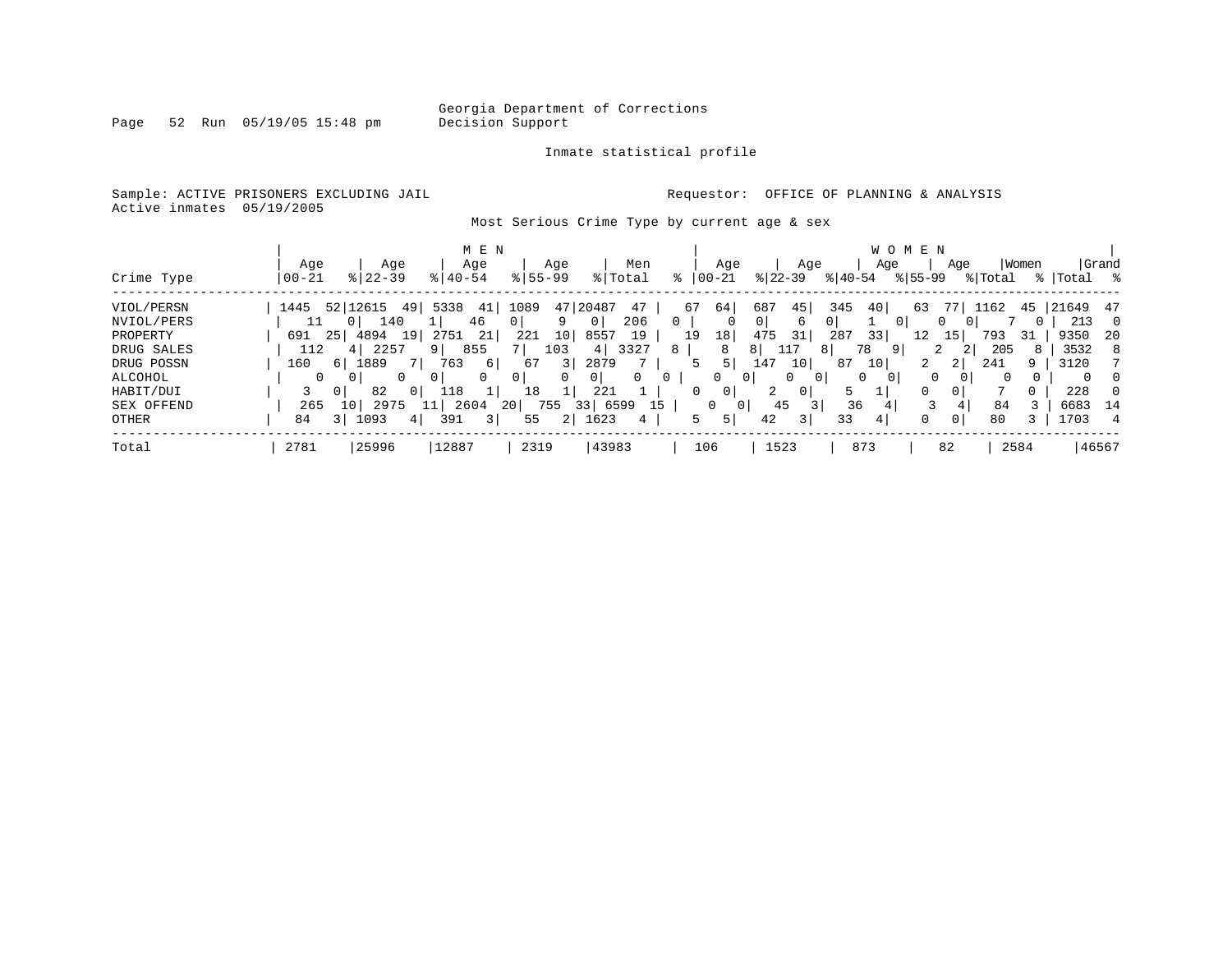Georgia Department of Corrections
Decision Support

Page 52 Run 05/19/05 15:48 pm

Inmate statistical profile

Sample: ACTIVE PRISONERS EXCLUDING JAIL

Requestor: OFFICE OF PLANNING & ANALYSIS

Active inmates 05/19/2005

Most Serious Crime Type by current age & sex

| | MEN | | | | | | | | | | WOMEN | | | | | | | | | | | |
|---|---|---|---|---|---|---|---|---|---|---|---|---|---|---|---|---|---|---|---|---|---|---|
| Crime Type | Age 00-21 | % | Age 22-39 | % | Age 40-54 | % | Age 55-99 | % | Men Total | % | Age 00-21 | % | Age 22-39 | % | Age 40-54 | % | Age 55-99 | % | Women Total | % | Grand Total | % |
| VIOL/PERSN | 1445 | 52 | 12615 | 49 | 5338 | 41 | 1089 | 47 | 20487 | 47 | 67 | 64 | 687 | 45 | 345 | 40 | 63 | 77 | 1162 | 45 | 21649 | 47 |
| NVIOL/PERS | 11 | 0 | 140 | 1 | 46 | 0 | 9 | 0 | 206 | 0 | 0 | 0 | 6 | 0 | 1 | 0 | 0 | 0 | 7 | 0 | 213 | 0 |
| PROPERTY | 691 | 25 | 4894 | 19 | 2751 | 21 | 221 | 10 | 8557 | 19 | 19 | 18 | 475 | 31 | 287 | 33 | 12 | 15 | 793 | 31 | 9350 | 20 |
| DRUG SALES | 112 | 4 | 2257 | 9 | 855 | 7 | 103 | 4 | 3327 | 8 | 8 | 8 | 117 | 8 | 78 | 9 | 2 | 2 | 205 | 8 | 3532 | 8 |
| DRUG POSSN | 160 | 6 | 1889 | 7 | 763 | 6 | 67 | 3 | 2879 | 7 | 5 | 5 | 147 | 10 | 87 | 10 | 2 | 2 | 241 | 9 | 3120 | 7 |
| ALCOHOL | 0 | 0 | 0 | 0 | 0 | 0 | 0 | 0 | 0 | 0 | 0 | 0 | 0 | 0 | 0 | 0 | 0 | 0 | 0 | 0 | 0 | 0 |
| HABIT/DUI | 3 | 0 | 82 | 0 | 118 | 1 | 18 | 1 | 221 | 1 | 0 | 0 | 2 | 0 | 5 | 1 | 0 | 0 | 7 | 0 | 228 | 0 |
| SEX OFFEND | 265 | 10 | 2975 | 11 | 2604 | 20 | 755 | 33 | 6599 | 15 | 0 | 0 | 45 | 3 | 36 | 4 | 3 | 4 | 84 | 3 | 6683 | 14 |
| OTHER | 84 | 3 | 1093 | 4 | 391 | 3 | 55 | 2 | 1623 | 4 | 5 | 5 | 42 | 3 | 33 | 4 | 0 | 0 | 80 | 3 | 1703 | 4 |
| Total | 2781 | | 25996 | | 12887 | | 2319 | | 43983 | | 106 | | 1523 | | 873 | | 82 | | 2584 | | 46567 | |